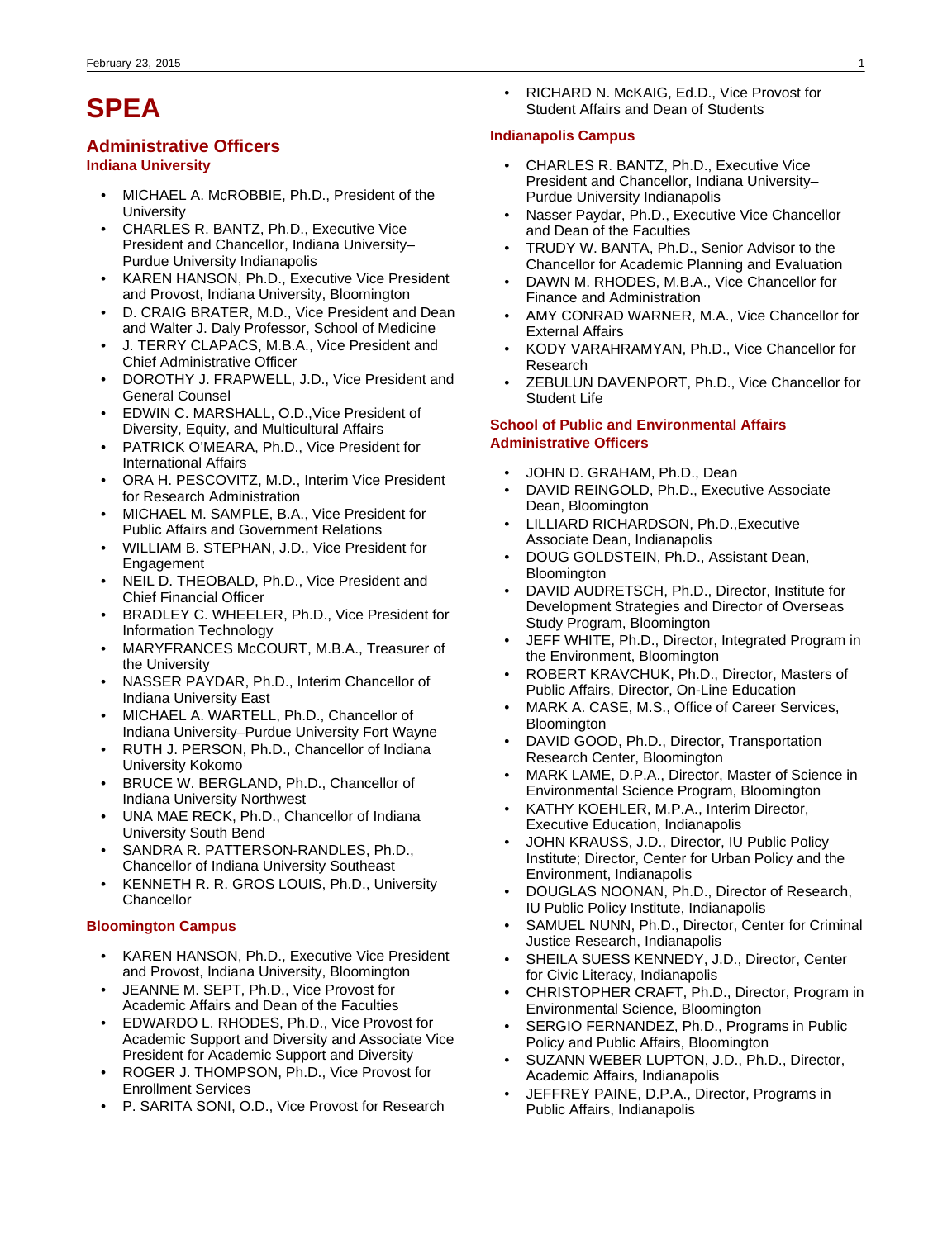# SPEA

## Administrative Officers

### Indiana University

- MICHAEL A. McROBBIE, Ph.D., President of the University
- CHARLES R. BANTZ, Ph.D., Executive Vice President and Chancellor, Indiana University–Purdue University Indianapolis
- KAREN HANSON, Ph.D., Executive Vice President and Provost, Indiana University, Bloomington
- D. CRAIG BRATER, M.D., Vice President and Dean and Walter J. Daly Professor, School of Medicine
- J. TERRY CLAPACS, M.B.A., Vice President and Chief Administrative Officer
- DOROTHY J. FRAPWELL, J.D., Vice President and General Counsel
- EDWIN C. MARSHALL, O.D.,Vice President of Diversity, Equity, and Multicultural Affairs
- PATRICK O'MEARA, Ph.D., Vice President for International Affairs
- ORA H. PESCOVITZ, M.D., Interim Vice President for Research Administration
- MICHAEL M. SAMPLE, B.A., Vice President for Public Affairs and Government Relations
- WILLIAM B. STEPHAN, J.D., Vice President for Engagement
- NEIL D. THEOBALD, Ph.D., Vice President and Chief Financial Officer
- BRADLEY C. WHEELER, Ph.D., Vice President for Information Technology
- MARYFRANCES McCOURT, M.B.A., Treasurer of the University
- NASSER PAYDAR, Ph.D., Interim Chancellor of Indiana University East
- MICHAEL A. WARTELL, Ph.D., Chancellor of Indiana University–Purdue University Fort Wayne
- RUTH J. PERSON, Ph.D., Chancellor of Indiana University Kokomo
- BRUCE W. BERGLAND, Ph.D., Chancellor of Indiana University Northwest
- UNA MAE RECK, Ph.D., Chancellor of Indiana University South Bend
- SANDRA R. PATTERSON-RANDLES, Ph.D., Chancellor of Indiana University Southeast
- KENNETH R. R. GROS LOUIS, Ph.D., University Chancellor

### Bloomington Campus

- KAREN HANSON, Ph.D., Executive Vice President and Provost, Indiana University, Bloomington
- JEANNE M. SEPT, Ph.D., Vice Provost for Academic Affairs and Dean of the Faculties
- EDWARDO L. RHODES, Ph.D., Vice Provost for Academic Support and Diversity and Associate Vice President for Academic Support and Diversity
- ROGER J. THOMPSON, Ph.D., Vice Provost for Enrollment Services
- P. SARITA SONI, O.D., Vice Provost for Research
- RICHARD N. McKAIG, Ed.D., Vice Provost for Student Affairs and Dean of Students

### Indianapolis Campus

- CHARLES R. BANTZ, Ph.D., Executive Vice President and Chancellor, Indiana University–Purdue University Indianapolis
- Nasser Paydar, Ph.D., Executive Vice Chancellor and Dean of the Faculties
- TRUDY W. BANTA, Ph.D., Senior Advisor to the Chancellor for Academic Planning and Evaluation
- DAWN M. RHODES, M.B.A., Vice Chancellor for Finance and Administration
- AMY CONRAD WARNER, M.A., Vice Chancellor for External Affairs
- KODY VARAHRAMYAN, Ph.D., Vice Chancellor for Research
- ZEBULUN DAVENPORT, Ph.D., Vice Chancellor for Student Life

### School of Public and Environmental Affairs Administrative Officers

- JOHN D. GRAHAM, Ph.D., Dean
- DAVID REINGOLD, Ph.D., Executive Associate Dean, Bloomington
- LILLIARD RICHARDSON, Ph.D.,Executive Associate Dean, Indianapolis
- DOUG GOLDSTEIN, Ph.D., Assistant Dean, Bloomington
- DAVID AUDRETSCH, Ph.D., Director, Institute for Development Strategies and Director of Overseas Study Program, Bloomington
- JEFF WHITE, Ph.D., Director, Integrated Program in the Environment, Bloomington
- ROBERT KRAVCHUK, Ph.D., Director, Masters of Public Affairs, Director, On-Line Education
- MARK A. CASE, M.S., Office of Career Services, Bloomington
- DAVID GOOD, Ph.D., Director, Transportation Research Center, Bloomington
- MARK LAME, D.P.A., Director, Master of Science in Environmental Science Program, Bloomington
- KATHY KOEHLER, M.P.A., Interim Director, Executive Education, Indianapolis
- JOHN KRAUSS, J.D., Director, IU Public Policy Institute; Director, Center for Urban Policy and the Environment, Indianapolis
- DOUGLAS NOONAN, Ph.D., Director of Research, IU Public Policy Institute, Indianapolis
- SAMUEL NUNN, Ph.D., Director, Center for Criminal Justice Research, Indianapolis
- SHEILA SUESS KENNEDY, J.D., Director, Center for Civic Literacy, Indianapolis
- CHRISTOPHER CRAFT, Ph.D., Director, Program in Environmental Science, Bloomington
- SERGIO FERNANDEZ, Ph.D., Programs in Public Policy and Public Affairs, Bloomington
- SUZANN WEBER LUPTON, J.D., Ph.D., Director, Academic Affairs, Indianapolis
- JEFFREY PAINE, D.P.A., Director, Programs in Public Affairs, Indianapolis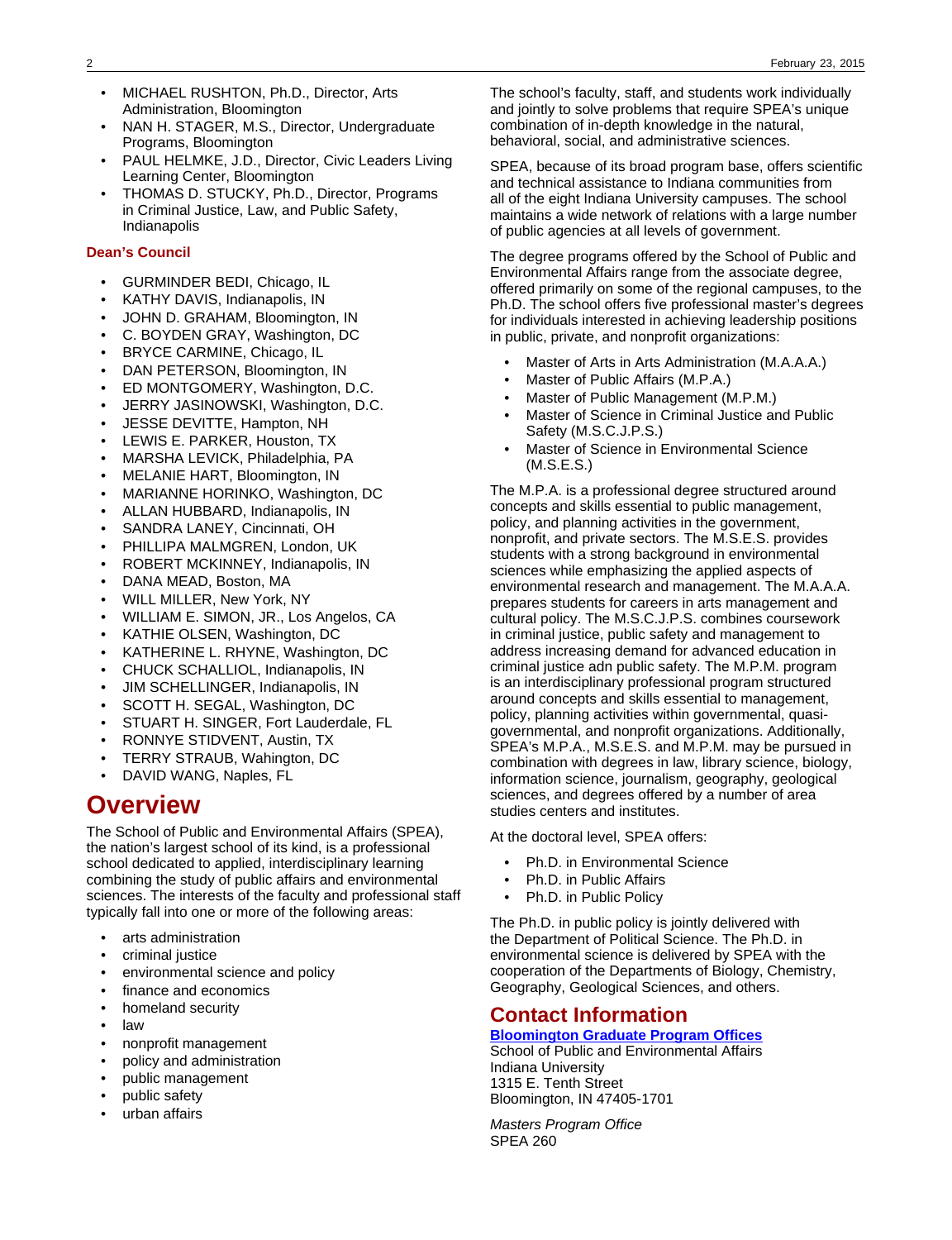- MICHAEL RUSHTON, Ph.D., Director, Arts Administration, Bloomington
- NAN H. STAGER, M.S., Director, Undergraduate Programs, Bloomington
- PAUL HELMKE, J.D., Director, Civic Leaders Living Learning Center, Bloomington
- THOMAS D. STUCKY, Ph.D., Director, Programs in Criminal Justice, Law, and Public Safety, Indianapolis

### Dean's Council

- GURMINDER BEDI, Chicago, IL
- KATHY DAVIS, Indianapolis, IN
- JOHN D. GRAHAM, Bloomington, IN
- C. BOYDEN GRAY, Washington, DC
- BRYCE CARMINE, Chicago, IL
- DAN PETERSON, Bloomington, IN
- ED MONTGOMERY, Washington, D.C.
- JERRY JASINOWSKI, Washington, D.C.
- JESSE DEVITTE, Hampton, NH
- LEWIS E. PARKER, Houston, TX
- MARSHA LEVICK, Philadelphia, PA
- MELANIE HART, Bloomington, IN
- MARIANNE HORINKO, Washington, DC
- ALLAN HUBBARD, Indianapolis, IN
- SANDRA LANEY, Cincinnati, OH
- PHILLIPA MALMGREN, London, UK
- ROBERT MCKINNEY, Indianapolis, IN
- DANA MEAD, Boston, MA
- WILL MILLER, New York, NY
- WILLIAM E. SIMON, JR., Los Angelos, CA
- KATHIE OLSEN, Washington, DC
- KATHERINE L. RHYNE, Washington, DC
- CHUCK SCHALLIOL, Indianapolis, IN
- JIM SCHELLINGER, Indianapolis, IN
- SCOTT H. SEGAL, Washington, DC
- STUART H. SINGER, Fort Lauderdale, FL
- RONNYE STIDVENT, Austin, TX
- TERRY STRAUB, Wahington, DC
- DAVID WANG, Naples, FL

# Overview

The School of Public and Environmental Affairs (SPEA), the nation's largest school of its kind, is a professional school dedicated to applied, interdisciplinary learning combining the study of public affairs and environmental sciences. The interests of the faculty and professional staff typically fall into one or more of the following areas:

- arts administration
- criminal justice
- environmental science and policy
- finance and economics
- homeland security
- law
- nonprofit management
- policy and administration
- public management
- public safety
- urban affairs

The school's faculty, staff, and students work individually and jointly to solve problems that require SPEA's unique combination of in-depth knowledge in the natural, behavioral, social, and administrative sciences.

SPEA, because of its broad program base, offers scientific and technical assistance to Indiana communities from all of the eight Indiana University campuses. The school maintains a wide network of relations with a large number of public agencies at all levels of government.

The degree programs offered by the School of Public and Environmental Affairs range from the associate degree, offered primarily on some of the regional campuses, to the Ph.D. The school offers five professional master's degrees for individuals interested in achieving leadership positions in public, private, and nonprofit organizations:

- Master of Arts in Arts Administration (M.A.A.A.)
- Master of Public Affairs (M.P.A.)
- Master of Public Management (M.P.M.)
- Master of Science in Criminal Justice and Public Safety (M.S.C.J.P.S.)
- Master of Science in Environmental Science (M.S.E.S.)

The M.P.A. is a professional degree structured around concepts and skills essential to public management, policy, and planning activities in the government, nonprofit, and private sectors. The M.S.E.S. provides students with a strong background in environmental sciences while emphasizing the applied aspects of environmental research and management. The M.A.A.A. prepares students for careers in arts management and cultural policy. The M.S.C.J.P.S. combines coursework in criminal justice, public safety and management to address increasing demand for advanced education in criminal justice adn public safety. The M.P.M. program is an interdisciplinary professional program structured around concepts and skills essential to management, policy, planning activities within governmental, quasi-governmental, and nonprofit organizations. Additionally, SPEA's M.P.A., M.S.E.S. and M.P.M. may be pursued in combination with degrees in law, library science, biology, information science, journalism, geography, geological sciences, and degrees offered by a number of area studies centers and institutes.

At the doctoral level, SPEA offers:

- Ph.D. in Environmental Science
- Ph.D. in Public Affairs
- Ph.D. in Public Policy

The Ph.D. in public policy is jointly delivered with the Department of Political Science. The Ph.D. in environmental science is delivered by SPEA with the cooperation of the Departments of Biology, Chemistry, Geography, Geological Sciences, and others.

# Contact Information

**Bloomington Graduate Program Offices**
School of Public and Environmental Affairs
Indiana University
1315 E. Tenth Street
Bloomington, IN 47405-1701

*Masters Program Office*
SPEA 260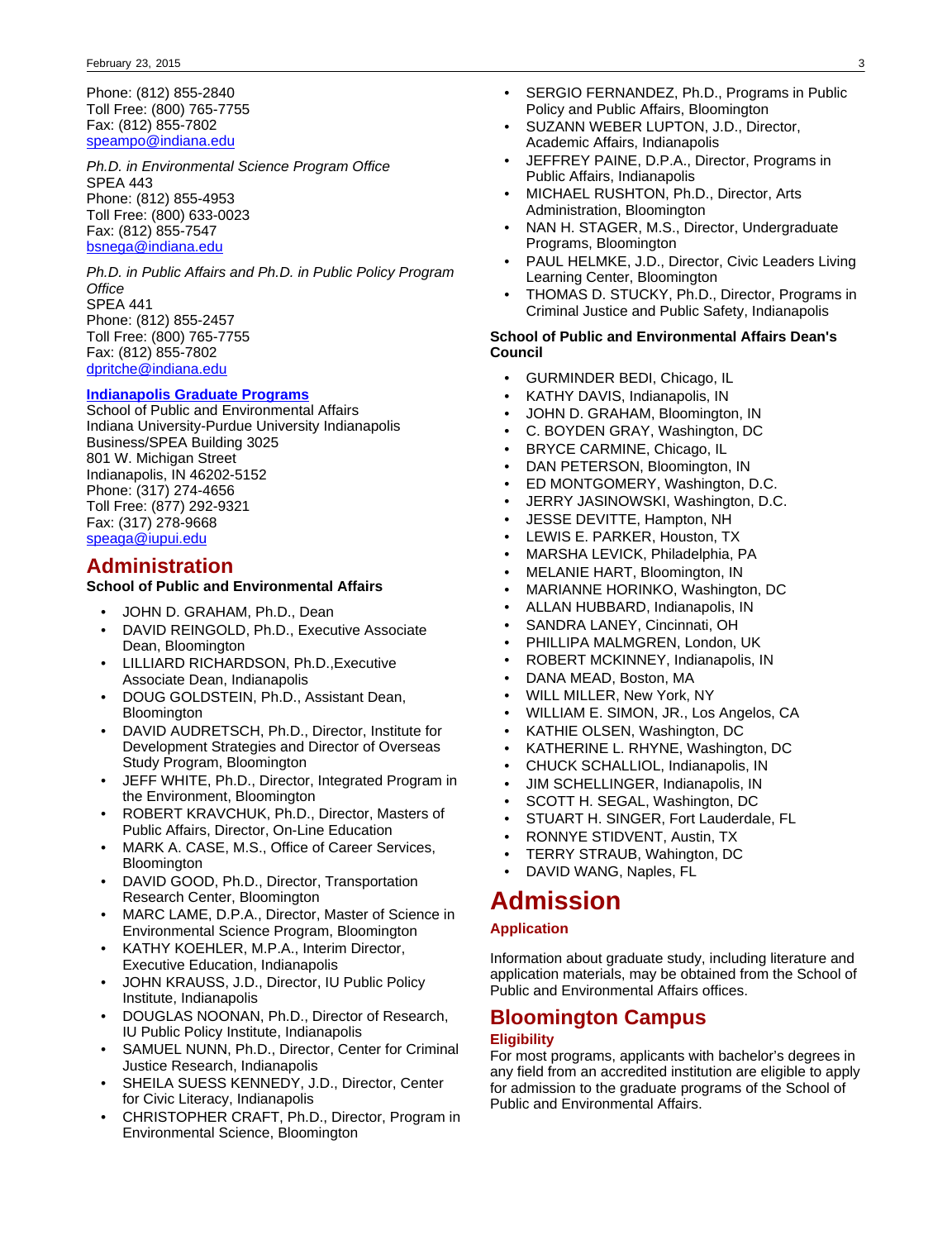Phone: (812) 855-2840
Toll Free: (800) 765-7755
Fax: (812) 855-7802
speampo@indiana.edu

*Ph.D. in Environmental Science Program Office*
SPEA 443
Phone: (812) 855-4953
Toll Free: (800) 633-0023
Fax: (812) 855-7547
bsnega@indiana.edu

*Ph.D. in Public Affairs and Ph.D. in Public Policy Program Office*
SPEA 441
Phone: (812) 855-2457
Toll Free: (800) 765-7755
Fax: (812) 855-7802
dpritche@indiana.edu

**Indianapolis Graduate Programs**
School of Public and Environmental Affairs
Indiana University-Purdue University Indianapolis
Business/SPEA Building 3025
801 W. Michigan Street
Indianapolis, IN 46202-5152
Phone: (317) 274-4656
Toll Free: (877) 292-9321
Fax: (317) 278-9668
speaga@iupui.edu

# Administration

**School of Public and Environmental Affairs**

- JOHN D. GRAHAM, Ph.D., Dean
- DAVID REINGOLD, Ph.D., Executive Associate Dean, Bloomington
- LILLIARD RICHARDSON, Ph.D.,Executive Associate Dean, Indianapolis
- DOUG GOLDSTEIN, Ph.D., Assistant Dean, Bloomington
- DAVID AUDRETSCH, Ph.D., Director, Institute for Development Strategies and Director of Overseas Study Program, Bloomington
- JEFF WHITE, Ph.D., Director, Integrated Program in the Environment, Bloomington
- ROBERT KRAVCHUK, Ph.D., Director, Masters of Public Affairs, Director, On-Line Education
- MARK A. CASE, M.S., Office of Career Services, Bloomington
- DAVID GOOD, Ph.D., Director, Transportation Research Center, Bloomington
- MARC LAME, D.P.A., Director, Master of Science in Environmental Science Program, Bloomington
- KATHY KOEHLER, M.P.A., Interim Director, Executive Education, Indianapolis
- JOHN KRAUSS, J.D., Director, IU Public Policy Institute, Indianapolis
- DOUGLAS NOONAN, Ph.D., Director of Research, IU Public Policy Institute, Indianapolis
- SAMUEL NUNN, Ph.D., Director, Center for Criminal Justice Research, Indianapolis
- SHEILA SUESS KENNEDY, J.D., Director, Center for Civic Literacy, Indianapolis
- CHRISTOPHER CRAFT, Ph.D., Director, Program in Environmental Science, Bloomington
- SERGIO FERNANDEZ, Ph.D., Programs in Public Policy and Public Affairs, Bloomington
- SUZANN WEBER LUPTON, J.D., Director, Academic Affairs, Indianapolis
- JEFFREY PAINE, D.P.A., Director, Programs in Public Affairs, Indianapolis
- MICHAEL RUSHTON, Ph.D., Director, Arts Administration, Bloomington
- NAN H. STAGER, M.S., Director, Undergraduate Programs, Bloomington
- PAUL HELMKE, J.D., Director, Civic Leaders Living Learning Center, Bloomington
- THOMAS D. STUCKY, Ph.D., Director, Programs in Criminal Justice and Public Safety, Indianapolis

**School of Public and Environmental Affairs Dean's Council**

- GURMINDER BEDI, Chicago, IL
- KATHY DAVIS, Indianapolis, IN
- JOHN D. GRAHAM, Bloomington, IN
- C. BOYDEN GRAY, Washington, DC
- BRYCE CARMINE, Chicago, IL
- DAN PETERSON, Bloomington, IN
- ED MONTGOMERY, Washington, D.C.
- JERRY JASINOWSKI, Washington, D.C.
- JESSE DEVITTE, Hampton, NH
- LEWIS E. PARKER, Houston, TX
- MARSHA LEVICK, Philadelphia, PA
- MELANIE HART, Bloomington, IN
- MARIANNE HORINKO, Washington, DC
- ALLAN HUBBARD, Indianapolis, IN
- SANDRA LANEY, Cincinnati, OH
- PHILLIPA MALMGREN, London, UK
- ROBERT MCKINNEY, Indianapolis, IN
- DANA MEAD, Boston, MA
- WILL MILLER, New York, NY
- WILLIAM E. SIMON, JR., Los Angelos, CA
- KATHIE OLSEN, Washington, DC
- KATHERINE L. RHYNE, Washington, DC
- CHUCK SCHALLIOL, Indianapolis, IN
- JIM SCHELLINGER, Indianapolis, IN
- SCOTT H. SEGAL, Washington, DC
- STUART H. SINGER, Fort Lauderdale, FL
- RONNYE STIDVENT, Austin, TX
- TERRY STRAUB, Wahington, DC
- DAVID WANG, Naples, FL

# Admission

### Application

Information about graduate study, including literature and application materials, may be obtained from the School of Public and Environmental Affairs offices.

## Bloomington Campus

### Eligibility

For most programs, applicants with bachelor's degrees in any field from an accredited institution are eligible to apply for admission to the graduate programs of the School of Public and Environmental Affairs.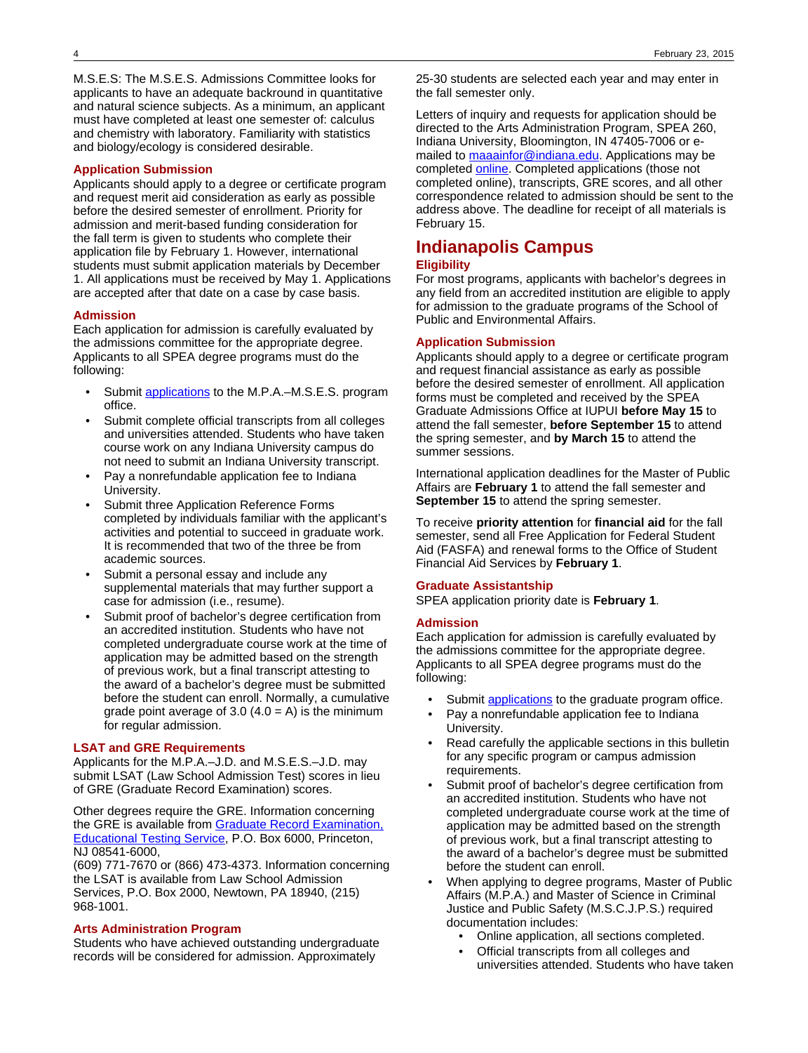M.S.E.S: The M.S.E.S. Admissions Committee looks for applicants to have an adequate backround in quantitative and natural science subjects. As a minimum, an applicant must have completed at least one semester of: calculus and chemistry with laboratory. Familiarity with statistics and biology/ecology is considered desirable.

### Application Submission

Applicants should apply to a degree or certificate program and request merit aid consideration as early as possible before the desired semester of enrollment. Priority for admission and merit-based funding consideration for the fall term is given to students who complete their application file by February 1. However, international students must submit application materials by December 1. All applications must be received by May 1. Applications are accepted after that date on a case by case basis.

### Admission

Each application for admission is carefully evaluated by the admissions committee for the appropriate degree. Applicants to all SPEA degree programs must do the following:

- Submit applications to the M.P.A.–M.S.E.S. program office.
- Submit complete official transcripts from all colleges and universities attended. Students who have taken course work on any Indiana University campus do not need to submit an Indiana University transcript.
- Pay a nonrefundable application fee to Indiana University.
- Submit three Application Reference Forms completed by individuals familiar with the applicant's activities and potential to succeed in graduate work. It is recommended that two of the three be from academic sources.
- Submit a personal essay and include any supplemental materials that may further support a case for admission (i.e., resume).
- Submit proof of bachelor's degree certification from an accredited institution. Students who have not completed undergraduate course work at the time of application may be admitted based on the strength of previous work, but a final transcript attesting to the award of a bachelor's degree must be submitted before the student can enroll. Normally, a cumulative grade point average of 3.0 (4.0 = A) is the minimum for regular admission.

### LSAT and GRE Requirements

Applicants for the M.P.A.–J.D. and M.S.E.S.–J.D. may submit LSAT (Law School Admission Test) scores in lieu of GRE (Graduate Record Examination) scores.

Other degrees require the GRE. Information concerning the GRE is available from Graduate Record Examination, Educational Testing Service, P.O. Box 6000, Princeton, NJ 08541-6000,
(609) 771-7670 or (866) 473-4373. Information concerning the LSAT is available from Law School Admission Services, P.O. Box 2000, Newtown, PA 18940, (215) 968-1001.

### Arts Administration Program

Students who have achieved outstanding undergraduate records will be considered for admission. Approximately 25-30 students are selected each year and may enter in the fall semester only.

Letters of inquiry and requests for application should be directed to the Arts Administration Program, SPEA 260, Indiana University, Bloomington, IN 47405-7006 or e-mailed to maaainfor@indiana.edu. Applications may be completed online. Completed applications (those not completed online), transcripts, GRE scores, and all other correspondence related to admission should be sent to the address above. The deadline for receipt of all materials is February 15.

## Indianapolis Campus

### Eligibility

For most programs, applicants with bachelor's degrees in any field from an accredited institution are eligible to apply for admission to the graduate programs of the School of Public and Environmental Affairs.

### Application Submission

Applicants should apply to a degree or certificate program and request financial assistance as early as possible before the desired semester of enrollment. All application forms must be completed and received by the SPEA Graduate Admissions Office at IUPUI **before May 15** to attend the fall semester, **before September 15** to attend the spring semester, and **by March 15** to attend the summer sessions.

International application deadlines for the Master of Public Affairs are **February 1** to attend the fall semester and **September 15** to attend the spring semester.

To receive **priority attention** for **financial aid** for the fall semester, send all Free Application for Federal Student Aid (FASFA) and renewal forms to the Office of Student Financial Aid Services by **February 1**.

### Graduate Assistantship

SPEA application priority date is **February 1**.

### Admission

Each application for admission is carefully evaluated by the admissions committee for the appropriate degree. Applicants to all SPEA degree programs must do the following:

- Submit applications to the graduate program office.
- Pay a nonrefundable application fee to Indiana University.
- Read carefully the applicable sections in this bulletin for any specific program or campus admission requirements.
- Submit proof of bachelor's degree certification from an accredited institution. Students who have not completed undergraduate course work at the time of application may be admitted based on the strength of previous work, but a final transcript attesting to the award of a bachelor's degree must be submitted before the student can enroll.
- When applying to degree programs, Master of Public Affairs (M.P.A.) and Master of Science in Criminal Justice and Public Safety (M.S.C.J.P.S.) required documentation includes:
    - Online application, all sections completed.
    - Official transcripts from all colleges and universities attended. Students who have taken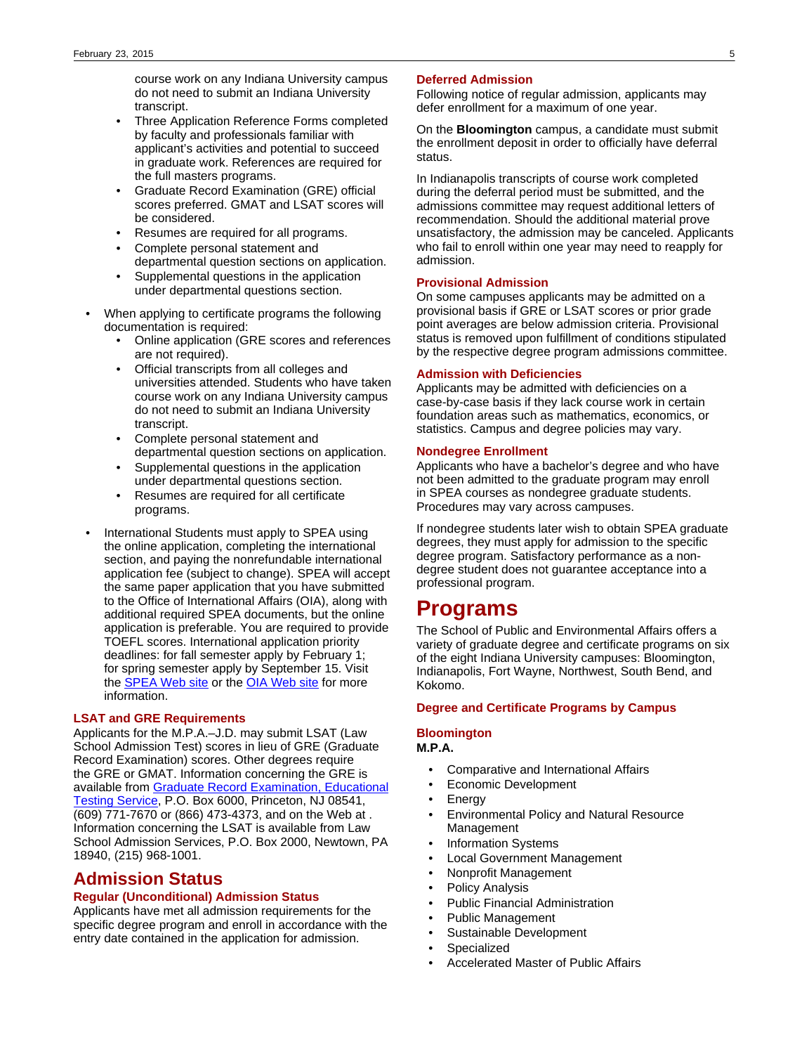course work on any Indiana University campus do not need to submit an Indiana University transcript.
    - Three Application Reference Forms completed by faculty and professionals familiar with applicant's activities and potential to succeed in graduate work. References are required for the full masters programs.
    - Graduate Record Examination (GRE) official scores preferred. GMAT and LSAT scores will be considered.
    - Resumes are required for all programs.
    - Complete personal statement and departmental question sections on application.
    - Supplemental questions in the application under departmental questions section.
- When applying to certificate programs the following documentation is required:
    - Online application (GRE scores and references are not required).
    - Official transcripts from all colleges and universities attended. Students who have taken course work on any Indiana University campus do not need to submit an Indiana University transcript.
    - Complete personal statement and departmental question sections on application.
    - Supplemental questions in the application under departmental questions section.
    - Resumes are required for all certificate programs.
- International Students must apply to SPEA using the online application, completing the international section, and paying the nonrefundable international application fee (subject to change). SPEA will accept the same paper application that you have submitted to the Office of International Affairs (OIA), along with additional required SPEA documents, but the online application is preferable. You are required to provide TOEFL scores. International application priority deadlines: for fall semester apply by February 1; for spring semester apply by September 15. Visit the SPEA Web site or the OIA Web site for more information.

### LSAT and GRE Requirements

Applicants for the M.P.A.–J.D. may submit LSAT (Law School Admission Test) scores in lieu of GRE (Graduate Record Examination) scores. Other degrees require the GRE or GMAT. Information concerning the GRE is available from Graduate Record Examination, Educational Testing Service, P.O. Box 6000, Princeton, NJ 08541, (609) 771-7670 or (866) 473-4373, and on the Web at . Information concerning the LSAT is available from Law School Admission Services, P.O. Box 2000, Newtown, PA 18940, (215) 968-1001.

## Admission Status

### Regular (Unconditional) Admission Status

Applicants have met all admission requirements for the specific degree program and enroll in accordance with the entry date contained in the application for admission.

### Deferred Admission

Following notice of regular admission, applicants may defer enrollment for a maximum of one year.

On the **Bloomington** campus, a candidate must submit the enrollment deposit in order to officially have deferral status.

In Indianapolis transcripts of course work completed during the deferral period must be submitted, and the admissions committee may request additional letters of recommendation. Should the additional material prove unsatisfactory, the admission may be canceled. Applicants who fail to enroll within one year may need to reapply for admission.

### Provisional Admission

On some campuses applicants may be admitted on a provisional basis if GRE or LSAT scores or prior grade point averages are below admission criteria. Provisional status is removed upon fulfillment of conditions stipulated by the respective degree program admissions committee.

### Admission with Deficiencies

Applicants may be admitted with deficiencies on a case-by-case basis if they lack course work in certain foundation areas such as mathematics, economics, or statistics. Campus and degree policies may vary.

### Nondegree Enrollment

Applicants who have a bachelor's degree and who have not been admitted to the graduate program may enroll in SPEA courses as nondegree graduate students. Procedures may vary across campuses.

If nondegree students later wish to obtain SPEA graduate degrees, they must apply for admission to the specific degree program. Satisfactory performance as a non-degree student does not guarantee acceptance into a professional program.

# Programs

The School of Public and Environmental Affairs offers a variety of graduate degree and certificate programs on six of the eight Indiana University campuses: Bloomington, Indianapolis, Fort Wayne, Northwest, South Bend, and Kokomo.

### Degree and Certificate Programs by Campus

### Bloomington

**M.P.A.**

- Comparative and International Affairs
- Economic Development
- Energy
- Environmental Policy and Natural Resource Management
- Information Systems
- Local Government Management
- Nonprofit Management
- Policy Analysis
- Public Financial Administration
- Public Management
- Sustainable Development
- Specialized
- Accelerated Master of Public Affairs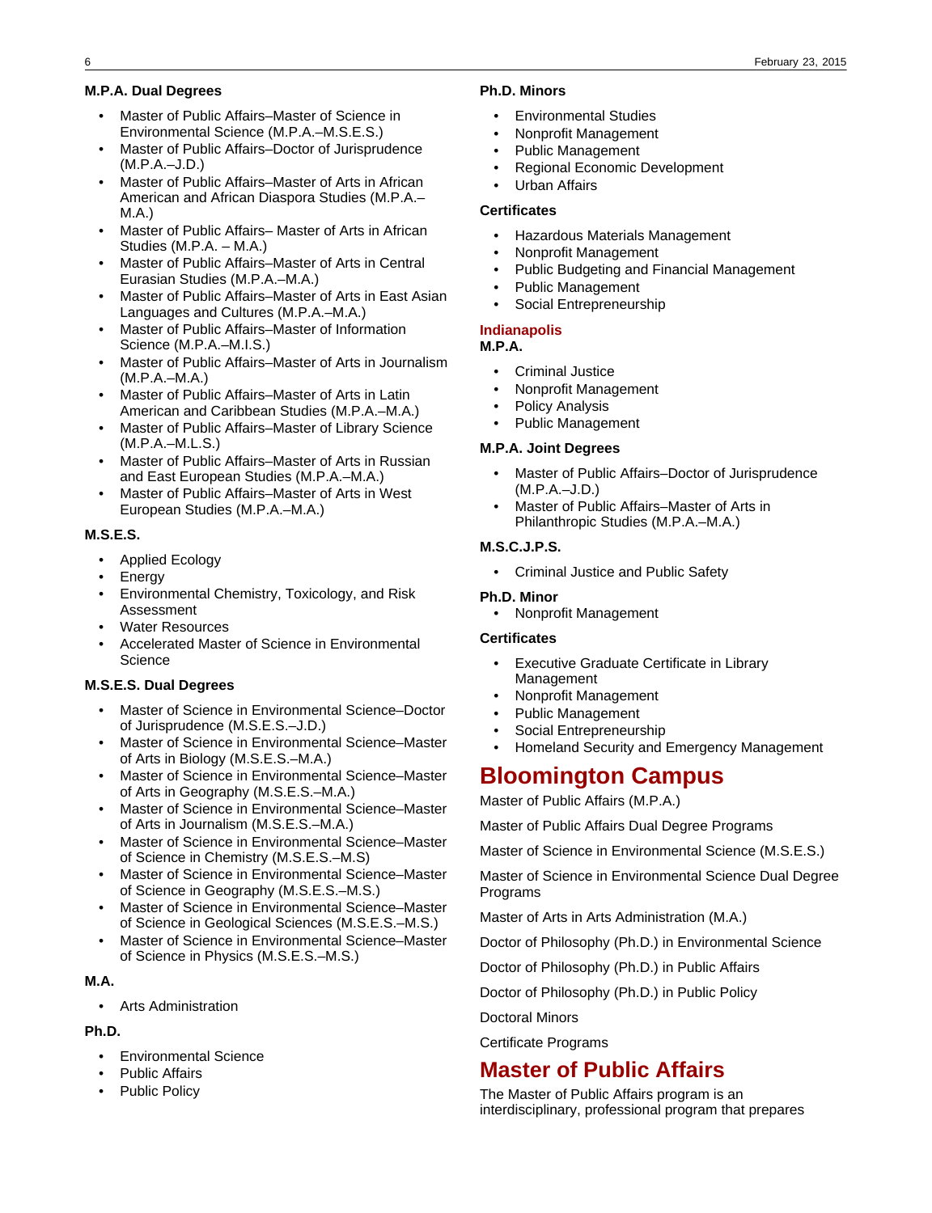#### M.P.A. Dual Degrees

- Master of Public Affairs–Master of Science in Environmental Science (M.P.A.–M.S.E.S.)
- Master of Public Affairs–Doctor of Jurisprudence (M.P.A.–J.D.)
- Master of Public Affairs–Master of Arts in African American and African Diaspora Studies (M.P.A.–M.A.)
- Master of Public Affairs– Master of Arts in African Studies (M.P.A. – M.A.)
- Master of Public Affairs–Master of Arts in Central Eurasian Studies (M.P.A.–M.A.)
- Master of Public Affairs–Master of Arts in East Asian Languages and Cultures (M.P.A.–M.A.)
- Master of Public Affairs–Master of Information Science (M.P.A.–M.I.S.)
- Master of Public Affairs–Master of Arts in Journalism (M.P.A.–M.A.)
- Master of Public Affairs–Master of Arts in Latin American and Caribbean Studies (M.P.A.–M.A.)
- Master of Public Affairs–Master of Library Science (M.P.A.–M.L.S.)
- Master of Public Affairs–Master of Arts in Russian and East European Studies (M.P.A.–M.A.)
- Master of Public Affairs–Master of Arts in West European Studies (M.P.A.–M.A.)

#### M.S.E.S.

- Applied Ecology
- Energy
- Environmental Chemistry, Toxicology, and Risk Assessment
- Water Resources
- Accelerated Master of Science in Environmental Science

#### M.S.E.S. Dual Degrees

- Master of Science in Environmental Science–Doctor of Jurisprudence (M.S.E.S.–J.D.)
- Master of Science in Environmental Science–Master of Arts in Biology (M.S.E.S.–M.A.)
- Master of Science in Environmental Science–Master of Arts in Geography (M.S.E.S.–M.A.)
- Master of Science in Environmental Science–Master of Arts in Journalism (M.S.E.S.–M.A.)
- Master of Science in Environmental Science–Master of Science in Chemistry (M.S.E.S.–M.S)
- Master of Science in Environmental Science–Master of Science in Geography (M.S.E.S.–M.S.)
- Master of Science in Environmental Science–Master of Science in Geological Sciences (M.S.E.S.–M.S.)
- Master of Science in Environmental Science–Master of Science in Physics (M.S.E.S.–M.S.)

#### M.A.

- Arts Administration

#### Ph.D.

- Environmental Science
- Public Affairs
- Public Policy

#### Ph.D. Minors

- Environmental Studies
- Nonprofit Management
- Public Management
- Regional Economic Development
- Urban Affairs

#### Certificates

- Hazardous Materials Management
- Nonprofit Management
- Public Budgeting and Financial Management
- Public Management
- Social Entrepreneurship

### Indianapolis

#### M.P.A.

- Criminal Justice
- Nonprofit Management
- Policy Analysis
- Public Management

#### M.P.A. Joint Degrees

- Master of Public Affairs–Doctor of Jurisprudence (M.P.A.–J.D.)
- Master of Public Affairs–Master of Arts in Philanthropic Studies (M.P.A.–M.A.)

#### M.S.C.J.P.S.

- Criminal Justice and Public Safety

#### Ph.D. Minor

- Nonprofit Management

#### Certificates

- Executive Graduate Certificate in Library Management
- Nonprofit Management
- Public Management
- Social Entrepreneurship
- Homeland Security and Emergency Management

# Bloomington Campus

Master of Public Affairs (M.P.A.)

Master of Public Affairs Dual Degree Programs

Master of Science in Environmental Science (M.S.E.S.)

Master of Science in Environmental Science Dual Degree Programs

Master of Arts in Arts Administration (M.A.)

Doctor of Philosophy (Ph.D.) in Environmental Science

Doctor of Philosophy (Ph.D.) in Public Affairs

Doctor of Philosophy (Ph.D.) in Public Policy

Doctoral Minors

Certificate Programs

# Master of Public Affairs

The Master of Public Affairs program is an interdisciplinary, professional program that prepares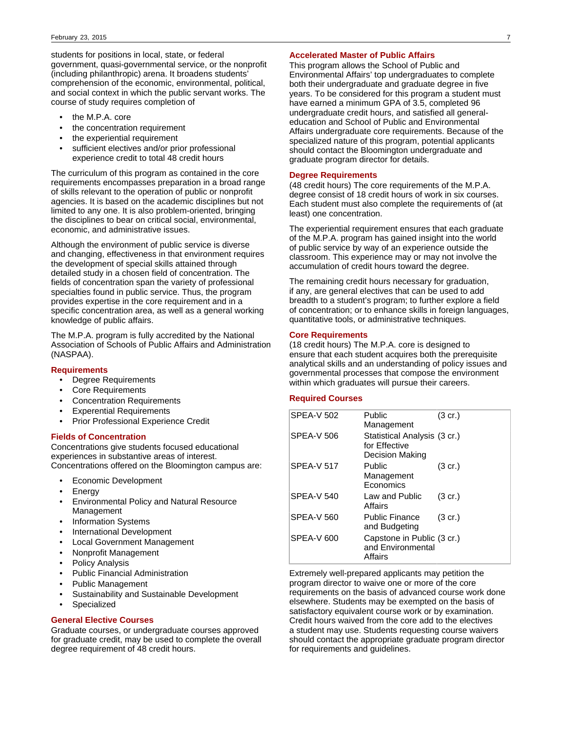students for positions in local, state, or federal government, quasi-governmental service, or the nonprofit (including philanthropic) arena. It broadens students' comprehension of the economic, environmental, political, and social context in which the public servant works. The course of study requires completion of

- the M.P.A. core
- the concentration requirement
- the experiential requirement
- sufficient electives and/or prior professional experience credit to total 48 credit hours

The curriculum of this program as contained in the core requirements encompasses preparation in a broad range of skills relevant to the operation of public or nonprofit agencies. It is based on the academic disciplines but not limited to any one. It is also problem-oriented, bringing the disciplines to bear on critical social, environmental, economic, and administrative issues.

Although the environment of public service is diverse and changing, effectiveness in that environment requires the development of special skills attained through detailed study in a chosen field of concentration. The fields of concentration span the variety of professional specialties found in public service. Thus, the program provides expertise in the core requirement and in a specific concentration area, as well as a general working knowledge of public affairs.

The M.P.A. program is fully accredited by the National Association of Schools of Public Affairs and Administration (NASPAA).

### Requirements

- Degree Requirements
- Core Requirements
- Concentration Requirements
- Experiential Requirements
- Prior Professional Experience Credit

### Fields of Concentration

Concentrations give students focused educational experiences in substantive areas of interest. Concentrations offered on the Bloomington campus are:

- Economic Development
- Energy
- Environmental Policy and Natural Resource Management
- Information Systems
- International Development
- Local Government Management
- Nonprofit Management
- Policy Analysis
- Public Financial Administration
- Public Management
- Sustainability and Sustainable Development
- Specialized

### General Elective Courses

Graduate courses, or undergraduate courses approved for graduate credit, may be used to complete the overall degree requirement of 48 credit hours.

### Accelerated Master of Public Affairs

This program allows the School of Public and Environmental Affairs' top undergraduates to complete both their undergraduate and graduate degree in five years. To be considered for this program a student must have earned a minimum GPA of 3.5, completed 96 undergraduate credit hours, and satisfied all general-education and School of Public and Environmental Affairs undergraduate core requirements. Because of the specialized nature of this program, potential applicants should contact the Bloomington undergraduate and graduate program director for details.

### Degree Requirements

(48 credit hours) The core requirements of the M.P.A. degree consist of 18 credit hours of work in six courses. Each student must also complete the requirements of (at least) one concentration.

The experiential requirement ensures that each graduate of the M.P.A. program has gained insight into the world of public service by way of an experience outside the classroom. This experience may or may not involve the accumulation of credit hours toward the degree.

The remaining credit hours necessary for graduation, if any, are general electives that can be used to add breadth to a student's program; to further explore a field of concentration; or to enhance skills in foreign languages, quantitative tools, or administrative techniques.

### Core Requirements

(18 credit hours) The M.P.A. core is designed to ensure that each student acquires both the prerequisite analytical skills and an understanding of policy issues and governmental processes that compose the environment within which graduates will pursue their careers.

### Required Courses

| | | |
|---|---|---|
| SPEA-V 502 | Public Management | (3 cr.) |
| SPEA-V 506 | Statistical Analysis for Effective Decision Making | (3 cr.) |
| SPEA-V 517 | Public Management Economics | (3 cr.) |
| SPEA-V 540 | Law and Public Affairs | (3 cr.) |
| SPEA-V 560 | Public Finance and Budgeting | (3 cr.) |
| SPEA-V 600 | Capstone in Public and Environmental Affairs | (3 cr.) |

Extremely well-prepared applicants may petition the program director to waive one or more of the core requirements on the basis of advanced course work done elsewhere. Students may be exempted on the basis of satisfactory equivalent course work or by examination. Credit hours waived from the core add to the electives a student may use. Students requesting course waivers should contact the appropriate graduate program director for requirements and guidelines.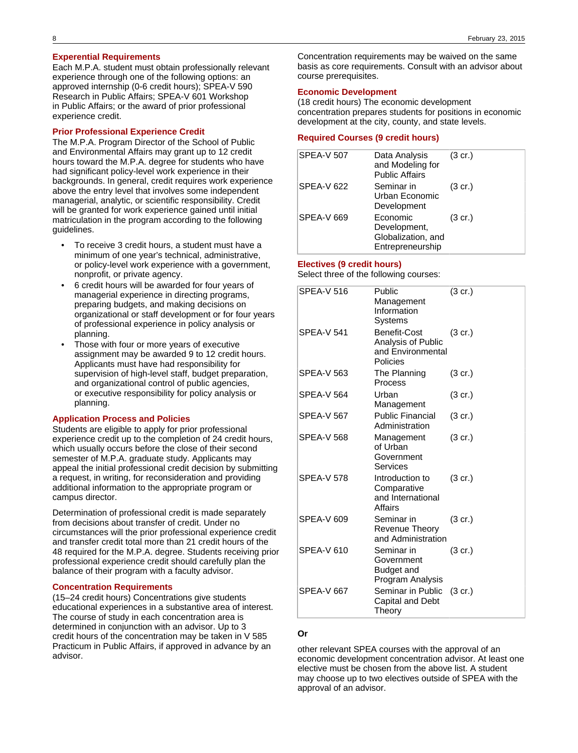### Experiential Requirements

Each M.P.A. student must obtain professionally relevant experience through one of the following options: an approved internship (0-6 credit hours); SPEA-V 590 Research in Public Affairs; SPEA-V 601 Workshop in Public Affairs; or the award of prior professional experience credit.

### Prior Professional Experience Credit

The M.P.A. Program Director of the School of Public and Environmental Affairs may grant up to 12 credit hours toward the M.P.A. degree for students who have had significant policy-level work experience in their backgrounds. In general, credit requires work experience above the entry level that involves some independent managerial, analytic, or scientific responsibility. Credit will be granted for work experience gained until initial matriculation in the program according to the following guidelines.

- To receive 3 credit hours, a student must have a minimum of one year's technical, administrative, or policy-level work experience with a government, nonprofit, or private agency.
- 6 credit hours will be awarded for four years of managerial experience in directing programs, preparing budgets, and making decisions on organizational or staff development or for four years of professional experience in policy analysis or planning.
- Those with four or more years of executive assignment may be awarded 9 to 12 credit hours. Applicants must have had responsibility for supervision of high-level staff, budget preparation, and organizational control of public agencies, or executive responsibility for policy analysis or planning.

### Application Process and Policies

Students are eligible to apply for prior professional experience credit up to the completion of 24 credit hours, which usually occurs before the close of their second semester of M.P.A. graduate study. Applicants may appeal the initial professional credit decision by submitting a request, in writing, for reconsideration and providing additional information to the appropriate program or campus director.

Determination of professional credit is made separately from decisions about transfer of credit. Under no circumstances will the prior professional experience credit and transfer credit total more than 21 credit hours of the 48 required for the M.P.A. degree. Students receiving prior professional experience credit should carefully plan the balance of their program with a faculty advisor.

### Concentration Requirements

(15–24 credit hours) Concentrations give students educational experiences in a substantive area of interest. The course of study in each concentration area is determined in conjunction with an advisor. Up to 3 credit hours of the concentration may be taken in V 585 Practicum in Public Affairs, if approved in advance by an advisor.

Concentration requirements may be waived on the same basis as core requirements. Consult with an advisor about course prerequisites.

### Economic Development

(18 credit hours) The economic development concentration prepares students for positions in economic development at the city, county, and state levels.

### Required Courses (9 credit hours)

| | | |
|---|---|---|
| SPEA-V 507 | Data Analysis and Modeling for Public Affairs | (3 cr.) |
| SPEA-V 622 | Seminar in Urban Economic Development | (3 cr.) |
| SPEA-V 669 | Economic Development, Globalization, and Entrepreneurship | (3 cr.) |

### Electives (9 credit hours)

Select three of the following courses:

| | | |
|---|---|---|
| SPEA-V 516 | Public Management Information Systems | (3 cr.) |
| SPEA-V 541 | Benefit-Cost Analysis of Public and Environmental Policies | (3 cr.) |
| SPEA-V 563 | The Planning Process | (3 cr.) |
| SPEA-V 564 | Urban Management | (3 cr.) |
| SPEA-V 567 | Public Financial Administration | (3 cr.) |
| SPEA-V 568 | Management of Urban Government Services | (3 cr.) |
| SPEA-V 578 | Introduction to Comparative and International Affairs | (3 cr.) |
| SPEA-V 609 | Seminar in Revenue Theory and Administration | (3 cr.) |
| SPEA-V 610 | Seminar in Government Budget and Program Analysis | (3 cr.) |
| SPEA-V 667 | Seminar in Public Capital and Debt Theory | (3 cr.) |

**Or**

other relevant SPEA courses with the approval of an economic development concentration advisor. At least one elective must be chosen from the above list. A student may choose up to two electives outside of SPEA with the approval of an advisor.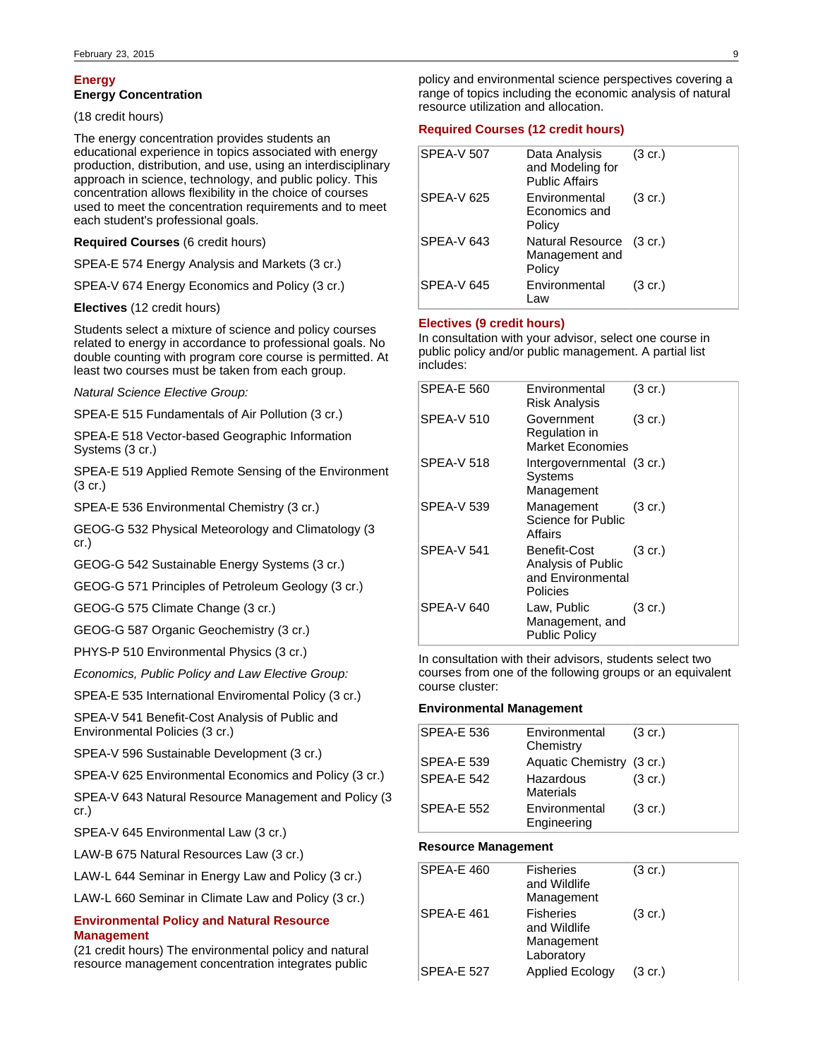## Energy

### Energy Concentration

(18 credit hours)

The energy concentration provides students an educational experience in topics associated with energy production, distribution, and use, using an interdisciplinary approach in science, technology, and public policy. This concentration allows flexibility in the choice of courses used to meet the concentration requirements and to meet each student's professional goals.

**Required Courses** (6 credit hours)

SPEA-E 574 Energy Analysis and Markets (3 cr.)

SPEA-V 674 Energy Economics and Policy (3 cr.)

**Electives** (12 credit hours)

Students select a mixture of science and policy courses related to energy in accordance to professional goals. No double counting with program core course is permitted. At least two courses must be taken from each group.

*Natural Science Elective Group:*

SPEA-E 515 Fundamentals of Air Pollution (3 cr.)

SPEA-E 518 Vector-based Geographic Information Systems (3 cr.)

SPEA-E 519 Applied Remote Sensing of the Environment (3 cr.)

SPEA-E 536 Environmental Chemistry (3 cr.)

GEOG-G 532 Physical Meteorology and Climatology (3 cr.)

GEOG-G 542 Sustainable Energy Systems (3 cr.)

GEOG-G 571 Principles of Petroleum Geology (3 cr.)

GEOG-G 575 Climate Change (3 cr.)

GEOG-G 587 Organic Geochemistry (3 cr.)

PHYS-P 510 Environmental Physics (3 cr.)

*Economics, Public Policy and Law Elective Group:*

SPEA-E 535 International Enviromental Policy (3 cr.)

SPEA-V 541 Benefit-Cost Analysis of Public and Environmental Policies (3 cr.)

SPEA-V 596 Sustainable Development (3 cr.)

SPEA-V 625 Environmental Economics and Policy (3 cr.)

SPEA-V 643 Natural Resource Management and Policy (3 cr.)

SPEA-V 645 Environmental Law (3 cr.)

LAW-B 675 Natural Resources Law (3 cr.)

LAW-L 644 Seminar in Energy Law and Policy (3 cr.)

LAW-L 660 Seminar in Climate Law and Policy (3 cr.)

## Environmental Policy and Natural Resource Management

(21 credit hours) The environmental policy and natural resource management concentration integrates public policy and environmental science perspectives covering a range of topics including the economic analysis of natural resource utilization and allocation.

### Required Courses (12 credit hours)

| | | |
|---|---|---|
| SPEA-V 507 | Data Analysis and Modeling for Public Affairs | (3 cr.) |
| SPEA-V 625 | Environmental Economics and Policy | (3 cr.) |
| SPEA-V 643 | Natural Resource Management and Policy | (3 cr.) |
| SPEA-V 645 | Environmental Law | (3 cr.) |

### Electives (9 credit hours)

In consultation with your advisor, select one course in public policy and/or public management. A partial list includes:

| | | |
|---|---|---|
| SPEA-E 560 | Environmental Risk Analysis | (3 cr.) |
| SPEA-V 510 | Government Regulation in Market Economies | (3 cr.) |
| SPEA-V 518 | Intergovernmental Systems Management | (3 cr.) |
| SPEA-V 539 | Management Science for Public Affairs | (3 cr.) |
| SPEA-V 541 | Benefit-Cost Analysis of Public and Environmental Policies | (3 cr.) |
| SPEA-V 640 | Law, Public Management, and Public Policy | (3 cr.) |

In consultation with their advisors, students select two courses from one of the following groups or an equivalent course cluster:

**Environmental Management**

| | | |
|---|---|---|
| SPEA-E 536 | Environmental Chemistry | (3 cr.) |
| SPEA-E 539 | Aquatic Chemistry | (3 cr.) |
| SPEA-E 542 | Hazardous Materials | (3 cr.) |
| SPEA-E 552 | Environmental Engineering | (3 cr.) |

**Resource Management**

| | | |
|---|---|---|
| SPEA-E 460 | Fisheries and Wildlife Management | (3 cr.) |
| SPEA-E 461 | Fisheries and Wildlife Management Laboratory | (3 cr.) |
| SPEA-E 527 | Applied Ecology | (3 cr.) |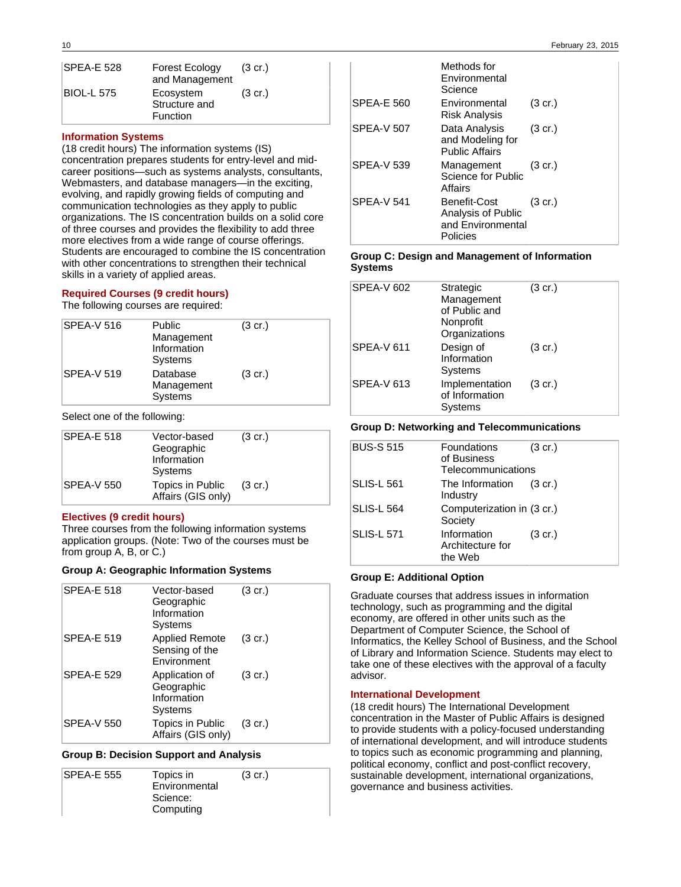| | | |
|---|---|---|
| SPEA-E 528 | Forest Ecology and Management | (3 cr.) |
| BIOL-L 575 | Ecosystem Structure and Function | (3 cr.) |

### Information Systems

(18 credit hours) The information systems (IS) concentration prepares students for entry-level and mid-career positions—such as systems analysts, consultants, Webmasters, and database managers—in the exciting, evolving, and rapidly growing fields of computing and communication technologies as they apply to public organizations. The IS concentration builds on a solid core of three courses and provides the flexibility to add three more electives from a wide range of course offerings. Students are encouraged to combine the IS concentration with other concentrations to strengthen their technical skills in a variety of applied areas.

#### Required Courses (9 credit hours)

The following courses are required:

| | | |
|---|---|---|
| SPEA-V 516 | Public Management Information Systems | (3 cr.) |
| SPEA-V 519 | Database Management Systems | (3 cr.) |

Select one of the following:

| | | |
|---|---|---|
| SPEA-E 518 | Vector-based Geographic Information Systems | (3 cr.) |
| SPEA-V 550 | Topics in Public Affairs (GIS only) | (3 cr.) |

#### Electives (9 credit hours)

Three courses from the following information systems application groups. (Note: Two of the courses must be from group A, B, or C.)

**Group A: Geographic Information Systems**

| | | |
|---|---|---|
| SPEA-E 518 | Vector-based Geographic Information Systems | (3 cr.) |
| SPEA-E 519 | Applied Remote Sensing of the Environment | (3 cr.) |
| SPEA-E 529 | Application of Geographic Information Systems | (3 cr.) |
| SPEA-V 550 | Topics in Public Affairs (GIS only) | (3 cr.) |

**Group B: Decision Support and Analysis**

| | | |
|---|---|---|
| SPEA-E 555 | Topics in Environmental Science: Computing Methods for Environmental Science | (3 cr.) |
| SPEA-E 560 | Environmental Risk Analysis | (3 cr.) |
| SPEA-V 507 | Data Analysis and Modeling for Public Affairs | (3 cr.) |
| SPEA-V 539 | Management Science for Public Affairs | (3 cr.) |
| SPEA-V 541 | Benefit-Cost Analysis of Public and Environmental Policies | (3 cr.) |

**Group C: Design and Management of Information Systems**

| | | |
|---|---|---|
| SPEA-V 602 | Strategic Management of Public and Nonprofit Organizations | (3 cr.) |
| SPEA-V 611 | Design of Information Systems | (3 cr.) |
| SPEA-V 613 | Implementation of Information Systems | (3 cr.) |

**Group D: Networking and Telecommunications**

| | | |
|---|---|---|
| BUS-S 515 | Foundations of Business Telecommunications | (3 cr.) |
| SLIS-L 561 | The Information Industry | (3 cr.) |
| SLIS-L 564 | Computerization in Society | (3 cr.) |
| SLIS-L 571 | Information Architecture for the Web | (3 cr.) |

**Group E: Additional Option**

Graduate courses that address issues in information technology, such as programming and the digital economy, are offered in other units such as the Department of Computer Science, the School of Informatics, the Kelley School of Business, and the School of Library and Information Science. Students may elect to take one of these electives with the approval of a faculty advisor.

### International Development

(18 credit hours) The International Development concentration in the Master of Public Affairs is designed to provide students with a policy-focused understanding of international development, and will introduce students to topics such as economic programming and planning, political economy, conflict and post-conflict recovery, sustainable development, international organizations, governance and business activities.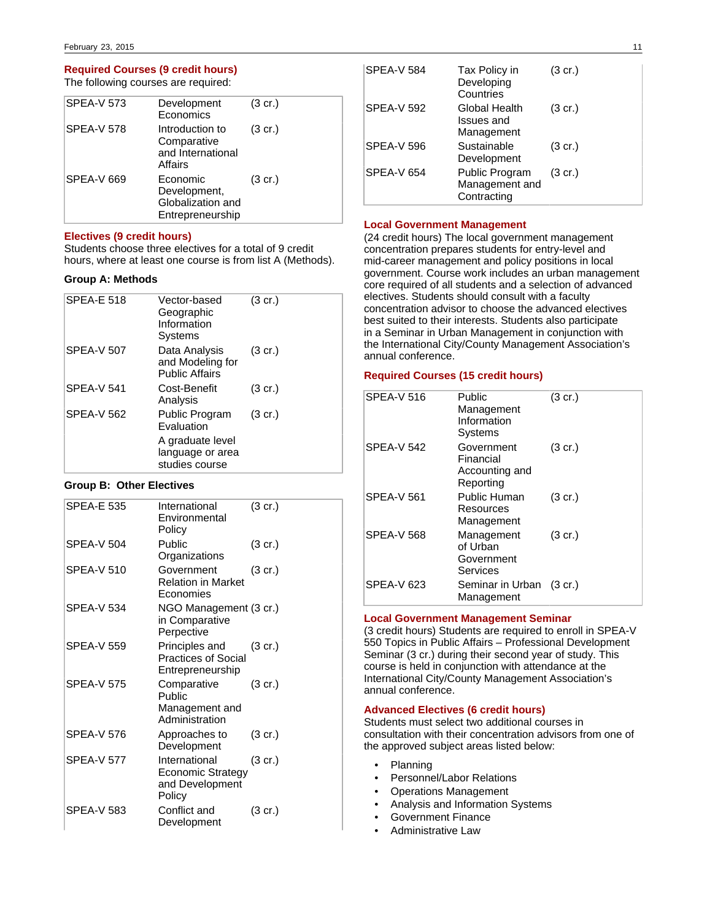### Required Courses (9 credit hours)

The following courses are required:

| | | |
|---|---|---|
| SPEA-V 573 | Development Economics | (3 cr.) |
| SPEA-V 578 | Introduction to Comparative and International Affairs | (3 cr.) |
| SPEA-V 669 | Economic Development, Globalization and Entrepreneurship | (3 cr.) |

### Electives (9 credit hours)

Students choose three electives for a total of 9 credit hours, where at least one course is from list A (Methods).

**Group A: Methods**

| | | |
|---|---|---|
| SPEA-E 518 | Vector-based Geographic Information Systems | (3 cr.) |
| SPEA-V 507 | Data Analysis and Modeling for Public Affairs | (3 cr.) |
| SPEA-V 541 | Cost-Benefit Analysis | (3 cr.) |
| SPEA-V 562 | Public Program Evaluation | (3 cr.) |
| | A graduate level language or area studies course | |

**Group B: Other Electives**

| | | |
|---|---|---|
| SPEA-E 535 | International Environmental Policy | (3 cr.) |
| SPEA-V 504 | Public Organizations | (3 cr.) |
| SPEA-V 510 | Government Relation in Market Economies | (3 cr.) |
| SPEA-V 534 | NGO Management in Comparative Perpective | (3 cr.) |
| SPEA-V 559 | Principles and Practices of Social Entrepreneurship | (3 cr.) |
| SPEA-V 575 | Comparative Public Management and Administration | (3 cr.) |
| SPEA-V 576 | Approaches to Development | (3 cr.) |
| SPEA-V 577 | International Economic Strategy and Development Policy | (3 cr.) |
| SPEA-V 583 | Conflict and Development | (3 cr.) |
| SPEA-V 584 | Tax Policy in Developing Countries | (3 cr.) |
| SPEA-V 592 | Global Health Issues and Management | (3 cr.) |
| SPEA-V 596 | Sustainable Development | (3 cr.) |
| SPEA-V 654 | Public Program Management and Contracting | (3 cr.) |

### Local Government Management

(24 credit hours) The local government management concentration prepares students for entry-level and mid-career management and policy positions in local government. Course work includes an urban management core required of all students and a selection of advanced electives. Students should consult with a faculty concentration advisor to choose the advanced electives best suited to their interests. Students also participate in a Seminar in Urban Management in conjunction with the International City/County Management Association's annual conference.

### Required Courses (15 credit hours)

| | | |
|---|---|---|
| SPEA-V 516 | Public Management Information Systems | (3 cr.) |
| SPEA-V 542 | Government Financial Accounting and Reporting | (3 cr.) |
| SPEA-V 561 | Public Human Resources Management | (3 cr.) |
| SPEA-V 568 | Management of Urban Government Services | (3 cr.) |
| SPEA-V 623 | Seminar in Urban Management | (3 cr.) |

### Local Government Management Seminar

(3 credit hours) Students are required to enroll in SPEA-V 550 Topics in Public Affairs – Professional Development Seminar (3 cr.) during their second year of study. This course is held in conjunction with attendance at the International City/County Management Association's annual conference.

### Advanced Electives (6 credit hours)

Students must select two additional courses in consultation with their concentration advisors from one of the approved subject areas listed below:

- Planning
- Personnel/Labor Relations
- Operations Management
- Analysis and Information Systems
- Government Finance
- Administrative Law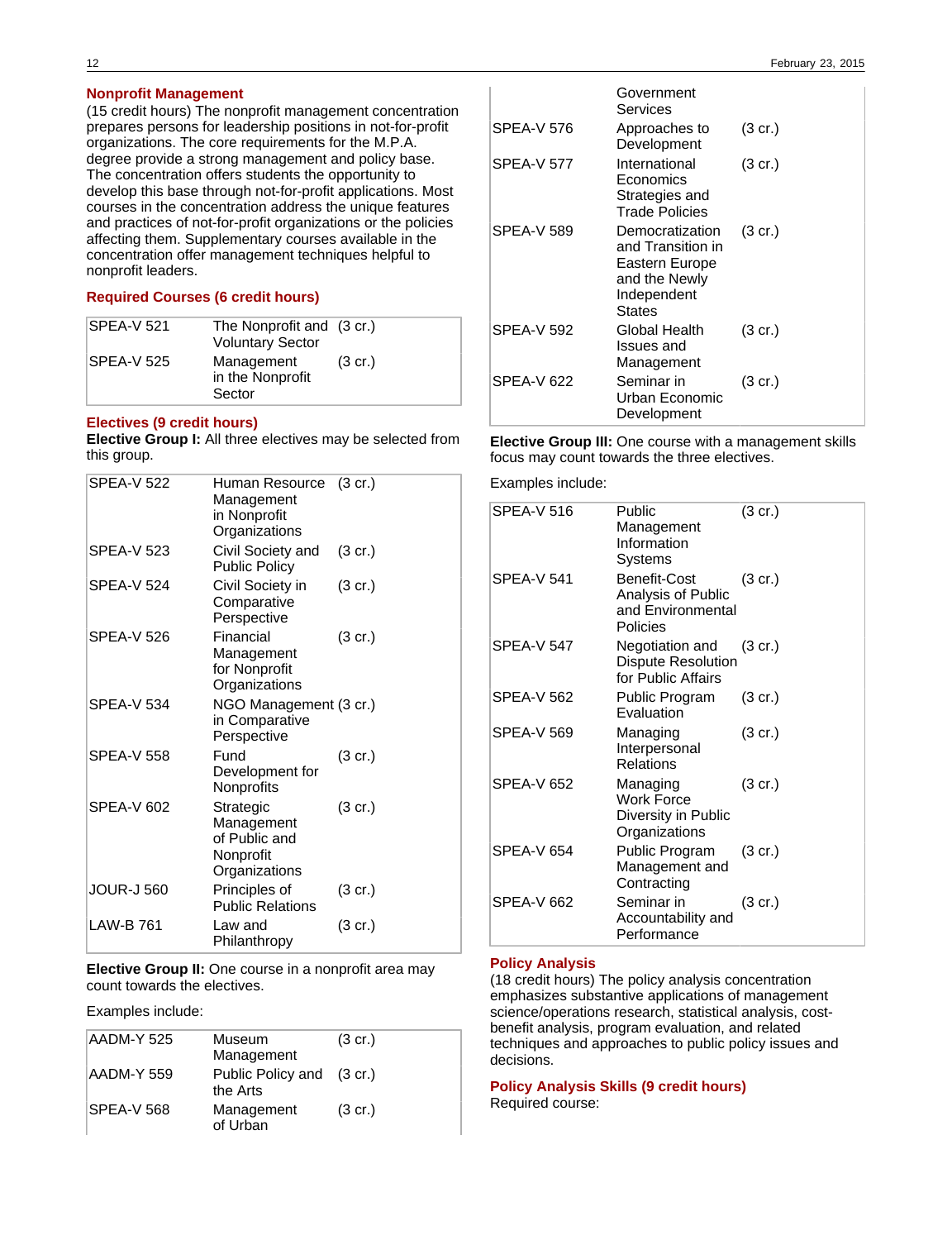## Nonprofit Management

(15 credit hours) The nonprofit management concentration prepares persons for leadership positions in not-for-profit organizations. The core requirements for the M.P.A. degree provide a strong management and policy base. The concentration offers students the opportunity to develop this base through not-for-profit applications. Most courses in the concentration address the unique features and practices of not-for-profit organizations or the policies affecting them. Supplementary courses available in the concentration offer management techniques helpful to nonprofit leaders.

### Required Courses (6 credit hours)

| | | |
|---|---|---|
| SPEA-V 521 | The Nonprofit and Voluntary Sector | (3 cr.) |
| SPEA-V 525 | Management in the Nonprofit Sector | (3 cr.) |

### Electives (9 credit hours)

**Elective Group I:** All three electives may be selected from this group.

| | | |
|---|---|---|
| SPEA-V 522 | Human Resource Management in Nonprofit Organizations | (3 cr.) |
| SPEA-V 523 | Civil Society and Public Policy | (3 cr.) |
| SPEA-V 524 | Civil Society in Comparative Perspective | (3 cr.) |
| SPEA-V 526 | Financial Management for Nonprofit Organizations | (3 cr.) |
| SPEA-V 534 | NGO Management in Comparative Perspective | (3 cr.) |
| SPEA-V 558 | Fund Development for Nonprofits | (3 cr.) |
| SPEA-V 602 | Strategic Management of Public and Nonprofit Organizations | (3 cr.) |
| JOUR-J 560 | Principles of Public Relations | (3 cr.) |
| LAW-B 761 | Law and Philanthropy | (3 cr.) |

**Elective Group II:** One course in a nonprofit area may count towards the electives.

Examples include:

| | | |
|---|---|---|
| AADM-Y 525 | Museum Management | (3 cr.) |
| AADM-Y 559 | Public Policy and the Arts | (3 cr.) |
| SPEA-V 568 | Management of Urban Government Services | (3 cr.) |
| SPEA-V 576 | Approaches to Development | (3 cr.) |
| SPEA-V 577 | International Economics Strategies and Trade Policies | (3 cr.) |
| SPEA-V 589 | Democratization and Transition in Eastern Europe and the Newly Independent States | (3 cr.) |
| SPEA-V 592 | Global Health Issues and Management | (3 cr.) |
| SPEA-V 622 | Seminar in Urban Economic Development | (3 cr.) |

**Elective Group III:** One course with a management skills focus may count towards the three electives.

Examples include:

| | | |
|---|---|---|
| SPEA-V 516 | Public Management Information Systems | (3 cr.) |
| SPEA-V 541 | Benefit-Cost Analysis of Public and Environmental Policies | (3 cr.) |
| SPEA-V 547 | Negotiation and Dispute Resolution for Public Affairs | (3 cr.) |
| SPEA-V 562 | Public Program Evaluation | (3 cr.) |
| SPEA-V 569 | Managing Interpersonal Relations | (3 cr.) |
| SPEA-V 652 | Managing Work Force Diversity in Public Organizations | (3 cr.) |
| SPEA-V 654 | Public Program Management and Contracting | (3 cr.) |
| SPEA-V 662 | Seminar in Accountability and Performance | (3 cr.) |

## Policy Analysis

(18 credit hours) The policy analysis concentration emphasizes substantive applications of management science/operations research, statistical analysis, cost-benefit analysis, program evaluation, and related techniques and approaches to public policy issues and decisions.

### Policy Analysis Skills (9 credit hours)

Required course: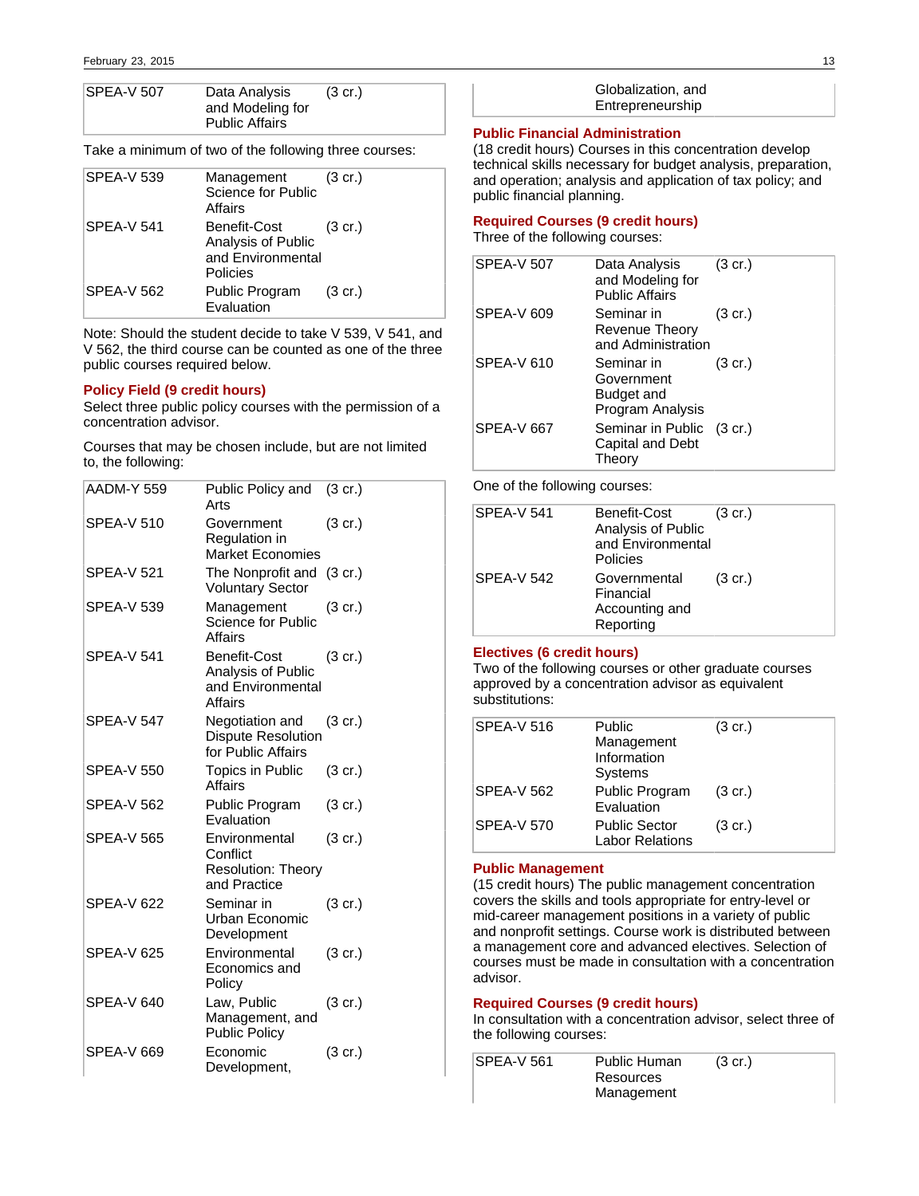| | | |
|---|---|---|
| SPEA-V 507 | Data Analysis and Modeling for Public Affairs | (3 cr.) |

Take a minimum of two of the following three courses:

| | | |
|---|---|---|
| SPEA-V 539 | Management Science for Public Affairs | (3 cr.) |
| SPEA-V 541 | Benefit-Cost Analysis of Public and Environmental Policies | (3 cr.) |
| SPEA-V 562 | Public Program Evaluation | (3 cr.) |

Note: Should the student decide to take V 539, V 541, and V 562, the third course can be counted as one of the three public courses required below.

### Policy Field (9 credit hours)

Select three public policy courses with the permission of a concentration advisor.

Courses that may be chosen include, but are not limited to, the following:

| | | |
|---|---|---|
| AADM-Y 559 | Public Policy and Arts | (3 cr.) |
| SPEA-V 510 | Government Regulation in Market Economies | (3 cr.) |
| SPEA-V 521 | The Nonprofit and Voluntary Sector | (3 cr.) |
| SPEA-V 539 | Management Science for Public Affairs | (3 cr.) |
| SPEA-V 541 | Benefit-Cost Analysis of Public and Environmental Affairs | (3 cr.) |
| SPEA-V 547 | Negotiation and Dispute Resolution for Public Affairs | (3 cr.) |
| SPEA-V 550 | Topics in Public Affairs | (3 cr.) |
| SPEA-V 562 | Public Program Evaluation | (3 cr.) |
| SPEA-V 565 | Environmental Conflict Resolution: Theory and Practice | (3 cr.) |
| SPEA-V 622 | Seminar in Urban Economic Development | (3 cr.) |
| SPEA-V 625 | Environmental Economics and Policy | (3 cr.) |
| SPEA-V 640 | Law, Public Management, and Public Policy | (3 cr.) |
| SPEA-V 669 | Economic Development, Globalization, and Entrepreneurship | (3 cr.) |

## Public Financial Administration

(18 credit hours) Courses in this concentration develop technical skills necessary for budget analysis, preparation, and operation; analysis and application of tax policy; and public financial planning.

### Required Courses (9 credit hours)

Three of the following courses:

| | | |
|---|---|---|
| SPEA-V 507 | Data Analysis and Modeling for Public Affairs | (3 cr.) |
| SPEA-V 609 | Seminar in Revenue Theory and Administration | (3 cr.) |
| SPEA-V 610 | Seminar in Government Budget and Program Analysis | (3 cr.) |
| SPEA-V 667 | Seminar in Public Capital and Debt Theory | (3 cr.) |

One of the following courses:

| | | |
|---|---|---|
| SPEA-V 541 | Benefit-Cost Analysis of Public and Environmental Policies | (3 cr.) |
| SPEA-V 542 | Governmental Financial Accounting and Reporting | (3 cr.) |

### Electives (6 credit hours)

Two of the following courses or other graduate courses approved by a concentration advisor as equivalent substitutions:

| | | |
|---|---|---|
| SPEA-V 516 | Public Management Information Systems | (3 cr.) |
| SPEA-V 562 | Public Program Evaluation | (3 cr.) |
| SPEA-V 570 | Public Sector Labor Relations | (3 cr.) |

## Public Management

(15 credit hours) The public management concentration covers the skills and tools appropriate for entry-level or mid-career management positions in a variety of public and nonprofit settings. Course work is distributed between a management core and advanced electives. Selection of courses must be made in consultation with a concentration advisor.

### Required Courses (9 credit hours)

In consultation with a concentration advisor, select three of the following courses:

| | | |
|---|---|---|
| SPEA-V 561 | Public Human Resources Management | (3 cr.) |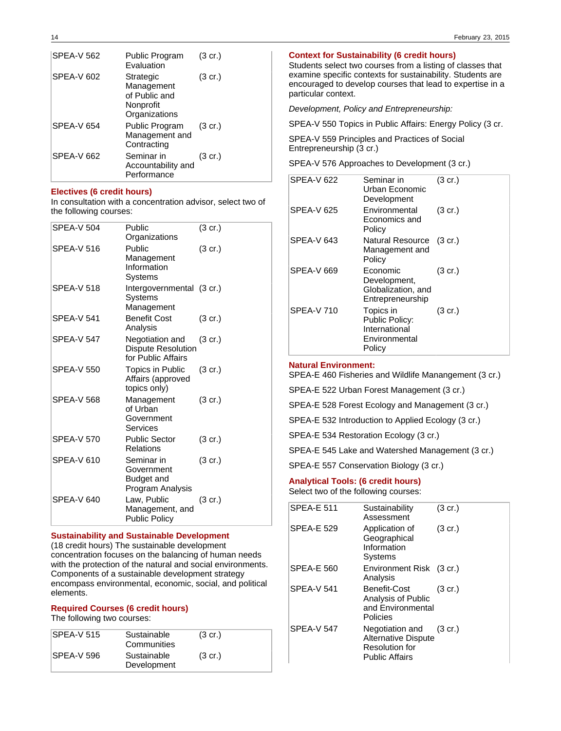| | | |
|---|---|---|
| SPEA-V 562 | Public Program Evaluation | (3 cr.) |
| SPEA-V 602 | Strategic Management of Public and Nonprofit Organizations | (3 cr.) |
| SPEA-V 654 | Public Program Management and Contracting | (3 cr.) |
| SPEA-V 662 | Seminar in Accountability and Performance | (3 cr.) |

### Electives (6 credit hours)

In consultation with a concentration advisor, select two of the following courses:

| | | |
|---|---|---|
| SPEA-V 504 | Public Organizations | (3 cr.) |
| SPEA-V 516 | Public Management Information Systems | (3 cr.) |
| SPEA-V 518 | Intergovernmental Systems Management | (3 cr.) |
| SPEA-V 541 | Benefit Cost Analysis | (3 cr.) |
| SPEA-V 547 | Negotiation and Dispute Resolution for Public Affairs | (3 cr.) |
| SPEA-V 550 | Topics in Public Affairs (approved topics only) | (3 cr.) |
| SPEA-V 568 | Management of Urban Government Services | (3 cr.) |
| SPEA-V 570 | Public Sector Relations | (3 cr.) |
| SPEA-V 610 | Seminar in Government Budget and Program Analysis | (3 cr.) |
| SPEA-V 640 | Law, Public Management, and Public Policy | (3 cr.) |

### Sustainability and Sustainable Development

(18 credit hours) The sustainable development concentration focuses on the balancing of human needs with the protection of the natural and social environments. Components of a sustainable development strategy encompass environmental, economic, social, and political elements.

### Required Courses (6 credit hours)

The following two courses:

| | | |
|---|---|---|
| SPEA-V 515 | Sustainable Communities | (3 cr.) |
| SPEA-V 596 | Sustainable Development | (3 cr.) |

### Context for Sustainability (6 credit hours)

Students select two courses from a listing of classes that examine specific contexts for sustainability. Students are encouraged to develop courses that lead to expertise in a particular context.

*Development, Policy and Entrepreneurship:*

SPEA-V 550 Topics in Public Affairs: Energy Policy (3 cr.

SPEA-V 559 Principles and Practices of Social Entrepreneurship (3 cr.)

SPEA-V 576 Approaches to Development (3 cr.)

| | | |
|---|---|---|
| SPEA-V 622 | Seminar in Urban Economic Development | (3 cr.) |
| SPEA-V 625 | Environmental Economics and Policy | (3 cr.) |
| SPEA-V 643 | Natural Resource Management and Policy | (3 cr.) |
| SPEA-V 669 | Economic Development, Globalization, and Entrepreneurship | (3 cr.) |
| SPEA-V 710 | Topics in Public Policy: International Environmental Policy | (3 cr.) |

### Natural Environment:

SPEA-E 460 Fisheries and Wildlife Manangement (3 cr.)

SPEA-E 522 Urban Forest Management (3 cr.)

SPEA-E 528 Forest Ecology and Management (3 cr.)

SPEA-E 532 Introduction to Applied Ecology (3 cr.)

SPEA-E 534 Restoration Ecology (3 cr.)

SPEA-E 545 Lake and Watershed Management (3 cr.)

SPEA-E 557 Conservation Biology (3 cr.)

### Analytical Tools: (6 credit hours)

Select two of the following courses:

| | | |
|---|---|---|
| SPEA-E 511 | Sustainability Assessment | (3 cr.) |
| SPEA-E 529 | Application of Geographical Information Systems | (3 cr.) |
| SPEA-E 560 | Environment Risk Analysis | (3 cr.) |
| SPEA-V 541 | Benefit-Cost Analysis of Public and Environmental Policies | (3 cr.) |
| SPEA-V 547 | Negotiation and Alternative Dispute Resolution for Public Affairs | (3 cr.) |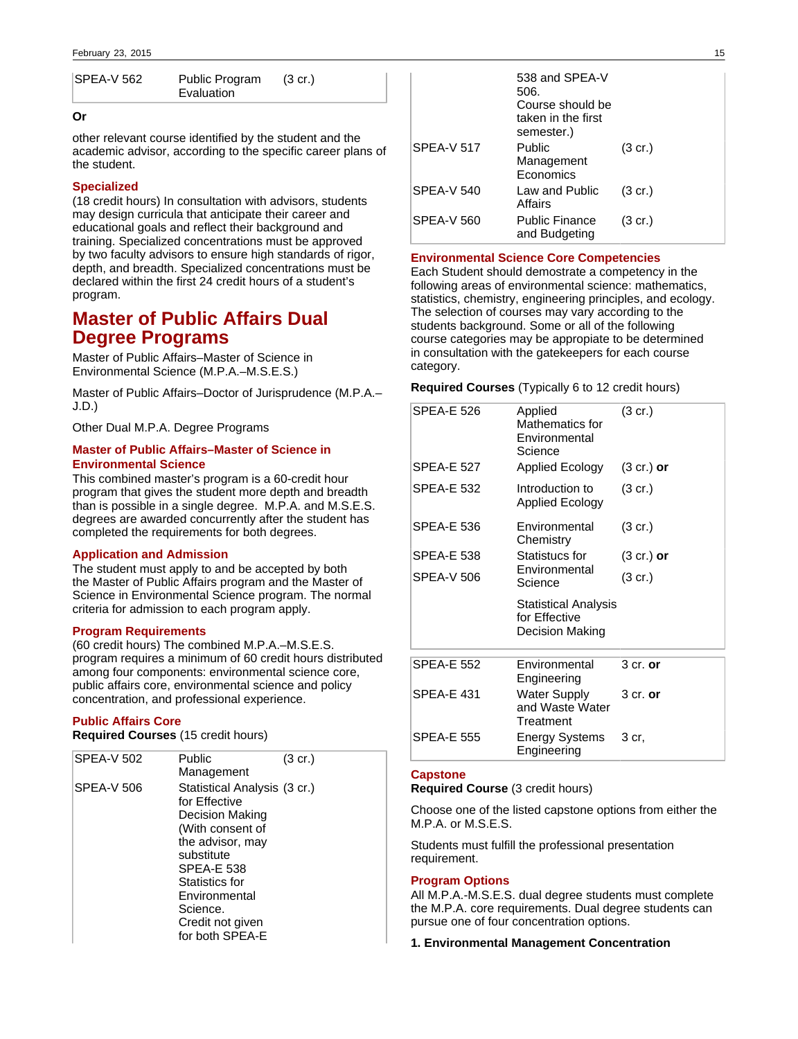| | | |
|---|---|---|
| SPEA-V 562 | Public Program Evaluation | (3 cr.) |

**Or**

other relevant course identified by the student and the academic advisor, according to the specific career plans of the student.

### Specialized

(18 credit hours) In consultation with advisors, students may design curricula that anticipate their career and educational goals and reflect their background and training. Specialized concentrations must be approved by two faculty advisors to ensure high standards of rigor, depth, and breadth. Specialized concentrations must be declared within the first 24 credit hours of a student's program.

## Master of Public Affairs Dual Degree Programs

Master of Public Affairs–Master of Science in Environmental Science (M.P.A.–M.S.E.S.)

Master of Public Affairs–Doctor of Jurisprudence (M.P.A.–J.D.)

Other Dual M.P.A. Degree Programs

### Master of Public Affairs–Master of Science in Environmental Science

This combined master's program is a 60-credit hour program that gives the student more depth and breadth than is possible in a single degree. M.P.A. and M.S.E.S. degrees are awarded concurrently after the student has completed the requirements for both degrees.

### Application and Admission

The student must apply to and be accepted by both the Master of Public Affairs program and the Master of Science in Environmental Science program. The normal criteria for admission to each program apply.

### Program Requirements

(60 credit hours) The combined M.P.A.–M.S.E.S. program requires a minimum of 60 credit hours distributed among four components: environmental science core, public affairs core, environmental science and policy concentration, and professional experience.

### Public Affairs Core

**Required Courses** (15 credit hours)

| | | |
|---|---|---|
| SPEA-V 502 | Public Management | (3 cr.) |
| SPEA-V 506 | Statistical Analysis for Effective Decision Making (With consent of the advisor, may substitute SPEA-E 538 Statistics for Environmental Science. Credit not given for both SPEA-E 538 and SPEA-V 506. Course should be taken in the first semester.) | (3 cr.) |
| SPEA-V 517 | Public Management Economics | (3 cr.) |
| SPEA-V 540 | Law and Public Affairs | (3 cr.) |
| SPEA-V 560 | Public Finance and Budgeting | (3 cr.) |

### Environmental Science Core Competencies

Each Student should demostrate a competency in the following areas of environmental science: mathematics, statistics, chemistry, engineering principles, and ecology. The selection of courses may vary according to the students background. Some or all of the following course categories may be appropiate to be determined in consultation with the gatekeepers for each course category.

**Required Courses** (Typically 6 to 12 credit hours)

| | | |
|---|---|---|
| SPEA-E 526 | Applied Mathematics for Environmental Science | (3 cr.) |
| SPEA-E 527 | Applied Ecology | (3 cr.) **or** |
| SPEA-E 532 | Introduction to Applied Ecology | (3 cr.) |
| SPEA-E 536 | Environmental Chemistry | (3 cr.) |
| SPEA-E 538 | Statistucs for Environmental Science | (3 cr.) **or** |
| SPEA-V 506 | Statistical Analysis for Effective Decision Making | (3 cr.) |

| | | |
|---|---|---|
| SPEA-E 552 | Environmental Engineering | 3 cr. **or** |
| SPEA-E 431 | Water Supply and Waste Water Treatment | 3 cr. **or** |
| SPEA-E 555 | Energy Systems Engineering | 3 cr, |

### Capstone

**Required Course** (3 credit hours)

Choose one of the listed capstone options from either the M.P.A. or M.S.E.S.

Students must fulfill the professional presentation requirement.

### Program Options

All M.P.A.-M.S.E.S. dual degree students must complete the M.P.A. core requirements. Dual degree students can pursue one of four concentration options.

**1. Environmental Management Concentration**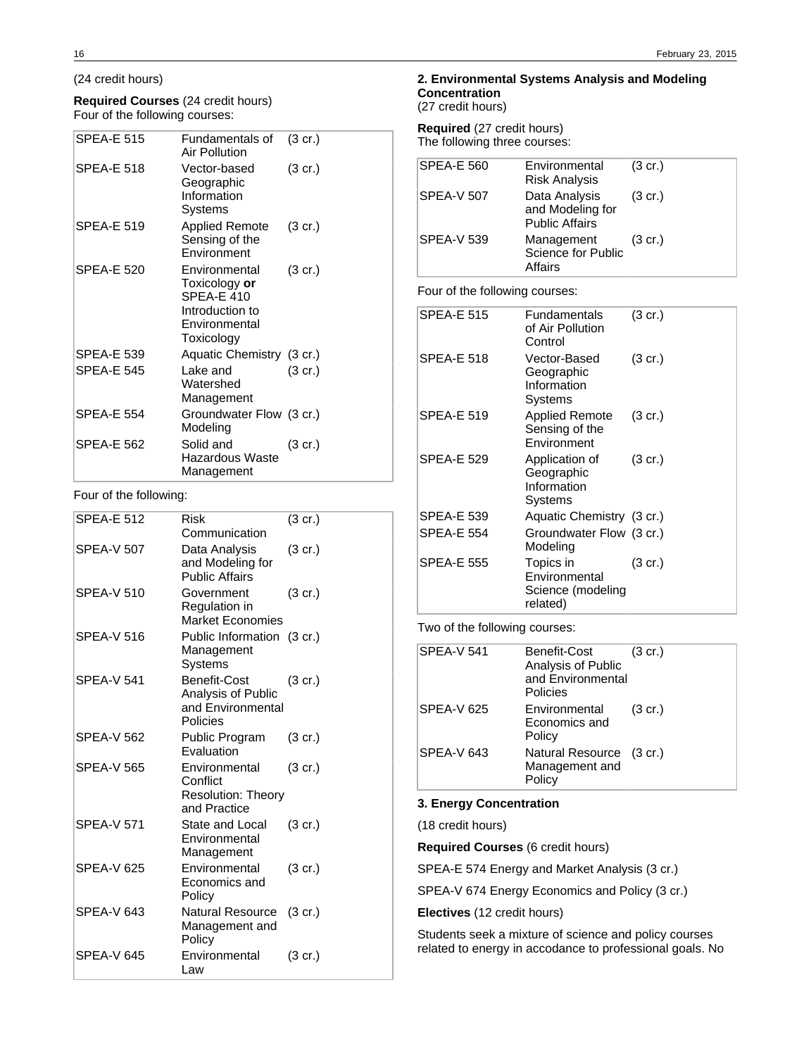(24 credit hours)

**Required Courses** (24 credit hours)
Four of the following courses:

| | | |
|---|---|---|
| SPEA-E 515 | Fundamentals of Air Pollution | (3 cr.) |
| SPEA-E 518 | Vector-based Geographic Information Systems | (3 cr.) |
| SPEA-E 519 | Applied Remote Sensing of the Environment | (3 cr.) |
| SPEA-E 520 | Environmental Toxicology **or** SPEA-E 410 Introduction to Environmental Toxicology | (3 cr.) |
| SPEA-E 539 | Aquatic Chemistry | (3 cr.) |
| SPEA-E 545 | Lake and Watershed Management | (3 cr.) |
| SPEA-E 554 | Groundwater Flow Modeling | (3 cr.) |
| SPEA-E 562 | Solid and Hazardous Waste Management | (3 cr.) |

Four of the following:

| | | |
|---|---|---|
| SPEA-E 512 | Risk Communication | (3 cr.) |
| SPEA-V 507 | Data Analysis and Modeling for Public Affairs | (3 cr.) |
| SPEA-V 510 | Government Regulation in Market Economies | (3 cr.) |
| SPEA-V 516 | Public Information Management Systems | (3 cr.) |
| SPEA-V 541 | Benefit-Cost Analysis of Public and Environmental Policies | (3 cr.) |
| SPEA-V 562 | Public Program Evaluation | (3 cr.) |
| SPEA-V 565 | Environmental Conflict Resolution: Theory and Practice | (3 cr.) |
| SPEA-V 571 | State and Local Environmental Management | (3 cr.) |
| SPEA-V 625 | Environmental Economics and Policy | (3 cr.) |
| SPEA-V 643 | Natural Resource Management and Policy | (3 cr.) |
| SPEA-V 645 | Environmental Law | (3 cr.) |

**2. Environmental Systems Analysis and Modeling Concentration**
(27 credit hours)

**Required** (27 credit hours)
The following three courses:

| | | |
|---|---|---|
| SPEA-E 560 | Environmental Risk Analysis | (3 cr.) |
| SPEA-V 507 | Data Analysis and Modeling for Public Affairs | (3 cr.) |
| SPEA-V 539 | Management Science for Public Affairs | (3 cr.) |

Four of the following courses:

| | | |
|---|---|---|
| SPEA-E 515 | Fundamentals of Air Pollution Control | (3 cr.) |
| SPEA-E 518 | Vector-Based Geographic Information Systems | (3 cr.) |
| SPEA-E 519 | Applied Remote Sensing of the Environment | (3 cr.) |
| SPEA-E 529 | Application of Geographic Information Systems | (3 cr.) |
| SPEA-E 539 | Aquatic Chemistry | (3 cr.) |
| SPEA-E 554 | Groundwater Flow Modeling | (3 cr.) |
| SPEA-E 555 | Topics in Environmental Science (modeling related) | (3 cr.) |

Two of the following courses:

| | | |
|---|---|---|
| SPEA-V 541 | Benefit-Cost Analysis of Public and Environmental Policies | (3 cr.) |
| SPEA-V 625 | Environmental Economics and Policy | (3 cr.) |
| SPEA-V 643 | Natural Resource Management and Policy | (3 cr.) |

**3. Energy Concentration**

(18 credit hours)

**Required Courses** (6 credit hours)

SPEA-E 574 Energy and Market Analysis (3 cr.)

SPEA-V 674 Energy Economics and Policy (3 cr.)

**Electives** (12 credit hours)

Students seek a mixture of science and policy courses related to energy in accodance to professional goals. No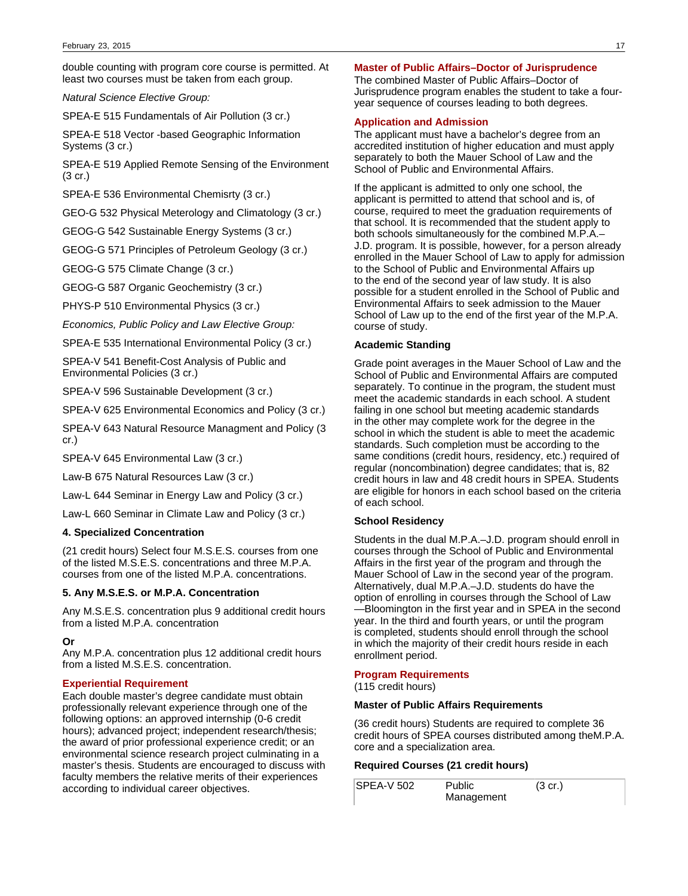double counting with program core course is permitted. At least two courses must be taken from each group.

*Natural Science Elective Group:*

SPEA-E 515 Fundamentals of Air Pollution (3 cr.)

SPEA-E 518 Vector -based Geographic Information Systems (3 cr.)

SPEA-E 519 Applied Remote Sensing of the Environment (3 cr.)

SPEA-E 536 Environmental Chemisrty (3 cr.)

GEO-G 532 Physical Meterology and Climatology (3 cr.)

GEOG-G 542 Sustainable Energy Systems (3 cr.)

GEOG-G 571 Principles of Petroleum Geology (3 cr.)

GEOG-G 575 Climate Change (3 cr.)

GEOG-G 587 Organic Geochemistry (3 cr.)

PHYS-P 510 Environmental Physics (3 cr.)

*Economics, Public Policy and Law Elective Group:*

SPEA-E 535 International Environmental Policy (3 cr.)

SPEA-V 541 Benefit-Cost Analysis of Public and Environmental Policies (3 cr.)

SPEA-V 596 Sustainable Development (3 cr.)

SPEA-V 625 Environmental Economics and Policy (3 cr.)

SPEA-V 643 Natural Resource Managment and Policy (3 cr.)

SPEA-V 645 Environmental Law (3 cr.)

Law-B 675 Natural Resources Law (3 cr.)

Law-L 644 Seminar in Energy Law and Policy (3 cr.)

Law-L 660 Seminar in Climate Law and Policy (3 cr.)

#### 4. Specialized Concentration

(21 credit hours) Select four M.S.E.S. courses from one of the listed M.S.E.S. concentrations and three M.P.A. courses from one of the listed M.P.A. concentrations.

#### 5. Any M.S.E.S. or M.P.A. Concentration

Any M.S.E.S. concentration plus 9 additional credit hours from a listed M.P.A. concentration

**Or**

Any M.P.A. concentration plus 12 additional credit hours from a listed M.S.E.S. concentration.

### Experiential Requirement

Each double master's degree candidate must obtain professionally relevant experience through one of the following options: an approved internship (0-6 credit hours); advanced project; independent research/thesis; the award of prior professional experience credit; or an environmental science research project culminating in a master's thesis. Students are encouraged to discuss with faculty members the relative merits of their experiences according to individual career objectives.

### Master of Public Affairs–Doctor of Jurisprudence

The combined Master of Public Affairs–Doctor of Jurisprudence program enables the student to take a four-year sequence of courses leading to both degrees.

### Application and Admission

The applicant must have a bachelor's degree from an accredited institution of higher education and must apply separately to both the Mauer School of Law and the School of Public and Environmental Affairs.

If the applicant is admitted to only one school, the applicant is permitted to attend that school and is, of course, required to meet the graduation requirements of that school. It is recommended that the student apply to both schools simultaneously for the combined M.P.A.–J.D. program. It is possible, however, for a person already enrolled in the Mauer School of Law to apply for admission to the School of Public and Environmental Affairs up to the end of the second year of law study. It is also possible for a student enrolled in the School of Public and Environmental Affairs to seek admission to the Mauer School of Law up to the end of the first year of the M.P.A. course of study.

#### Academic Standing

Grade point averages in the Mauer School of Law and the School of Public and Environmental Affairs are computed separately. To continue in the program, the student must meet the academic standards in each school. A student failing in one school but meeting academic standards in the other may complete work for the degree in the school in which the student is able to meet the academic standards. Such completion must be according to the same conditions (credit hours, residency, etc.) required of regular (noncombination) degree candidates; that is, 82 credit hours in law and 48 credit hours in SPEA. Students are eligible for honors in each school based on the criteria of each school.

#### School Residency

Students in the dual M.P.A.–J.D. program should enroll in courses through the School of Public and Environmental Affairs in the first year of the program and through the Mauer School of Law in the second year of the program. Alternatively, dual M.P.A.–J.D. students do have the option of enrolling in courses through the School of Law —Bloomington in the first year and in SPEA in the second year. In the third and fourth years, or until the program is completed, students should enroll through the school in which the majority of their credit hours reside in each enrollment period.

### Program Requirements

(115 credit hours)

#### Master of Public Affairs Requirements

(36 credit hours) Students are required to complete 36 credit hours of SPEA courses distributed among theM.P.A. core and a specialization area.

#### Required Courses (21 credit hours)

| | | |
|---|---|---|
| SPEA-V 502 | Public Management | (3 cr.) |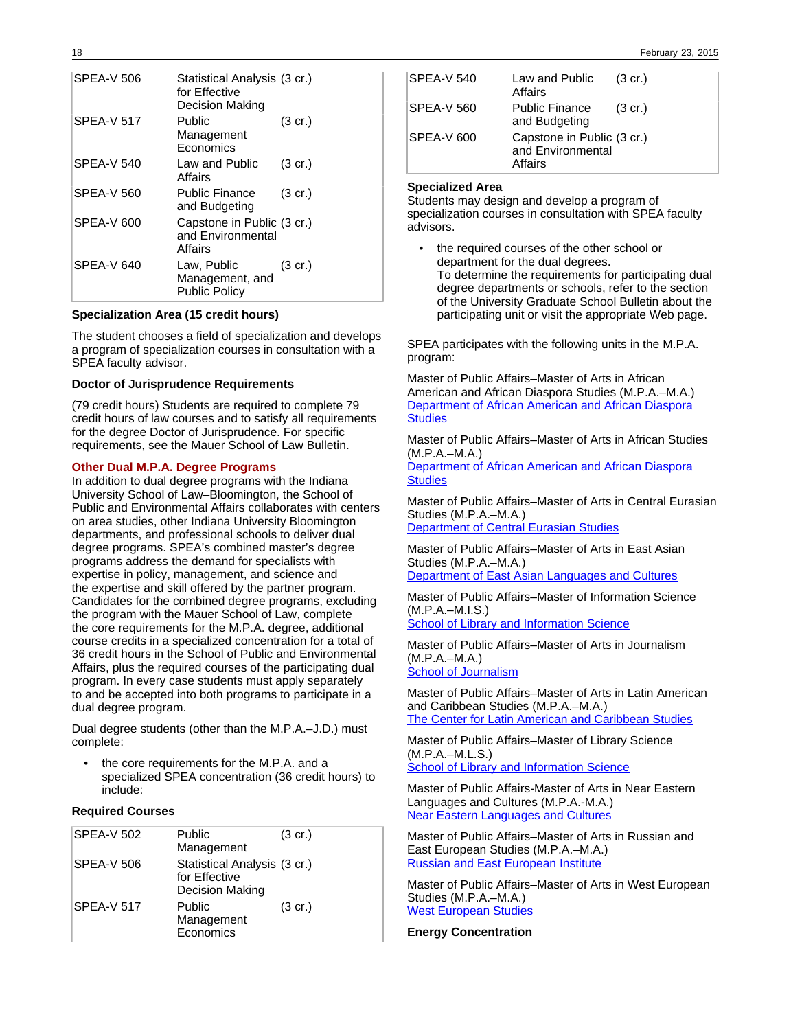| | | |
|---|---|---|
| SPEA-V 506 | Statistical Analysis for Effective Decision Making | (3 cr.) |
| SPEA-V 517 | Public Management Economics | (3 cr.) |
| SPEA-V 540 | Law and Public Affairs | (3 cr.) |
| SPEA-V 560 | Public Finance and Budgeting | (3 cr.) |
| SPEA-V 600 | Capstone in Public and Environmental Affairs | (3 cr.) |
| SPEA-V 640 | Law, Public Management, and Public Policy | (3 cr.) |

**Specialization Area (15 credit hours)**

The student chooses a field of specialization and develops a program of specialization courses in consultation with a SPEA faculty advisor.

**Doctor of Jurisprudence Requirements**

(79 credit hours) Students are required to complete 79 credit hours of law courses and to satisfy all requirements for the degree Doctor of Jurisprudence. For specific requirements, see the Mauer School of Law Bulletin.

## Other Dual M.P.A. Degree Programs

In addition to dual degree programs with the Indiana University School of Law–Bloomington, the School of Public and Environmental Affairs collaborates with centers on area studies, other Indiana University Bloomington departments, and professional schools to deliver dual degree programs. SPEA's combined master's degree programs address the demand for specialists with expertise in policy, management, and science and the expertise and skill offered by the partner program. Candidates for the combined degree programs, excluding the program with the Mauer School of Law, complete the core requirements for the M.P.A. degree, additional course credits in a specialized concentration for a total of 36 credit hours in the School of Public and Environmental Affairs, plus the required courses of the participating dual program. In every case students must apply separately to and be accepted into both programs to participate in a dual degree program.

Dual degree students (other than the M.P.A.–J.D.) must complete:

- the core requirements for the M.P.A. and a specialized SPEA concentration (36 credit hours) to include:

**Required Courses**

| | | |
|---|---|---|
| SPEA-V 502 | Public Management | (3 cr.) |
| SPEA-V 506 | Statistical Analysis for Effective Decision Making | (3 cr.) |
| SPEA-V 517 | Public Management Economics | (3 cr.) |
| SPEA-V 540 | Law and Public Affairs | (3 cr.) |
| SPEA-V 560 | Public Finance and Budgeting | (3 cr.) |
| SPEA-V 600 | Capstone in Public and Environmental Affairs | (3 cr.) |

**Specialized Area**

Students may design and develop a program of specialization courses in consultation with SPEA faculty advisors.

- the required courses of the other school or department for the dual degrees.
  To determine the requirements for participating dual degree departments or schools, refer to the section of the University Graduate School Bulletin about the participating unit or visit the appropriate Web page.

SPEA participates with the following units in the M.P.A. program:

Master of Public Affairs–Master of Arts in African American and African Diaspora Studies (M.P.A.–M.A.)
Department of African American and African Diaspora Studies

Master of Public Affairs–Master of Arts in African Studies (M.P.A.–M.A.)
Department of African American and African Diaspora Studies

Master of Public Affairs–Master of Arts in Central Eurasian Studies (M.P.A.–M.A.)
Department of Central Eurasian Studies

Master of Public Affairs–Master of Arts in East Asian Studies (M.P.A.–M.A.)
Department of East Asian Languages and Cultures

Master of Public Affairs–Master of Information Science (M.P.A.–M.I.S.)
School of Library and Information Science

Master of Public Affairs–Master of Arts in Journalism (M.P.A.–M.A.)
School of Journalism

Master of Public Affairs–Master of Arts in Latin American and Caribbean Studies (M.P.A.–M.A.)
The Center for Latin American and Caribbean Studies

Master of Public Affairs–Master of Library Science (M.P.A.–M.L.S.)
School of Library and Information Science

Master of Public Affairs-Master of Arts in Near Eastern Languages and Cultures (M.P.A.-M.A.)
Near Eastern Languages and Cultures

Master of Public Affairs–Master of Arts in Russian and East European Studies (M.P.A.–M.A.)
Russian and East European Institute

Master of Public Affairs–Master of Arts in West European Studies (M.P.A.–M.A.)
West European Studies

**Energy Concentration**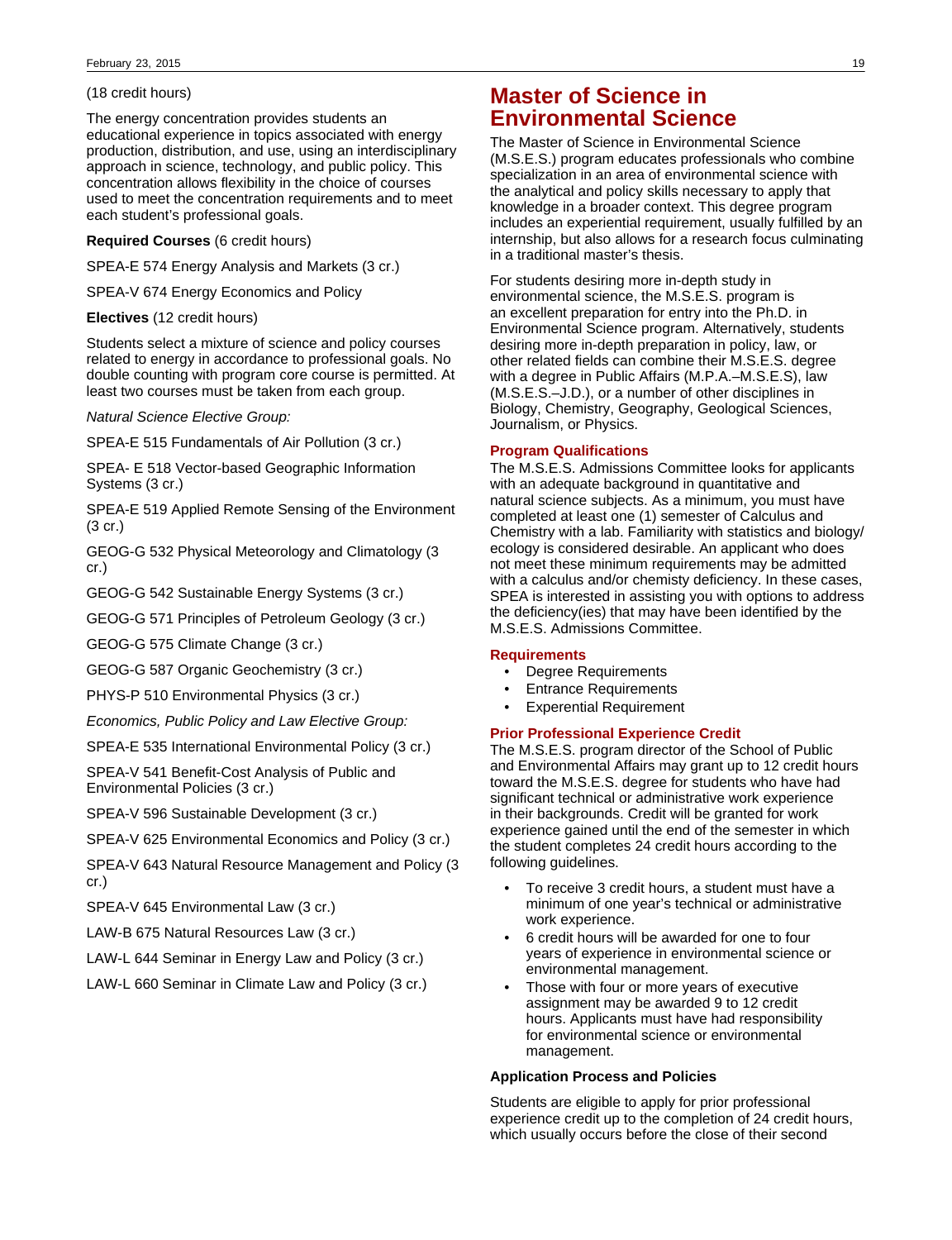(18 credit hours)

The energy concentration provides students an educational experience in topics associated with energy production, distribution, and use, using an interdisciplinary approach in science, technology, and public policy. This concentration allows flexibility in the choice of courses used to meet the concentration requirements and to meet each student's professional goals.

**Required Courses** (6 credit hours)

SPEA-E 574 Energy Analysis and Markets (3 cr.)

SPEA-V 674 Energy Economics and Policy

**Electives** (12 credit hours)

Students select a mixture of science and policy courses related to energy in accordance to professional goals. No double counting with program core course is permitted. At least two courses must be taken from each group.

*Natural Science Elective Group:*

SPEA-E 515 Fundamentals of Air Pollution (3 cr.)

SPEA- E 518 Vector-based Geographic Information Systems (3 cr.)

SPEA-E 519 Applied Remote Sensing of the Environment (3 cr.)

GEOG-G 532 Physical Meteorology and Climatology (3 cr.)

GEOG-G 542 Sustainable Energy Systems (3 cr.)

GEOG-G 571 Principles of Petroleum Geology (3 cr.)

GEOG-G 575 Climate Change (3 cr.)

GEOG-G 587 Organic Geochemistry (3 cr.)

PHYS-P 510 Environmental Physics (3 cr.)

*Economics, Public Policy and Law Elective Group:*

SPEA-E 535 International Environmental Policy (3 cr.)

SPEA-V 541 Benefit-Cost Analysis of Public and Environmental Policies (3 cr.)

SPEA-V 596 Sustainable Development (3 cr.)

SPEA-V 625 Environmental Economics and Policy (3 cr.)

SPEA-V 643 Natural Resource Management and Policy (3 cr.)

SPEA-V 645 Environmental Law (3 cr.)

LAW-B 675 Natural Resources Law (3 cr.)

LAW-L 644 Seminar in Energy Law and Policy (3 cr.)

LAW-L 660 Seminar in Climate Law and Policy (3 cr.)

# Master of Science in Environmental Science

The Master of Science in Environmental Science (M.S.E.S.) program educates professionals who combine specialization in an area of environmental science with the analytical and policy skills necessary to apply that knowledge in a broader context. This degree program includes an experiential requirement, usually fulfilled by an internship, but also allows for a research focus culminating in a traditional master's thesis.

For students desiring more in-depth study in environmental science, the M.S.E.S. program is an excellent preparation for entry into the Ph.D. in Environmental Science program. Alternatively, students desiring more in-depth preparation in policy, law, or other related fields can combine their M.S.E.S. degree with a degree in Public Affairs (M.P.A.–M.S.E.S), law (M.S.E.S.–J.D.), or a number of other disciplines in Biology, Chemistry, Geography, Geological Sciences, Journalism, or Physics.

### Program Qualifications

The M.S.E.S. Admissions Committee looks for applicants with an adequate background in quantitative and natural science subjects. As a minimum, you must have completed at least one (1) semester of Calculus and Chemistry with a lab. Familiarity with statistics and biology/ecology is considered desirable. An applicant who does not meet these minimum requirements may be admitted with a calculus and/or chemisty deficiency. In these cases, SPEA is interested in assisting you with options to address the deficiency(ies) that may have been identified by the M.S.E.S. Admissions Committee.

### Requirements

- Degree Requirements
- Entrance Requirements
- Experiential Requirement

### Prior Professional Experience Credit

The M.S.E.S. program director of the School of Public and Environmental Affairs may grant up to 12 credit hours toward the M.S.E.S. degree for students who have had significant technical or administrative work experience in their backgrounds. Credit will be granted for work experience gained until the end of the semester in which the student completes 24 credit hours according to the following guidelines.

- To receive 3 credit hours, a student must have a minimum of one year's technical or administrative work experience.
- 6 credit hours will be awarded for one to four years of experience in environmental science or environmental management.
- Those with four or more years of executive assignment may be awarded 9 to 12 credit hours. Applicants must have had responsibility for environmental science or environmental management.

**Application Process and Policies**

Students are eligible to apply for prior professional experience credit up to the completion of 24 credit hours, which usually occurs before the close of their second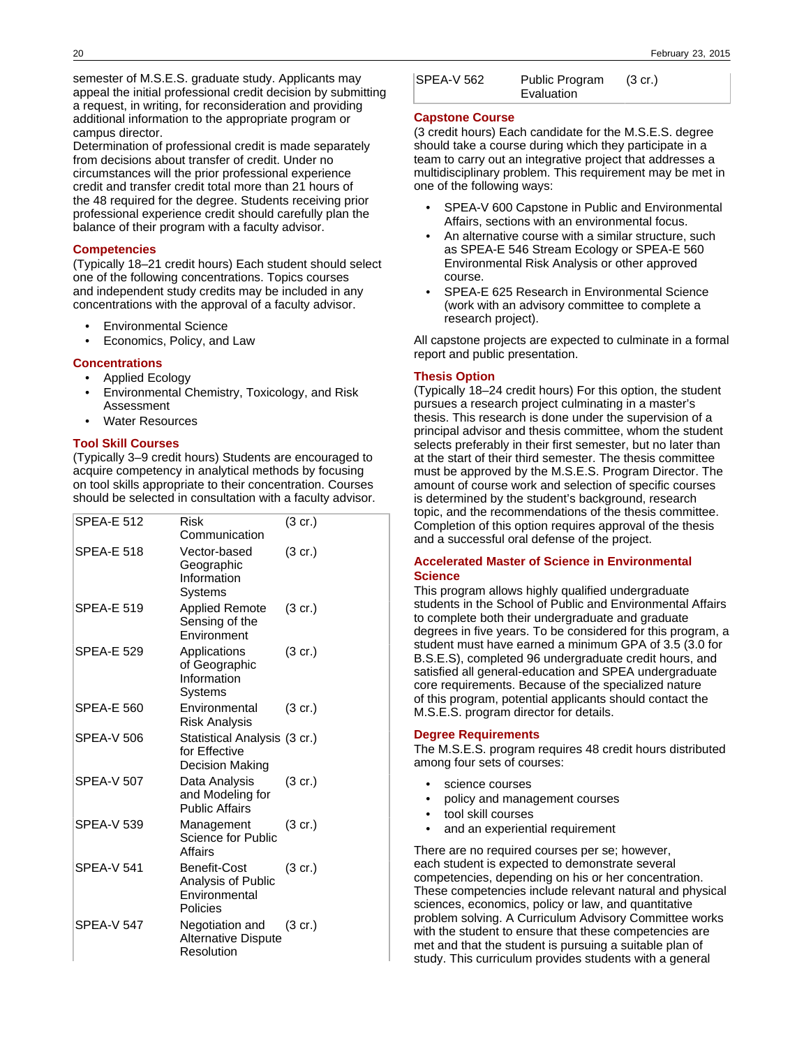semester of M.S.E.S. graduate study. Applicants may appeal the initial professional credit decision by submitting a request, in writing, for reconsideration and providing additional information to the appropriate program or campus director.
Determination of professional credit is made separately from decisions about transfer of credit. Under no circumstances will the prior professional experience credit and transfer credit total more than 21 hours of the 48 required for the degree. Students receiving prior professional experience credit should carefully plan the balance of their program with a faculty advisor.

## Competencies

(Typically 18–21 credit hours) Each student should select one of the following concentrations. Topics courses and independent study credits may be included in any concentrations with the approval of a faculty advisor.

- Environmental Science
- Economics, Policy, and Law

## Concentrations

- Applied Ecology
- Environmental Chemistry, Toxicology, and Risk Assessment
- Water Resources

## Tool Skill Courses

(Typically 3–9 credit hours) Students are encouraged to acquire competency in analytical methods by focusing on tool skills appropriate to their concentration. Courses should be selected in consultation with a faculty advisor.

| | | |
|---|---|---|
| SPEA-E 512 | Risk Communication | (3 cr.) |
| SPEA-E 518 | Vector-based Geographic Information Systems | (3 cr.) |
| SPEA-E 519 | Applied Remote Sensing of the Environment | (3 cr.) |
| SPEA-E 529 | Applications of Geographic Information Systems | (3 cr.) |
| SPEA-E 560 | Environmental Risk Analysis | (3 cr.) |
| SPEA-V 506 | Statistical Analysis for Effective Decision Making | (3 cr.) |
| SPEA-V 507 | Data Analysis and Modeling for Public Affairs | (3 cr.) |
| SPEA-V 539 | Management Science for Public Affairs | (3 cr.) |
| SPEA-V 541 | Benefit-Cost Analysis of Public Environmental Policies | (3 cr.) |
| SPEA-V 547 | Negotiation and Alternative Dispute Resolution | (3 cr.) |
| SPEA-V 562 | Public Program Evaluation | (3 cr.) |

## Capstone Course

(3 credit hours) Each candidate for the M.S.E.S. degree should take a course during which they participate in a team to carry out an integrative project that addresses a multidisciplinary problem. This requirement may be met in one of the following ways:

- SPEA-V 600 Capstone in Public and Environmental Affairs, sections with an environmental focus.
- An alternative course with a similar structure, such as SPEA-E 546 Stream Ecology or SPEA-E 560 Environmental Risk Analysis or other approved course.
- SPEA-E 625 Research in Environmental Science (work with an advisory committee to complete a research project).

All capstone projects are expected to culminate in a formal report and public presentation.

## Thesis Option

(Typically 18–24 credit hours) For this option, the student pursues a research project culminating in a master's thesis. This research is done under the supervision of a principal advisor and thesis committee, whom the student selects preferably in their first semester, but no later than at the start of their third semester. The thesis committee must be approved by the M.S.E.S. Program Director. The amount of course work and selection of specific courses is determined by the student's background, research topic, and the recommendations of the thesis committee. Completion of this option requires approval of the thesis and a successful oral defense of the project.

## Accelerated Master of Science in Environmental Science

This program allows highly qualified undergraduate students in the School of Public and Environmental Affairs to complete both their undergraduate and graduate degrees in five years. To be considered for this program, a student must have earned a minimum GPA of 3.5 (3.0 for B.S.E.S), completed 96 undergraduate credit hours, and satisfied all general-education and SPEA undergraduate core requirements. Because of the specialized nature of this program, potential applicants should contact the M.S.E.S. program director for details.

## Degree Requirements

The M.S.E.S. program requires 48 credit hours distributed among four sets of courses:

- science courses
- policy and management courses
- tool skill courses
- and an experiential requirement

There are no required courses per se; however, each student is expected to demonstrate several competencies, depending on his or her concentration. These competencies include relevant natural and physical sciences, economics, policy or law, and quantitative problem solving. A Curriculum Advisory Committee works with the student to ensure that these competencies are met and that the student is pursuing a suitable plan of study. This curriculum provides students with a general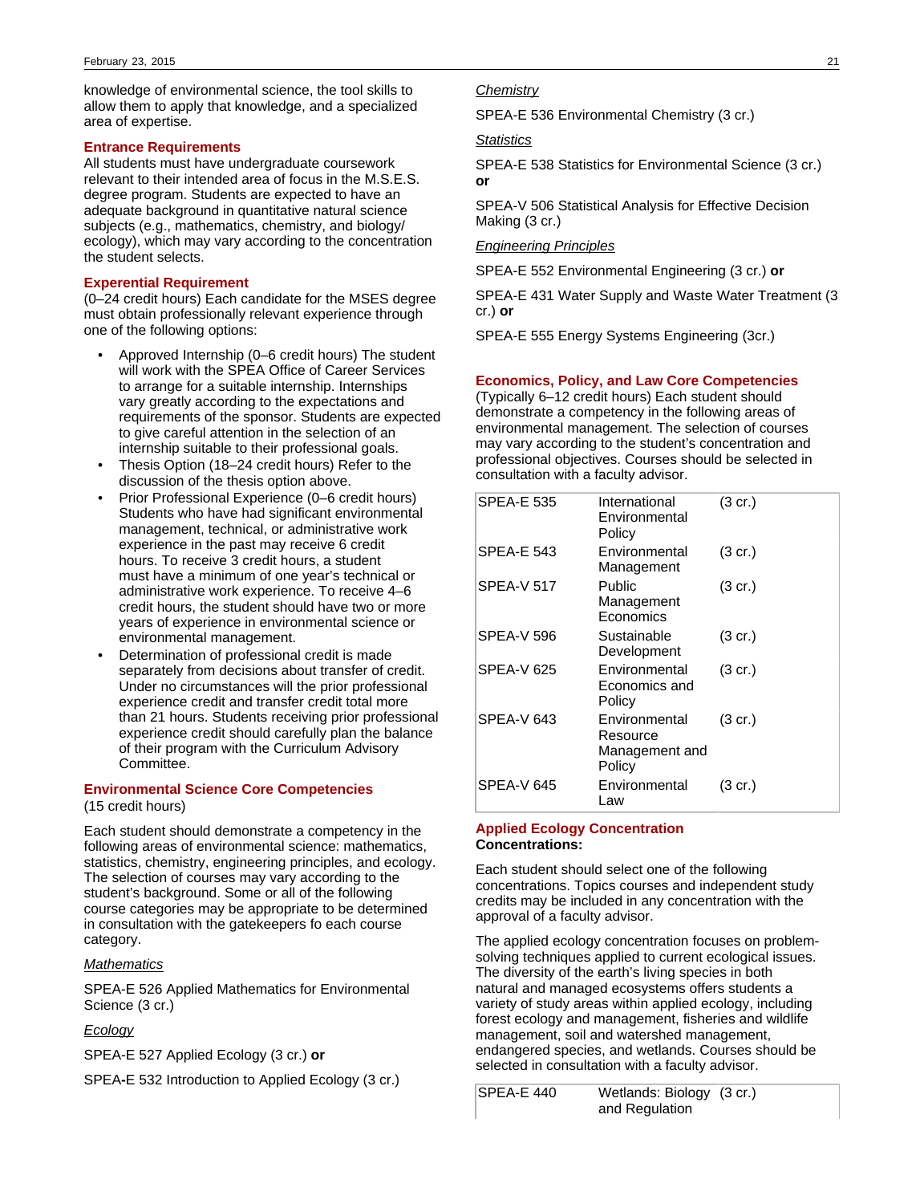knowledge of environmental science, the tool skills to allow them to apply that knowledge, and a specialized area of expertise.

### Entrance Requirements

All students must have undergraduate coursework relevant to their intended area of focus in the M.S.E.S. degree program. Students are expected to have an adequate background in quantitative natural science subjects (e.g., mathematics, chemistry, and biology/ ecology), which may vary according to the concentration the student selects.

### Experiential Requirement

(0–24 credit hours) Each candidate for the MSES degree must obtain professionally relevant experience through one of the following options:

- Approved Internship (0–6 credit hours) The student will work with the SPEA Office of Career Services to arrange for a suitable internship. Internships vary greatly according to the expectations and requirements of the sponsor. Students are expected to give careful attention in the selection of an internship suitable to their professional goals.
- Thesis Option (18–24 credit hours) Refer to the discussion of the thesis option above.
- Prior Professional Experience (0–6 credit hours) Students who have had significant environmental management, technical, or administrative work experience in the past may receive 6 credit hours. To receive 3 credit hours, a student must have a minimum of one year's technical or administrative work experience. To receive 4–6 credit hours, the student should have two or more years of experience in environmental science or environmental management.
- Determination of professional credit is made separately from decisions about transfer of credit. Under no circumstances will the prior professional experience credit and transfer credit total more than 21 hours. Students receiving prior professional experience credit should carefully plan the balance of their program with the Curriculum Advisory Committee.

### Environmental Science Core Competencies

(15 credit hours)

Each student should demonstrate a competency in the following areas of environmental science: mathematics, statistics, chemistry, engineering principles, and ecology. The selection of courses may vary according to the student's background. Some or all of the following course categories may be appropriate to be determined in consultation with the gatekeepers fo each course category.

*Mathematics*

SPEA-E 526 Applied Mathematics for Environmental Science (3 cr.)

*Ecology*

SPEA-E 527 Applied Ecology (3 cr.) **or**

SPEA-E 532 Introduction to Applied Ecology (3 cr.)

*Chemistry*

SPEA-E 536 Environmental Chemistry (3 cr.)

*Statistics*

SPEA-E 538 Statistics for Environmental Science (3 cr.) **or**

SPEA-V 506 Statistical Analysis for Effective Decision Making (3 cr.)

*Engineering Principles*

SPEA-E 552 Environmental Engineering (3 cr.) **or**

SPEA-E 431 Water Supply and Waste Water Treatment (3 cr.) **or**

SPEA-E 555 Energy Systems Engineering (3cr.)

### Economics, Policy, and Law Core Competencies

(Typically 6–12 credit hours) Each student should demonstrate a competency in the following areas of environmental management. The selection of courses may vary according to the student's concentration and professional objectives. Courses should be selected in consultation with a faculty advisor.

| | | |
|---|---|---|
| SPEA-E 535 | International Environmental Policy | (3 cr.) |
| SPEA-E 543 | Environmental Management | (3 cr.) |
| SPEA-V 517 | Public Management Economics | (3 cr.) |
| SPEA-V 596 | Sustainable Development | (3 cr.) |
| SPEA-V 625 | Environmental Economics and Policy | (3 cr.) |
| SPEA-V 643 | Environmental Resource Management and Policy | (3 cr.) |
| SPEA-V 645 | Environmental Law | (3 cr.) |

### Applied Ecology Concentration

**Concentrations:**

Each student should select one of the following concentrations. Topics courses and independent study credits may be included in any concentration with the approval of a faculty advisor.

The applied ecology concentration focuses on problem-solving techniques applied to current ecological issues. The diversity of the earth's living species in both natural and managed ecosystems offers students a variety of study areas within applied ecology, including forest ecology and management, fisheries and wildlife management, soil and watershed management, endangered species, and wetlands. Courses should be selected in consultation with a faculty advisor.

| | | |
|---|---|---|
| SPEA-E 440 | Wetlands: Biology and Regulation | (3 cr.) |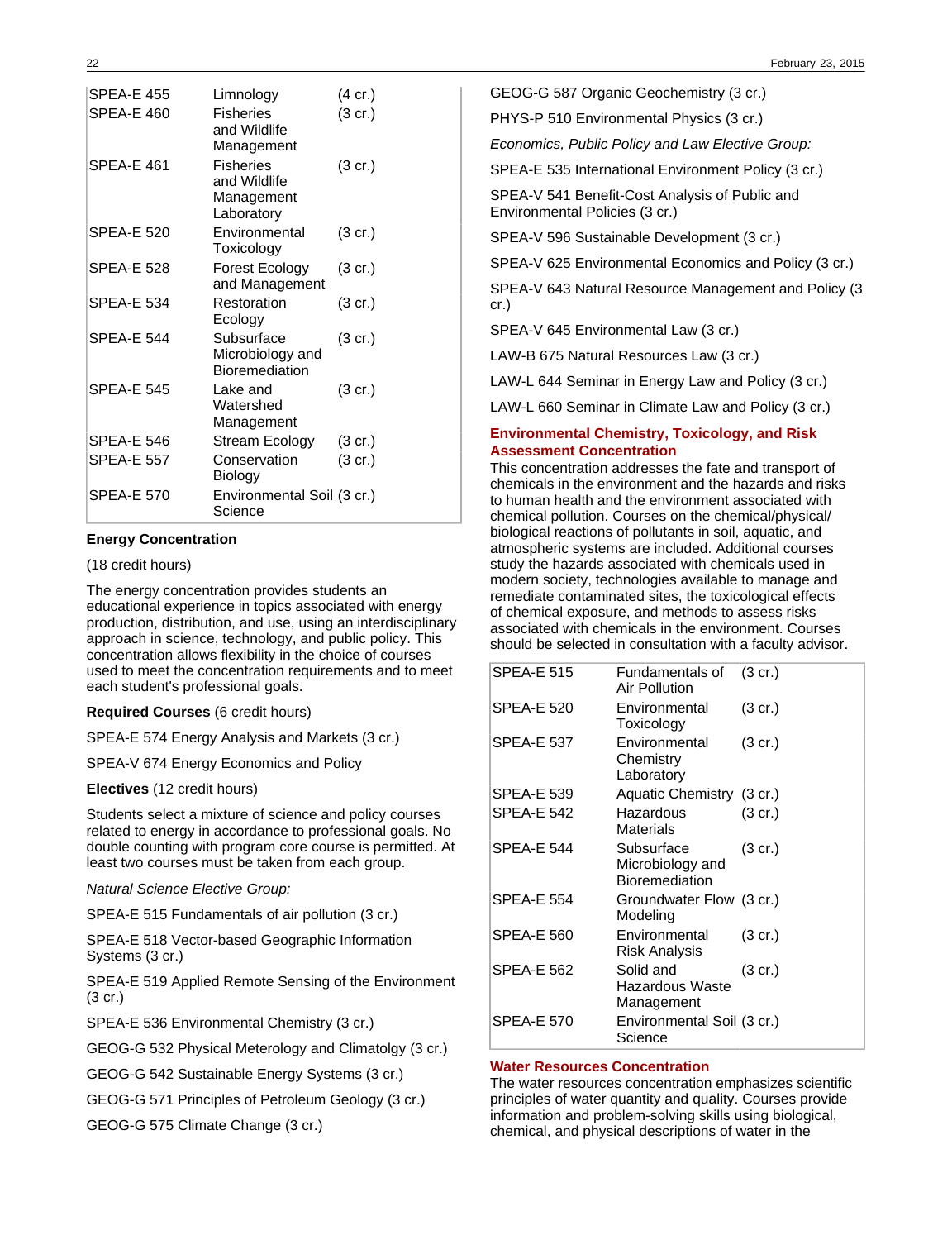| | | |
|---|---|---|
| SPEA-E 455 | Limnology | (4 cr.) |
| SPEA-E 460 | Fisheries and Wildlife Management | (3 cr.) |
| SPEA-E 461 | Fisheries and Wildlife Management Laboratory | (3 cr.) |
| SPEA-E 520 | Environmental Toxicology | (3 cr.) |
| SPEA-E 528 | Forest Ecology and Management | (3 cr.) |
| SPEA-E 534 | Restoration Ecology | (3 cr.) |
| SPEA-E 544 | Subsurface Microbiology and Bioremediation | (3 cr.) |
| SPEA-E 545 | Lake and Watershed Management | (3 cr.) |
| SPEA-E 546 | Stream Ecology | (3 cr.) |
| SPEA-E 557 | Conservation Biology | (3 cr.) |
| SPEA-E 570 | Environmental Soil Science | (3 cr.) |

**Energy Concentration**

(18 credit hours)

The energy concentration provides students an educational experience in topics associated with energy production, distribution, and use, using an interdisciplinary approach in science, technology, and public policy. This concentration allows flexibility in the choice of courses used to meet the concentration requirements and to meet each student's professional goals.

**Required Courses** (6 credit hours)

SPEA-E 574 Energy Analysis and Markets (3 cr.)

SPEA-V 674 Energy Economics and Policy

**Electives** (12 credit hours)

Students select a mixture of science and policy courses related to energy in accordance to professional goals. No double counting with program core course is permitted. At least two courses must be taken from each group.

*Natural Science Elective Group:*

SPEA-E 515 Fundamentals of air pollution (3 cr.)

SPEA-E 518 Vector-based Geographic Information Systems (3 cr.)

SPEA-E 519 Applied Remote Sensing of the Environment (3 cr.)

SPEA-E 536 Environmental Chemistry (3 cr.)

GEOG-G 532 Physical Meterology and Climatolgy (3 cr.)

GEOG-G 542 Sustainable Energy Systems (3 cr.)

GEOG-G 571 Principles of Petroleum Geology (3 cr.)

GEOG-G 575 Climate Change (3 cr.)

GEOG-G 587 Organic Geochemistry (3 cr.)

PHYS-P 510 Environmental Physics (3 cr.)

*Economics, Public Policy and Law Elective Group:*

SPEA-E 535 International Environment Policy (3 cr.)

SPEA-V 541 Benefit-Cost Analysis of Public and Environmental Policies (3 cr.)

SPEA-V 596 Sustainable Development (3 cr.)

SPEA-V 625 Environmental Economics and Policy (3 cr.)

SPEA-V 643 Natural Resource Management and Policy (3 cr.)

SPEA-V 645 Environmental Law (3 cr.)

LAW-B 675 Natural Resources Law (3 cr.)

LAW-L 644 Seminar in Energy Law and Policy (3 cr.)

LAW-L 660 Seminar in Climate Law and Policy (3 cr.)

## Environmental Chemistry, Toxicology, and Risk Assessment Concentration

This concentration addresses the fate and transport of chemicals in the environment and the hazards and risks to human health and the environment associated with chemical pollution. Courses on the chemical/physical/biological reactions of pollutants in soil, aquatic, and atmospheric systems are included. Additional courses study the hazards associated with chemicals used in modern society, technologies available to manage and remediate contaminated sites, the toxicological effects of chemical exposure, and methods to assess risks associated with chemicals in the environment. Courses should be selected in consultation with a faculty advisor.

| | | |
|---|---|---|
| SPEA-E 515 | Fundamentals of Air Pollution | (3 cr.) |
| SPEA-E 520 | Environmental Toxicology | (3 cr.) |
| SPEA-E 537 | Environmental Chemistry Laboratory | (3 cr.) |
| SPEA-E 539 | Aquatic Chemistry | (3 cr.) |
| SPEA-E 542 | Hazardous Materials | (3 cr.) |
| SPEA-E 544 | Subsurface Microbiology and Bioremediation | (3 cr.) |
| SPEA-E 554 | Groundwater Flow Modeling | (3 cr.) |
| SPEA-E 560 | Environmental Risk Analysis | (3 cr.) |
| SPEA-E 562 | Solid and Hazardous Waste Management | (3 cr.) |
| SPEA-E 570 | Environmental Soil Science | (3 cr.) |

## Water Resources Concentration

The water resources concentration emphasizes scientific principles of water quantity and quality. Courses provide information and problem-solving skills using biological, chemical, and physical descriptions of water in the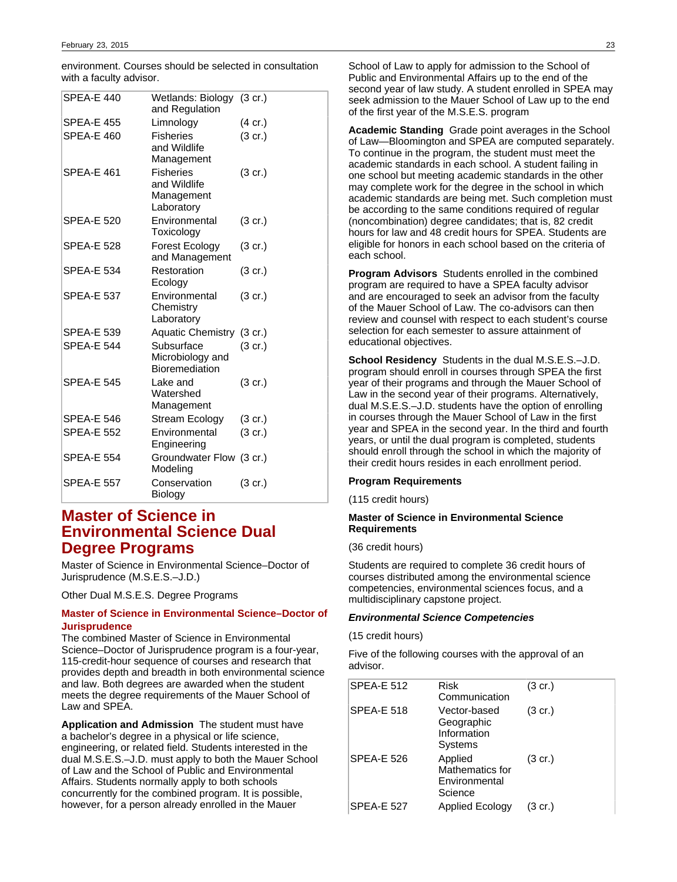environment. Courses should be selected in consultation with a faculty advisor.

| | | |
|---|---|---|
| SPEA-E 440 | Wetlands: Biology and Regulation | (3 cr.) |
| SPEA-E 455 | Limnology | (4 cr.) |
| SPEA-E 460 | Fisheries and Wildlife Management | (3 cr.) |
| SPEA-E 461 | Fisheries and Wildlife Management Laboratory | (3 cr.) |
| SPEA-E 520 | Environmental Toxicology | (3 cr.) |
| SPEA-E 528 | Forest Ecology and Management | (3 cr.) |
| SPEA-E 534 | Restoration Ecology | (3 cr.) |
| SPEA-E 537 | Environmental Chemistry Laboratory | (3 cr.) |
| SPEA-E 539 | Aquatic Chemistry | (3 cr.) |
| SPEA-E 544 | Subsurface Microbiology and Bioremediation | (3 cr.) |
| SPEA-E 545 | Lake and Watershed Management | (3 cr.) |
| SPEA-E 546 | Stream Ecology | (3 cr.) |
| SPEA-E 552 | Environmental Engineering | (3 cr.) |
| SPEA-E 554 | Groundwater Flow Modeling | (3 cr.) |
| SPEA-E 557 | Conservation Biology | (3 cr.) |

# Master of Science in Environmental Science Dual Degree Programs

Master of Science in Environmental Science–Doctor of Jurisprudence (M.S.E.S.–J.D.)

Other Dual M.S.E.S. Degree Programs

## Master of Science in Environmental Science–Doctor of Jurisprudence

The combined Master of Science in Environmental Science–Doctor of Jurisprudence program is a four-year, 115-credit-hour sequence of courses and research that provides depth and breadth in both environmental science and law. Both degrees are awarded when the student meets the degree requirements of the Mauer School of Law and SPEA.

**Application and Admission** The student must have a bachelor's degree in a physical or life science, engineering, or related field. Students interested in the dual M.S.E.S.–J.D. must apply to both the Mauer School of Law and the School of Public and Environmental Affairs. Students normally apply to both schools concurrently for the combined program. It is possible, however, for a person already enrolled in the Mauer School of Law to apply for admission to the School of Public and Environmental Affairs up to the end of the second year of law study. A student enrolled in SPEA may seek admission to the Mauer School of Law up to the end of the first year of the M.S.E.S. program

**Academic Standing** Grade point averages in the School of Law—Bloomington and SPEA are computed separately. To continue in the program, the student must meet the academic standards in each school. A student failing in one school but meeting academic standards in the other may complete work for the degree in the school in which academic standards are being met. Such completion must be according to the same conditions required of regular (noncombination) degree candidates; that is, 82 credit hours for law and 48 credit hours for SPEA. Students are eligible for honors in each school based on the criteria of each school.

**Program Advisors** Students enrolled in the combined program are required to have a SPEA faculty advisor and are encouraged to seek an advisor from the faculty of the Mauer School of Law. The co-advisors can then review and counsel with respect to each student's course selection for each semester to assure attainment of educational objectives.

**School Residency** Students in the dual M.S.E.S.–J.D. program should enroll in courses through SPEA the first year of their programs and through the Mauer School of Law in the second year of their programs. Alternatively, dual M.S.E.S.–J.D. students have the option of enrolling in courses through the Mauer School of Law in the first year and SPEA in the second year. In the third and fourth years, or until the dual program is completed, students should enroll through the school in which the majority of their credit hours resides in each enrollment period.

**Program Requirements**

(115 credit hours)

**Master of Science in Environmental Science Requirements**

(36 credit hours)

Students are required to complete 36 credit hours of courses distributed among the environmental science competencies, environmental sciences focus, and a multidisciplinary capstone project.

***Environmental Science Competencies***

(15 credit hours)

Five of the following courses with the approval of an advisor.

| | | |
|---|---|---|
| SPEA-E 512 | Risk Communication | (3 cr.) |
| SPEA-E 518 | Vector-based Geographic Information Systems | (3 cr.) |
| SPEA-E 526 | Applied Mathematics for Environmental Science | (3 cr.) |
| SPEA-E 527 | Applied Ecology | (3 cr.) |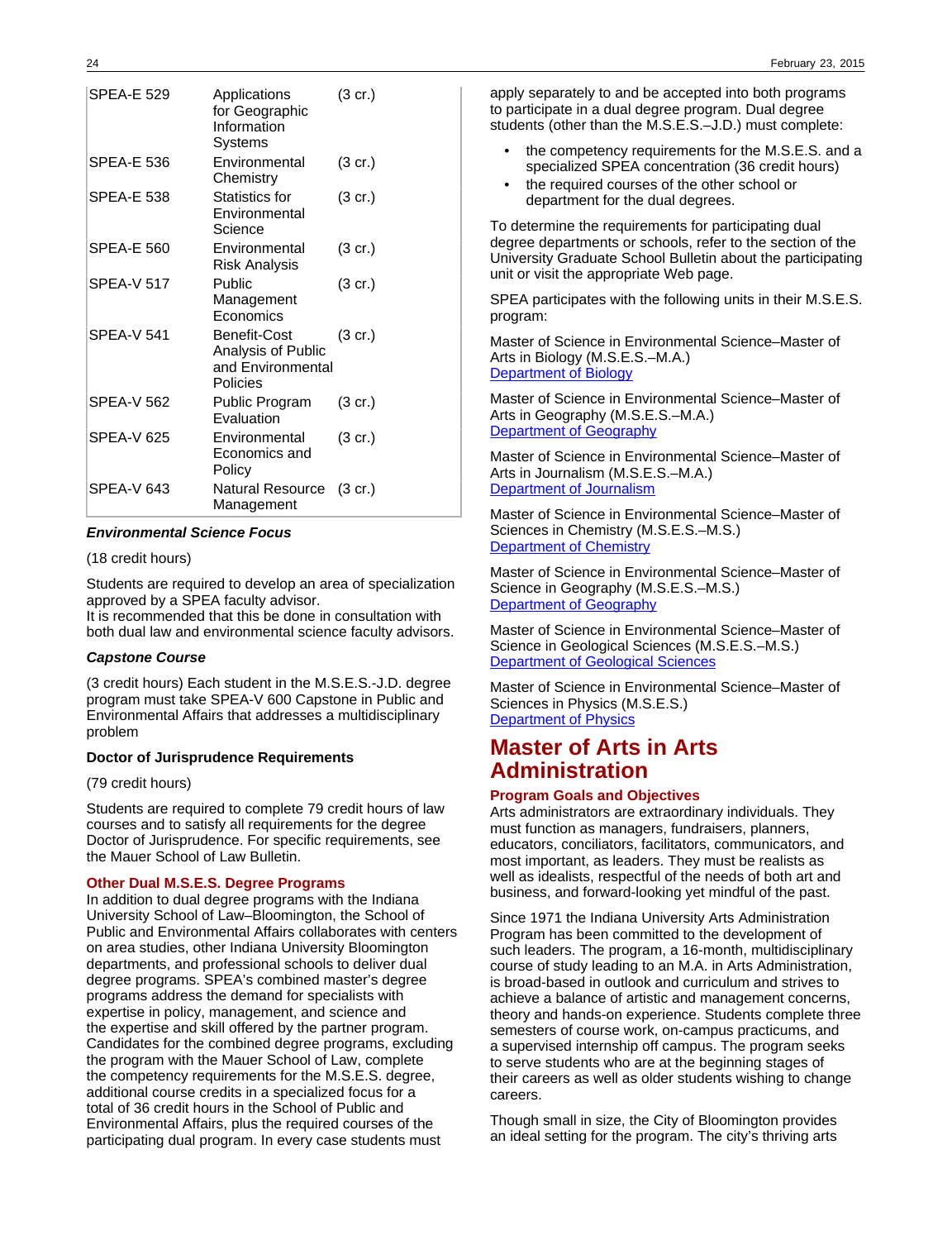| | | |
|---|---|---|
| SPEA-E 529 | Applications for Geographic Information Systems | (3 cr.) |
| SPEA-E 536 | Environmental Chemistry | (3 cr.) |
| SPEA-E 538 | Statistics for Environmental Science | (3 cr.) |
| SPEA-E 560 | Environmental Risk Analysis | (3 cr.) |
| SPEA-V 517 | Public Management Economics | (3 cr.) |
| SPEA-V 541 | Benefit-Cost Analysis of Public and Environmental Policies | (3 cr.) |
| SPEA-V 562 | Public Program Evaluation | (3 cr.) |
| SPEA-V 625 | Environmental Economics and Policy | (3 cr.) |
| SPEA-V 643 | Natural Resource Management | (3 cr.) |

***Environmental Science Focus***

(18 credit hours)

Students are required to develop an area of specialization approved by a SPEA faculty advisor.
It is recommended that this be done in consultation with both dual law and environmental science faculty advisors.

***Capstone Course***

(3 credit hours) Each student in the M.S.E.S.-J.D. degree program must take SPEA-V 600 Capstone in Public and Environmental Affairs that addresses a multidisciplinary problem

**Doctor of Jurisprudence Requirements**

(79 credit hours)

Students are required to complete 79 credit hours of law courses and to satisfy all requirements for the degree Doctor of Jurisprudence. For specific requirements, see the Mauer School of Law Bulletin.

### Other Dual M.S.E.S. Degree Programs

In addition to dual degree programs with the Indiana University School of Law–Bloomington, the School of Public and Environmental Affairs collaborates with centers on area studies, other Indiana University Bloomington departments, and professional schools to deliver dual degree programs. SPEA's combined master's degree programs address the demand for specialists with expertise in policy, management, and science and the expertise and skill offered by the partner program. Candidates for the combined degree programs, excluding the program with the Mauer School of Law, complete the competency requirements for the M.S.E.S. degree, additional course credits in a specialized focus for a total of 36 credit hours in the School of Public and Environmental Affairs, plus the required courses of the participating dual program. In every case students must apply separately to and be accepted into both programs to participate in a dual degree program. Dual degree students (other than the M.S.E.S.–J.D.) must complete:

- the competency requirements for the M.S.E.S. and a specialized SPEA concentration (36 credit hours)
- the required courses of the other school or department for the dual degrees.

To determine the requirements for participating dual degree departments or schools, refer to the section of the University Graduate School Bulletin about the participating unit or visit the appropriate Web page.

SPEA participates with the following units in their M.S.E.S. program:

Master of Science in Environmental Science–Master of Arts in Biology (M.S.E.S.–M.A.)
Department of Biology

Master of Science in Environmental Science–Master of Arts in Geography (M.S.E.S.–M.A.)
Department of Geography

Master of Science in Environmental Science–Master of Arts in Journalism (M.S.E.S.–M.A.)
Department of Journalism

Master of Science in Environmental Science–Master of Sciences in Chemistry (M.S.E.S.–M.S.)
Department of Chemistry

Master of Science in Environmental Science–Master of Science in Geography (M.S.E.S.–M.S.)
Department of Geography

Master of Science in Environmental Science–Master of Science in Geological Sciences (M.S.E.S.–M.S.)
Department of Geological Sciences

Master of Science in Environmental Science–Master of Sciences in Physics (M.S.E.S.)
Department of Physics

# Master of Arts in Arts Administration

### Program Goals and Objectives

Arts administrators are extraordinary individuals. They must function as managers, fundraisers, planners, educators, conciliators, facilitators, communicators, and most important, as leaders. They must be realists as well as idealists, respectful of the needs of both art and business, and forward-looking yet mindful of the past.

Since 1971 the Indiana University Arts Administration Program has been committed to the development of such leaders. The program, a 16-month, multidisciplinary course of study leading to an M.A. in Arts Administration, is broad-based in outlook and curriculum and strives to achieve a balance of artistic and management concerns, theory and hands-on experience. Students complete three semesters of course work, on-campus practicums, and a supervised internship off campus. The program seeks to serve students who are at the beginning stages of their careers as well as older students wishing to change careers.

Though small in size, the City of Bloomington provides an ideal setting for the program. The city's thriving arts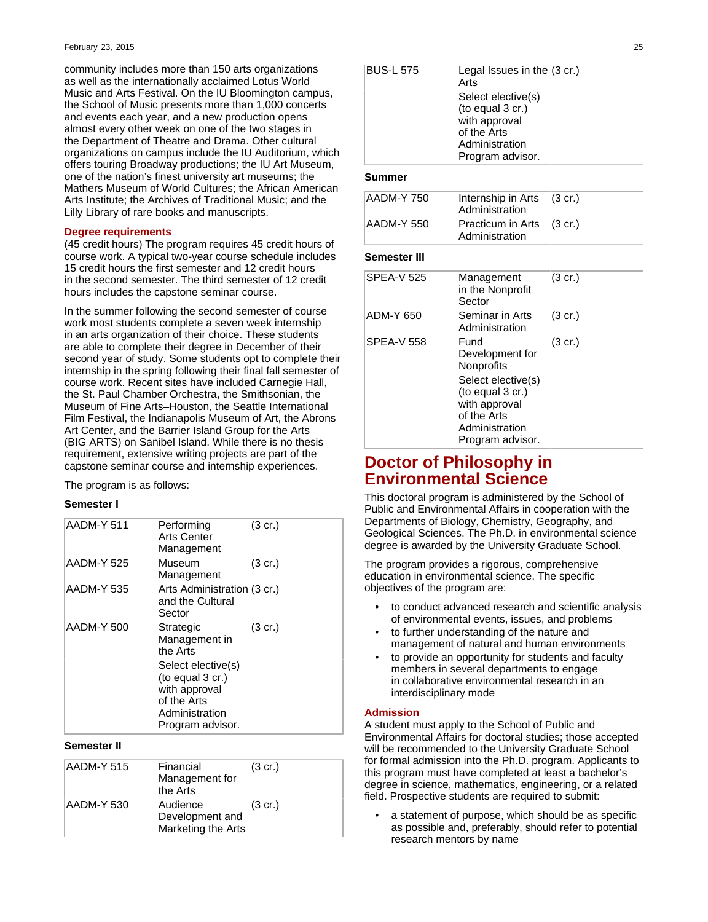community includes more than 150 arts organizations as well as the internationally acclaimed Lotus World Music and Arts Festival. On the IU Bloomington campus, the School of Music presents more than 1,000 concerts and events each year, and a new production opens almost every other week on one of the two stages in the Department of Theatre and Drama. Other cultural organizations on campus include the IU Auditorium, which offers touring Broadway productions; the IU Art Museum, one of the nation's finest university art museums; the Mathers Museum of World Cultures; the African American Arts Institute; the Archives of Traditional Music; and the Lilly Library of rare books and manuscripts.

### Degree requirements

(45 credit hours) The program requires 45 credit hours of course work. A typical two-year course schedule includes 15 credit hours the first semester and 12 credit hours in the second semester. The third semester of 12 credit hours includes the capstone seminar course.

In the summer following the second semester of course work most students complete a seven week internship in an arts organization of their choice. These students are able to complete their degree in December of their second year of study. Some students opt to complete their internship in the spring following their final fall semester of course work. Recent sites have included Carnegie Hall, the St. Paul Chamber Orchestra, the Smithsonian, the Museum of Fine Arts–Houston, the Seattle International Film Festival, the Indianapolis Museum of Art, the Abrons Art Center, and the Barrier Island Group for the Arts (BIG ARTS) on Sanibel Island. While there is no thesis requirement, extensive writing projects are part of the capstone seminar course and internship experiences.

The program is as follows:

**Semester I**

| | | |
|---|---|---|
| AADM-Y 511 | Performing Arts Center Management | (3 cr.) |
| AADM-Y 525 | Museum Management | (3 cr.) |
| AADM-Y 535 | Arts Administration and the Cultural Sector | (3 cr.) |
| AADM-Y 500 | Strategic Management in the Arts | (3 cr.) |
| | Select elective(s) (to equal 3 cr.) with approval of the Arts Administration Program advisor. | |

**Semester II**

| | | |
|---|---|---|
| AADM-Y 515 | Financial Management for the Arts | (3 cr.) |
| AADM-Y 530 | Audience Development and Marketing the Arts | (3 cr.) |
| BUS-L 575 | Legal Issues in the Arts | (3 cr.) |
| | Select elective(s) (to equal 3 cr.) with approval of the Arts Administration Program advisor. | |

**Summer**

| | | |
|---|---|---|
| AADM-Y 750 | Internship in Arts Administration | (3 cr.) |
| AADM-Y 550 | Practicum in Arts Administration | (3 cr.) |

**Semester III**

| | | |
|---|---|---|
| SPEA-V 525 | Management in the Nonprofit Sector | (3 cr.) |
| ADM-Y 650 | Seminar in Arts Administration | (3 cr.) |
| SPEA-V 558 | Fund Development for Nonprofits | (3 cr.) |
| | Select elective(s) (to equal 3 cr.) with approval of the Arts Administration Program advisor. | |

## Doctor of Philosophy in Environmental Science

This doctoral program is administered by the School of Public and Environmental Affairs in cooperation with the Departments of Biology, Chemistry, Geography, and Geological Sciences. The Ph.D. in environmental science degree is awarded by the University Graduate School.

The program provides a rigorous, comprehensive education in environmental science. The specific objectives of the program are:

- to conduct advanced research and scientific analysis of environmental events, issues, and problems
- to further understanding of the nature and management of natural and human environments
- to provide an opportunity for students and faculty members in several departments to engage in collaborative environmental research in an interdisciplinary mode

### Admission

A student must apply to the School of Public and Environmental Affairs for doctoral studies; those accepted will be recommended to the University Graduate School for formal admission into the Ph.D. program. Applicants to this program must have completed at least a bachelor's degree in science, mathematics, engineering, or a related field. Prospective students are required to submit:

- a statement of purpose, which should be as specific as possible and, preferably, should refer to potential research mentors by name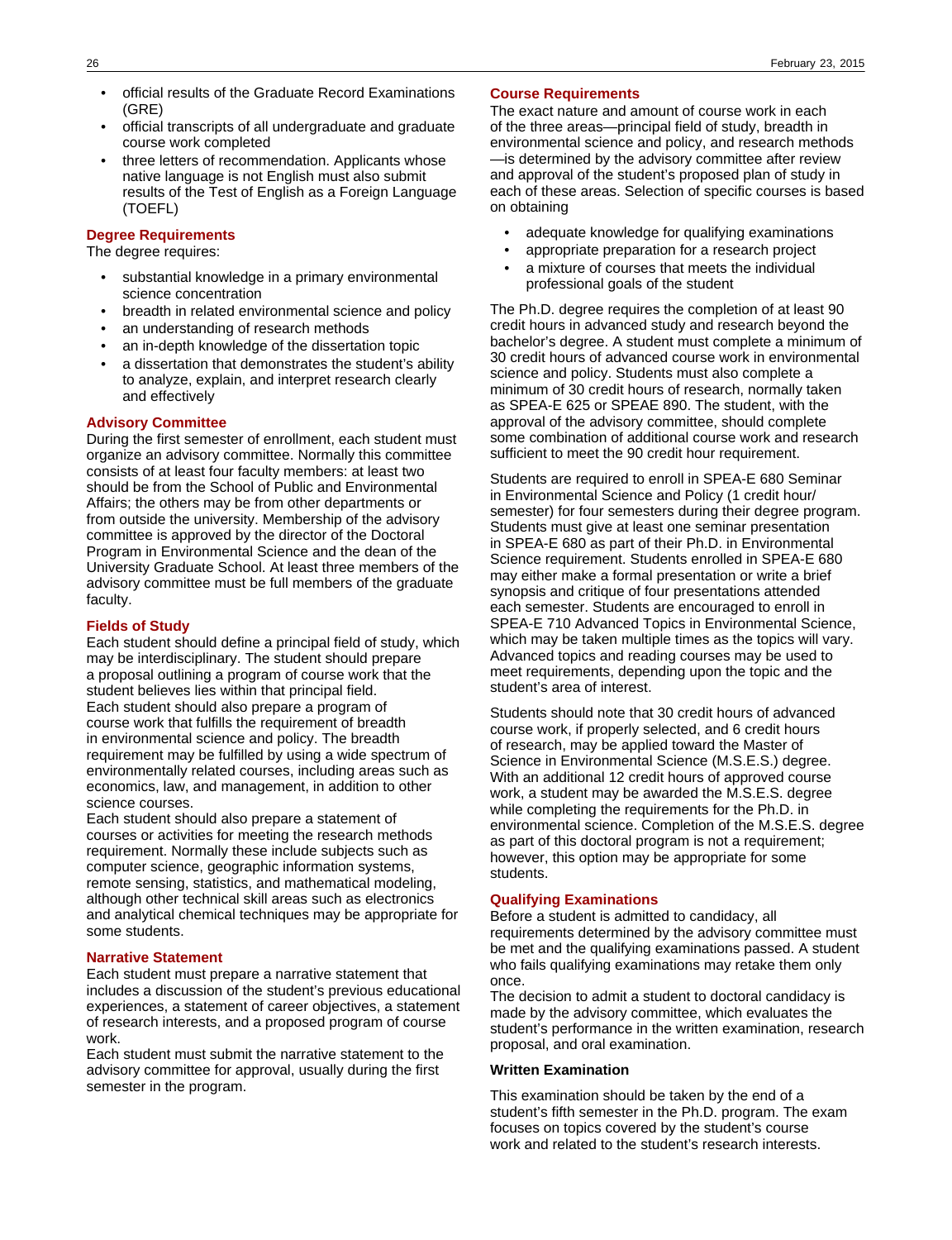- official results of the Graduate Record Examinations (GRE)
- official transcripts of all undergraduate and graduate course work completed
- three letters of recommendation. Applicants whose native language is not English must also submit results of the Test of English as a Foreign Language (TOEFL)

### Degree Requirements

The degree requires:

- substantial knowledge in a primary environmental science concentration
- breadth in related environmental science and policy
- an understanding of research methods
- an in-depth knowledge of the dissertation topic
- a dissertation that demonstrates the student's ability to analyze, explain, and interpret research clearly and effectively

### Advisory Committee

During the first semester of enrollment, each student must organize an advisory committee. Normally this committee consists of at least four faculty members: at least two should be from the School of Public and Environmental Affairs; the others may be from other departments or from outside the university. Membership of the advisory committee is approved by the director of the Doctoral Program in Environmental Science and the dean of the University Graduate School. At least three members of the advisory committee must be full members of the graduate faculty.

### Fields of Study

Each student should define a principal field of study, which may be interdisciplinary. The student should prepare a proposal outlining a program of course work that the student believes lies within that principal field.

Each student should also prepare a program of course work that fulfills the requirement of breadth in environmental science and policy. The breadth requirement may be fulfilled by using a wide spectrum of environmentally related courses, including areas such as economics, law, and management, in addition to other science courses.

Each student should also prepare a statement of courses or activities for meeting the research methods requirement. Normally these include subjects such as computer science, geographic information systems, remote sensing, statistics, and mathematical modeling, although other technical skill areas such as electronics and analytical chemical techniques may be appropriate for some students.

### Narrative Statement

Each student must prepare a narrative statement that includes a discussion of the student's previous educational experiences, a statement of career objectives, a statement of research interests, and a proposed program of course work.

Each student must submit the narrative statement to the advisory committee for approval, usually during the first semester in the program.

### Course Requirements

The exact nature and amount of course work in each of the three areas—principal field of study, breadth in environmental science and policy, and research methods—is determined by the advisory committee after review and approval of the student's proposed plan of study in each of these areas. Selection of specific courses is based on obtaining

- adequate knowledge for qualifying examinations
- appropriate preparation for a research project
- a mixture of courses that meets the individual professional goals of the student

The Ph.D. degree requires the completion of at least 90 credit hours in advanced study and research beyond the bachelor's degree. A student must complete a minimum of 30 credit hours of advanced course work in environmental science and policy. Students must also complete a minimum of 30 credit hours of research, normally taken as SPEA-E 625 or SPEAE 890. The student, with the approval of the advisory committee, should complete some combination of additional course work and research sufficient to meet the 90 credit hour requirement.

Students are required to enroll in SPEA-E 680 Seminar in Environmental Science and Policy (1 credit hour/semester) for four semesters during their degree program. Students must give at least one seminar presentation in SPEA-E 680 as part of their Ph.D. in Environmental Science requirement. Students enrolled in SPEA-E 680 may either make a formal presentation or write a brief synopsis and critique of four presentations attended each semester. Students are encouraged to enroll in SPEA-E 710 Advanced Topics in Environmental Science, which may be taken multiple times as the topics will vary. Advanced topics and reading courses may be used to meet requirements, depending upon the topic and the student's area of interest.

Students should note that 30 credit hours of advanced course work, if properly selected, and 6 credit hours of research, may be applied toward the Master of Science in Environmental Science (M.S.E.S.) degree. With an additional 12 credit hours of approved course work, a student may be awarded the M.S.E.S. degree while completing the requirements for the Ph.D. in environmental science. Completion of the M.S.E.S. degree as part of this doctoral program is not a requirement; however, this option may be appropriate for some students.

### Qualifying Examinations

Before a student is admitted to candidacy, all requirements determined by the advisory committee must be met and the qualifying examinations passed. A student who fails qualifying examinations may retake them only once.

The decision to admit a student to doctoral candidacy is made by the advisory committee, which evaluates the student's performance in the written examination, research proposal, and oral examination.

#### Written Examination

This examination should be taken by the end of a student's fifth semester in the Ph.D. program. The exam focuses on topics covered by the student's course work and related to the student's research interests.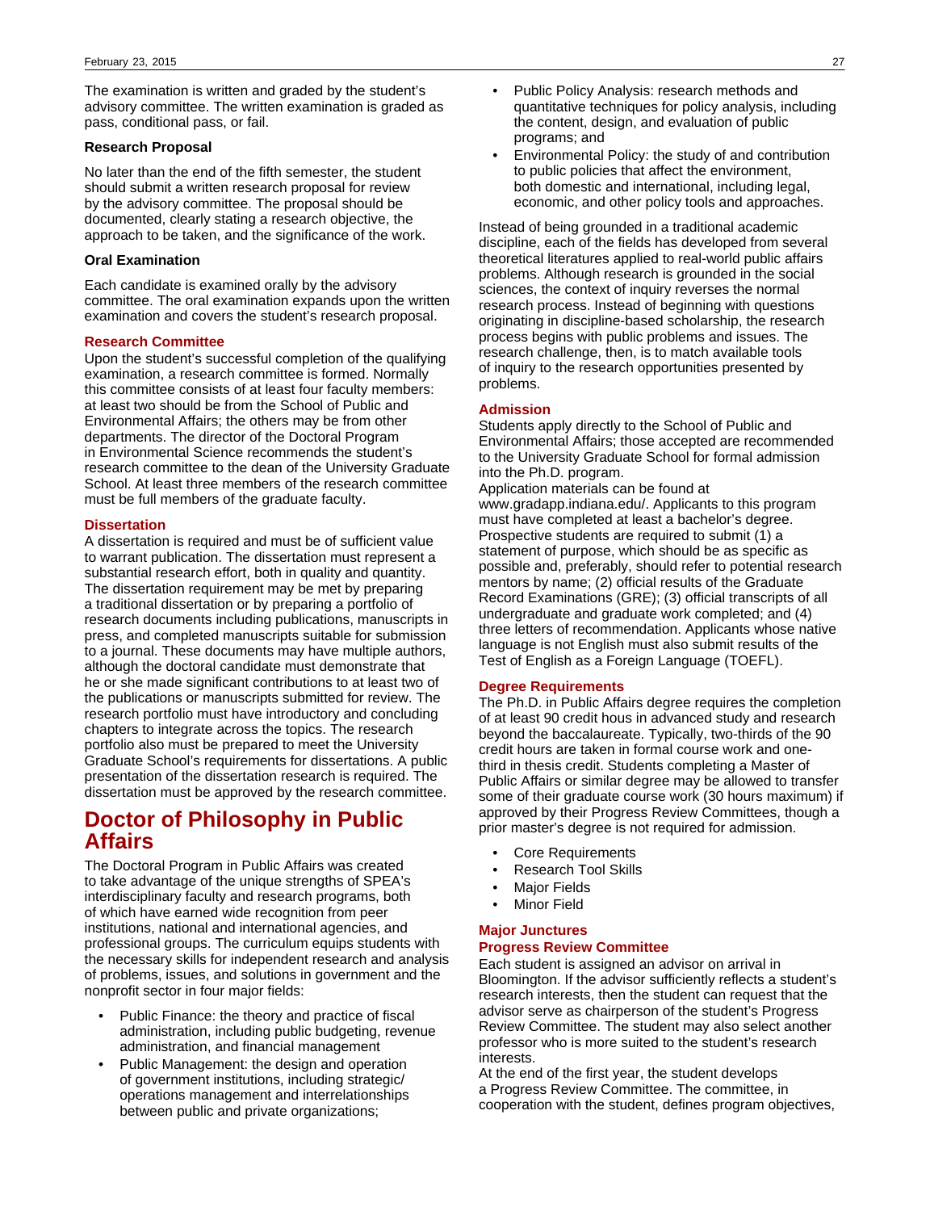The examination is written and graded by the student's advisory committee. The written examination is graded as pass, conditional pass, or fail.

**Research Proposal**

No later than the end of the fifth semester, the student should submit a written research proposal for review by the advisory committee. The proposal should be documented, clearly stating a research objective, the approach to be taken, and the significance of the work.

**Oral Examination**

Each candidate is examined orally by the advisory committee. The oral examination expands upon the written examination and covers the student's research proposal.

### Research Committee

Upon the student's successful completion of the qualifying examination, a research committee is formed. Normally this committee consists of at least four faculty members: at least two should be from the School of Public and Environmental Affairs; the others may be from other departments. The director of the Doctoral Program in Environmental Science recommends the student's research committee to the dean of the University Graduate School. At least three members of the research committee must be full members of the graduate faculty.

### Dissertation

A dissertation is required and must be of sufficient value to warrant publication. The dissertation must represent a substantial research effort, both in quality and quantity. The dissertation requirement may be met by preparing a traditional dissertation or by preparing a portfolio of research documents including publications, manuscripts in press, and completed manuscripts suitable for submission to a journal. These documents may have multiple authors, although the doctoral candidate must demonstrate that he or she made significant contributions to at least two of the publications or manuscripts submitted for review. The research portfolio must have introductory and concluding chapters to integrate across the topics. The research portfolio also must be prepared to meet the University Graduate School's requirements for dissertations. A public presentation of the dissertation research is required. The dissertation must be approved by the research committee.

# Doctor of Philosophy in Public Affairs

The Doctoral Program in Public Affairs was created to take advantage of the unique strengths of SPEA's interdisciplinary faculty and research programs, both of which have earned wide recognition from peer institutions, national and international agencies, and professional groups. The curriculum equips students with the necessary skills for independent research and analysis of problems, issues, and solutions in government and the nonprofit sector in four major fields:

- Public Finance: the theory and practice of fiscal administration, including public budgeting, revenue administration, and financial management
- Public Management: the design and operation of government institutions, including strategic/ operations management and interrelationships between public and private organizations;
- Public Policy Analysis: research methods and quantitative techniques for policy analysis, including the content, design, and evaluation of public programs; and
- Environmental Policy: the study of and contribution to public policies that affect the environment, both domestic and international, including legal, economic, and other policy tools and approaches.

Instead of being grounded in a traditional academic discipline, each of the fields has developed from several theoretical literatures applied to real-world public affairs problems. Although research is grounded in the social sciences, the context of inquiry reverses the normal research process. Instead of beginning with questions originating in discipline-based scholarship, the research process begins with public problems and issues. The research challenge, then, is to match available tools of inquiry to the research opportunities presented by problems.

### Admission

Students apply directly to the School of Public and Environmental Affairs; those accepted are recommended to the University Graduate School for formal admission into the Ph.D. program.

Application materials can be found at www.gradapp.indiana.edu/. Applicants to this program must have completed at least a bachelor's degree. Prospective students are required to submit (1) a statement of purpose, which should be as specific as possible and, preferably, should refer to potential research mentors by name; (2) official results of the Graduate Record Examinations (GRE); (3) official transcripts of all undergraduate and graduate work completed; and (4) three letters of recommendation. Applicants whose native language is not English must also submit results of the Test of English as a Foreign Language (TOEFL).

### Degree Requirements

The Ph.D. in Public Affairs degree requires the completion of at least 90 credit hous in advanced study and research beyond the baccalaureate. Typically, two-thirds of the 90 credit hours are taken in formal course work and one-third in thesis credit. Students completing a Master of Public Affairs or similar degree may be allowed to transfer some of their graduate course work (30 hours maximum) if approved by their Progress Review Committees, though a prior master's degree is not required for admission.

- Core Requirements
- Research Tool Skills
- Major Fields
- Minor Field

### Major Junctures

### Progress Review Committee

Each student is assigned an advisor on arrival in Bloomington. If the advisor sufficiently reflects a student's research interests, then the student can request that the advisor serve as chairperson of the student's Progress Review Committee. The student may also select another professor who is more suited to the student's research interests.

At the end of the first year, the student develops a Progress Review Committee. The committee, in cooperation with the student, defines program objectives,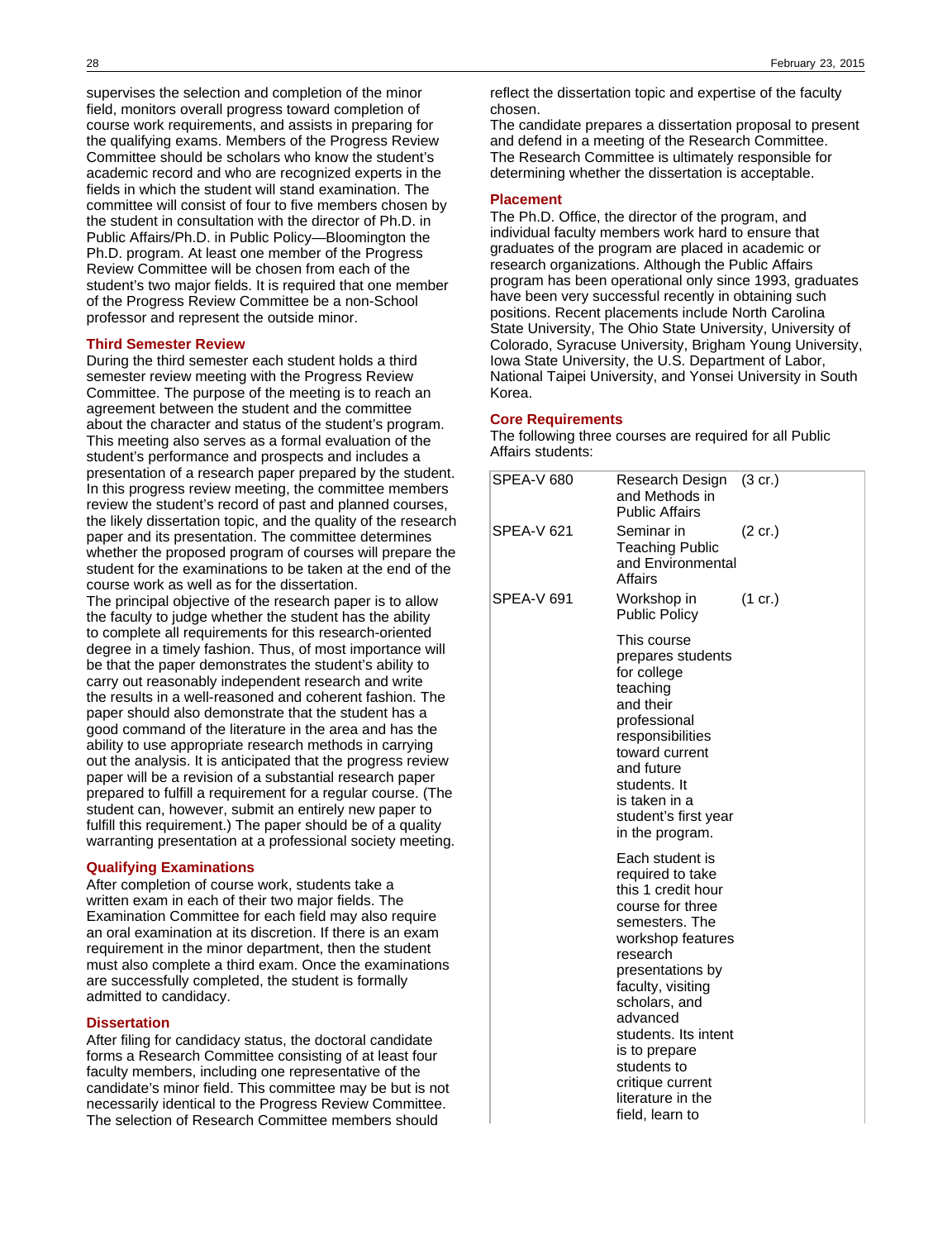supervises the selection and completion of the minor field, monitors overall progress toward completion of course work requirements, and assists in preparing for the qualifying exams. Members of the Progress Review Committee should be scholars who know the student's academic record and who are recognized experts in the fields in which the student will stand examination. The committee will consist of four to five members chosen by the student in consultation with the director of Ph.D. in Public Affairs/Ph.D. in Public Policy—Bloomington the Ph.D. program. At least one member of the Progress Review Committee will be chosen from each of the student's two major fields. It is required that one member of the Progress Review Committee be a non-School professor and represent the outside minor.

### Third Semester Review

During the third semester each student holds a third semester review meeting with the Progress Review Committee. The purpose of the meeting is to reach an agreement between the student and the committee about the character and status of the student's program. This meeting also serves as a formal evaluation of the student's performance and prospects and includes a presentation of a research paper prepared by the student. In this progress review meeting, the committee members review the student's record of past and planned courses, the likely dissertation topic, and the quality of the research paper and its presentation. The committee determines whether the proposed program of courses will prepare the student for the examinations to be taken at the end of the course work as well as for the dissertation.

The principal objective of the research paper is to allow the faculty to judge whether the student has the ability to complete all requirements for this research-oriented degree in a timely fashion. Thus, of most importance will be that the paper demonstrates the student's ability to carry out reasonably independent research and write the results in a well-reasoned and coherent fashion. The paper should also demonstrate that the student has a good command of the literature in the area and has the ability to use appropriate research methods in carrying out the analysis. It is anticipated that the progress review paper will be a revision of a substantial research paper prepared to fulfill a requirement for a regular course. (The student can, however, submit an entirely new paper to fulfill this requirement.) The paper should be of a quality warranting presentation at a professional society meeting.

### Qualifying Examinations

After completion of course work, students take a written exam in each of their two major fields. The Examination Committee for each field may also require an oral examination at its discretion. If there is an exam requirement in the minor department, then the student must also complete a third exam. Once the examinations are successfully completed, the student is formally admitted to candidacy.

### Dissertation

After filing for candidacy status, the doctoral candidate forms a Research Committee consisting of at least four faculty members, including one representative of the candidate's minor field. This committee may be but is not necessarily identical to the Progress Review Committee. The selection of Research Committee members should reflect the dissertation topic and expertise of the faculty chosen.

The candidate prepares a dissertation proposal to present and defend in a meeting of the Research Committee. The Research Committee is ultimately responsible for determining whether the dissertation is acceptable.

### Placement

The Ph.D. Office, the director of the program, and individual faculty members work hard to ensure that graduates of the program are placed in academic or research organizations. Although the Public Affairs program has been operational only since 1993, graduates have been very successful recently in obtaining such positions. Recent placements include North Carolina State University, The Ohio State University, University of Colorado, Syracuse University, Brigham Young University, Iowa State University, the U.S. Department of Labor, National Taipei University, and Yonsei University in South Korea.

### Core Requirements

The following three courses are required for all Public Affairs students:

| | | |
|---|---|---|
| SPEA-V 680 | Research Design and Methods in Public Affairs | (3 cr.) |
| SPEA-V 621 | Seminar in Teaching Public and Environmental Affairs | (2 cr.) |
| SPEA-V 691 | Workshop in Public Policy | (1 cr.) |
| | This course prepares students for college teaching and their professional responsibilities toward current and future students. It is taken in a student's first year in the program. | |
| | Each student is required to take this 1 credit hour course for three semesters. The workshop features research presentations by faculty, visiting scholars, and advanced students. Its intent is to prepare students to critique current literature in the field, learn to | |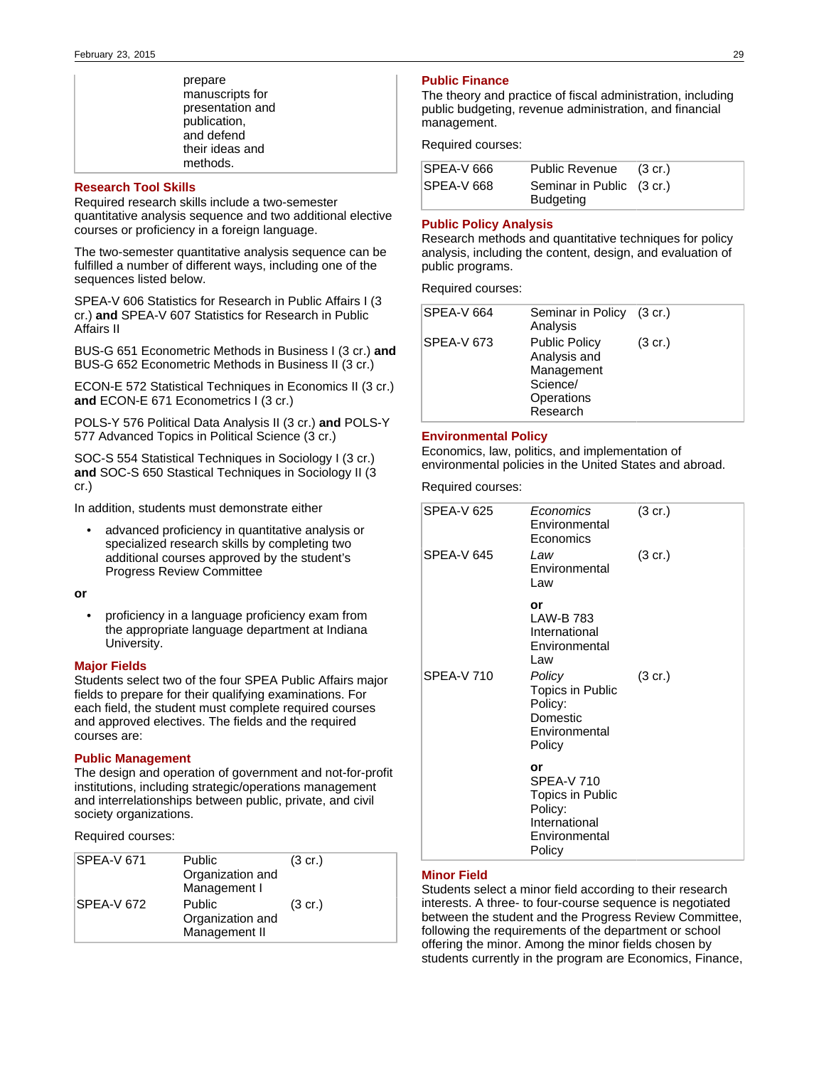| | prepare manuscripts for presentation and publication, and defend their ideas and methods. |
|---|---|

## Research Tool Skills

Required research skills include a two-semester quantitative analysis sequence and two additional elective courses or proficiency in a foreign language.

The two-semester quantitative analysis sequence can be fulfilled a number of different ways, including one of the sequences listed below.

SPEA-V 606 Statistics for Research in Public Affairs I (3 cr.) **and** SPEA-V 607 Statistics for Research in Public Affairs II

BUS-G 651 Econometric Methods in Business I (3 cr.) **and** BUS-G 652 Econometric Methods in Business II (3 cr.)

ECON-E 572 Statistical Techniques in Economics II (3 cr.) **and** ECON-E 671 Econometrics I (3 cr.)

POLS-Y 576 Political Data Analysis II (3 cr.) **and** POLS-Y 577 Advanced Topics in Political Science (3 cr.)

SOC-S 554 Statistical Techniques in Sociology I (3 cr.) **and** SOC-S 650 Stastical Techniques in Sociology II (3 cr.)

In addition, students must demonstrate either

- advanced proficiency in quantitative analysis or specialized research skills by completing two additional courses approved by the student's Progress Review Committee

**or**

- proficiency in a language proficiency exam from the appropriate language department at Indiana University.

## Major Fields

Students select two of the four SPEA Public Affairs major fields to prepare for their qualifying examinations. For each field, the student must complete required courses and approved electives. The fields and the required courses are:

### Public Management

The design and operation of government and not-for-profit institutions, including strategic/operations management and interrelationships between public, private, and civil society organizations.

Required courses:

| | | |
|---|---|---|
| SPEA-V 671 | Public Organization and Management I | (3 cr.) |
| SPEA-V 672 | Public Organization and Management II | (3 cr.) |

### Public Finance

The theory and practice of fiscal administration, including public budgeting, revenue administration, and financial management.

Required courses:

| | | |
|---|---|---|
| SPEA-V 666 | Public Revenue | (3 cr.) |
| SPEA-V 668 | Seminar in Public Budgeting | (3 cr.) |

### Public Policy Analysis

Research methods and quantitative techniques for policy analysis, including the content, design, and evaluation of public programs.

Required courses:

| | | |
|---|---|---|
| SPEA-V 664 | Seminar in Policy Analysis | (3 cr.) |
| SPEA-V 673 | Public Policy Analysis and Management Science/ Operations Research | (3 cr.) |

### Environmental Policy

Economics, law, politics, and implementation of environmental policies in the United States and abroad.

Required courses:

| | | |
|---|---|---|
| SPEA-V 625 | *Economics* Environmental Economics | (3 cr.) |
| SPEA-V 645 | *Law* Environmental Law<br><br>**or** LAW-B 783 International Environmental Law | (3 cr.) |
| SPEA-V 710 | *Policy* Topics in Public Policy: Domestic Environmental Policy<br><br>**or** SPEA-V 710 Topics in Public Policy: International Environmental Policy | (3 cr.) |

## Minor Field

Students select a minor field according to their research interests. A three- to four-course sequence is negotiated between the student and the Progress Review Committee, following the requirements of the department or school offering the minor. Among the minor fields chosen by students currently in the program are Economics, Finance,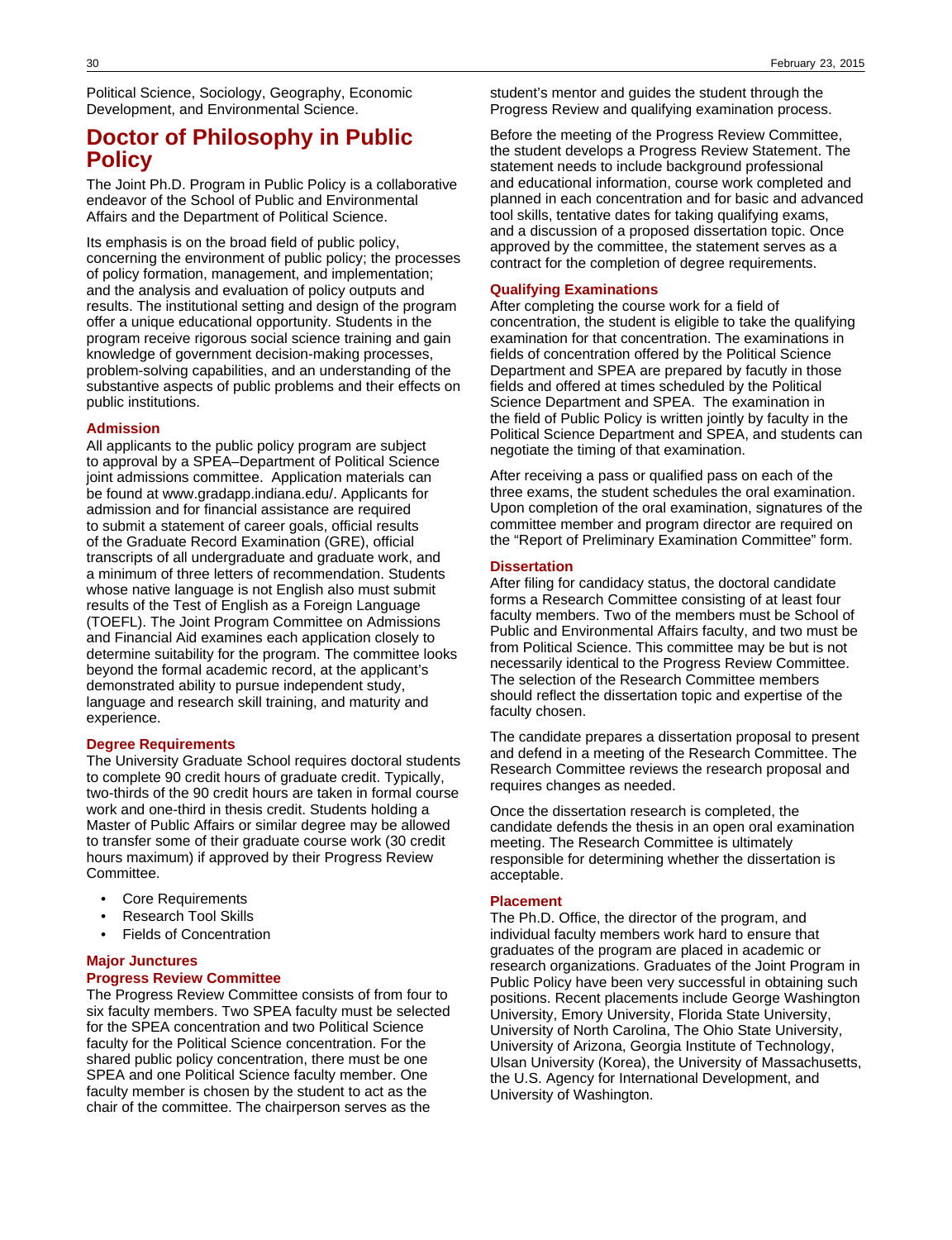Political Science, Sociology, Geography, Economic Development, and Environmental Science.

# Doctor of Philosophy in Public Policy

The Joint Ph.D. Program in Public Policy is a collaborative endeavor of the School of Public and Environmental Affairs and the Department of Political Science.

Its emphasis is on the broad field of public policy, concerning the environment of public policy; the processes of policy formation, management, and implementation; and the analysis and evaluation of policy outputs and results. The institutional setting and design of the program offer a unique educational opportunity. Students in the program receive rigorous social science training and gain knowledge of government decision-making processes, problem-solving capabilities, and an understanding of the substantive aspects of public problems and their effects on public institutions.

### Admission

All applicants to the public policy program are subject to approval by a SPEA–Department of Political Science joint admissions committee. Application materials can be found at www.gradapp.indiana.edu/. Applicants for admission and for financial assistance are required to submit a statement of career goals, official results of the Graduate Record Examination (GRE), official transcripts of all undergraduate and graduate work, and a minimum of three letters of recommendation. Students whose native language is not English also must submit results of the Test of English as a Foreign Language (TOEFL). The Joint Program Committee on Admissions and Financial Aid examines each application closely to determine suitability for the program. The committee looks beyond the formal academic record, at the applicant's demonstrated ability to pursue independent study, language and research skill training, and maturity and experience.

### Degree Requirements

The University Graduate School requires doctoral students to complete 90 credit hours of graduate credit. Typically, two-thirds of the 90 credit hours are taken in formal course work and one-third in thesis credit. Students holding a Master of Public Affairs or similar degree may be allowed to transfer some of their graduate course work (30 credit hours maximum) if approved by their Progress Review Committee.

- Core Requirements
- Research Tool Skills
- Fields of Concentration

### Major Junctures

### Progress Review Committee

The Progress Review Committee consists of from four to six faculty members. Two SPEA faculty must be selected for the SPEA concentration and two Political Science faculty for the Political Science concentration. For the shared public policy concentration, there must be one SPEA and one Political Science faculty member. One faculty member is chosen by the student to act as the chair of the committee. The chairperson serves as the student's mentor and guides the student through the Progress Review and qualifying examination process.

Before the meeting of the Progress Review Committee, the student develops a Progress Review Statement. The statement needs to include background professional and educational information, course work completed and planned in each concentration and for basic and advanced tool skills, tentative dates for taking qualifying exams, and a discussion of a proposed dissertation topic. Once approved by the committee, the statement serves as a contract for the completion of degree requirements.

### Qualifying Examinations

After completing the course work for a field of concentration, the student is eligible to take the qualifying examination for that concentration. The examinations in fields of concentration offered by the Political Science Department and SPEA are prepared by facutly in those fields and offered at times scheduled by the Political Science Department and SPEA. The examination in the field of Public Policy is written jointly by faculty in the Political Science Department and SPEA, and students can negotiate the timing of that examination.

After receiving a pass or qualified pass on each of the three exams, the student schedules the oral examination. Upon completion of the oral examination, signatures of the committee member and program director are required on the "Report of Preliminary Examination Committee" form.

### Dissertation

After filing for candidacy status, the doctoral candidate forms a Research Committee consisting of at least four faculty members. Two of the members must be School of Public and Environmental Affairs faculty, and two must be from Political Science. This committee may be but is not necessarily identical to the Progress Review Committee. The selection of the Research Committee members should reflect the dissertation topic and expertise of the faculty chosen.

The candidate prepares a dissertation proposal to present and defend in a meeting of the Research Committee. The Research Committee reviews the research proposal and requires changes as needed.

Once the dissertation research is completed, the candidate defends the thesis in an open oral examination meeting. The Research Committee is ultimately responsible for determining whether the dissertation is acceptable.

### Placement

The Ph.D. Office, the director of the program, and individual faculty members work hard to ensure that graduates of the program are placed in academic or research organizations. Graduates of the Joint Program in Public Policy have been very successful in obtaining such positions. Recent placements include George Washington University, Emory University, Florida State University, University of North Carolina, The Ohio State University, University of Arizona, Georgia Institute of Technology, Ulsan University (Korea), the University of Massachusetts, the U.S. Agency for International Development, and University of Washington.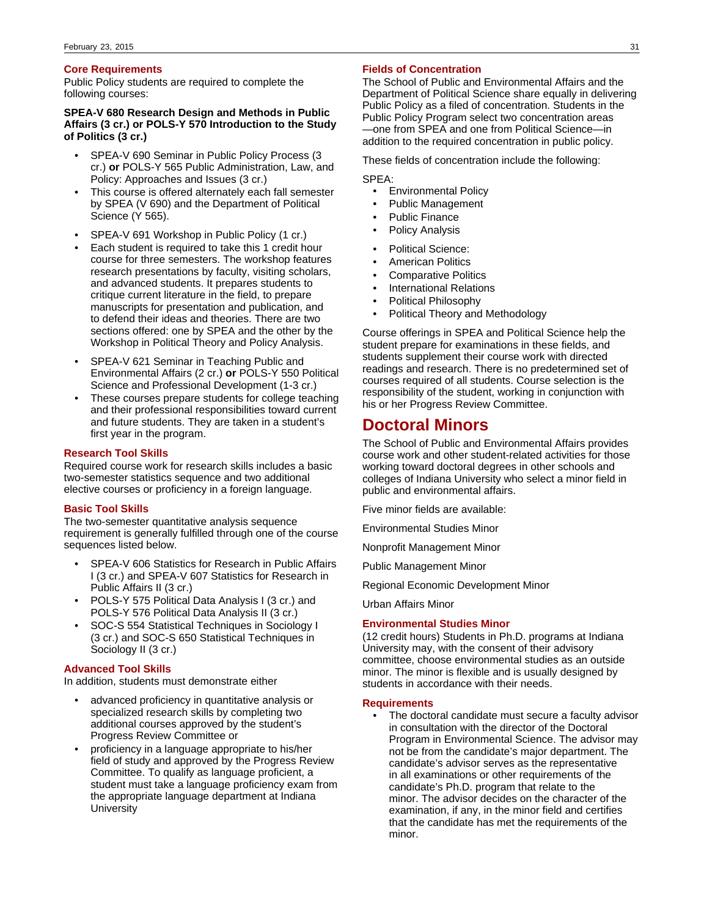### Core Requirements

Public Policy students are required to complete the following courses:

**SPEA-V 680 Research Design and Methods in Public Affairs (3 cr.) or POLS-Y 570 Introduction to the Study of Politics (3 cr.)**

- SPEA-V 690 Seminar in Public Policy Process (3 cr.) **or** POLS-Y 565 Public Administration, Law, and Policy: Approaches and Issues (3 cr.)
- This course is offered alternately each fall semester by SPEA (V 690) and the Department of Political Science (Y 565).

- SPEA-V 691 Workshop in Public Policy (1 cr.)
- Each student is required to take this 1 credit hour course for three semesters. The workshop features research presentations by faculty, visiting scholars, and advanced students. It prepares students to critique current literature in the field, to prepare manuscripts for presentation and publication, and to defend their ideas and theories. There are two sections offered: one by SPEA and the other by the Workshop in Political Theory and Policy Analysis.

- SPEA-V 621 Seminar in Teaching Public and Environmental Affairs (2 cr.) **or** POLS-Y 550 Political Science and Professional Development (1-3 cr.)
- These courses prepare students for college teaching and their professional responsibilities toward current and future students. They are taken in a student's first year in the program.

### Research Tool Skills

Required course work for research skills includes a basic two-semester statistics sequence and two additional elective courses or proficiency in a foreign language.

### Basic Tool Skills

The two-semester quantitative analysis sequence requirement is generally fulfilled through one of the course sequences listed below.

- SPEA-V 606 Statistics for Research in Public Affairs I (3 cr.) and SPEA-V 607 Statistics for Research in Public Affairs II (3 cr.)
- POLS-Y 575 Political Data Analysis I (3 cr.) and POLS-Y 576 Political Data Analysis II (3 cr.)
- SOC-S 554 Statistical Techniques in Sociology I (3 cr.) and SOC-S 650 Statistical Techniques in Sociology II (3 cr.)

### Advanced Tool Skills

In addition, students must demonstrate either

- advanced proficiency in quantitative analysis or specialized research skills by completing two additional courses approved by the student's Progress Review Committee or
- proficiency in a language appropriate to his/her field of study and approved by the Progress Review Committee. To qualify as language proficient, a student must take a language proficiency exam from the appropriate language department at Indiana University

### Fields of Concentration

The School of Public and Environmental Affairs and the Department of Political Science share equally in delivering Public Policy as a filed of concentration. Students in the Public Policy Program select two concentration areas —one from SPEA and one from Political Science—in addition to the required concentration in public policy.

These fields of concentration include the following:

SPEA:

- Environmental Policy
- Public Management
- Public Finance
- Policy Analysis

- Political Science:
- American Politics
- Comparative Politics
- International Relations
- Political Philosophy
- Political Theory and Methodology

Course offerings in SPEA and Political Science help the student prepare for examinations in these fields, and students supplement their course work with directed readings and research. There is no predetermined set of courses required of all students. Course selection is the responsibility of the student, working in conjunction with his or her Progress Review Committee.

## Doctoral Minors

The School of Public and Environmental Affairs provides course work and other student-related activities for those working toward doctoral degrees in other schools and colleges of Indiana University who select a minor field in public and environmental affairs.

Five minor fields are available:

Environmental Studies Minor

Nonprofit Management Minor

Public Management Minor

Regional Economic Development Minor

Urban Affairs Minor

### Environmental Studies Minor

(12 credit hours) Students in Ph.D. programs at Indiana University may, with the consent of their advisory committee, choose environmental studies as an outside minor. The minor is flexible and is usually designed by students in accordance with their needs.

### Requirements

- The doctoral candidate must secure a faculty advisor in consultation with the director of the Doctoral Program in Environmental Science. The advisor may not be from the candidate's major department. The candidate's advisor serves as the representative in all examinations or other requirements of the candidate's Ph.D. program that relate to the minor. The advisor decides on the character of the examination, if any, in the minor field and certifies that the candidate has met the requirements of the minor.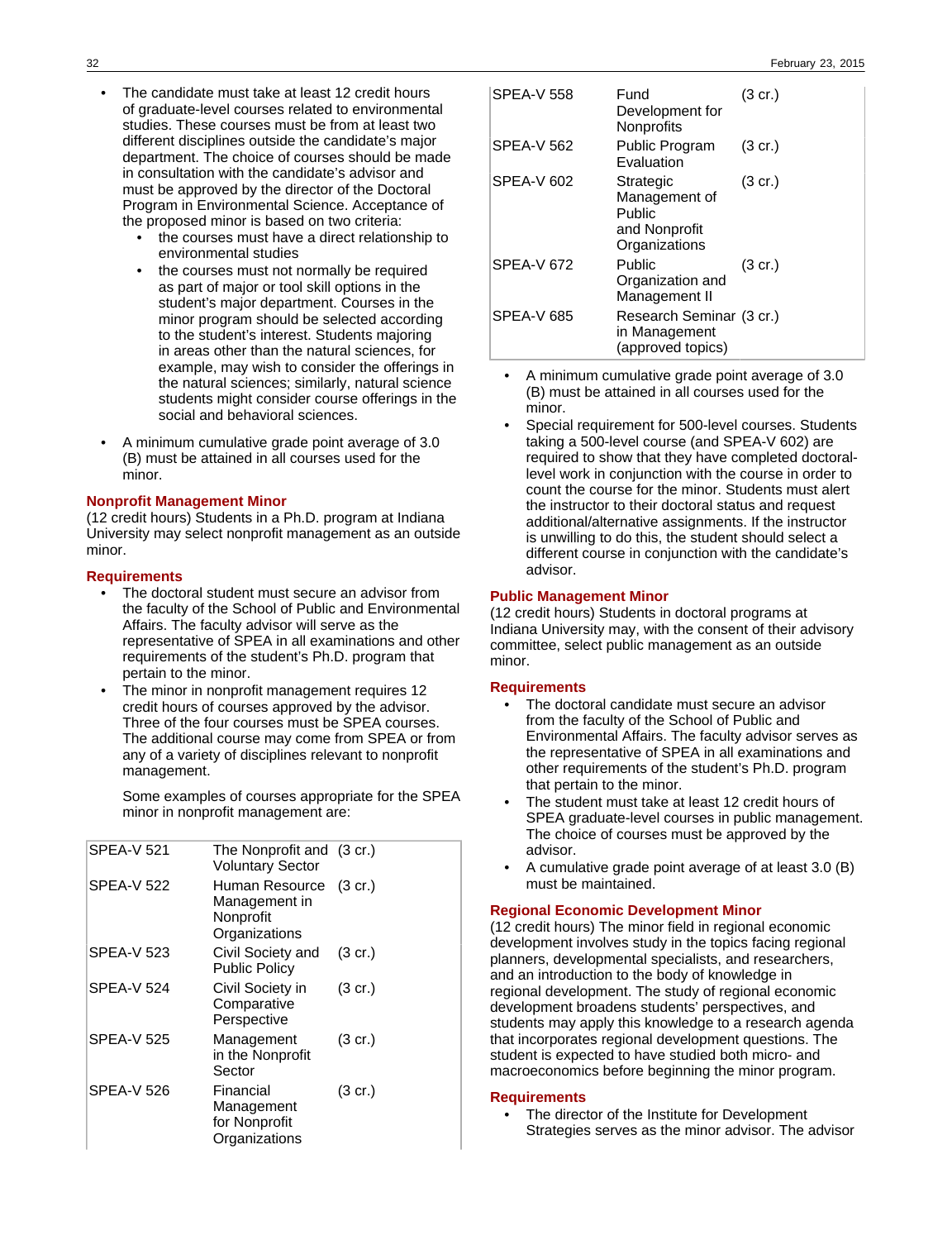- The candidate must take at least 12 credit hours of graduate-level courses related to environmental studies. These courses must be from at least two different disciplines outside the candidate's major department. The choice of courses should be made in consultation with the candidate's advisor and must be approved by the director of the Doctoral Program in Environmental Science. Acceptance of the proposed minor is based on two criteria:
  - the courses must have a direct relationship to environmental studies
  - the courses must not normally be required as part of major or tool skill options in the student's major department. Courses in the minor program should be selected according to the student's interest. Students majoring in areas other than the natural sciences, for example, may wish to consider the offerings in the natural sciences; similarly, natural science students might consider course offerings in the social and behavioral sciences.
- A minimum cumulative grade point average of 3.0 (B) must be attained in all courses used for the minor.

## Nonprofit Management Minor

(12 credit hours) Students in a Ph.D. program at Indiana University may select nonprofit management as an outside minor.

### Requirements

- The doctoral student must secure an advisor from the faculty of the School of Public and Environmental Affairs. The faculty advisor will serve as the representative of SPEA in all examinations and other requirements of the student's Ph.D. program that pertain to the minor.
- The minor in nonprofit management requires 12 credit hours of courses approved by the advisor. Three of the four courses must be SPEA courses. The additional course may come from SPEA or from any of a variety of disciplines relevant to nonprofit management.

  Some examples of courses appropriate for the SPEA minor in nonprofit management are:

| | | |
|---|---|---|
| SPEA-V 521 | The Nonprofit and Voluntary Sector | (3 cr.) |
| SPEA-V 522 | Human Resource Management in Nonprofit Organizations | (3 cr.) |
| SPEA-V 523 | Civil Society and Public Policy | (3 cr.) |
| SPEA-V 524 | Civil Society in Comparative Perspective | (3 cr.) |
| SPEA-V 525 | Management in the Nonprofit Sector | (3 cr.) |
| SPEA-V 526 | Financial Management for Nonprofit Organizations | |
| SPEA-V 558 | Fund Development for Nonprofits | (3 cr.) |
| SPEA-V 562 | Public Program Evaluation | (3 cr.) |
| SPEA-V 602 | Strategic Management of Public and Nonprofit Organizations | (3 cr.) |
| SPEA-V 672 | Public Organization and Management II | (3 cr.) |
| SPEA-V 685 | Research Seminar in Management (approved topics) | (3 cr.) |

- A minimum cumulative grade point average of 3.0 (B) must be attained in all courses used for the minor.
- Special requirement for 500-level courses. Students taking a 500-level course (and SPEA-V 602) are required to show that they have completed doctoral-level work in conjunction with the course in order to count the course for the minor. Students must alert the instructor to their doctoral status and request additional/alternative assignments. If the instructor is unwilling to do this, the student should select a different course in conjunction with the candidate's advisor.

## Public Management Minor

(12 credit hours) Students in doctoral programs at Indiana University may, with the consent of their advisory committee, select public management as an outside minor.

### Requirements

- The doctoral candidate must secure an advisor from the faculty of the School of Public and Environmental Affairs. The faculty advisor serves as the representative of SPEA in all examinations and other requirements of the student's Ph.D. program that pertain to the minor.
- The student must take at least 12 credit hours of SPEA graduate-level courses in public management. The choice of courses must be approved by the advisor.
- A cumulative grade point average of at least 3.0 (B) must be maintained.

## Regional Economic Development Minor

(12 credit hours) The minor field in regional economic development involves study in the topics facing regional planners, developmental specialists, and researchers, and an introduction to the body of knowledge in regional development. The study of regional economic development broadens students' perspectives, and students may apply this knowledge to a research agenda that incorporates regional development questions. The student is expected to have studied both micro- and macroeconomics before beginning the minor program.

### Requirements

- The director of the Institute for Development Strategies serves as the minor advisor. The advisor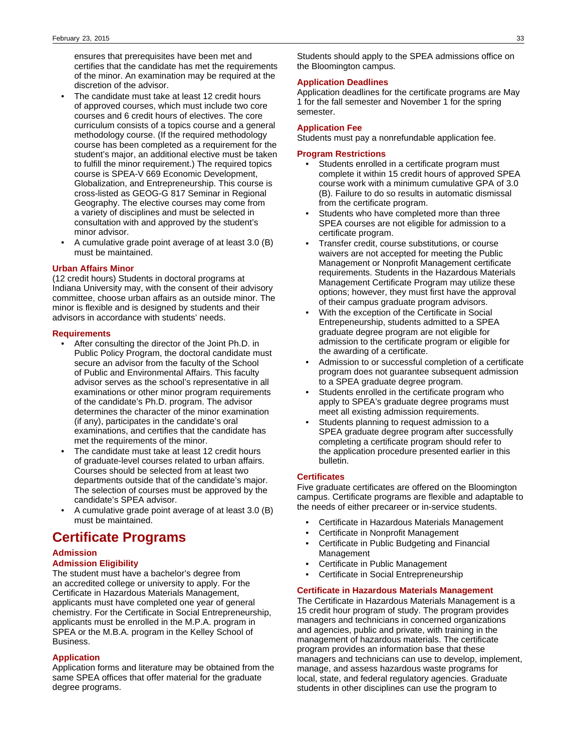ensures that prerequisites have been met and certifies that the candidate has met the requirements of the minor. An examination may be required at the discretion of the advisor.

- The candidate must take at least 12 credit hours of approved courses, which must include two core courses and 6 credit hours of electives. The core curriculum consists of a topics course and a general methodology course. (If the required methodology course has been completed as a requirement for the student's major, an additional elective must be taken to fulfill the minor requirement.) The required topics course is SPEA-V 669 Economic Development, Globalization, and Entrepreneurship. This course is cross-listed as GEOG-G 817 Seminar in Regional Geography. The elective courses may come from a variety of disciplines and must be selected in consultation with and approved by the student's minor advisor.
- A cumulative grade point average of at least 3.0 (B) must be maintained.

### Urban Affairs Minor

(12 credit hours) Students in doctoral programs at Indiana University may, with the consent of their advisory committee, choose urban affairs as an outside minor. The minor is flexible and is designed by students and their advisors in accordance with students' needs.

### Requirements

- After consulting the director of the Joint Ph.D. in Public Policy Program, the doctoral candidate must secure an advisor from the faculty of the School of Public and Environmental Affairs. This faculty advisor serves as the school's representative in all examinations or other minor program requirements of the candidate's Ph.D. program. The advisor determines the character of the minor examination (if any), participates in the candidate's oral examinations, and certifies that the candidate has met the requirements of the minor.
- The candidate must take at least 12 credit hours of graduate-level courses related to urban affairs. Courses should be selected from at least two departments outside that of the candidate's major. The selection of courses must be approved by the candidate's SPEA advisor.
- A cumulative grade point average of at least 3.0 (B) must be maintained.

# Certificate Programs

### Admission

### Admission Eligibility

The student must have a bachelor's degree from an accredited college or university to apply. For the Certificate in Hazardous Materials Management, applicants must have completed one year of general chemistry. For the Certificate in Social Entrepreneurship, applicants must be enrolled in the M.P.A. program in SPEA or the M.B.A. program in the Kelley School of Business.

### Application

Application forms and literature may be obtained from the same SPEA offices that offer material for the graduate degree programs.

Students should apply to the SPEA admissions office on the Bloomington campus.

### Application Deadlines

Application deadlines for the certificate programs are May 1 for the fall semester and November 1 for the spring semester.

### Application Fee

Students must pay a nonrefundable application fee.

### Program Restrictions

- Students enrolled in a certificate program must complete it within 15 credit hours of approved SPEA course work with a minimum cumulative GPA of 3.0 (B). Failure to do so results in automatic dismissal from the certificate program.
- Students who have completed more than three SPEA courses are not eligible for admission to a certificate program.
- Transfer credit, course substitutions, or course waivers are not accepted for meeting the Public Management or Nonprofit Management certificate requirements. Students in the Hazardous Materials Management Certificate Program may utilize these options; however, they must first have the approval of their campus graduate program advisors.
- With the exception of the Certificate in Social Entrepeneurship, students admitted to a SPEA graduate degree program are not eligible for admission to the certificate program or eligible for the awarding of a certificate.
- Admission to or successful completion of a certificate program does not guarantee subsequent admission to a SPEA graduate degree program.
- Students enrolled in the certificate program who apply to SPEA's graduate degree programs must meet all existing admission requirements.
- Students planning to request admission to a SPEA graduate degree program after successfully completing a certificate program should refer to the application procedure presented earlier in this bulletin.

### Certificates

Five graduate certificates are offered on the Bloomington campus. Certificate programs are flexible and adaptable to the needs of either precareer or in-service students.

- Certificate in Hazardous Materials Management
- Certificate in Nonprofit Management
- Certificate in Public Budgeting and Financial Management
- Certificate in Public Management
- Certificate in Social Entrepreneurship

### Certificate in Hazardous Materials Management

The Certificate in Hazardous Materials Management is a 15 credit hour program of study. The program provides managers and technicians in concerned organizations and agencies, public and private, with training in the management of hazardous materials. The certificate program provides an information base that these managers and technicians can use to develop, implement, manage, and assess hazardous waste programs for local, state, and federal regulatory agencies. Graduate students in other disciplines can use the program to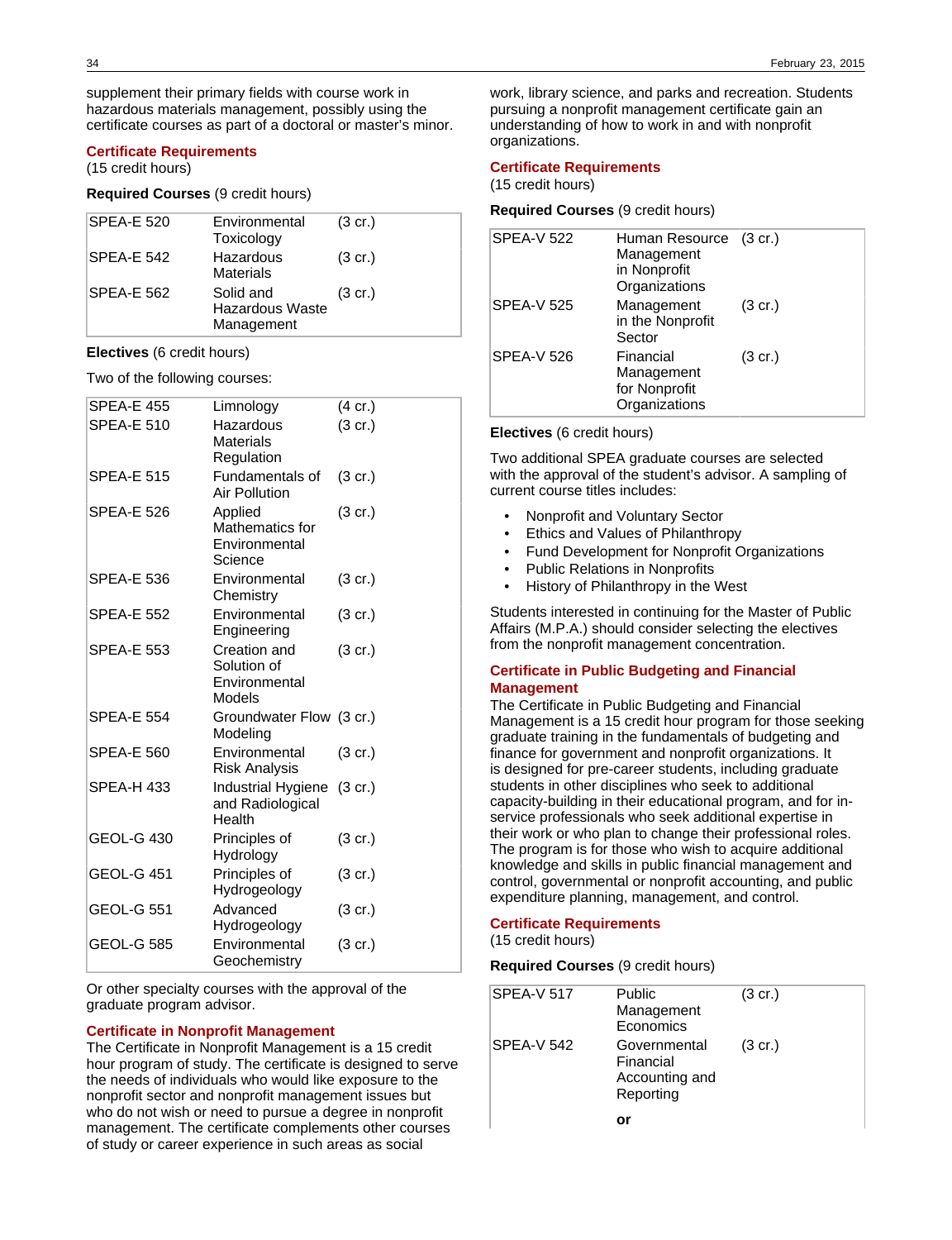supplement their primary fields with course work in hazardous materials management, possibly using the certificate courses as part of a doctoral or master's minor.

### Certificate Requirements

(15 credit hours)

**Required Courses** (9 credit hours)

| | | |
|---|---|---|
| SPEA-E 520 | Environmental Toxicology | (3 cr.) |
| SPEA-E 542 | Hazardous Materials | (3 cr.) |
| SPEA-E 562 | Solid and Hazardous Waste Management | (3 cr.) |

**Electives** (6 credit hours)

Two of the following courses:

| | | |
|---|---|---|
| SPEA-E 455 | Limnology | (4 cr.) |
| SPEA-E 510 | Hazardous Materials Regulation | (3 cr.) |
| SPEA-E 515 | Fundamentals of Air Pollution | (3 cr.) |
| SPEA-E 526 | Applied Mathematics for Environmental Science | (3 cr.) |
| SPEA-E 536 | Environmental Chemistry | (3 cr.) |
| SPEA-E 552 | Environmental Engineering | (3 cr.) |
| SPEA-E 553 | Creation and Solution of Environmental Models | (3 cr.) |
| SPEA-E 554 | Groundwater Flow Modeling | (3 cr.) |
| SPEA-E 560 | Environmental Risk Analysis | (3 cr.) |
| SPEA-H 433 | Industrial Hygiene and Radiological Health | (3 cr.) |
| GEOL-G 430 | Principles of Hydrology | (3 cr.) |
| GEOL-G 451 | Principles of Hydrogeology | (3 cr.) |
| GEOL-G 551 | Advanced Hydrogeology | (3 cr.) |
| GEOL-G 585 | Environmental Geochemistry | (3 cr.) |

Or other specialty courses with the approval of the graduate program advisor.

## Certificate in Nonprofit Management

The Certificate in Nonprofit Management is a 15 credit hour program of study. The certificate is designed to serve the needs of individuals who would like exposure to the nonprofit sector and nonprofit management issues but who do not wish or need to pursue a degree in nonprofit management. The certificate complements other courses of study or career experience in such areas as social work, library science, and parks and recreation. Students pursuing a nonprofit management certificate gain an understanding of how to work in and with nonprofit organizations.

### Certificate Requirements

(15 credit hours)

**Required Courses** (9 credit hours)

| | | |
|---|---|---|
| SPEA-V 522 | Human Resource Management in Nonprofit Organizations | (3 cr.) |
| SPEA-V 525 | Management in the Nonprofit Sector | (3 cr.) |
| SPEA-V 526 | Financial Management for Nonprofit Organizations | (3 cr.) |

**Electives** (6 credit hours)

Two additional SPEA graduate courses are selected with the approval of the student's advisor. A sampling of current course titles includes:

- Nonprofit and Voluntary Sector
- Ethics and Values of Philanthropy
- Fund Development for Nonprofit Organizations
- Public Relations in Nonprofits
- History of Philanthropy in the West

Students interested in continuing for the Master of Public Affairs (M.P.A.) should consider selecting the electives from the nonprofit management concentration.

## Certificate in Public Budgeting and Financial Management

The Certificate in Public Budgeting and Financial Management is a 15 credit hour program for those seeking graduate training in the fundamentals of budgeting and finance for government and nonprofit organizations. It is designed for pre-career students, including graduate students in other disciplines who seek to additional capacity-building in their educational program, and for in-service professionals who seek additional expertise in their work or who plan to change their professional roles. The program is for those who wish to acquire additional knowledge and skills in public financial management and control, governmental or nonprofit accounting, and public expenditure planning, management, and control.

### Certificate Requirements

(15 credit hours)

**Required Courses** (9 credit hours)

| | | |
|---|---|---|
| SPEA-V 517 | Public Management Economics | (3 cr.) |
| SPEA-V 542 | Governmental Financial Accounting and Reporting | (3 cr.) |
| | **or** | |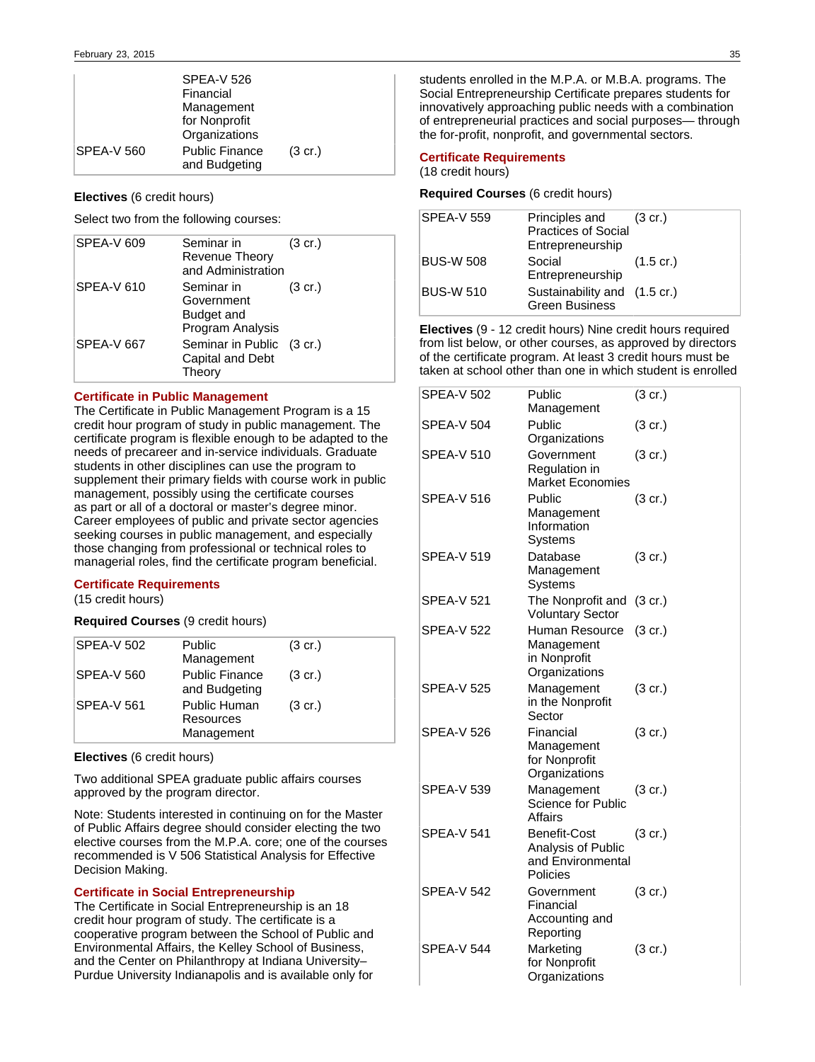| | | |
|---|---|---|
| | SPEA-V 526 Financial Management for Nonprofit Organizations | |
| SPEA-V 560 | Public Finance and Budgeting | (3 cr.) |

**Electives** (6 credit hours)

Select two from the following courses:

| | | |
|---|---|---|
| SPEA-V 609 | Seminar in Revenue Theory and Administration | (3 cr.) |
| SPEA-V 610 | Seminar in Government Budget and Program Analysis | (3 cr.) |
| SPEA-V 667 | Seminar in Public Capital and Debt Theory | (3 cr.) |

## Certificate in Public Management

The Certificate in Public Management Program is a 15 credit hour program of study in public management. The certificate program is flexible enough to be adapted to the needs of precareer and in-service individuals. Graduate students in other disciplines can use the program to supplement their primary fields with course work in public management, possibly using the certificate courses as part or all of a doctoral or master's degree minor. Career employees of public and private sector agencies seeking courses in public management, and especially those changing from professional or technical roles to managerial roles, find the certificate program beneficial.

### Certificate Requirements

(15 credit hours)

**Required Courses** (9 credit hours)

| | | |
|---|---|---|
| SPEA-V 502 | Public Management | (3 cr.) |
| SPEA-V 560 | Public Finance and Budgeting | (3 cr.) |
| SPEA-V 561 | Public Human Resources Management | (3 cr.) |

**Electives** (6 credit hours)

Two additional SPEA graduate public affairs courses approved by the program director.

Note: Students interested in continuing on for the Master of Public Affairs degree should consider electing the two elective courses from the M.P.A. core; one of the courses recommended is V 506 Statistical Analysis for Effective Decision Making.

## Certificate in Social Entrepreneurship

The Certificate in Social Entrepreneurship is an 18 credit hour program of study. The certificate is a cooperative program between the School of Public and Environmental Affairs, the Kelley School of Business, and the Center on Philanthropy at Indiana University–Purdue University Indianapolis and is available only for students enrolled in the M.P.A. or M.B.A. programs. The Social Entrepreneurship Certificate prepares students for innovatively approaching public needs with a combination of entrepreneurial practices and social purposes— through the for-profit, nonprofit, and governmental sectors.

### Certificate Requirements

(18 credit hours)

**Required Courses** (6 credit hours)

| | | |
|---|---|---|
| SPEA-V 559 | Principles and Practices of Social Entrepreneurship | (3 cr.) |
| BUS-W 508 | Social Entrepreneurship | (1.5 cr.) |
| BUS-W 510 | Sustainability and Green Business | (1.5 cr.) |

**Electives** (9 - 12 credit hours) Nine credit hours required from list below, or other courses, as approved by directors of the certificate program. At least 3 credit hours must be taken at school other than one in which student is enrolled

| | | |
|---|---|---|
| SPEA-V 502 | Public Management | (3 cr.) |
| SPEA-V 504 | Public Organizations | (3 cr.) |
| SPEA-V 510 | Government Regulation in Market Economies | (3 cr.) |
| SPEA-V 516 | Public Management Information Systems | (3 cr.) |
| SPEA-V 519 | Database Management Systems | (3 cr.) |
| SPEA-V 521 | The Nonprofit and Voluntary Sector | (3 cr.) |
| SPEA-V 522 | Human Resource Management in Nonprofit Organizations | (3 cr.) |
| SPEA-V 525 | Management in the Nonprofit Sector | (3 cr.) |
| SPEA-V 526 | Financial Management for Nonprofit Organizations | (3 cr.) |
| SPEA-V 539 | Management Science for Public Affairs | (3 cr.) |
| SPEA-V 541 | Benefit-Cost Analysis of Public and Environmental Policies | (3 cr.) |
| SPEA-V 542 | Government Financial Accounting and Reporting | (3 cr.) |
| SPEA-V 544 | Marketing for Nonprofit Organizations | (3 cr.) |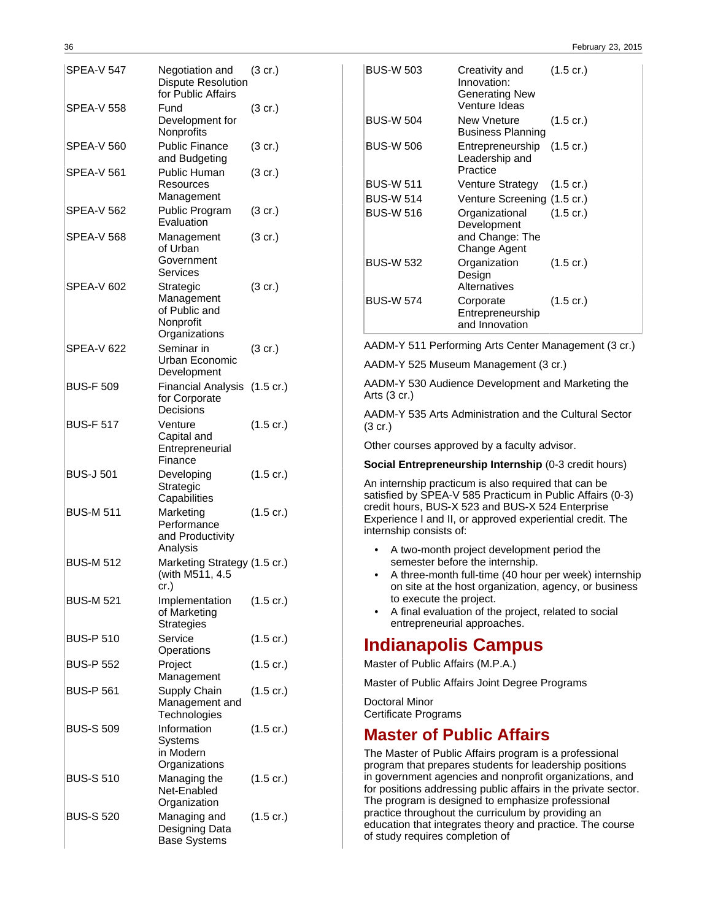| | | |
|---|---|---|
| SPEA-V 547 | Negotiation and Dispute Resolution for Public Affairs | (3 cr.) |
| SPEA-V 558 | Fund Development for Nonprofits | (3 cr.) |
| SPEA-V 560 | Public Finance and Budgeting | (3 cr.) |
| SPEA-V 561 | Public Human Resources Management | (3 cr.) |
| SPEA-V 562 | Public Program Evaluation | (3 cr.) |
| SPEA-V 568 | Management of Urban Government Services | (3 cr.) |
| SPEA-V 602 | Strategic Management of Public and Nonprofit Organizations | (3 cr.) |
| SPEA-V 622 | Seminar in Urban Economic Development | (3 cr.) |
| BUS-F 509 | Financial Analysis for Corporate Decisions | (1.5 cr.) |
| BUS-F 517 | Venture Capital and Entrepreneurial Finance | (1.5 cr.) |
| BUS-J 501 | Developing Strategic Capabilities | (1.5 cr.) |
| BUS-M 511 | Marketing Performance and Productivity Analysis | (1.5 cr.) |
| BUS-M 512 | Marketing Strategy (with M511, 4.5 cr.) | (1.5 cr.) |
| BUS-M 521 | Implementation of Marketing Strategies | (1.5 cr.) |
| BUS-P 510 | Service Operations | (1.5 cr.) |
| BUS-P 552 | Project Management | (1.5 cr.) |
| BUS-P 561 | Supply Chain Management and Technologies | (1.5 cr.) |
| BUS-S 509 | Information Systems in Modern Organizations | (1.5 cr.) |
| BUS-S 510 | Managing the Net-Enabled Organization | (1.5 cr.) |
| BUS-S 520 | Managing and Designing Data Base Systems | (1.5 cr.) |
| BUS-W 503 | Creativity and Innovation: Generating New Venture Ideas | (1.5 cr.) |
| BUS-W 504 | New Vneture Business Planning | (1.5 cr.) |
| BUS-W 506 | Entrepreneurship Leadership and Practice | (1.5 cr.) |
| BUS-W 511 | Venture Strategy | (1.5 cr.) |
| BUS-W 514 | Venture Screening | (1.5 cr.) |
| BUS-W 516 | Organizational Development and Change: The Change Agent | (1.5 cr.) |
| BUS-W 532 | Organization Design Alternatives | (1.5 cr.) |
| BUS-W 574 | Corporate Entrepreneurship and Innovation | (1.5 cr.) |

AADM-Y 511 Performing Arts Center Management (3 cr.)

AADM-Y 525 Museum Management (3 cr.)

AADM-Y 530 Audience Development and Marketing the Arts (3 cr.)

AADM-Y 535 Arts Administration and the Cultural Sector (3 cr.)

Other courses approved by a faculty advisor.

**Social Entrepreneurship Internship** (0-3 credit hours)

An internship practicum is also required that can be satisfied by SPEA-V 585 Practicum in Public Affairs (0-3) credit hours, BUS-X 523 and BUS-X 524 Enterprise Experience I and II, or approved experiential credit. The internship consists of:

- A two-month project development period the semester before the internship.
- A three-month full-time (40 hour per week) internship on site at the host organization, agency, or business to execute the project.
- A final evaluation of the project, related to social entrepreneurial approaches.

# Indianapolis Campus

Master of Public Affairs (M.P.A.)

Master of Public Affairs Joint Degree Programs

Doctoral Minor
Certificate Programs

# Master of Public Affairs

The Master of Public Affairs program is a professional program that prepares students for leadership positions in government agencies and nonprofit organizations, and for positions addressing public affairs in the private sector. The program is designed to emphasize professional practice throughout the curriculum by providing an education that integrates theory and practice. The course of study requires completion of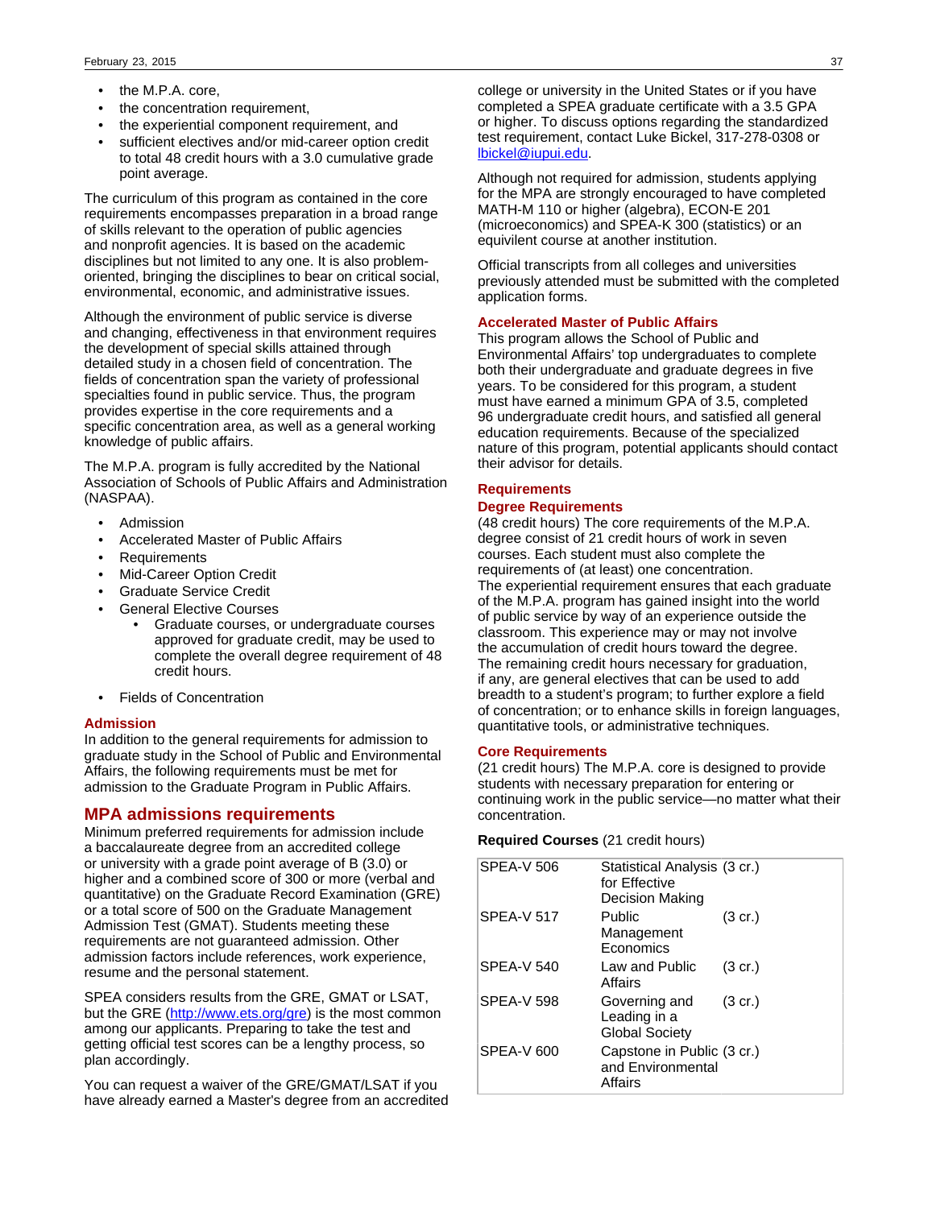- the M.P.A. core,
- the concentration requirement,
- the experiential component requirement, and
- sufficient electives and/or mid-career option credit to total 48 credit hours with a 3.0 cumulative grade point average.

The curriculum of this program as contained in the core requirements encompasses preparation in a broad range of skills relevant to the operation of public agencies and nonprofit agencies. It is based on the academic disciplines but not limited to any one. It is also problem-oriented, bringing the disciplines to bear on critical social, environmental, economic, and administrative issues.

Although the environment of public service is diverse and changing, effectiveness in that environment requires the development of special skills attained through detailed study in a chosen field of concentration. The fields of concentration span the variety of professional specialties found in public service. Thus, the program provides expertise in the core requirements and a specific concentration area, as well as a general working knowledge of public affairs.

The M.P.A. program is fully accredited by the National Association of Schools of Public Affairs and Administration (NASPAA).

- Admission
- Accelerated Master of Public Affairs
- Requirements
- Mid-Career Option Credit
- Graduate Service Credit
- General Elective Courses
  - Graduate courses, or undergraduate courses approved for graduate credit, may be used to complete the overall degree requirement of 48 credit hours.
- Fields of Concentration

### Admission

In addition to the general requirements for admission to graduate study in the School of Public and Environmental Affairs, the following requirements must be met for admission to the Graduate Program in Public Affairs.

## MPA admissions requirements

Minimum preferred requirements for admission include a baccalaureate degree from an accredited college or university with a grade point average of B (3.0) or higher and a combined score of 300 or more (verbal and quantitative) on the Graduate Record Examination (GRE) or a total score of 500 on the Graduate Management Admission Test (GMAT). Students meeting these requirements are not guaranteed admission. Other admission factors include references, work experience, resume and the personal statement.

SPEA considers results from the GRE, GMAT or LSAT, but the GRE (http://www.ets.org/gre) is the most common among our applicants. Preparing to take the test and getting official test scores can be a lengthy process, so plan accordingly.

You can request a waiver of the GRE/GMAT/LSAT if you have already earned a Master's degree from an accredited college or university in the United States or if you have completed a SPEA graduate certificate with a 3.5 GPA or higher. To discuss options regarding the standardized test requirement, contact Luke Bickel, 317-278-0308 or lbickel@iupui.edu.

Although not required for admission, students applying for the MPA are strongly encouraged to have completed MATH-M 110 or higher (algebra), ECON-E 201 (microeconomics) and SPEA-K 300 (statistics) or an equivilent course at another institution.

Official transcripts from all colleges and universities previously attended must be submitted with the completed application forms.

### Accelerated Master of Public Affairs

This program allows the School of Public and Environmental Affairs' top undergraduates to complete both their undergraduate and graduate degrees in five years. To be considered for this program, a student must have earned a minimum GPA of 3.5, completed 96 undergraduate credit hours, and satisfied all general education requirements. Because of the specialized nature of this program, potential applicants should contact their advisor for details.

### Requirements

### Degree Requirements

(48 credit hours) The core requirements of the M.P.A. degree consist of 21 credit hours of work in seven courses. Each student must also complete the requirements of (at least) one concentration.
The experiential requirement ensures that each graduate of the M.P.A. program has gained insight into the world of public service by way of an experience outside the classroom. This experience may or may not involve the accumulation of credit hours toward the degree.
The remaining credit hours necessary for graduation, if any, are general electives that can be used to add breadth to a student's program; to further explore a field of concentration; or to enhance skills in foreign languages, quantitative tools, or administrative techniques.

### Core Requirements

(21 credit hours) The M.P.A. core is designed to provide students with necessary preparation for entering or continuing work in the public service—no matter what their concentration.

**Required Courses** (21 credit hours)

| | | |
|---|---|---|
| SPEA-V 506 | Statistical Analysis for Effective Decision Making | (3 cr.) |
| SPEA-V 517 | Public Management Economics | (3 cr.) |
| SPEA-V 540 | Law and Public Affairs | (3 cr.) |
| SPEA-V 598 | Governing and Leading in a Global Society | (3 cr.) |
| SPEA-V 600 | Capstone in Public and Environmental Affairs | (3 cr.) |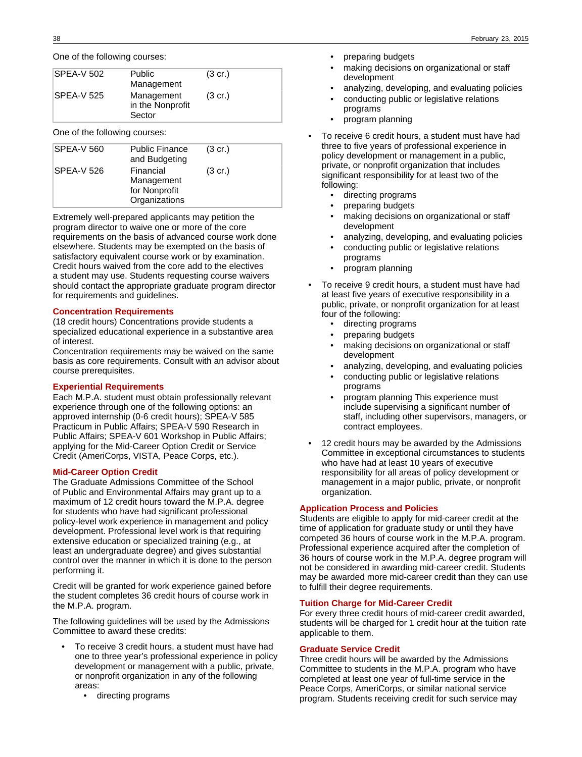One of the following courses:

| | | |
|---|---|---|
| SPEA-V 502 | Public Management | (3 cr.) |
| SPEA-V 525 | Management in the Nonprofit Sector | (3 cr.) |

One of the following courses:

| | | |
|---|---|---|
| SPEA-V 560 | Public Finance and Budgeting | (3 cr.) |
| SPEA-V 526 | Financial Management for Nonprofit Organizations | (3 cr.) |

Extremely well-prepared applicants may petition the program director to waive one or more of the core requirements on the basis of advanced course work done elsewhere. Students may be exempted on the basis of satisfactory equivalent course work or by examination. Credit hours waived from the core add to the electives a student may use. Students requesting course waivers should contact the appropriate graduate program director for requirements and guidelines.

### Concentration Requirements

(18 credit hours) Concentrations provide students a specialized educational experience in a substantive area of interest.
Concentration requirements may be waived on the same basis as core requirements. Consult with an advisor about course prerequisites.

### Experiential Requirements

Each M.P.A. student must obtain professionally relevant experience through one of the following options: an approved internship (0-6 credit hours); SPEA-V 585 Practicum in Public Affairs; SPEA-V 590 Research in Public Affairs; SPEA-V 601 Workshop in Public Affairs; applying for the Mid-Career Option Credit or Service Credit (AmeriCorps, VISTA, Peace Corps, etc.).

### Mid-Career Option Credit

The Graduate Admissions Committee of the School of Public and Environmental Affairs may grant up to a maximum of 12 credit hours toward the M.P.A. degree for students who have had significant professional policy-level work experience in management and policy development. Professional level work is that requiring extensive education or specialized training (e.g., at least an undergraduate degree) and gives substantial control over the manner in which it is done to the person performing it.

Credit will be granted for work experience gained before the student completes 36 credit hours of course work in the M.P.A. program.

The following guidelines will be used by the Admissions Committee to award these credits:

- To receive 3 credit hours, a student must have had one to three year's professional experience in policy development or management with a public, private, or nonprofit organization in any of the following areas:
  - directing programs
  - preparing budgets
  - making decisions on organizational or staff development
  - analyzing, developing, and evaluating policies
  - conducting public or legislative relations programs
  - program planning
- To receive 6 credit hours, a student must have had three to five years of professional experience in policy development or management in a public, private, or nonprofit organization that includes significant responsibility for at least two of the following:
  - directing programs
  - preparing budgets
  - making decisions on organizational or staff development
  - analyzing, developing, and evaluating policies
  - conducting public or legislative relations programs
  - program planning
- To receive 9 credit hours, a student must have had at least five years of executive responsibility in a public, private, or nonprofit organization for at least four of the following:
  - directing programs
  - preparing budgets
  - making decisions on organizational or staff development
  - analyzing, developing, and evaluating policies
  - conducting public or legislative relations programs
  - program planning This experience must include supervising a significant number of staff, including other supervisors, managers, or contract employees.
- 12 credit hours may be awarded by the Admissions Committee in exceptional circumstances to students who have had at least 10 years of executive responsibility for all areas of policy development or management in a major public, private, or nonprofit organization.

### Application Process and Policies

Students are eligible to apply for mid-career credit at the time of application for graduate study or until they have competed 36 hours of course work in the M.P.A. program. Professional experience acquired after the completion of 36 hours of course work in the M.P.A. degree program will not be considered in awarding mid-career credit. Students may be awarded more mid-career credit than they can use to fulfill their degree requirements.

### Tuition Charge for Mid-Career Credit

For every three credit hours of mid-career credit awarded, students will be charged for 1 credit hour at the tuition rate applicable to them.

### Graduate Service Credit

Three credit hours will be awarded by the Admissions Committee to students in the M.P.A. program who have completed at least one year of full-time service in the Peace Corps, AmeriCorps, or similar national service program. Students receiving credit for such service may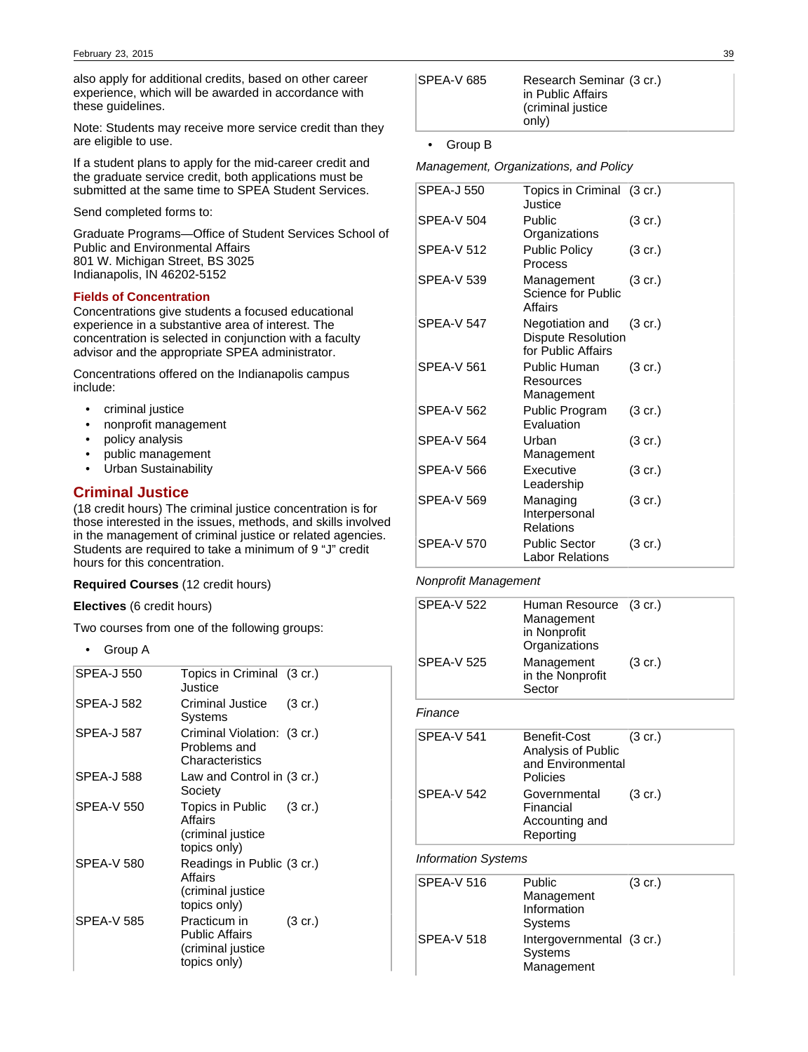also apply for additional credits, based on other career experience, which will be awarded in accordance with these guidelines.

Note: Students may receive more service credit than they are eligible to use.

If a student plans to apply for the mid-career credit and the graduate service credit, both applications must be submitted at the same time to SPEA Student Services.

Send completed forms to:

Graduate Programs—Office of Student Services School of Public and Environmental Affairs
801 W. Michigan Street, BS 3025
Indianapolis, IN 46202-5152

### Fields of Concentration

Concentrations give students a focused educational experience in a substantive area of interest. The concentration is selected in conjunction with a faculty advisor and the appropriate SPEA administrator.

Concentrations offered on the Indianapolis campus include:

- criminal justice
- nonprofit management
- policy analysis
- public management
- Urban Sustainability

## Criminal Justice

(18 credit hours) The criminal justice concentration is for those interested in the issues, methods, and skills involved in the management of criminal justice or related agencies. Students are required to take a minimum of 9 "J" credit hours for this concentration.

**Required Courses** (12 credit hours)

**Electives** (6 credit hours)

Two courses from one of the following groups:

- Group A

| | | |
|---|---|---|
| SPEA-J 550 | Topics in Criminal Justice | (3 cr.) |
| SPEA-J 582 | Criminal Justice Systems | (3 cr.) |
| SPEA-J 587 | Criminal Violation: Problems and Characteristics | (3 cr.) |
| SPEA-J 588 | Law and Control in Society | (3 cr.) |
| SPEA-V 550 | Topics in Public Affairs (criminal justice topics only) | (3 cr.) |
| SPEA-V 580 | Readings in Public Affairs (criminal justice topics only) | (3 cr.) |
| SPEA-V 585 | Practicum in Public Affairs (criminal justice topics only) | (3 cr.) |
| SPEA-V 685 | Research Seminar in Public Affairs (criminal justice only) | (3 cr.) |

- Group B

*Management, Organizations, and Policy*

| | | |
|---|---|---|
| SPEA-J 550 | Topics in Criminal Justice | (3 cr.) |
| SPEA-V 504 | Public Organizations | (3 cr.) |
| SPEA-V 512 | Public Policy Process | (3 cr.) |
| SPEA-V 539 | Management Science for Public Affairs | (3 cr.) |
| SPEA-V 547 | Negotiation and Dispute Resolution for Public Affairs | (3 cr.) |
| SPEA-V 561 | Public Human Resources Management | (3 cr.) |
| SPEA-V 562 | Public Program Evaluation | (3 cr.) |
| SPEA-V 564 | Urban Management | (3 cr.) |
| SPEA-V 566 | Executive Leadership | (3 cr.) |
| SPEA-V 569 | Managing Interpersonal Relations | (3 cr.) |
| SPEA-V 570 | Public Sector Labor Relations | (3 cr.) |

*Nonprofit Management*

| | | |
|---|---|---|
| SPEA-V 522 | Human Resource Management in Nonprofit Organizations | (3 cr.) |
| SPEA-V 525 | Management in the Nonprofit Sector | (3 cr.) |

*Finance*

| | | |
|---|---|---|
| SPEA-V 541 | Benefit-Cost Analysis of Public and Environmental Policies | (3 cr.) |
| SPEA-V 542 | Governmental Financial Accounting and Reporting | (3 cr.) |

*Information Systems*

| | | |
|---|---|---|
| SPEA-V 516 | Public Management Information Systems | (3 cr.) |
| SPEA-V 518 | Intergovernmental Systems Management | (3 cr.) |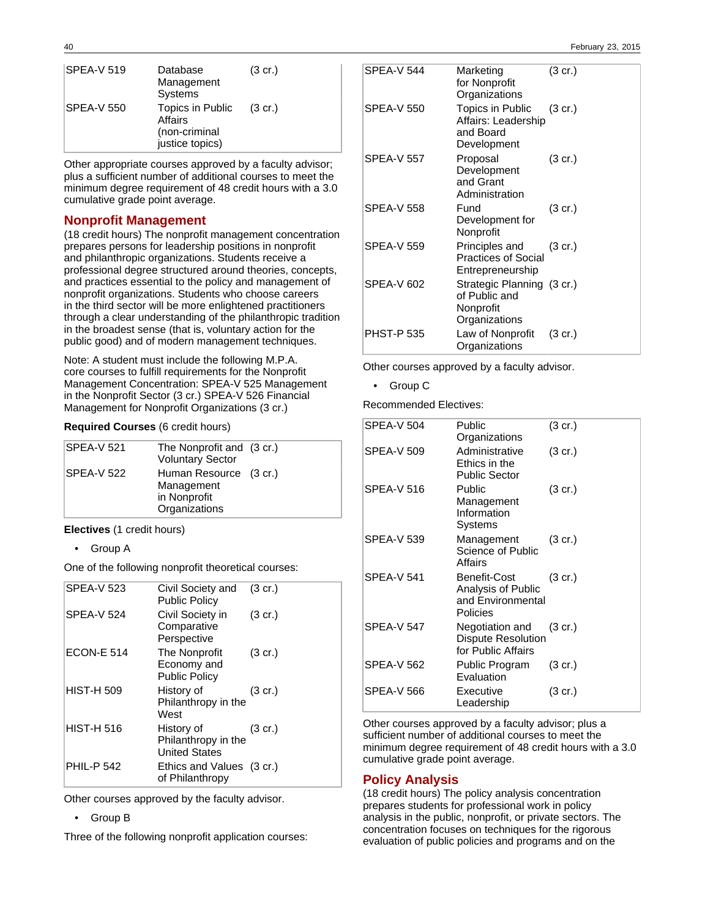| | | |
|---|---|---|
| SPEA-V 519 | Database Management Systems | (3 cr.) |
| SPEA-V 550 | Topics in Public Affairs (non-criminal justice topics) | (3 cr.) |

Other appropriate courses approved by a faculty advisor; plus a sufficient number of additional courses to meet the minimum degree requirement of 48 credit hours with a 3.0 cumulative grade point average.

## Nonprofit Management

(18 credit hours) The nonprofit management concentration prepares persons for leadership positions in nonprofit and philanthropic organizations. Students receive a professional degree structured around theories, concepts, and practices essential to the policy and management of nonprofit organizations. Students who choose careers in the third sector will be more enlightened practitioners through a clear understanding of the philanthropic tradition in the broadest sense (that is, voluntary action for the public good) and of modern management techniques.

Note: A student must include the following M.P.A. core courses to fulfill requirements for the Nonprofit Management Concentration: SPEA-V 525 Management in the Nonprofit Sector (3 cr.) SPEA-V 526 Financial Management for Nonprofit Organizations (3 cr.)

**Required Courses** (6 credit hours)

| | | |
|---|---|---|
| SPEA-V 521 | The Nonprofit and Voluntary Sector | (3 cr.) |
| SPEA-V 522 | Human Resource Management in Nonprofit Organizations | (3 cr.) |

**Electives** (1 credit hours)

- Group A

One of the following nonprofit theoretical courses:

| | | |
|---|---|---|
| SPEA-V 523 | Civil Society and Public Policy | (3 cr.) |
| SPEA-V 524 | Civil Society in Comparative Perspective | (3 cr.) |
| ECON-E 514 | The Nonprofit Economy and Public Policy | (3 cr.) |
| HIST-H 509 | History of Philanthropy in the West | (3 cr.) |
| HIST-H 516 | History of Philanthropy in the United States | (3 cr.) |
| PHIL-P 542 | Ethics and Values of Philanthropy | (3 cr.) |

Other courses approved by the faculty advisor.

- Group B

Three of the following nonprofit application courses:

| | | |
|---|---|---|
| SPEA-V 544 | Marketing for Nonprofit Organizations | (3 cr.) |
| SPEA-V 550 | Topics in Public Affairs: Leadership and Board Development | (3 cr.) |
| SPEA-V 557 | Proposal Development and Grant Administration | (3 cr.) |
| SPEA-V 558 | Fund Development for Nonprofit | (3 cr.) |
| SPEA-V 559 | Principles and Practices of Social Entrepreneurship | (3 cr.) |
| SPEA-V 602 | Strategic Planning of Public and Nonprofit Organizations | (3 cr.) |
| PHST-P 535 | Law of Nonprofit Organizations | (3 cr.) |

Other courses approved by a faculty advisor.

- Group C

Recommended Electives:

| | | |
|---|---|---|
| SPEA-V 504 | Public Organizations | (3 cr.) |
| SPEA-V 509 | Administrative Ethics in the Public Sector | (3 cr.) |
| SPEA-V 516 | Public Management Information Systems | (3 cr.) |
| SPEA-V 539 | Management Science of Public Affairs | (3 cr.) |
| SPEA-V 541 | Benefit-Cost Analysis of Public and Environmental Policies | (3 cr.) |
| SPEA-V 547 | Negotiation and Dispute Resolution for Public Affairs | (3 cr.) |
| SPEA-V 562 | Public Program Evaluation | (3 cr.) |
| SPEA-V 566 | Executive Leadership | (3 cr.) |

Other courses approved by a faculty advisor; plus a sufficient number of additional courses to meet the minimum degree requirement of 48 credit hours with a 3.0 cumulative grade point average.

## Policy Analysis

(18 credit hours) The policy analysis concentration prepares students for professional work in policy analysis in the public, nonprofit, or private sectors. The concentration focuses on techniques for the rigorous evaluation of public policies and programs and on the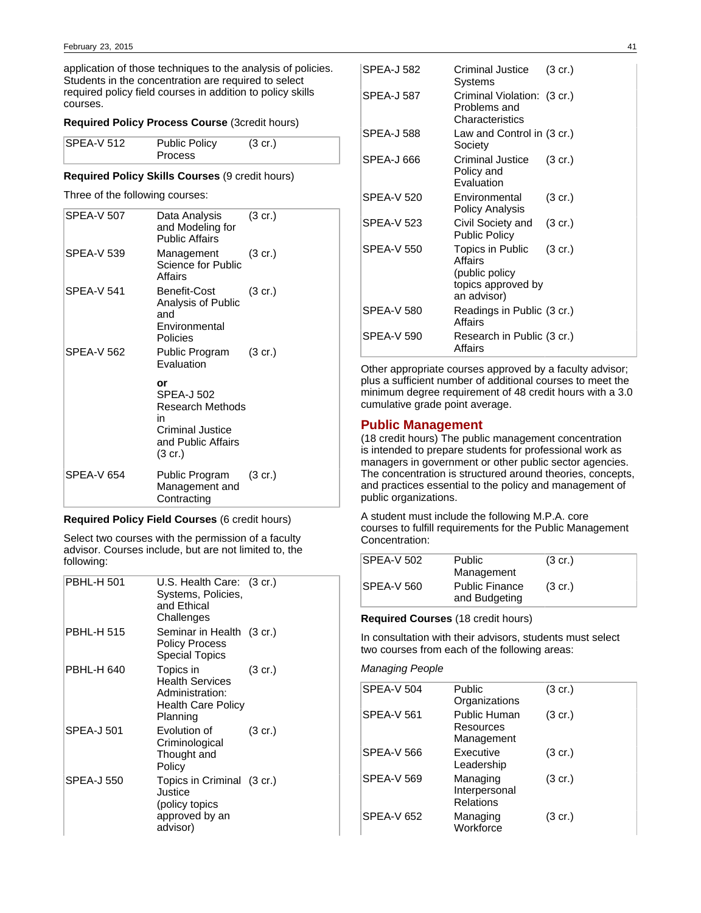application of those techniques to the analysis of policies. Students in the concentration are required to select required policy field courses in addition to policy skills courses.

**Required Policy Process Course** (3credit hours)

| | | |
|---|---|---|
| SPEA-V 512 | Public Policy Process | (3 cr.) |

**Required Policy Skills Courses** (9 credit hours)

Three of the following courses:

| | | |
|---|---|---|
| SPEA-V 507 | Data Analysis and Modeling for Public Affairs | (3 cr.) |
| SPEA-V 539 | Management Science for Public Affairs | (3 cr.) |
| SPEA-V 541 | Benefit-Cost Analysis of Public and Environmental Policies | (3 cr.) |
| SPEA-V 562 | Public Program Evaluation<br><br>**or**<br>SPEA-J 502 Research Methods in Criminal Justice and Public Affairs (3 cr.) | (3 cr.) |
| SPEA-V 654 | Public Program Management and Contracting | (3 cr.) |

**Required Policy Field Courses** (6 credit hours)

Select two courses with the permission of a faculty advisor. Courses include, but are not limited to, the following:

| | | |
|---|---|---|
| PBHL-H 501 | U.S. Health Care: Systems, Policies, and Ethical Challenges | (3 cr.) |
| PBHL-H 515 | Seminar in Health Policy Process Special Topics | (3 cr.) |
| PBHL-H 640 | Topics in Health Services Administration: Health Care Policy Planning | (3 cr.) |
| SPEA-J 501 | Evolution of Criminological Thought and Policy | (3 cr.) |
| SPEA-J 550 | Topics in Criminal Justice (policy topics approved by an advisor) | (3 cr.) |
| SPEA-J 582 | Criminal Justice Systems | (3 cr.) |
| SPEA-J 587 | Criminal Violation: Problems and Characteristics | (3 cr.) |
| SPEA-J 588 | Law and Control in Society | (3 cr.) |
| SPEA-J 666 | Criminal Justice Policy and Evaluation | (3 cr.) |
| SPEA-V 520 | Environmental Policy Analysis | (3 cr.) |
| SPEA-V 523 | Civil Society and Public Policy | (3 cr.) |
| SPEA-V 550 | Topics in Public Affairs (public policy topics approved by an advisor) | (3 cr.) |
| SPEA-V 580 | Readings in Public Affairs | (3 cr.) |
| SPEA-V 590 | Research in Public Affairs | (3 cr.) |

Other appropriate courses approved by a faculty advisor; plus a sufficient number of additional courses to meet the minimum degree requirement of 48 credit hours with a 3.0 cumulative grade point average.

## Public Management

(18 credit hours) The public management concentration is intended to prepare students for professional work as managers in government or other public sector agencies. The concentration is structured around theories, concepts, and practices essential to the policy and management of public organizations.

A student must include the following M.P.A. core courses to fulfill requirements for the Public Management Concentration:

| | | |
|---|---|---|
| SPEA-V 502 | Public Management | (3 cr.) |
| SPEA-V 560 | Public Finance and Budgeting | (3 cr.) |

**Required Courses** (18 credit hours)

In consultation with their advisors, students must select two courses from each of the following areas:

*Managing People*

| | | |
|---|---|---|
| SPEA-V 504 | Public Organizations | (3 cr.) |
| SPEA-V 561 | Public Human Resources Management | (3 cr.) |
| SPEA-V 566 | Executive Leadership | (3 cr.) |
| SPEA-V 569 | Managing Interpersonal Relations | (3 cr.) |
| SPEA-V 652 | Managing Workforce | (3 cr.) |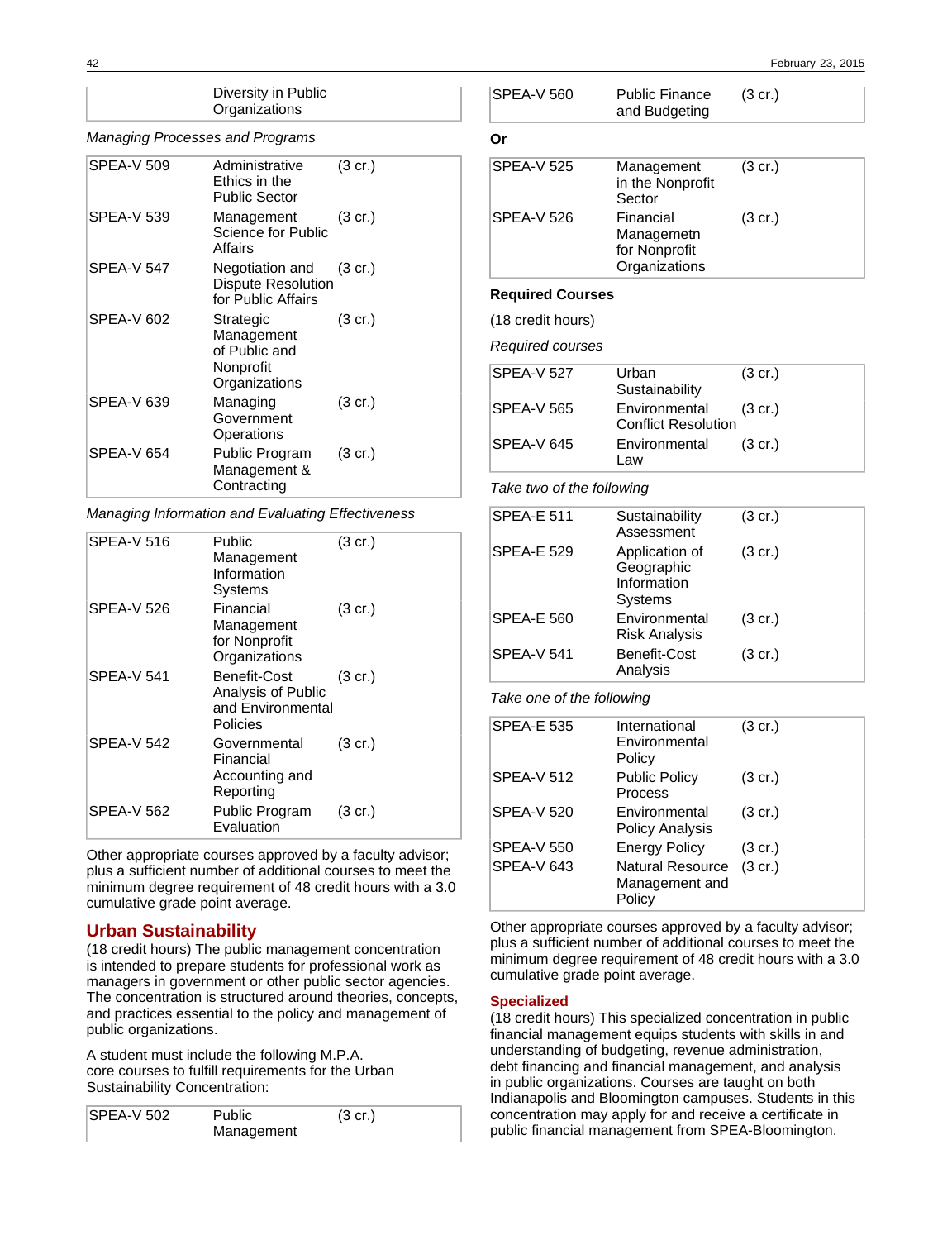| | Diversity in Public Organizations | |
|---|---|---|

*Managing Processes and Programs*

| | | |
|---|---|---|
| SPEA-V 509 | Administrative Ethics in the Public Sector | (3 cr.) |
| SPEA-V 539 | Management Science for Public Affairs | (3 cr.) |
| SPEA-V 547 | Negotiation and Dispute Resolution for Public Affairs | (3 cr.) |
| SPEA-V 602 | Strategic Management of Public and Nonprofit Organizations | (3 cr.) |
| SPEA-V 639 | Managing Government Operations | (3 cr.) |
| SPEA-V 654 | Public Program Management & Contracting | (3 cr.) |

*Managing Information and Evaluating Effectiveness*

| | | |
|---|---|---|
| SPEA-V 516 | Public Management Information Systems | (3 cr.) |
| SPEA-V 526 | Financial Management for Nonprofit Organizations | (3 cr.) |
| SPEA-V 541 | Benefit-Cost Analysis of Public and Environmental Policies | (3 cr.) |
| SPEA-V 542 | Governmental Financial Accounting and Reporting | (3 cr.) |
| SPEA-V 562 | Public Program Evaluation | (3 cr.) |

Other appropriate courses approved by a faculty advisor; plus a sufficient number of additional courses to meet the minimum degree requirement of 48 credit hours with a 3.0 cumulative grade point average.

## Urban Sustainability

(18 credit hours) The public management concentration is intended to prepare students for professional work as managers in government or other public sector agencies. The concentration is structured around theories, concepts, and practices essential to the policy and management of public organizations.

A student must include the following M.P.A. core courses to fulfill requirements for the Urban Sustainability Concentration:

| | | |
|---|---|---|
| SPEA-V 502 | Public Management | (3 cr.) |
| SPEA-V 560 | Public Finance and Budgeting | (3 cr.) |

**Or**

| | | |
|---|---|---|
| SPEA-V 525 | Management in the Nonprofit Sector | (3 cr.) |
| SPEA-V 526 | Financial Managemetn for Nonprofit Organizations | (3 cr.) |

**Required Courses**

(18 credit hours)

*Required courses*

| | | |
|---|---|---|
| SPEA-V 527 | Urban Sustainability | (3 cr.) |
| SPEA-V 565 | Environmental Conflict Resolution | (3 cr.) |
| SPEA-V 645 | Environmental Law | (3 cr.) |

*Take two of the following*

| | | |
|---|---|---|
| SPEA-E 511 | Sustainability Assessment | (3 cr.) |
| SPEA-E 529 | Application of Geographic Information Systems | (3 cr.) |
| SPEA-E 560 | Environmental Risk Analysis | (3 cr.) |
| SPEA-V 541 | Benefit-Cost Analysis | (3 cr.) |

*Take one of the following*

| | | |
|---|---|---|
| SPEA-E 535 | International Environmental Policy | (3 cr.) |
| SPEA-V 512 | Public Policy Process | (3 cr.) |
| SPEA-V 520 | Environmental Policy Analysis | (3 cr.) |
| SPEA-V 550 | Energy Policy | (3 cr.) |
| SPEA-V 643 | Natural Resource Management and Policy | (3 cr.) |

Other appropriate courses approved by a faculty advisor; plus a sufficient number of additional courses to meet the minimum degree requirement of 48 credit hours with a 3.0 cumulative grade point average.

### Specialized

(18 credit hours) This specialized concentration in public financial management equips students with skills in and understanding of budgeting, revenue administration, debt financing and financial management, and analysis in public organizations. Courses are taught on both Indianapolis and Bloomington campuses. Students in this concentration may apply for and receive a certificate in public financial management from SPEA-Bloomington.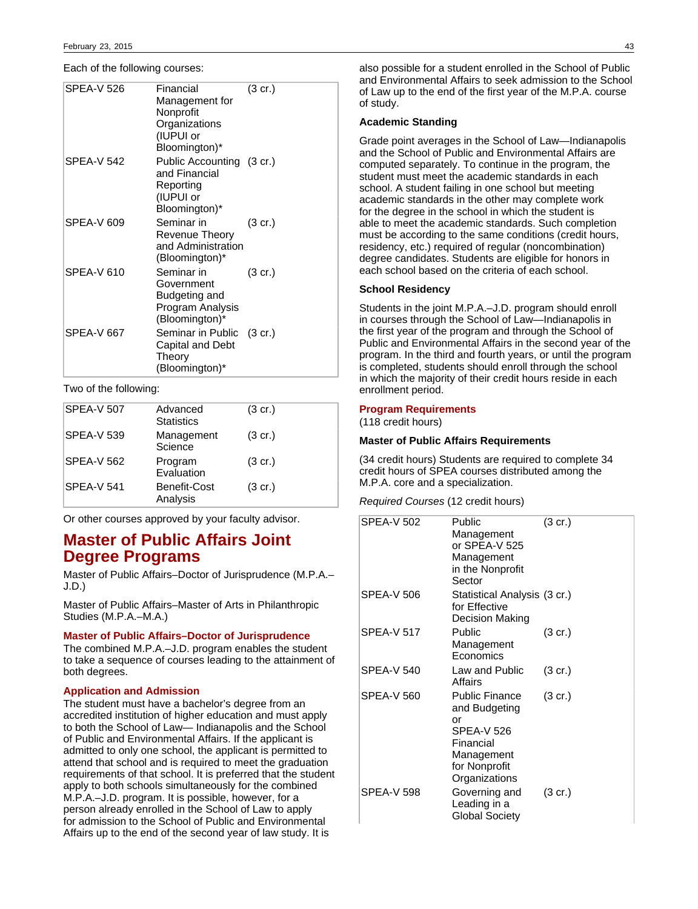Each of the following courses:

| | | |
|---|---|---|
| SPEA-V 526 | Financial Management for Nonprofit Organizations (IUPUI or Bloomington)* | (3 cr.) |
| SPEA-V 542 | Public Accounting and Financial Reporting (IUPUI or Bloomington)* | (3 cr.) |
| SPEA-V 609 | Seminar in Revenue Theory and Administration (Bloomington)* | (3 cr.) |
| SPEA-V 610 | Seminar in Government Budgeting and Program Analysis (Bloomington)* | (3 cr.) |
| SPEA-V 667 | Seminar in Public Capital and Debt Theory (Bloomington)* | (3 cr.) |

Two of the following:

| | | |
|---|---|---|
| SPEA-V 507 | Advanced Statistics | (3 cr.) |
| SPEA-V 539 | Management Science | (3 cr.) |
| SPEA-V 562 | Program Evaluation | (3 cr.) |
| SPEA-V 541 | Benefit-Cost Analysis | (3 cr.) |

Or other courses approved by your faculty advisor.

## Master of Public Affairs Joint Degree Programs

Master of Public Affairs–Doctor of Jurisprudence (M.P.A.–J.D.)

Master of Public Affairs–Master of Arts in Philanthropic Studies (M.P.A.–M.A.)

### Master of Public Affairs–Doctor of Jurisprudence

The combined M.P.A.–J.D. program enables the student to take a sequence of courses leading to the attainment of both degrees.

### Application and Admission

The student must have a bachelor's degree from an accredited institution of higher education and must apply to both the School of Law— Indianapolis and the School of Public and Environmental Affairs. If the applicant is admitted to only one school, the applicant is permitted to attend that school and is required to meet the graduation requirements of that school. It is preferred that the student apply to both schools simultaneously for the combined M.P.A.–J.D. program. It is possible, however, for a person already enrolled in the School of Law to apply for admission to the School of Public and Environmental Affairs up to the end of the second year of law study. It is also possible for a student enrolled in the School of Public and Environmental Affairs to seek admission to the School of Law up to the end of the first year of the M.P.A. course of study.

#### Academic Standing

Grade point averages in the School of Law—Indianapolis and the School of Public and Environmental Affairs are computed separately. To continue in the program, the student must meet the academic standards in each school. A student failing in one school but meeting academic standards in the other may complete work for the degree in the school in which the student is able to meet the academic standards. Such completion must be according to the same conditions (credit hours, residency, etc.) required of regular (noncombination) degree candidates. Students are eligible for honors in each school based on the criteria of each school.

#### School Residency

Students in the joint M.P.A.–J.D. program should enroll in courses through the School of Law—Indianapolis in the first year of the program and through the School of Public and Environmental Affairs in the second year of the program. In the third and fourth years, or until the program is completed, students should enroll through the school in which the majority of their credit hours reside in each enrollment period.

### Program Requirements

(118 credit hours)

#### Master of Public Affairs Requirements

(34 credit hours) Students are required to complete 34 credit hours of SPEA courses distributed among the M.P.A. core and a specialization.

*Required Courses* (12 credit hours)

| | | |
|---|---|---|
| SPEA-V 502 | Public Management or SPEA-V 525 Management in the Nonprofit Sector | (3 cr.) |
| SPEA-V 506 | Statistical Analysis for Effective Decision Making | (3 cr.) |
| SPEA-V 517 | Public Management Economics | (3 cr.) |
| SPEA-V 540 | Law and Public Affairs | (3 cr.) |
| SPEA-V 560 | Public Finance and Budgeting or SPEA-V 526 Financial Management for Nonprofit Organizations | (3 cr.) |
| SPEA-V 598 | Governing and Leading in a Global Society | (3 cr.) |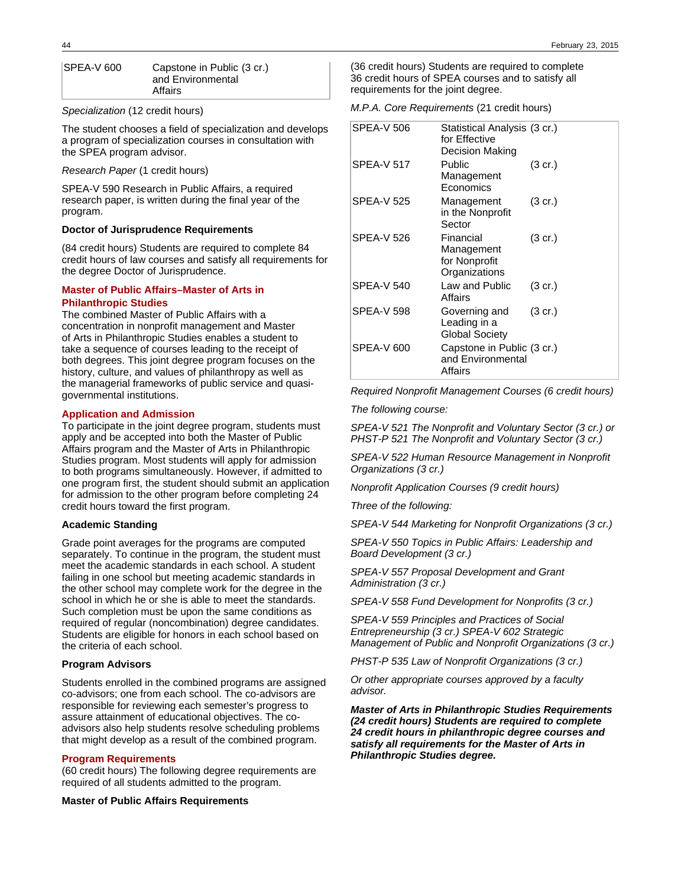| | | |
|---|---|---|
| SPEA-V 600 | Capstone in Public and Environmental Affairs | (3 cr.) |

*Specialization* (12 credit hours)

The student chooses a field of specialization and develops a program of specialization courses in consultation with the SPEA program advisor.

*Research Paper* (1 credit hours)

SPEA-V 590 Research in Public Affairs, a required research paper, is written during the final year of the program.

**Doctor of Jurisprudence Requirements**

(84 credit hours) Students are required to complete 84 credit hours of law courses and satisfy all requirements for the degree Doctor of Jurisprudence.

## Master of Public Affairs–Master of Arts in Philanthropic Studies

The combined Master of Public Affairs with a concentration in nonprofit management and Master of Arts in Philanthropic Studies enables a student to take a sequence of courses leading to the receipt of both degrees. This joint degree program focuses on the history, culture, and values of philanthropy as well as the managerial frameworks of public service and quasi-governmental institutions.

### Application and Admission

To participate in the joint degree program, students must apply and be accepted into both the Master of Public Affairs program and the Master of Arts in Philanthropic Studies program. Most students will apply for admission to both programs simultaneously. However, if admitted to one program first, the student should submit an application for admission to the other program before completing 24 credit hours toward the first program.

**Academic Standing**

Grade point averages for the programs are computed separately. To continue in the program, the student must meet the academic standards in each school. A student failing in one school but meeting academic standards in the other school may complete work for the degree in the school in which he or she is able to meet the standards. Such completion must be upon the same conditions as required of regular (noncombination) degree candidates. Students are eligible for honors in each school based on the criteria of each school.

**Program Advisors**

Students enrolled in the combined programs are assigned co-advisors; one from each school. The co-advisors are responsible for reviewing each semester's progress to assure attainment of educational objectives. The co-advisors also help students resolve scheduling problems that might develop as a result of the combined program.

### Program Requirements

(60 credit hours) The following degree requirements are required of all students admitted to the program.

**Master of Public Affairs Requirements**

(36 credit hours) Students are required to complete 36 credit hours of SPEA courses and to satisfy all requirements for the joint degree.

*M.P.A. Core Requirements* (21 credit hours)

| | | |
|---|---|---|
| SPEA-V 506 | Statistical Analysis for Effective Decision Making | (3 cr.) |
| SPEA-V 517 | Public Management Economics | (3 cr.) |
| SPEA-V 525 | Management in the Nonprofit Sector | (3 cr.) |
| SPEA-V 526 | Financial Management for Nonprofit Organizations | (3 cr.) |
| SPEA-V 540 | Law and Public Affairs | (3 cr.) |
| SPEA-V 598 | Governing and Leading in a Global Society | (3 cr.) |
| SPEA-V 600 | Capstone in Public and Environmental Affairs | (3 cr.) |

*Required Nonprofit Management Courses (6 credit hours)*

*The following course:*

*SPEA-V 521 The Nonprofit and Voluntary Sector (3 cr.) or PHST-P 521 The Nonprofit and Voluntary Sector (3 cr.)*

*SPEA-V 522 Human Resource Management in Nonprofit Organizations (3 cr.)*

*Nonprofit Application Courses (9 credit hours)*

*Three of the following:*

*SPEA-V 544 Marketing for Nonprofit Organizations (3 cr.)*

*SPEA-V 550 Topics in Public Affairs: Leadership and Board Development (3 cr.)*

*SPEA-V 557 Proposal Development and Grant Administration (3 cr.)*

*SPEA-V 558 Fund Development for Nonprofits (3 cr.)*

*SPEA-V 559 Principles and Practices of Social Entrepreneurship (3 cr.) SPEA-V 602 Strategic Management of Public and Nonprofit Organizations (3 cr.)*

*PHST-P 535 Law of Nonprofit Organizations (3 cr.)*

*Or other appropriate courses approved by a faculty advisor.*

***Master of Arts in Philanthropic Studies Requirements (24 credit hours) Students are required to complete 24 credit hours in philanthropic degree courses and satisfy all requirements for the Master of Arts in Philanthropic Studies degree.***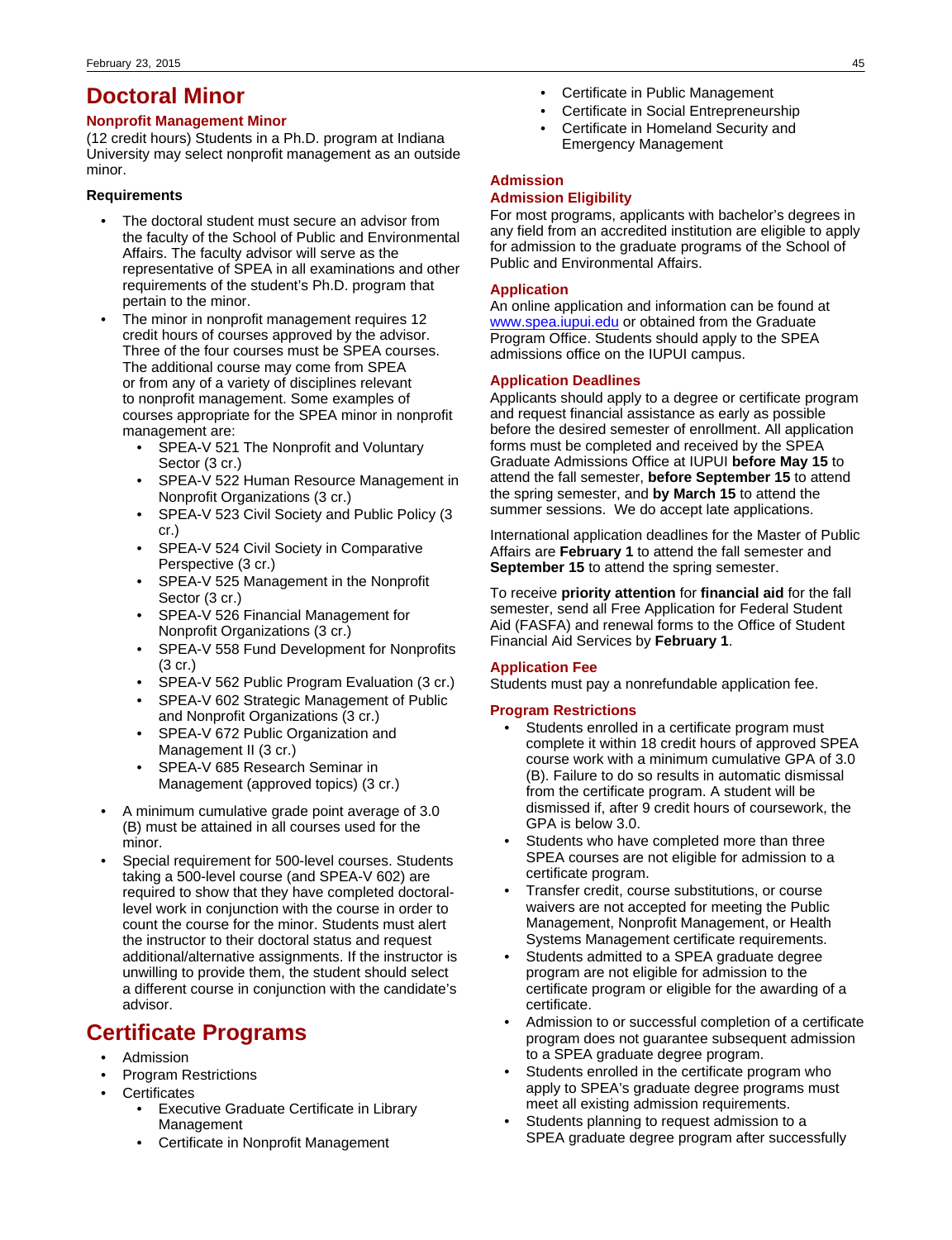# Doctoral Minor

### Nonprofit Management Minor

(12 credit hours) Students in a Ph.D. program at Indiana University may select nonprofit management as an outside minor.

**Requirements**

- The doctoral student must secure an advisor from the faculty of the School of Public and Environmental Affairs. The faculty advisor will serve as the representative of SPEA in all examinations and other requirements of the student's Ph.D. program that pertain to the minor.
- The minor in nonprofit management requires 12 credit hours of courses approved by the advisor. Three of the four courses must be SPEA courses. The additional course may come from SPEA or from any of a variety of disciplines relevant to nonprofit management. Some examples of courses appropriate for the SPEA minor in nonprofit management are:
  - SPEA-V 521 The Nonprofit and Voluntary Sector (3 cr.)
  - SPEA-V 522 Human Resource Management in Nonprofit Organizations (3 cr.)
  - SPEA-V 523 Civil Society and Public Policy (3 cr.)
  - SPEA-V 524 Civil Society in Comparative Perspective (3 cr.)
  - SPEA-V 525 Management in the Nonprofit Sector (3 cr.)
  - SPEA-V 526 Financial Management for Nonprofit Organizations (3 cr.)
  - SPEA-V 558 Fund Development for Nonprofits (3 cr.)
  - SPEA-V 562 Public Program Evaluation (3 cr.)
  - SPEA-V 602 Strategic Management of Public and Nonprofit Organizations (3 cr.)
  - SPEA-V 672 Public Organization and Management II (3 cr.)
  - SPEA-V 685 Research Seminar in Management (approved topics) (3 cr.)
- A minimum cumulative grade point average of 3.0 (B) must be attained in all courses used for the minor.
- Special requirement for 500-level courses. Students taking a 500-level course (and SPEA-V 602) are required to show that they have completed doctoral-level work in conjunction with the course in order to count the course for the minor. Students must alert the instructor to their doctoral status and request additional/alternative assignments. If the instructor is unwilling to provide them, the student should select a different course in conjunction with the candidate's advisor.

# Certificate Programs

- Admission
- Program Restrictions
- Certificates
  - Executive Graduate Certificate in Library Management
  - Certificate in Nonprofit Management
  - Certificate in Public Management
  - Certificate in Social Entrepreneurship
  - Certificate in Homeland Security and Emergency Management

### Admission

### Admission Eligibility

For most programs, applicants with bachelor's degrees in any field from an accredited institution are eligible to apply for admission to the graduate programs of the School of Public and Environmental Affairs.

### Application

An online application and information can be found at [www.spea.iupui.edu](http://www.spea.iupui.edu) or obtained from the Graduate Program Office. Students should apply to the SPEA admissions office on the IUPUI campus.

### Application Deadlines

Applicants should apply to a degree or certificate program and request financial assistance as early as possible before the desired semester of enrollment. All application forms must be completed and received by the SPEA Graduate Admissions Office at IUPUI **before May 15** to attend the fall semester, **before September 15** to attend the spring semester, and **by March 15** to attend the summer sessions. We do accept late applications.

International application deadlines for the Master of Public Affairs are **February 1** to attend the fall semester and **September 15** to attend the spring semester.

To receive **priority attention** for **financial aid** for the fall semester, send all Free Application for Federal Student Aid (FASFA) and renewal forms to the Office of Student Financial Aid Services by **February 1**.

### Application Fee

Students must pay a nonrefundable application fee.

### Program Restrictions

- Students enrolled in a certificate program must complete it within 18 credit hours of approved SPEA course work with a minimum cumulative GPA of 3.0 (B). Failure to do so results in automatic dismissal from the certificate program. A student will be dismissed if, after 9 credit hours of coursework, the GPA is below 3.0.
- Students who have completed more than three SPEA courses are not eligible for admission to a certificate program.
- Transfer credit, course substitutions, or course waivers are not accepted for meeting the Public Management, Nonprofit Management, or Health Systems Management certificate requirements.
- Students admitted to a SPEA graduate degree program are not eligible for admission to the certificate program or eligible for the awarding of a certificate.
- Admission to or successful completion of a certificate program does not guarantee subsequent admission to a SPEA graduate degree program.
- Students enrolled in the certificate program who apply to SPEA's graduate degree programs must meet all existing admission requirements.
- Students planning to request admission to a SPEA graduate degree program after successfully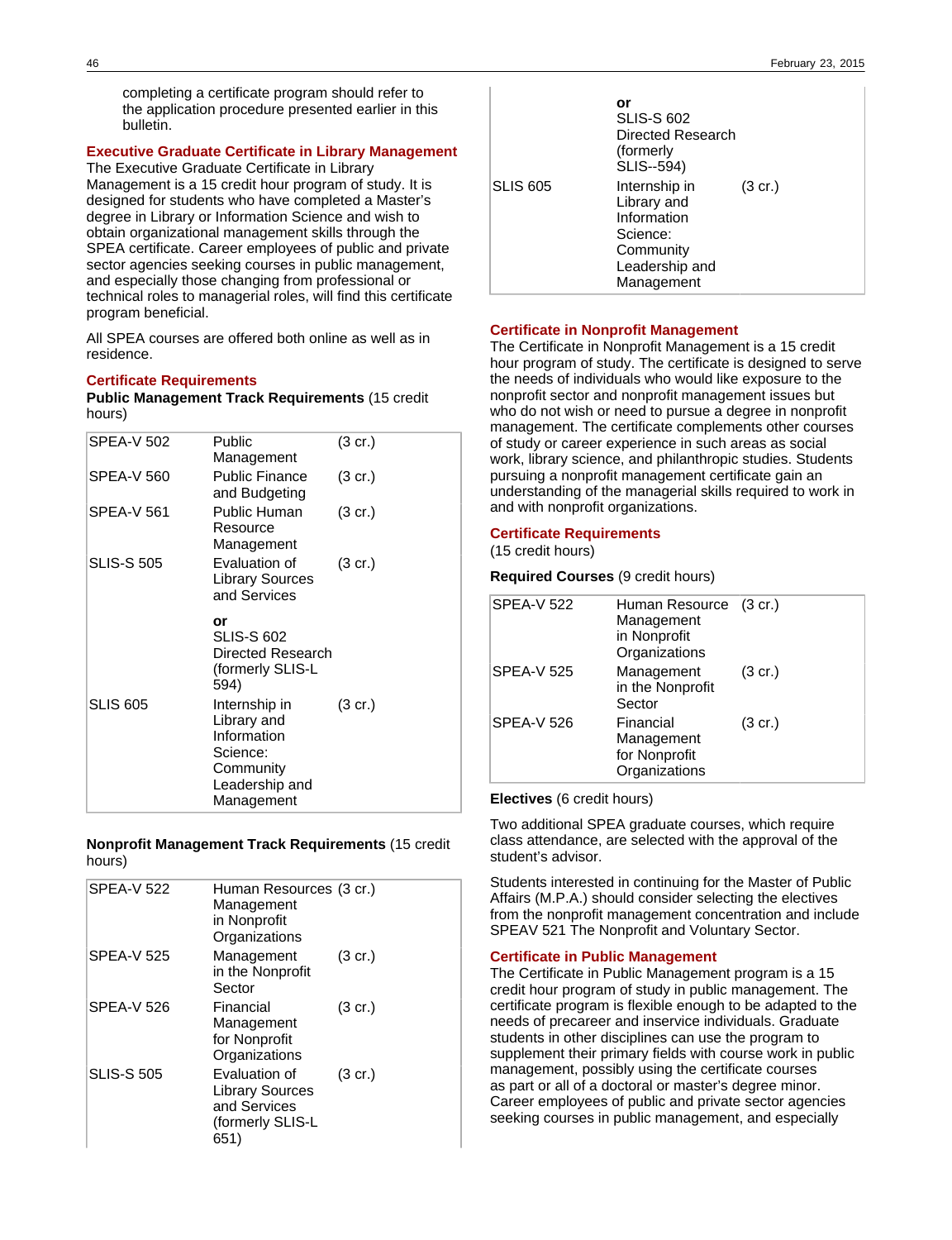completing a certificate program should refer to the application procedure presented earlier in this bulletin.

### Executive Graduate Certificate in Library Management

The Executive Graduate Certificate in Library Management is a 15 credit hour program of study. It is designed for students who have completed a Master's degree in Library or Information Science and wish to obtain organizational management skills through the SPEA certificate. Career employees of public and private sector agencies seeking courses in public management, and especially those changing from professional or technical roles to managerial roles, will find this certificate program beneficial.

All SPEA courses are offered both online as well as in residence.

### Certificate Requirements

**Public Management Track Requirements** (15 credit hours)

| | | |
|---|---|---|
| SPEA-V 502 | Public Management | (3 cr.) |
| SPEA-V 560 | Public Finance and Budgeting | (3 cr.) |
| SPEA-V 561 | Public Human Resource Management | (3 cr.) |
| SLIS-S 505 | Evaluation of Library Sources and Services<br><br>**or**<br>SLIS-S 602 Directed Research (formerly SLIS-L 594) | (3 cr.) |
| SLIS 605 | Internship in Library and Information Science: Community Leadership and Management | (3 cr.) |

**Nonprofit Management Track Requirements** (15 credit hours)

| | | |
|---|---|---|
| SPEA-V 522 | Human Resources Management in Nonprofit Organizations | (3 cr.) |
| SPEA-V 525 | Management in the Nonprofit Sector | (3 cr.) |
| SPEA-V 526 | Financial Management for Nonprofit Organizations | (3 cr.) |
| SLIS-S 505 | Evaluation of Library Sources and Services (formerly SLIS-L 651)<br><br>**or**<br>SLIS-S 602 Directed Research (formerly SLIS--594) | (3 cr.) |
| SLIS 605 | Internship in Library and Information Science: Community Leadership and Management | (3 cr.) |

### Certificate in Nonprofit Management

The Certificate in Nonprofit Management is a 15 credit hour program of study. The certificate is designed to serve the needs of individuals who would like exposure to the nonprofit sector and nonprofit management issues but who do not wish or need to pursue a degree in nonprofit management. The certificate complements other courses of study or career experience in such areas as social work, library science, and philanthropic studies. Students pursuing a nonprofit management certificate gain an understanding of the managerial skills required to work in and with nonprofit organizations.

### Certificate Requirements

(15 credit hours)

**Required Courses** (9 credit hours)

| | | |
|---|---|---|
| SPEA-V 522 | Human Resource Management in Nonprofit Organizations | (3 cr.) |
| SPEA-V 525 | Management in the Nonprofit Sector | (3 cr.) |
| SPEA-V 526 | Financial Management for Nonprofit Organizations | (3 cr.) |

**Electives** (6 credit hours)

Two additional SPEA graduate courses, which require class attendance, are selected with the approval of the student's advisor.

Students interested in continuing for the Master of Public Affairs (M.P.A.) should consider selecting the electives from the nonprofit management concentration and include SPEAV 521 The Nonprofit and Voluntary Sector.

### Certificate in Public Management

The Certificate in Public Management program is a 15 credit hour program of study in public management. The certificate program is flexible enough to be adapted to the needs of precareer and inservice individuals. Graduate students in other disciplines can use the program to supplement their primary fields with course work in public management, possibly using the certificate courses as part or all of a doctoral or master's degree minor. Career employees of public and private sector agencies seeking courses in public management, and especially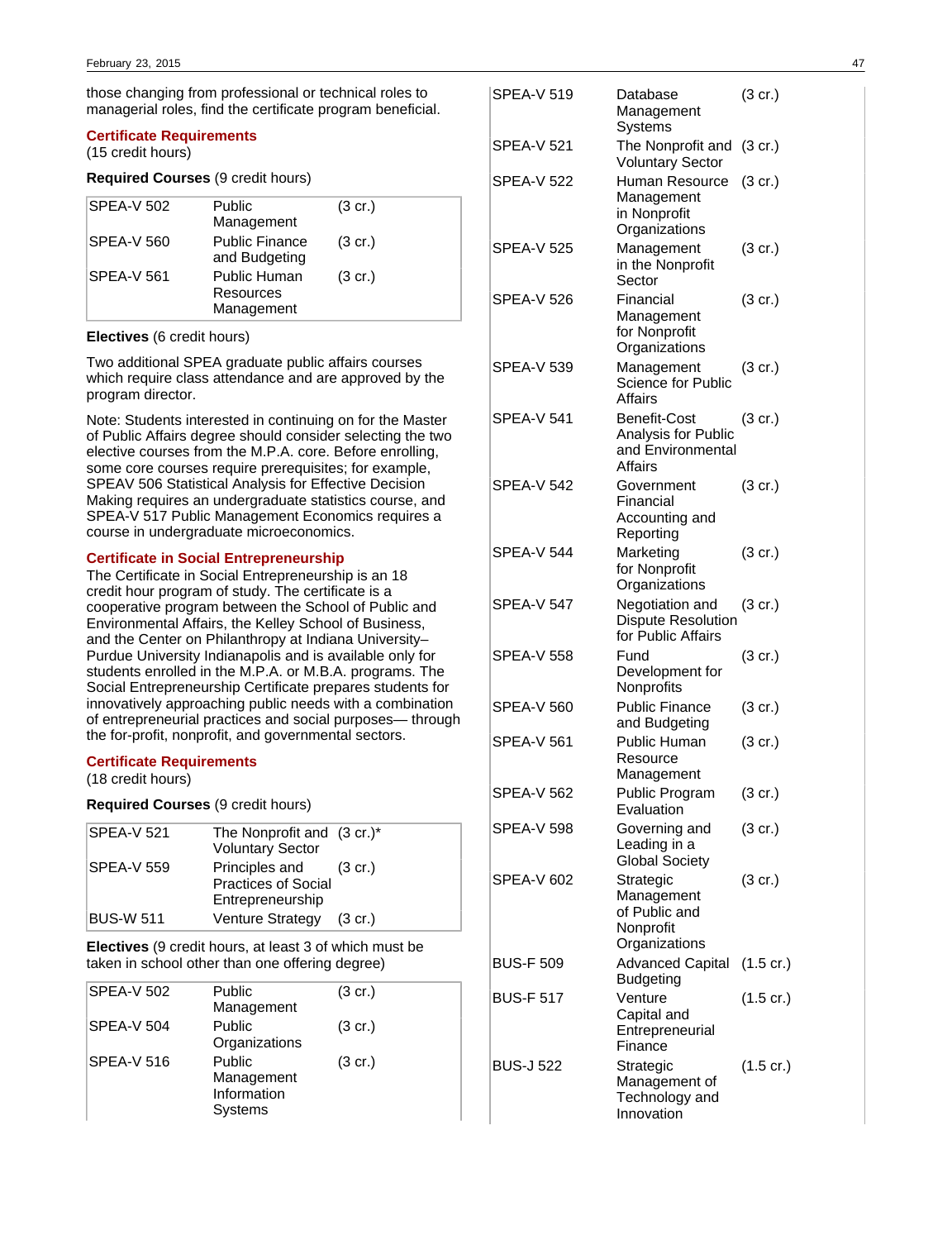those changing from professional or technical roles to managerial roles, find the certificate program beneficial.

### Certificate Requirements

(15 credit hours)

**Required Courses** (9 credit hours)

| | | |
|---|---|---|
| SPEA-V 502 | Public Management | (3 cr.) |
| SPEA-V 560 | Public Finance and Budgeting | (3 cr.) |
| SPEA-V 561 | Public Human Resources Management | (3 cr.) |

**Electives** (6 credit hours)

Two additional SPEA graduate public affairs courses which require class attendance and are approved by the program director.

Note: Students interested in continuing on for the Master of Public Affairs degree should consider selecting the two elective courses from the M.P.A. core. Before enrolling, some core courses require prerequisites; for example, SPEAV 506 Statistical Analysis for Effective Decision Making requires an undergraduate statistics course, and SPEA-V 517 Public Management Economics requires a course in undergraduate microeconomics.

### Certificate in Social Entrepreneurship

The Certificate in Social Entrepreneurship is an 18 credit hour program of study. The certificate is a cooperative program between the School of Public and Environmental Affairs, the Kelley School of Business, and the Center on Philanthropy at Indiana University–Purdue University Indianapolis and is available only for students enrolled in the M.P.A. or M.B.A. programs. The Social Entrepreneurship Certificate prepares students for innovatively approaching public needs with a combination of entrepreneurial practices and social purposes— through the for-profit, nonprofit, and governmental sectors.

### Certificate Requirements

(18 credit hours)

**Required Courses** (9 credit hours)

| | | |
|---|---|---|
| SPEA-V 521 | The Nonprofit and Voluntary Sector | (3 cr.)* |
| SPEA-V 559 | Principles and Practices of Social Entrepreneurship | (3 cr.) |
| BUS-W 511 | Venture Strategy | (3 cr.) |

**Electives** (9 credit hours, at least 3 of which must be taken in school other than one offering degree)

| | | |
|---|---|---|
| SPEA-V 502 | Public Management | (3 cr.) |
| SPEA-V 504 | Public Organizations | (3 cr.) |
| SPEA-V 516 | Public Management Information Systems | (3 cr.) |
| SPEA-V 519 | Database Management Systems | (3 cr.) |
| SPEA-V 521 | The Nonprofit and Voluntary Sector | (3 cr.) |
| SPEA-V 522 | Human Resource Management in Nonprofit Organizations | (3 cr.) |
| SPEA-V 525 | Management in the Nonprofit Sector | (3 cr.) |
| SPEA-V 526 | Financial Management for Nonprofit Organizations | (3 cr.) |
| SPEA-V 539 | Management Science for Public Affairs | (3 cr.) |
| SPEA-V 541 | Benefit-Cost Analysis for Public and Environmental Affairs | (3 cr.) |
| SPEA-V 542 | Government Financial Accounting and Reporting | (3 cr.) |
| SPEA-V 544 | Marketing for Nonprofit Organizations | (3 cr.) |
| SPEA-V 547 | Negotiation and Dispute Resolution for Public Affairs | (3 cr.) |
| SPEA-V 558 | Fund Development for Nonprofits | (3 cr.) |
| SPEA-V 560 | Public Finance and Budgeting | (3 cr.) |
| SPEA-V 561 | Public Human Resource Management | (3 cr.) |
| SPEA-V 562 | Public Program Evaluation | (3 cr.) |
| SPEA-V 598 | Governing and Leading in a Global Society | (3 cr.) |
| SPEA-V 602 | Strategic Management of Public and Nonprofit Organizations | (3 cr.) |
| BUS-F 509 | Advanced Capital Budgeting | (1.5 cr.) |
| BUS-F 517 | Venture Capital and Entrepreneurial Finance | (1.5 cr.) |
| BUS-J 522 | Strategic Management of Technology and Innovation | (1.5 cr.) |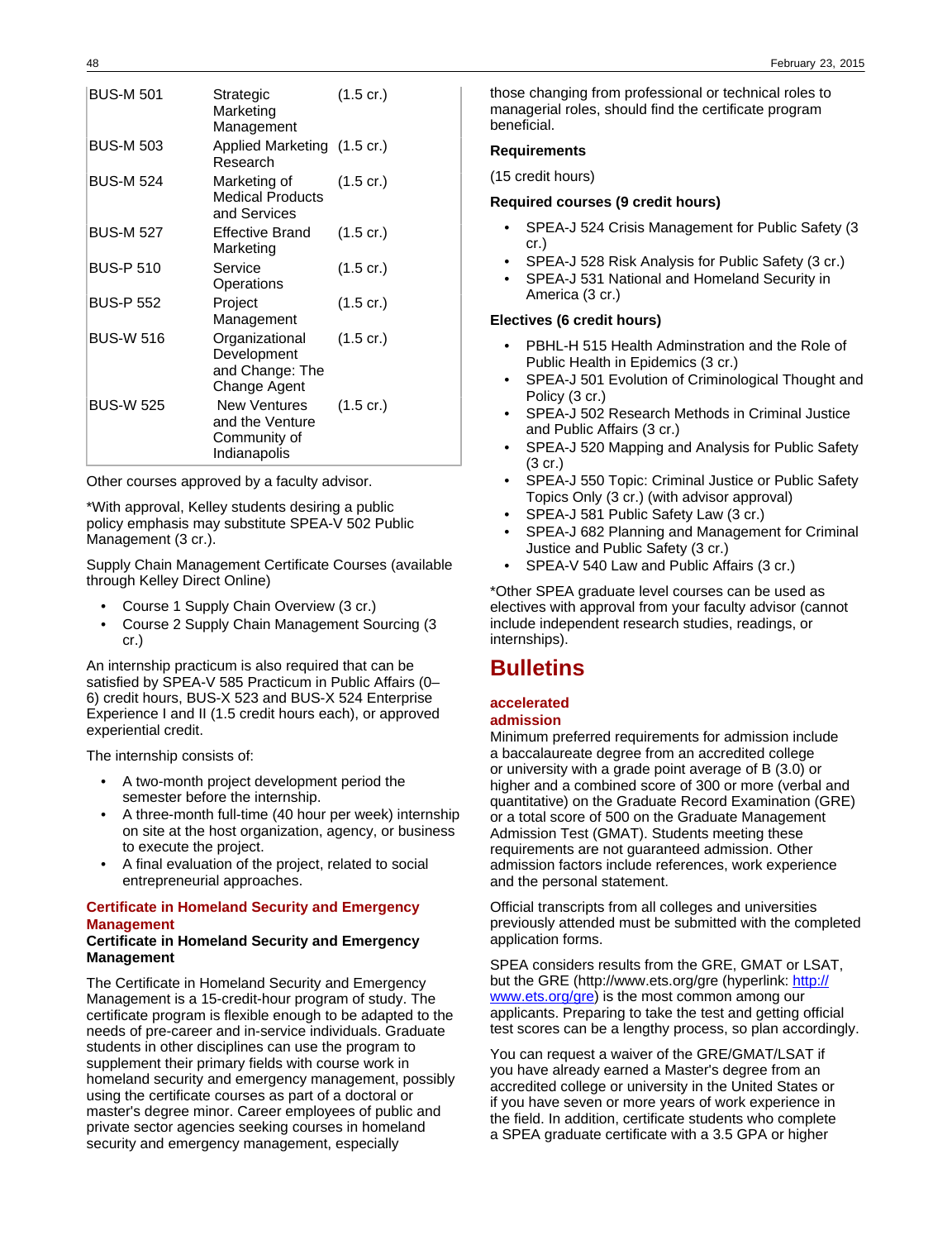| | | |
|---|---|---|
| BUS-M 501 | Strategic Marketing Management | (1.5 cr.) |
| BUS-M 503 | Applied Marketing Research | (1.5 cr.) |
| BUS-M 524 | Marketing of Medical Products and Services | (1.5 cr.) |
| BUS-M 527 | Effective Brand Marketing | (1.5 cr.) |
| BUS-P 510 | Service Operations | (1.5 cr.) |
| BUS-P 552 | Project Management | (1.5 cr.) |
| BUS-W 516 | Organizational Development and Change: The Change Agent | (1.5 cr.) |
| BUS-W 525 | New Ventures and the Venture Community of Indianapolis | (1.5 cr.) |

Other courses approved by a faculty advisor.

*With approval, Kelley students desiring a public policy emphasis may substitute SPEA-V 502 Public Management (3 cr.).

Supply Chain Management Certificate Courses (available through Kelley Direct Online)

- Course 1 Supply Chain Overview (3 cr.)
- Course 2 Supply Chain Management Sourcing (3 cr.)

An internship practicum is also required that can be satisfied by SPEA-V 585 Practicum in Public Affairs (0–6) credit hours, BUS-X 523 and BUS-X 524 Enterprise Experience I and II (1.5 credit hours each), or approved experiential credit.

The internship consists of:

- A two-month project development period the semester before the internship.
- A three-month full-time (40 hour per week) internship on site at the host organization, agency, or business to execute the project.
- A final evaluation of the project, related to social entrepreneurial approaches.

### Certificate in Homeland Security and Emergency Management

**Certificate in Homeland Security and Emergency Management**

The Certificate in Homeland Security and Emergency Management is a 15-credit-hour program of study. The certificate program is flexible enough to be adapted to the needs of pre-career and in-service individuals. Graduate students in other disciplines can use the program to supplement their primary fields with course work in homeland security and emergency management, possibly using the certificate courses as part of a doctoral or master's degree minor. Career employees of public and private sector agencies seeking courses in homeland security and emergency management, especially those changing from professional or technical roles to managerial roles, should find the certificate program beneficial.

**Requirements**

(15 credit hours)

**Required courses (9 credit hours)**

- SPEA-J 524 Crisis Management for Public Safety (3 cr.)
- SPEA-J 528 Risk Analysis for Public Safety (3 cr.)
- SPEA-J 531 National and Homeland Security in America (3 cr.)

**Electives (6 credit hours)**

- PBHL-H 515 Health Adminstration and the Role of Public Health in Epidemics (3 cr.)
- SPEA-J 501 Evolution of Criminological Thought and Policy (3 cr.)
- SPEA-J 502 Research Methods in Criminal Justice and Public Affairs (3 cr.)
- SPEA-J 520 Mapping and Analysis for Public Safety (3 cr.)
- SPEA-J 550 Topic: Criminal Justice or Public Safety Topics Only (3 cr.) (with advisor approval)
- SPEA-J 581 Public Safety Law (3 cr.)
- SPEA-J 682 Planning and Management for Criminal Justice and Public Safety (3 cr.)
- SPEA-V 540 Law and Public Affairs (3 cr.)

*Other SPEA graduate level courses can be used as electives with approval from your faculty advisor (cannot include independent research studies, readings, or internships).

# Bulletins

### accelerated admission

Minimum preferred requirements for admission include a baccalaureate degree from an accredited college or university with a grade point average of B (3.0) or higher and a combined score of 300 or more (verbal and quantitative) on the Graduate Record Examination (GRE) or a total score of 500 on the Graduate Management Admission Test (GMAT). Students meeting these requirements are not guaranteed admission. Other admission factors include references, work experience and the personal statement.

Official transcripts from all colleges and universities previously attended must be submitted with the completed application forms.

SPEA considers results from the GRE, GMAT or LSAT, but the GRE (http://www.ets.org/gre (hyperlink: http://www.ets.org/gre) is the most common among our applicants. Preparing to take the test and getting official test scores can be a lengthy process, so plan accordingly.

You can request a waiver of the GRE/GMAT/LSAT if you have already earned a Master's degree from an accredited college or university in the United States or if you have seven or more years of work experience in the field. In addition, certificate students who complete a SPEA graduate certificate with a 3.5 GPA or higher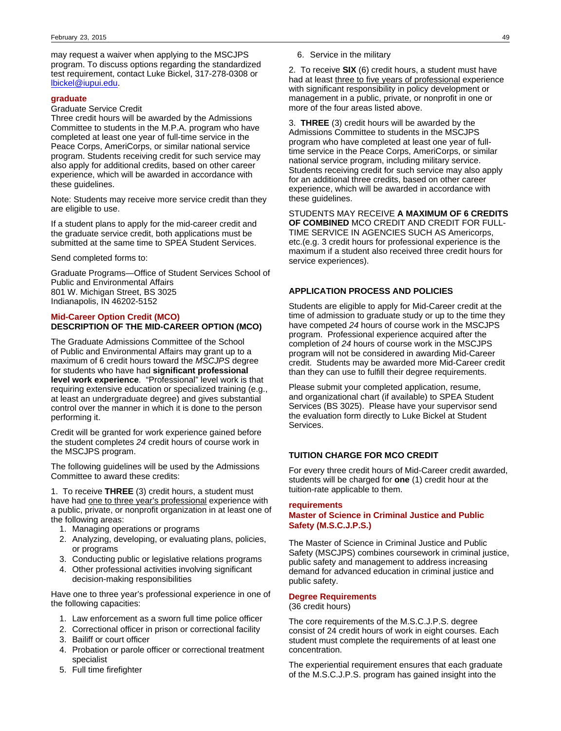may request a waiver when applying to the MSCJPS program. To discuss options regarding the standardized test requirement, contact Luke Bickel, 317-278-0308 or lbickel@iupui.edu.

### graduate

Graduate Service Credit

Three credit hours will be awarded by the Admissions Committee to students in the M.P.A. program who have completed at least one year of full-time service in the Peace Corps, AmeriCorps, or similar national service program. Students receiving credit for such service may also apply for additional credits, based on other career experience, which will be awarded in accordance with these guidelines.

Note: Students may receive more service credit than they are eligible to use.

If a student plans to apply for the mid-career credit and the graduate service credit, both applications must be submitted at the same time to SPEA Student Services.

Send completed forms to:

Graduate Programs—Office of Student Services School of Public and Environmental Affairs
801 W. Michigan Street, BS 3025
Indianapolis, IN 46202-5152

### Mid-Career Option Credit (MCO)

**DESCRIPTION OF THE MID-CAREER OPTION (MCO)**

The Graduate Admissions Committee of the School of Public and Environmental Affairs may grant up to a maximum of 6 credit hours toward the *MSCJPS* degree for students who have had **significant professional level work experience**. "Professional" level work is that requiring extensive education or specialized training (e.g., at least an undergraduate degree) and gives substantial control over the manner in which it is done to the person performing it.

Credit will be granted for work experience gained before the student completes *24* credit hours of course work in the MSCJPS program.

The following guidelines will be used by the Admissions Committee to award these credits:

1. To receive **THREE** (3) credit hours, a student must have had <u>one to three year's professional</u> experience with a public, private, or nonprofit organization in at least one of the following areas:
   1. Managing operations or programs
   2. Analyzing, developing, or evaluating plans, policies, or programs
   3. Conducting public or legislative relations programs
   4. Other professional activities involving significant decision-making responsibilities

Have one to three year's professional experience in one of the following capacities:

1. Law enforcement as a sworn full time police officer
2. Correctional officer in prison or correctional facility
3. Bailiff or court officer
4. Probation or parole officer or correctional treatment specialist
5. Full time firefighter
6. Service in the military

2. To receive **SIX** (6) credit hours, a student must have had at least <u>three to five years of professional</u> experience with significant responsibility in policy development or management in a public, private, or nonprofit in one or more of the four areas listed above.

3. **THREE** (3) credit hours will be awarded by the Admissions Committee to students in the MSCJPS program who have completed at least one year of full-time service in the Peace Corps, AmeriCorps, or similar national service program, including military service. Students receiving credit for such service may also apply for an additional three credits, based on other career experience, which will be awarded in accordance with these guidelines.

STUDENTS MAY RECEIVE **A MAXIMUM OF 6 CREDITS OF COMBINED** MCO CREDIT AND CREDIT FOR FULL-TIME SERVICE IN AGENCIES SUCH AS Americorps, etc.(e.g. 3 credit hours for professional experience is the maximum if a student also received three credit hours for service experiences).

**APPLICATION PROCESS AND POLICIES**

Students are eligible to apply for Mid-Career credit at the time of admission to graduate study or up to the time they have competed *24* hours of course work in the MSCJPS program. Professional experience acquired after the completion of *24* hours of course work in the MSCJPS program will not be considered in awarding Mid-Career credit. Students may be awarded more Mid-Career credit than they can use to fulfill their degree requirements.

Please submit your completed application, resume, and organizational chart (if available) to SPEA Student Services (BS 3025). Please have your supervisor send the evaluation form directly to Luke Bickel at Student Services.

**TUITION CHARGE FOR MCO CREDIT**

For every three credit hours of Mid-Career credit awarded, students will be charged for **one** (1) credit hour at the tuition-rate applicable to them.

### requirements

### Master of Science in Criminal Justice and Public Safety (M.S.C.J.P.S.)

The Master of Science in Criminal Justice and Public Safety (MSCJPS) combines coursework in criminal justice, public safety and management to address increasing demand for advanced education in criminal justice and public safety.

### Degree Requirements

(36 credit hours)

The core requirements of the M.S.C.J.P.S. degree consist of 24 credit hours of work in eight courses. Each student must complete the requirements of at least one concentration.

The experiential requirement ensures that each graduate of the M.S.C.J.P.S. program has gained insight into the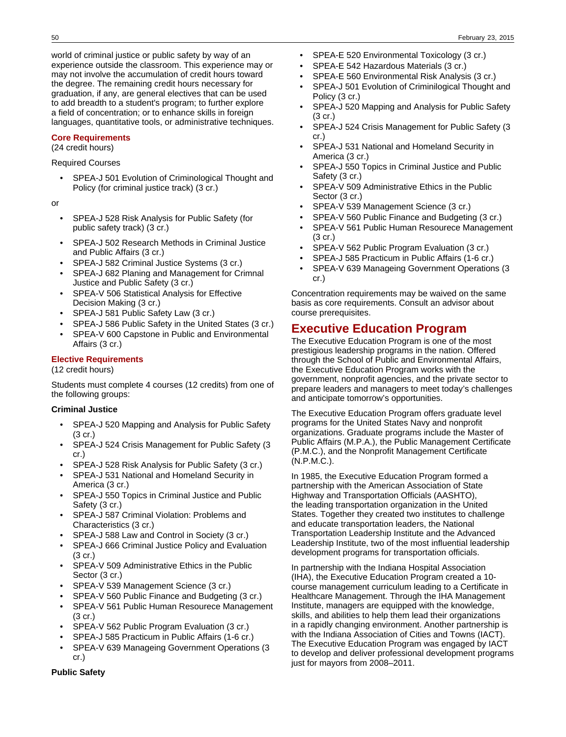world of criminal justice or public safety by way of an experience outside the classroom. This experience may or may not involve the accumulation of credit hours toward the degree. The remaining credit hours necessary for graduation, if any, are general electives that can be used to add breadth to a student's program; to further explore a field of concentration; or to enhance skills in foreign languages, quantitative tools, or administrative techniques.

**Core Requirements**

(24 credit hours)

Required Courses

- SPEA-J 501 Evolution of Criminological Thought and Policy (for criminal justice track) (3 cr.)

or

- SPEA-J 528 Risk Analysis for Public Safety (for public safety track) (3 cr.)

- SPEA-J 502 Research Methods in Criminal Justice and Public Affairs (3 cr.)
- SPEA-J 582 Criminal Justice Systems (3 cr.)
- SPEA-J 682 Planing and Management for Crimnal Justice and Public Safety (3 cr.)
- SPEA-V 506 Statistical Analysis for Effective Decision Making (3 cr.)
- SPEA-J 581 Public Safety Law (3 cr.)
- SPEA-J 586 Public Safety in the United States (3 cr.)
- SPEA-V 600 Capstone in Public and Environmental Affairs (3 cr.)

**Elective Requirements**

(12 credit hours)

Students must complete 4 courses (12 credits) from one of the following groups:

**Criminal Justice**

- SPEA-J 520 Mapping and Analysis for Public Safety (3 cr.)
- SPEA-J 524 Crisis Management for Public Safety (3 cr.)
- SPEA-J 528 Risk Analysis for Public Safety (3 cr.)
- SPEA-J 531 National and Homeland Security in America (3 cr.)
- SPEA-J 550 Topics in Criminal Justice and Public Safety (3 cr.)
- SPEA-J 587 Criminal Violation: Problems and Characteristics (3 cr.)
- SPEA-J 588 Law and Control in Society (3 cr.)
- SPEA-J 666 Criminal Justice Policy and Evaluation (3 cr.)
- SPEA-V 509 Administrative Ethics in the Public Sector (3 cr.)
- SPEA-V 539 Management Science (3 cr.)
- SPEA-V 560 Public Finance and Budgeting (3 cr.)
- SPEA-V 561 Public Human Resource Management (3 cr.)
- SPEA-V 562 Public Program Evaluation (3 cr.)
- SPEA-J 585 Practicum in Public Affairs (1-6 cr.)
- SPEA-V 639 Manageing Government Operations (3 cr.)

**Public Safety**

- SPEA-E 520 Environmental Toxicology (3 cr.)
- SPEA-E 542 Hazardous Materials (3 cr.)
- SPEA-E 560 Environmental Risk Analysis (3 cr.)
- SPEA-J 501 Evolution of Criminilogical Thought and Policy (3 cr.)
- SPEA-J 520 Mapping and Analysis for Public Safety (3 cr.)
- SPEA-J 524 Crisis Management for Public Safety (3 cr.)
- SPEA-J 531 National and Homeland Security in America (3 cr.)
- SPEA-J 550 Topics in Criminal Justice and Public Safety (3 cr.)
- SPEA-V 509 Administrative Ethics in the Public Sector (3 cr.)
- SPEA-V 539 Management Science (3 cr.)
- SPEA-V 560 Public Finance and Budgeting (3 cr.)
- SPEA-V 561 Public Human Resourece Management (3 cr.)
- SPEA-V 562 Public Program Evaluation (3 cr.)
- SPEA-J 585 Practicum in Public Affairs (1-6 cr.)
- SPEA-V 639 Manageing Government Operations (3 cr.)

Concentration requirements may be waived on the same basis as core requirements. Consult an advisor about course prerequisites.

# Executive Education Program

The Executive Education Program is one of the most prestigious leadership programs in the nation. Offered through the School of Public and Environmental Affairs, the Executive Education Program works with the government, nonprofit agencies, and the private sector to prepare leaders and managers to meet today's challenges and anticipate tomorrow's opportunities.

The Executive Education Program offers graduate level programs for the United States Navy and nonprofit organizations. Graduate programs include the Master of Public Affairs (M.P.A.), the Public Management Certificate (P.M.C.), and the Nonprofit Management Certificate (N.P.M.C.).

In 1985, the Executive Education Program formed a partnership with the American Association of State Highway and Transportation Officials (AASHTO), the leading transportation organization in the United States. Together they created two institutes to challenge and educate transportation leaders, the National Transportation Leadership Institute and the Advanced Leadership Institute, two of the most influential leadership development programs for transportation officials.

In partnership with the Indiana Hospital Association (IHA), the Executive Education Program created a 10-course management curriculum leading to a Certificate in Healthcare Management. Through the IHA Management Institute, managers are equipped with the knowledge, skills, and abilities to help them lead their organizations in a rapidly changing environment. Another partnership is with the Indiana Association of Cities and Towns (IACT). The Executive Education Program was engaged by IACT to develop and deliver professional development programs just for mayors from 2008–2011.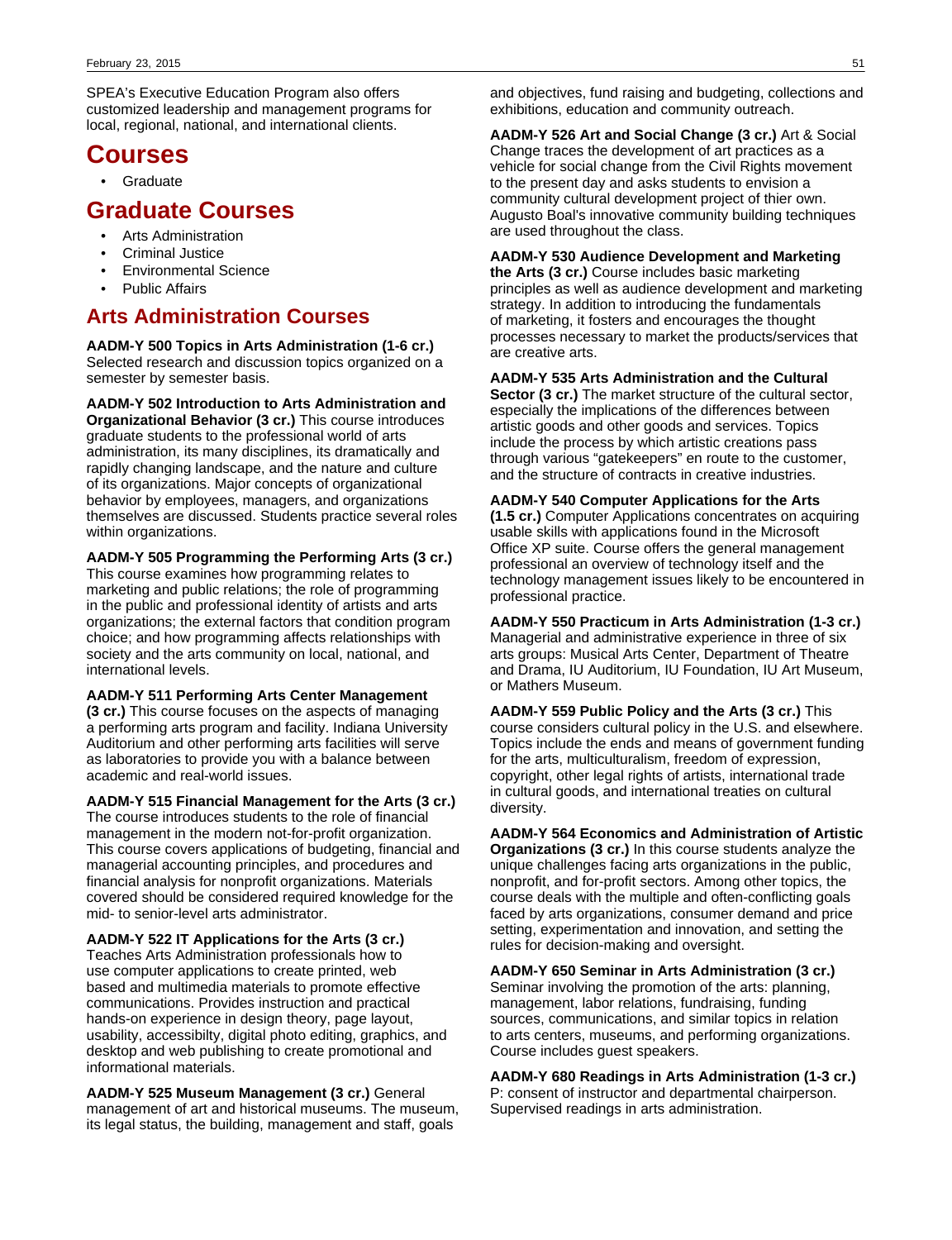SPEA's Executive Education Program also offers customized leadership and management programs for local, regional, national, and international clients.

# Courses

- Graduate

# Graduate Courses

- Arts Administration
- Criminal Justice
- Environmental Science
- Public Affairs

## Arts Administration Courses

**AADM-Y 500 Topics in Arts Administration (1-6 cr.)** Selected research and discussion topics organized on a semester by semester basis.

**AADM-Y 502 Introduction to Arts Administration and Organizational Behavior (3 cr.)** This course introduces graduate students to the professional world of arts administration, its many disciplines, its dramatically and rapidly changing landscape, and the nature and culture of its organizations. Major concepts of organizational behavior by employees, managers, and organizations themselves are discussed. Students practice several roles within organizations.

**AADM-Y 505 Programming the Performing Arts (3 cr.)** This course examines how programming relates to marketing and public relations; the role of programming in the public and professional identity of artists and arts organizations; the external factors that condition program choice; and how programming affects relationships with society and the arts community on local, national, and international levels.

**AADM-Y 511 Performing Arts Center Management (3 cr.)** This course focuses on the aspects of managing a performing arts program and facility. Indiana University Auditorium and other performing arts facilities will serve as laboratories to provide you with a balance between academic and real-world issues.

**AADM-Y 515 Financial Management for the Arts (3 cr.)** The course introduces students to the role of financial management in the modern not-for-profit organization. This course covers applications of budgeting, financial and managerial accounting principles, and procedures and financial analysis for nonprofit organizations. Materials covered should be considered required knowledge for the mid- to senior-level arts administrator.

**AADM-Y 522 IT Applications for the Arts (3 cr.)** Teaches Arts Administration professionals how to use computer applications to create printed, web based and multimedia materials to promote effective communications. Provides instruction and practical hands-on experience in design theory, page layout, usability, accessibilty, digital photo editing, graphics, and desktop and web publishing to create promotional and informational materials.

**AADM-Y 525 Museum Management (3 cr.)** General management of art and historical museums. The museum, its legal status, the building, management and staff, goals and objectives, fund raising and budgeting, collections and exhibitions, education and community outreach.

**AADM-Y 526 Art and Social Change (3 cr.)** Art & Social Change traces the development of art practices as a vehicle for social change from the Civil Rights movement to the present day and asks students to envision a community cultural development project of thier own. Augusto Boal's innovative community building techniques are used throughout the class.

**AADM-Y 530 Audience Development and Marketing the Arts (3 cr.)** Course includes basic marketing principles as well as audience development and marketing strategy. In addition to introducing the fundamentals of marketing, it fosters and encourages the thought processes necessary to market the products/services that are creative arts.

**AADM-Y 535 Arts Administration and the Cultural Sector (3 cr.)** The market structure of the cultural sector, especially the implications of the differences between artistic goods and other goods and services. Topics include the process by which artistic creations pass through various "gatekeepers" en route to the customer, and the structure of contracts in creative industries.

**AADM-Y 540 Computer Applications for the Arts (1.5 cr.)** Computer Applications concentrates on acquiring usable skills with applications found in the Microsoft Office XP suite. Course offers the general management professional an overview of technology itself and the technology management issues likely to be encountered in professional practice.

**AADM-Y 550 Practicum in Arts Administration (1-3 cr.)** Managerial and administrative experience in three of six arts groups: Musical Arts Center, Department of Theatre and Drama, IU Auditorium, IU Foundation, IU Art Museum, or Mathers Museum.

**AADM-Y 559 Public Policy and the Arts (3 cr.)** This course considers cultural policy in the U.S. and elsewhere. Topics include the ends and means of government funding for the arts, multiculturalism, freedom of expression, copyright, other legal rights of artists, international trade in cultural goods, and international treaties on cultural diversity.

**AADM-Y 564 Economics and Administration of Artistic Organizations (3 cr.)** In this course students analyze the unique challenges facing arts organizations in the public, nonprofit, and for-profit sectors. Among other topics, the course deals with the multiple and often-conflicting goals faced by arts organizations, consumer demand and price setting, experimentation and innovation, and setting the rules for decision-making and oversight.

**AADM-Y 650 Seminar in Arts Administration (3 cr.)** Seminar involving the promotion of the arts: planning, management, labor relations, fundraising, funding sources, communications, and similar topics in relation to arts centers, museums, and performing organizations. Course includes guest speakers.

**AADM-Y 680 Readings in Arts Administration (1-3 cr.)** P: consent of instructor and departmental chairperson. Supervised readings in arts administration.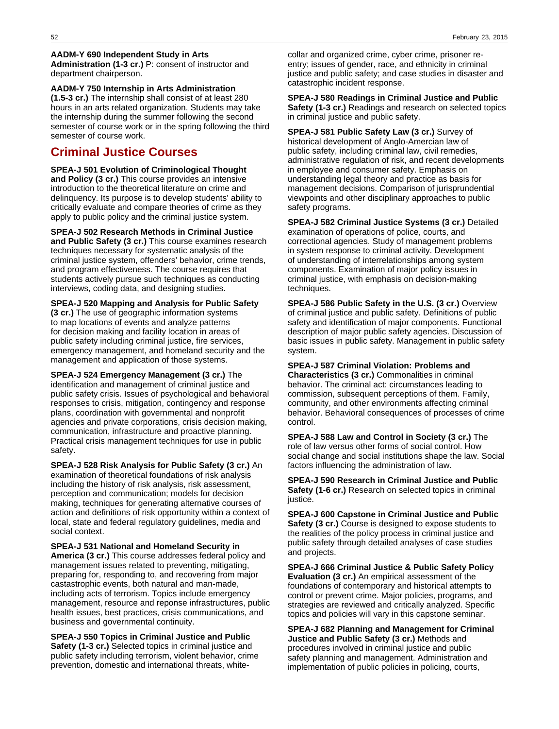**AADM-Y 690 Independent Study in Arts Administration (1-3 cr.)** P: consent of instructor and department chairperson.

**AADM-Y 750 Internship in Arts Administration (1.5-3 cr.)** The internship shall consist of at least 280 hours in an arts related organization. Students may take the internship during the summer following the second semester of course work or in the spring following the third semester of course work.

## Criminal Justice Courses

**SPEA-J 501 Evolution of Criminological Thought and Policy (3 cr.)** This course provides an intensive introduction to the theoretical literature on crime and delinquency. Its purpose is to develop students' ability to critically evaluate and compare theories of crime as they apply to public policy and the criminal justice system.

**SPEA-J 502 Research Methods in Criminal Justice and Public Safety (3 cr.)** This course examines research techniques necessary for systematic analysis of the criminal justice system, offenders' behavior, crime trends, and program effectiveness. The course requires that students actively pursue such techniques as conducting interviews, coding data, and designing studies.

**SPEA-J 520 Mapping and Analysis for Public Safety (3 cr.)** The use of geographic information systems to map locations of events and analyze patterns for decision making and facility location in areas of public safety including criminal justice, fire services, emergency management, and homeland security and the management and application of those systems.

**SPEA-J 524 Emergency Management (3 cr.)** The identification and management of criminal justice and public safety crisis. Issues of psychological and behavioral responses to crisis, mitigation, contingency and response plans, coordination with governmental and nonprofit agencies and private corporations, crisis decision making, communication, infrastructure and proactive planning. Practical crisis management techniques for use in public safety.

**SPEA-J 528 Risk Analysis for Public Safety (3 cr.)** An examination of theoretical foundations of risk analysis including the history of risk analysis, risk assessment, perception and communication; models for decision making, techniques for generating alternative courses of action and definitions of risk opportunity within a context of local, state and federal regulatory guidelines, media and social context.

**SPEA-J 531 National and Homeland Security in America (3 cr.)** This course addresses federal policy and management issues related to preventing, mitigating, preparing for, responding to, and recovering from major castastrophic events, both natural and man-made, including acts of terrorism. Topics include emergency management, resource and reponse infrastructures, public health issues, best practices, crisis communications, and business and governmental continuity.

**SPEA-J 550 Topics in Criminal Justice and Public Safety (1-3 cr.)** Selected topics in criminal justice and public safety including terrorism, violent behavior, crime prevention, domestic and international threats, white-collar and organized crime, cyber crime, prisoner re-entry; issues of gender, race, and ethnicity in criminal justice and public safety; and case studies in disaster and catastrophic incident response.

**SPEA-J 580 Readings in Criminal Justice and Public Safety (1-3 cr.)** Readings and research on selected topics in criminal justice and public safety.

**SPEA-J 581 Public Safety Law (3 cr.)** Survey of historical development of Anglo-Amercian law of public safety, including criminal law, civil remedies, administrative regulation of risk, and recent developments in employee and consumer safety. Emphasis on understanding legal theory and practice as basis for management decisions. Comparison of jurisprundential viewpoints and other disciplinary approaches to public safety programs.

**SPEA-J 582 Criminal Justice Systems (3 cr.)** Detailed examination of operations of police, courts, and correctional agencies. Study of management problems in system response to criminal activity. Development of understanding of interrelationships among system components. Examination of major policy issues in criminal justice, with emphasis on decision-making techniques.

**SPEA-J 586 Public Safety in the U.S. (3 cr.)** Overview of criminal justice and public safety. Definitions of public safety and identification of major components. Functional description of major public safety agencies. Discussion of basic issues in public safety. Management in public safety system.

**SPEA-J 587 Criminal Violation: Problems and Characteristics (3 cr.)** Commonalities in criminal behavior. The criminal act: circumstances leading to commission, subsequent perceptions of them. Family, community, and other environments affecting criminal behavior. Behavioral consequences of processes of crime control.

**SPEA-J 588 Law and Control in Society (3 cr.)** The role of law versus other forms of social control. How social change and social institutions shape the law. Social factors influencing the administration of law.

**SPEA-J 590 Research in Criminal Justice and Public Safety (1-6 cr.)** Research on selected topics in criminal justice.

**SPEA-J 600 Capstone in Criminal Justice and Public Safety (3 cr.)** Course is designed to expose students to the realities of the policy process in criminal justice and public safety through detailed analyses of case studies and projects.

**SPEA-J 666 Criminal Justice & Public Safety Policy Evaluation (3 cr.)** An empirical assessment of the foundations of contemporary and historical attempts to control or prevent crime. Major policies, programs, and strategies are reviewed and critically analyzed. Specific topics and policies will vary in this capstone seminar.

**SPEA-J 682 Planning and Management for Criminal Justice and Public Safety (3 cr.)** Methods and procedures involved in criminal justice and public safety planning and management. Administration and implementation of public policies in policing, courts,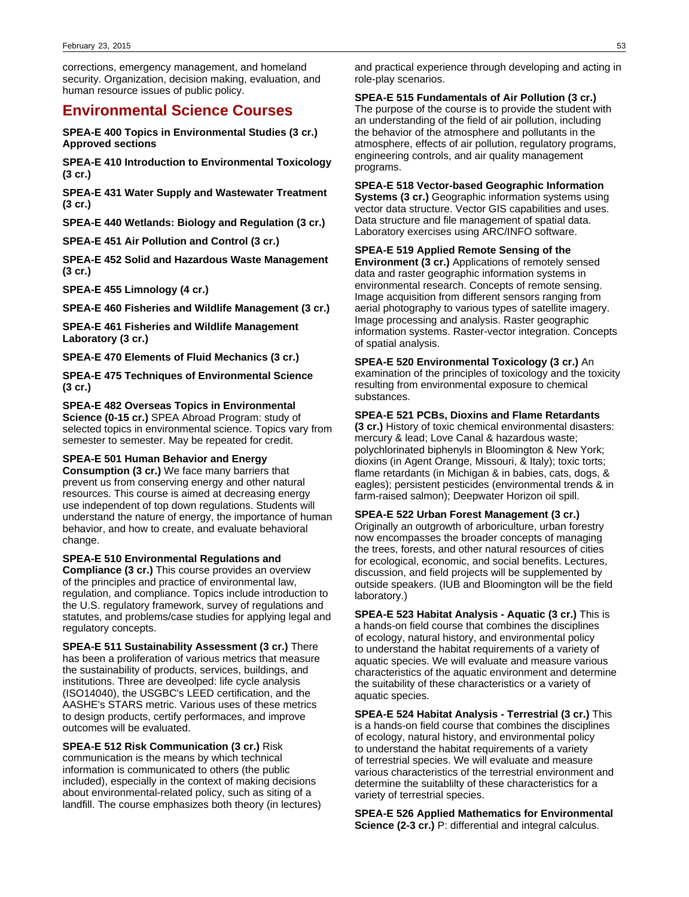corrections, emergency management, and homeland security. Organization, decision making, evaluation, and human resource issues of public policy.

## Environmental Science Courses

**SPEA-E 400 Topics in Environmental Studies (3 cr.) Approved sections**

**SPEA-E 410 Introduction to Environmental Toxicology (3 cr.)**

**SPEA-E 431 Water Supply and Wastewater Treatment (3 cr.)**

**SPEA-E 440 Wetlands: Biology and Regulation (3 cr.)**

**SPEA-E 451 Air Pollution and Control (3 cr.)**

**SPEA-E 452 Solid and Hazardous Waste Management (3 cr.)**

**SPEA-E 455 Limnology (4 cr.)**

**SPEA-E 460 Fisheries and Wildlife Management (3 cr.)**

**SPEA-E 461 Fisheries and Wildlife Management Laboratory (3 cr.)**

**SPEA-E 470 Elements of Fluid Mechanics (3 cr.)**

**SPEA-E 475 Techniques of Environmental Science (3 cr.)**

**SPEA-E 482 Overseas Topics in Environmental Science (0-15 cr.)** SPEA Abroad Program: study of selected topics in environmental science. Topics vary from semester to semester. May be repeated for credit.

**SPEA-E 501 Human Behavior and Energy Consumption (3 cr.)** We face many barriers that prevent us from conserving energy and other natural resources. This course is aimed at decreasing energy use independent of top down regulations. Students will understand the nature of energy, the importance of human behavior, and how to create, and evaluate behavioral change.

**SPEA-E 510 Environmental Regulations and Compliance (3 cr.)** This course provides an overview of the principles and practice of environmental law, regulation, and compliance. Topics include introduction to the U.S. regulatory framework, survey of regulations and statutes, and problems/case studies for applying legal and regulatory concepts.

**SPEA-E 511 Sustainability Assessment (3 cr.)** There has been a proliferation of various metrics that measure the sustainability of products, services, buildings, and institutions. Three are deveolped: life cycle analysis (ISO14040), the USGBC's LEED certification, and the AASHE's STARS metric. Various uses of these metrics to design products, certify performaces, and improve outcomes will be evaluated.

**SPEA-E 512 Risk Communication (3 cr.)** Risk communication is the means by which technical information is communicated to others (the public included), especially in the context of making decisions about environmental-related policy, such as siting of a landfill. The course emphasizes both theory (in lectures) and practical experience through developing and acting in role-play scenarios.

**SPEA-E 515 Fundamentals of Air Pollution (3 cr.)** The purpose of the course is to provide the student with an understanding of the field of air pollution, including the behavior of the atmosphere and pollutants in the atmosphere, effects of air pollution, regulatory programs, engineering controls, and air quality management programs.

**SPEA-E 518 Vector-based Geographic Information Systems (3 cr.)** Geographic information systems using vector data structure. Vector GIS capabilities and uses. Data structure and file management of spatial data. Laboratory exercises using ARC/INFO software.

**SPEA-E 519 Applied Remote Sensing of the Environment (3 cr.)** Applications of remotely sensed data and raster geographic information systems in environmental research. Concepts of remote sensing. Image acquisition from different sensors ranging from aerial photography to various types of satellite imagery. Image processing and analysis. Raster geographic information systems. Raster-vector integration. Concepts of spatial analysis.

**SPEA-E 520 Environmental Toxicology (3 cr.)** An examination of the principles of toxicology and the toxicity resulting from environmental exposure to chemical substances.

**SPEA-E 521 PCBs, Dioxins and Flame Retardants (3 cr.)** History of toxic chemical environmental disasters: mercury & lead; Love Canal & hazardous waste; polychlorinated biphenyls in Bloomington & New York; dioxins (in Agent Orange, Missouri, & Italy); toxic torts; flame retardants (in Michigan & in babies, cats, dogs, & eagles); persistent pesticides (environmental trends & in farm-raised salmon); Deepwater Horizon oil spill.

**SPEA-E 522 Urban Forest Management (3 cr.)** Originally an outgrowth of arboriculture, urban forestry now encompasses the broader concepts of managing the trees, forests, and other natural resources of cities for ecological, economic, and social benefits. Lectures, discussion, and field projects will be supplemented by outside speakers. (IUB and Bloomington will be the field laboratory.)

**SPEA-E 523 Habitat Analysis - Aquatic (3 cr.)** This is a hands-on field course that combines the disciplines of ecology, natural history, and environmental policy to understand the habitat requirements of a variety of aquatic species. We will evaluate and measure various characteristics of the aquatic environment and determine the suitability of these characteristics or a variety of aquatic species.

**SPEA-E 524 Habitat Analysis - Terrestrial (3 cr.)** This is a hands-on field course that combines the disciplines of ecology, natural history, and environmental policy to understand the habitat requirements of a variety of terrestrial species. We will evaluate and measure various characteristics of the terrestrial environment and determine the suitablilty of these characteristics for a variety of terrestrial species.

**SPEA-E 526 Applied Mathematics for Environmental Science (2-3 cr.)** P: differential and integral calculus.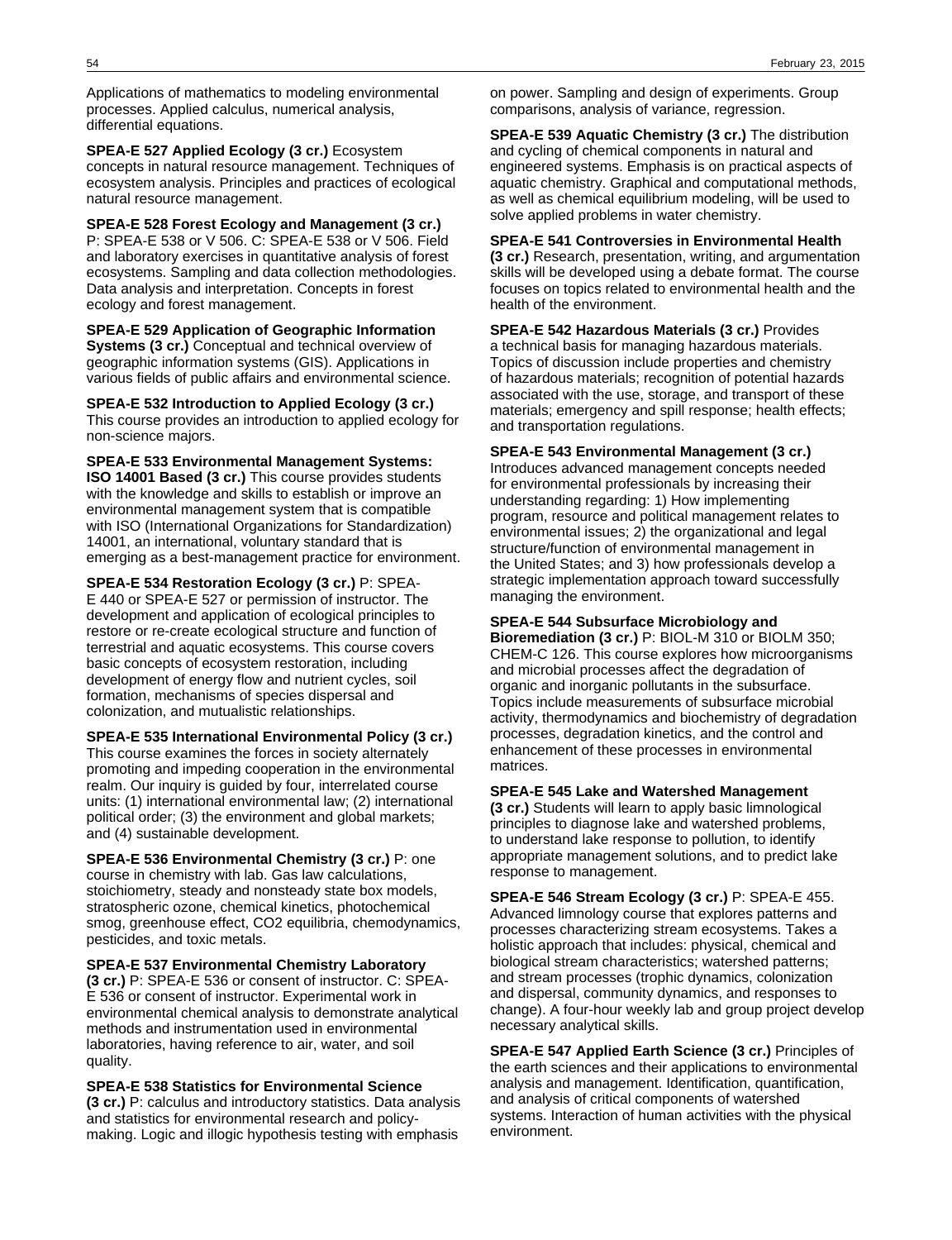Applications of mathematics to modeling environmental processes. Applied calculus, numerical analysis, differential equations.

**SPEA-E 527 Applied Ecology (3 cr.)** Ecosystem concepts in natural resource management. Techniques of ecosystem analysis. Principles and practices of ecological natural resource management.

**SPEA-E 528 Forest Ecology and Management (3 cr.)** P: SPEA-E 538 or V 506. C: SPEA-E 538 or V 506. Field and laboratory exercises in quantitative analysis of forest ecosystems. Sampling and data collection methodologies. Data analysis and interpretation. Concepts in forest ecology and forest management.

**SPEA-E 529 Application of Geographic Information Systems (3 cr.)** Conceptual and technical overview of geographic information systems (GIS). Applications in various fields of public affairs and environmental science.

**SPEA-E 532 Introduction to Applied Ecology (3 cr.)** This course provides an introduction to applied ecology for non-science majors.

**SPEA-E 533 Environmental Management Systems: ISO 14001 Based (3 cr.)** This course provides students with the knowledge and skills to establish or improve an environmental management system that is compatible with ISO (International Organizations for Standardization) 14001, an international, voluntary standard that is emerging as a best-management practice for environment.

**SPEA-E 534 Restoration Ecology (3 cr.)** P: SPEA-E 440 or SPEA-E 527 or permission of instructor. The development and application of ecological principles to restore or re-create ecological structure and function of terrestrial and aquatic ecosystems. This course covers basic concepts of ecosystem restoration, including development of energy flow and nutrient cycles, soil formation, mechanisms of species dispersal and colonization, and mutualistic relationships.

**SPEA-E 535 International Environmental Policy (3 cr.)** This course examines the forces in society alternately promoting and impeding cooperation in the environmental realm. Our inquiry is guided by four, interrelated course units: (1) international environmental law; (2) international political order; (3) the environment and global markets; and (4) sustainable development.

**SPEA-E 536 Environmental Chemistry (3 cr.)** P: one course in chemistry with lab. Gas law calculations, stoichiometry, steady and nonsteady state box models, stratospheric ozone, chemical kinetics, photochemical smog, greenhouse effect, CO2 equilibria, chemodynamics, pesticides, and toxic metals.

**SPEA-E 537 Environmental Chemistry Laboratory (3 cr.)** P: SPEA-E 536 or consent of instructor. C: SPEA-E 536 or consent of instructor. Experimental work in environmental chemical analysis to demonstrate analytical methods and instrumentation used in environmental laboratories, having reference to air, water, and soil quality.

**SPEA-E 538 Statistics for Environmental Science (3 cr.)** P: calculus and introductory statistics. Data analysis and statistics for environmental research and policy-making. Logic and illogic hypothesis testing with emphasis on power. Sampling and design of experiments. Group comparisons, analysis of variance, regression.

**SPEA-E 539 Aquatic Chemistry (3 cr.)** The distribution and cycling of chemical components in natural and engineered systems. Emphasis is on practical aspects of aquatic chemistry. Graphical and computational methods, as well as chemical equilibrium modeling, will be used to solve applied problems in water chemistry.

**SPEA-E 541 Controversies in Environmental Health (3 cr.)** Research, presentation, writing, and argumentation skills will be developed using a debate format. The course focuses on topics related to environmental health and the health of the environment.

**SPEA-E 542 Hazardous Materials (3 cr.)** Provides a technical basis for managing hazardous materials. Topics of discussion include properties and chemistry of hazardous materials; recognition of potential hazards associated with the use, storage, and transport of these materials; emergency and spill response; health effects; and transportation regulations.

**SPEA-E 543 Environmental Management (3 cr.)** Introduces advanced management concepts needed for environmental professionals by increasing their understanding regarding: 1) How implementing program, resource and political management relates to environmental issues; 2) the organizational and legal structure/function of environmental management in the United States; and 3) how professionals develop a strategic implementation approach toward successfully managing the environment.

**SPEA-E 544 Subsurface Microbiology and Bioremediation (3 cr.)** P: BIOL-M 310 or BIOLM 350; CHEM-C 126. This course explores how microorganisms and microbial processes affect the degradation of organic and inorganic pollutants in the subsurface. Topics include measurements of subsurface microbial activity, thermodynamics and biochemistry of degradation processes, degradation kinetics, and the control and enhancement of these processes in environmental matrices.

**SPEA-E 545 Lake and Watershed Management (3 cr.)** Students will learn to apply basic limnological principles to diagnose lake and watershed problems, to understand lake response to pollution, to identify appropriate management solutions, and to predict lake response to management.

**SPEA-E 546 Stream Ecology (3 cr.)** P: SPEA-E 455. Advanced limnology course that explores patterns and processes characterizing stream ecosystems. Takes a holistic approach that includes: physical, chemical and biological stream characteristics; watershed patterns; and stream processes (trophic dynamics, colonization and dispersal, community dynamics, and responses to change). A four-hour weekly lab and group project develop necessary analytical skills.

**SPEA-E 547 Applied Earth Science (3 cr.)** Principles of the earth sciences and their applications to environmental analysis and management. Identification, quantification, and analysis of critical components of watershed systems. Interaction of human activities with the physical environment.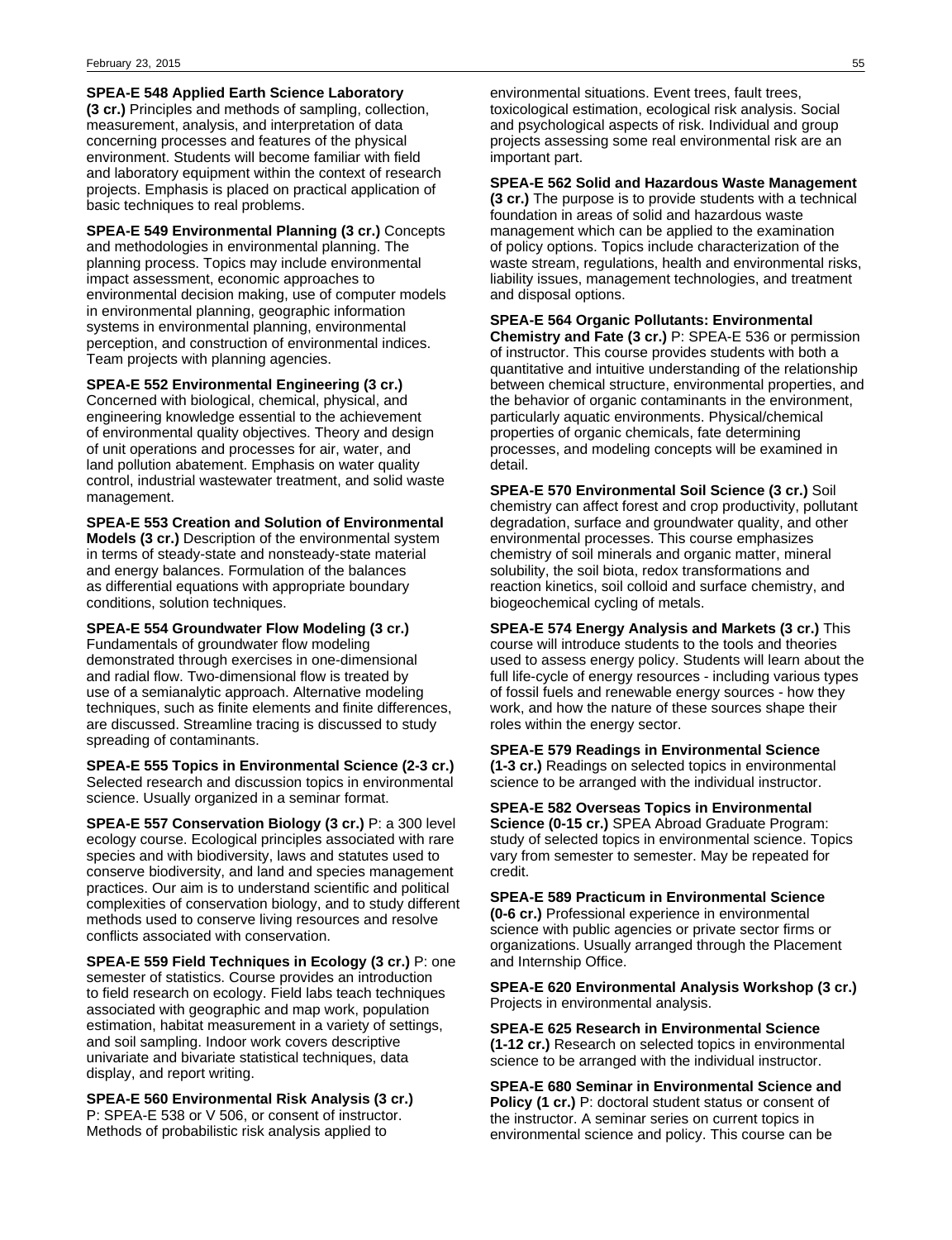**SPEA-E 548 Applied Earth Science Laboratory (3 cr.)** Principles and methods of sampling, collection, measurement, analysis, and interpretation of data concerning processes and features of the physical environment. Students will become familiar with field and laboratory equipment within the context of research projects. Emphasis is placed on practical application of basic techniques to real problems.

**SPEA-E 549 Environmental Planning (3 cr.)** Concepts and methodologies in environmental planning. The planning process. Topics may include environmental impact assessment, economic approaches to environmental decision making, use of computer models in environmental planning, geographic information systems in environmental planning, environmental perception, and construction of environmental indices. Team projects with planning agencies.

**SPEA-E 552 Environmental Engineering (3 cr.)** Concerned with biological, chemical, physical, and engineering knowledge essential to the achievement of environmental quality objectives. Theory and design of unit operations and processes for air, water, and land pollution abatement. Emphasis on water quality control, industrial wastewater treatment, and solid waste management.

**SPEA-E 553 Creation and Solution of Environmental Models (3 cr.)** Description of the environmental system in terms of steady-state and nonsteady-state material and energy balances. Formulation of the balances as differential equations with appropriate boundary conditions, solution techniques.

**SPEA-E 554 Groundwater Flow Modeling (3 cr.)** Fundamentals of groundwater flow modeling demonstrated through exercises in one-dimensional and radial flow. Two-dimensional flow is treated by use of a semianalytic approach. Alternative modeling techniques, such as finite elements and finite differences, are discussed. Streamline tracing is discussed to study spreading of contaminants.

**SPEA-E 555 Topics in Environmental Science (2-3 cr.)** Selected research and discussion topics in environmental science. Usually organized in a seminar format.

**SPEA-E 557 Conservation Biology (3 cr.)** P: a 300 level ecology course. Ecological principles associated with rare species and with biodiversity, laws and statutes used to conserve biodiversity, and land and species management practices. Our aim is to understand scientific and political complexities of conservation biology, and to study different methods used to conserve living resources and resolve conflicts associated with conservation.

**SPEA-E 559 Field Techniques in Ecology (3 cr.)** P: one semester of statistics. Course provides an introduction to field research on ecology. Field labs teach techniques associated with geographic and map work, population estimation, habitat measurement in a variety of settings, and soil sampling. Indoor work covers descriptive univariate and bivariate statistical techniques, data display, and report writing.

**SPEA-E 560 Environmental Risk Analysis (3 cr.)** P: SPEA-E 538 or V 506, or consent of instructor. Methods of probabilistic risk analysis applied to environmental situations. Event trees, fault trees, toxicological estimation, ecological risk analysis. Social and psychological aspects of risk. Individual and group projects assessing some real environmental risk are an important part.

**SPEA-E 562 Solid and Hazardous Waste Management (3 cr.)** The purpose is to provide students with a technical foundation in areas of solid and hazardous waste management which can be applied to the examination of policy options. Topics include characterization of the waste stream, regulations, health and environmental risks, liability issues, management technologies, and treatment and disposal options.

**SPEA-E 564 Organic Pollutants: Environmental Chemistry and Fate (3 cr.)** P: SPEA-E 536 or permission of instructor. This course provides students with both a quantitative and intuitive understanding of the relationship between chemical structure, environmental properties, and the behavior of organic contaminants in the environment, particularly aquatic environments. Physical/chemical properties of organic chemicals, fate determining processes, and modeling concepts will be examined in detail.

**SPEA-E 570 Environmental Soil Science (3 cr.)** Soil chemistry can affect forest and crop productivity, pollutant degradation, surface and groundwater quality, and other environmental processes. This course emphasizes chemistry of soil minerals and organic matter, mineral solubility, the soil biota, redox transformations and reaction kinetics, soil colloid and surface chemistry, and biogeochemical cycling of metals.

**SPEA-E 574 Energy Analysis and Markets (3 cr.)** This course will introduce students to the tools and theories used to assess energy policy. Students will learn about the full life-cycle of energy resources - including various types of fossil fuels and renewable energy sources - how they work, and how the nature of these sources shape their roles within the energy sector.

**SPEA-E 579 Readings in Environmental Science (1-3 cr.)** Readings on selected topics in environmental science to be arranged with the individual instructor.

**SPEA-E 582 Overseas Topics in Environmental Science (0-15 cr.)** SPEA Abroad Graduate Program: study of selected topics in environmental science. Topics vary from semester to semester. May be repeated for credit.

**SPEA-E 589 Practicum in Environmental Science (0-6 cr.)** Professional experience in environmental science with public agencies or private sector firms or organizations. Usually arranged through the Placement and Internship Office.

**SPEA-E 620 Environmental Analysis Workshop (3 cr.)** Projects in environmental analysis.

**SPEA-E 625 Research in Environmental Science (1-12 cr.)** Research on selected topics in environmental science to be arranged with the individual instructor.

**SPEA-E 680 Seminar in Environmental Science and Policy (1 cr.)** P: doctoral student status or consent of the instructor. A seminar series on current topics in environmental science and policy. This course can be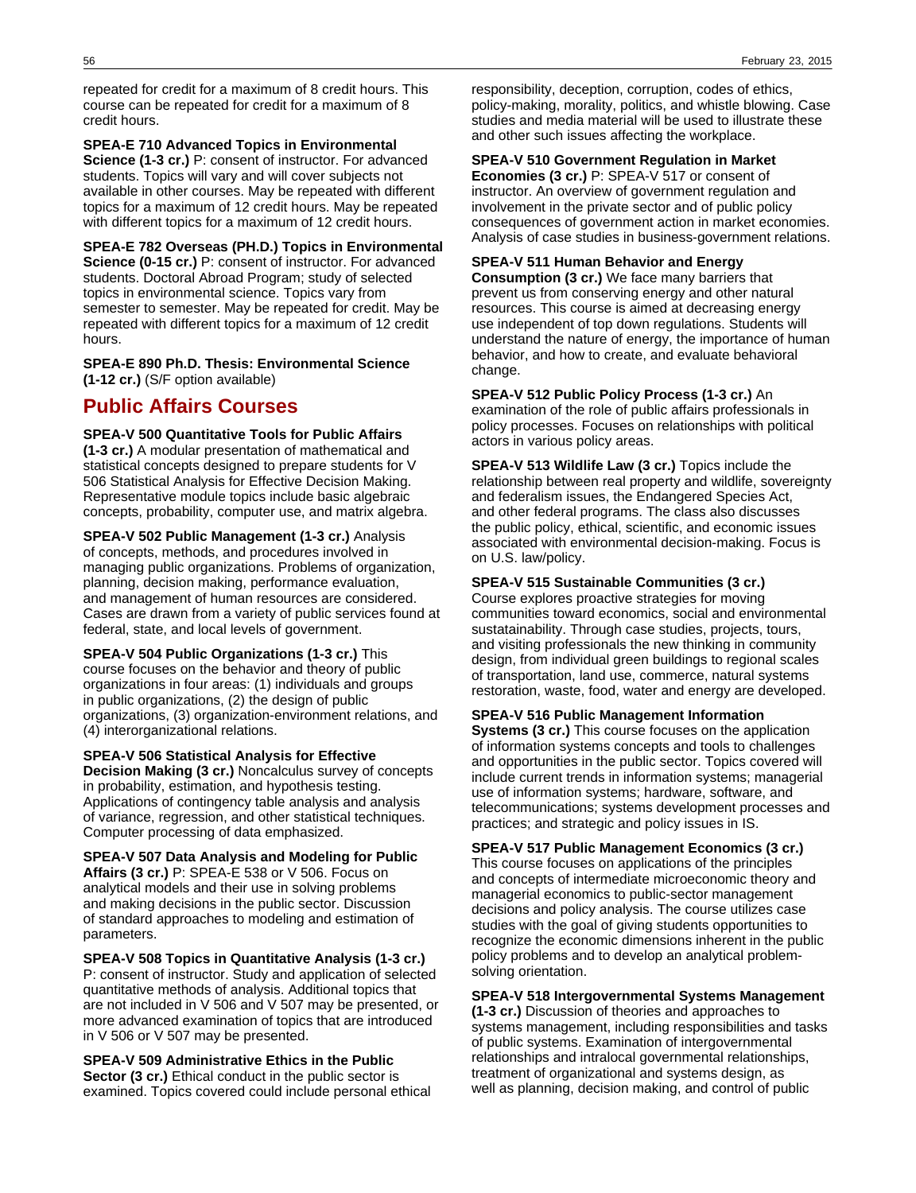repeated for credit for a maximum of 8 credit hours. This course can be repeated for credit for a maximum of 8 credit hours.

**SPEA-E 710 Advanced Topics in Environmental Science (1-3 cr.)** P: consent of instructor. For advanced students. Topics will vary and will cover subjects not available in other courses. May be repeated with different topics for a maximum of 12 credit hours. May be repeated with different topics for a maximum of 12 credit hours.

**SPEA-E 782 Overseas (PH.D.) Topics in Environmental Science (0-15 cr.)** P: consent of instructor. For advanced students. Doctoral Abroad Program; study of selected topics in environmental science. Topics vary from semester to semester. May be repeated for credit. May be repeated with different topics for a maximum of 12 credit hours.

**SPEA-E 890 Ph.D. Thesis: Environmental Science (1-12 cr.)** (S/F option available)

## Public Affairs Courses

**SPEA-V 500 Quantitative Tools for Public Affairs (1-3 cr.)** A modular presentation of mathematical and statistical concepts designed to prepare students for V 506 Statistical Analysis for Effective Decision Making. Representative module topics include basic algebraic concepts, probability, computer use, and matrix algebra.

**SPEA-V 502 Public Management (1-3 cr.)** Analysis of concepts, methods, and procedures involved in managing public organizations. Problems of organization, planning, decision making, performance evaluation, and management of human resources are considered. Cases are drawn from a variety of public services found at federal, state, and local levels of government.

**SPEA-V 504 Public Organizations (1-3 cr.)** This course focuses on the behavior and theory of public organizations in four areas: (1) individuals and groups in public organizations, (2) the design of public organizations, (3) organization-environment relations, and (4) interorganizational relations.

**SPEA-V 506 Statistical Analysis for Effective Decision Making (3 cr.)** Noncalculus survey of concepts in probability, estimation, and hypothesis testing. Applications of contingency table analysis and analysis of variance, regression, and other statistical techniques. Computer processing of data emphasized.

**SPEA-V 507 Data Analysis and Modeling for Public Affairs (3 cr.)** P: SPEA-E 538 or V 506. Focus on analytical models and their use in solving problems and making decisions in the public sector. Discussion of standard approaches to modeling and estimation of parameters.

**SPEA-V 508 Topics in Quantitative Analysis (1-3 cr.)** P: consent of instructor. Study and application of selected quantitative methods of analysis. Additional topics that are not included in V 506 and V 507 may be presented, or more advanced examination of topics that are introduced in V 506 or V 507 may be presented.

**SPEA-V 509 Administrative Ethics in the Public Sector (3 cr.)** Ethical conduct in the public sector is examined. Topics covered could include personal ethical responsibility, deception, corruption, codes of ethics, policy-making, morality, politics, and whistle blowing. Case studies and media material will be used to illustrate these and other such issues affecting the workplace.

**SPEA-V 510 Government Regulation in Market Economies (3 cr.)** P: SPEA-V 517 or consent of instructor. An overview of government regulation and involvement in the private sector and of public policy consequences of government action in market economies. Analysis of case studies in business-government relations.

**SPEA-V 511 Human Behavior and Energy Consumption (3 cr.)** We face many barriers that prevent us from conserving energy and other natural resources. This course is aimed at decreasing energy use independent of top down regulations. Students will understand the nature of energy, the importance of human behavior, and how to create, and evaluate behavioral change.

**SPEA-V 512 Public Policy Process (1-3 cr.)** An examination of the role of public affairs professionals in policy processes. Focuses on relationships with political actors in various policy areas.

**SPEA-V 513 Wildlife Law (3 cr.)** Topics include the relationship between real property and wildlife, sovereignty and federalism issues, the Endangered Species Act, and other federal programs. The class also discusses the public policy, ethical, scientific, and economic issues associated with environmental decision-making. Focus is on U.S. law/policy.

**SPEA-V 515 Sustainable Communities (3 cr.)** Course explores proactive strategies for moving communities toward economics, social and environmental sustainability. Through case studies, projects, tours, and visiting professionals the new thinking in community design, from individual green buildings to regional scales of transportation, land use, commerce, natural systems restoration, waste, food, water and energy are developed.

**SPEA-V 516 Public Management Information Systems (3 cr.)** This course focuses on the application of information systems concepts and tools to challenges and opportunities in the public sector. Topics covered will include current trends in information systems; managerial use of information systems; hardware, software, and telecommunications; systems development processes and practices; and strategic and policy issues in IS.

**SPEA-V 517 Public Management Economics (3 cr.)** This course focuses on applications of the principles and concepts of intermediate microeconomic theory and managerial economics to public-sector management decisions and policy analysis. The course utilizes case studies with the goal of giving students opportunities to recognize the economic dimensions inherent in the public policy problems and to develop an analytical problem-solving orientation.

**SPEA-V 518 Intergovernmental Systems Management (1-3 cr.)** Discussion of theories and approaches to systems management, including responsibilities and tasks of public systems. Examination of intergovernmental relationships and intralocal governmental relationships, treatment of organizational and systems design, as well as planning, decision making, and control of public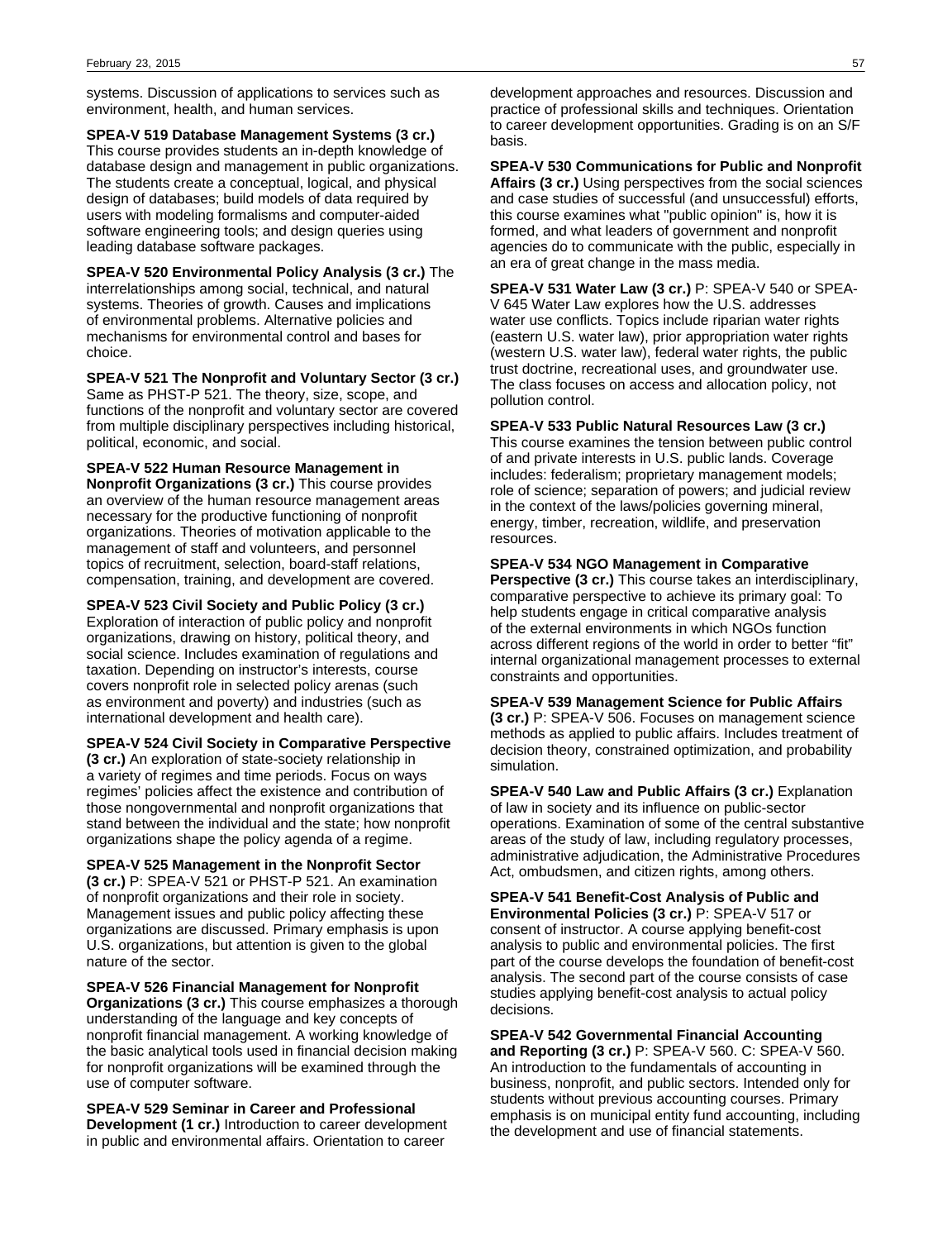systems. Discussion of applications to services such as environment, health, and human services.

**SPEA-V 519 Database Management Systems (3 cr.)** This course provides students an in-depth knowledge of database design and management in public organizations. The students create a conceptual, logical, and physical design of databases; build models of data required by users with modeling formalisms and computer-aided software engineering tools; and design queries using leading database software packages.

**SPEA-V 520 Environmental Policy Analysis (3 cr.)** The interrelationships among social, technical, and natural systems. Theories of growth. Causes and implications of environmental problems. Alternative policies and mechanisms for environmental control and bases for choice.

**SPEA-V 521 The Nonprofit and Voluntary Sector (3 cr.)** Same as PHST-P 521. The theory, size, scope, and functions of the nonprofit and voluntary sector are covered from multiple disciplinary perspectives including historical, political, economic, and social.

**SPEA-V 522 Human Resource Management in Nonprofit Organizations (3 cr.)** This course provides an overview of the human resource management areas necessary for the productive functioning of nonprofit organizations. Theories of motivation applicable to the management of staff and volunteers, and personnel topics of recruitment, selection, board-staff relations, compensation, training, and development are covered.

**SPEA-V 523 Civil Society and Public Policy (3 cr.)** Exploration of interaction of public policy and nonprofit organizations, drawing on history, political theory, and social science. Includes examination of regulations and taxation. Depending on instructor's interests, course covers nonprofit role in selected policy arenas (such as environment and poverty) and industries (such as international development and health care).

**SPEA-V 524 Civil Society in Comparative Perspective (3 cr.)** An exploration of state-society relationship in a variety of regimes and time periods. Focus on ways regimes' policies affect the existence and contribution of those nongovernmental and nonprofit organizations that stand between the individual and the state; how nonprofit organizations shape the policy agenda of a regime.

**SPEA-V 525 Management in the Nonprofit Sector (3 cr.)** P: SPEA-V 521 or PHST-P 521. An examination of nonprofit organizations and their role in society. Management issues and public policy affecting these organizations are discussed. Primary emphasis is upon U.S. organizations, but attention is given to the global nature of the sector.

**SPEA-V 526 Financial Management for Nonprofit Organizations (3 cr.)** This course emphasizes a thorough understanding of the language and key concepts of nonprofit financial management. A working knowledge of the basic analytical tools used in financial decision making for nonprofit organizations will be examined through the use of computer software.

**SPEA-V 529 Seminar in Career and Professional Development (1 cr.)** Introduction to career development in public and environmental affairs. Orientation to career development approaches and resources. Discussion and practice of professional skills and techniques. Orientation to career development opportunities. Grading is on an S/F basis.

**SPEA-V 530 Communications for Public and Nonprofit Affairs (3 cr.)** Using perspectives from the social sciences and case studies of successful (and unsuccessful) efforts, this course examines what "public opinion" is, how it is formed, and what leaders of government and nonprofit agencies do to communicate with the public, especially in an era of great change in the mass media.

**SPEA-V 531 Water Law (3 cr.)** P: SPEA-V 540 or SPEA-V 645 Water Law explores how the U.S. addresses water use conflicts. Topics include riparian water rights (eastern U.S. water law), prior appropriation water rights (western U.S. water law), federal water rights, the public trust doctrine, recreational uses, and groundwater use. The class focuses on access and allocation policy, not pollution control.

**SPEA-V 533 Public Natural Resources Law (3 cr.)** This course examines the tension between public control of and private interests in U.S. public lands. Coverage includes: federalism; proprietary management models; role of science; separation of powers; and judicial review in the context of the laws/policies governing mineral, energy, timber, recreation, wildlife, and preservation resources.

**SPEA-V 534 NGO Management in Comparative Perspective (3 cr.)** This course takes an interdisciplinary, comparative perspective to achieve its primary goal: To help students engage in critical comparative analysis of the external environments in which NGOs function across different regions of the world in order to better "fit" internal organizational management processes to external constraints and opportunities.

**SPEA-V 539 Management Science for Public Affairs (3 cr.)** P: SPEA-V 506. Focuses on management science methods as applied to public affairs. Includes treatment of decision theory, constrained optimization, and probability simulation.

**SPEA-V 540 Law and Public Affairs (3 cr.)** Explanation of law in society and its influence on public-sector operations. Examination of some of the central substantive areas of the study of law, including regulatory processes, administrative adjudication, the Administrative Procedures Act, ombudsmen, and citizen rights, among others.

**SPEA-V 541 Benefit-Cost Analysis of Public and Environmental Policies (3 cr.)** P: SPEA-V 517 or consent of instructor. A course applying benefit-cost analysis to public and environmental policies. The first part of the course develops the foundation of benefit-cost analysis. The second part of the course consists of case studies applying benefit-cost analysis to actual policy decisions.

**SPEA-V 542 Governmental Financial Accounting and Reporting (3 cr.)** P: SPEA-V 560. C: SPEA-V 560. An introduction to the fundamentals of accounting in business, nonprofit, and public sectors. Intended only for students without previous accounting courses. Primary emphasis is on municipal entity fund accounting, including the development and use of financial statements.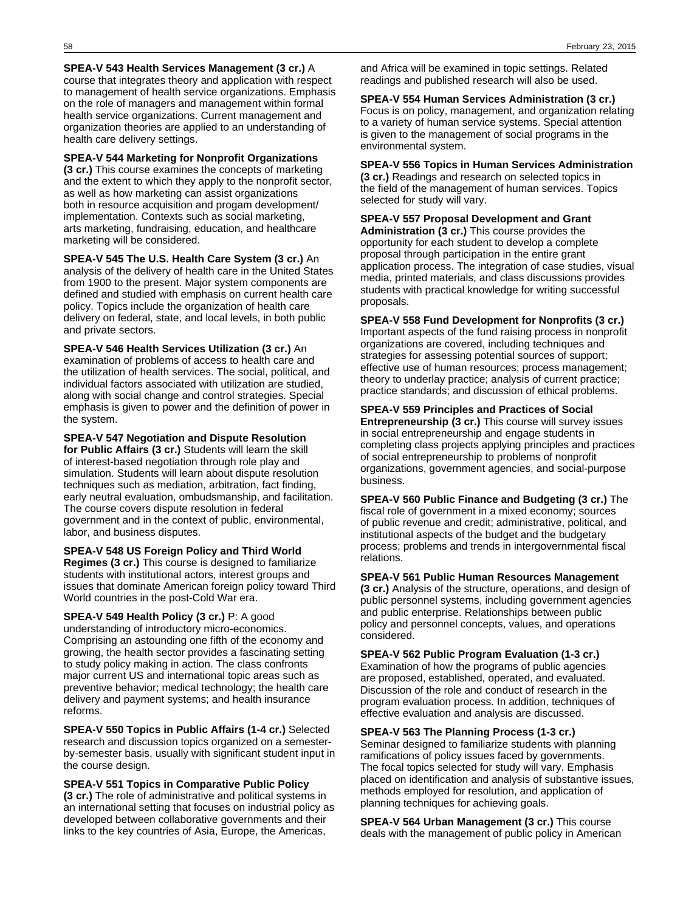**SPEA-V 543 Health Services Management (3 cr.)** A course that integrates theory and application with respect to management of health service organizations. Emphasis on the role of managers and management within formal health service organizations. Current management and organization theories are applied to an understanding of health care delivery settings.

**SPEA-V 544 Marketing for Nonprofit Organizations (3 cr.)** This course examines the concepts of marketing and the extent to which they apply to the nonprofit sector, as well as how marketing can assist organizations both in resource acquisition and progam development/ implementation. Contexts such as social marketing, arts marketing, fundraising, education, and healthcare marketing will be considered.

**SPEA-V 545 The U.S. Health Care System (3 cr.)** An analysis of the delivery of health care in the United States from 1900 to the present. Major system components are defined and studied with emphasis on current health care policy. Topics include the organization of health care delivery on federal, state, and local levels, in both public and private sectors.

**SPEA-V 546 Health Services Utilization (3 cr.)** An examination of problems of access to health care and the utilization of health services. The social, political, and individual factors associated with utilization are studied, along with social change and control strategies. Special emphasis is given to power and the definition of power in the system.

**SPEA-V 547 Negotiation and Dispute Resolution for Public Affairs (3 cr.)** Students will learn the skill of interest-based negotiation through role play and simulation. Students will learn about dispute resolution techniques such as mediation, arbitration, fact finding, early neutral evaluation, ombudsmanship, and facilitation. The course covers dispute resolution in federal government and in the context of public, environmental, labor, and business disputes.

**SPEA-V 548 US Foreign Policy and Third World Regimes (3 cr.)** This course is designed to familiarize students with institutional actors, interest groups and issues that dominate American foreign policy toward Third World countries in the post-Cold War era.

**SPEA-V 549 Health Policy (3 cr.)** P: A good understanding of introductory micro-economics. Comprising an astounding one fifth of the economy and growing, the health sector provides a fascinating setting to study policy making in action. The class confronts major current US and international topic areas such as preventive behavior; medical technology; the health care delivery and payment systems; and health insurance reforms.

**SPEA-V 550 Topics in Public Affairs (1-4 cr.)** Selected research and discussion topics organized on a semester-by-semester basis, usually with significant student input in the course design.

**SPEA-V 551 Topics in Comparative Public Policy (3 cr.)** The role of administrative and political systems in an international setting that focuses on industrial policy as developed between collaborative governments and their links to the key countries of Asia, Europe, the Americas, and Africa will be examined in topic settings. Related readings and published research will also be used.

**SPEA-V 554 Human Services Administration (3 cr.)** Focus is on policy, management, and organization relating to a variety of human service systems. Special attention is given to the management of social programs in the environmental system.

**SPEA-V 556 Topics in Human Services Administration (3 cr.)** Readings and research on selected topics in the field of the management of human services. Topics selected for study will vary.

**SPEA-V 557 Proposal Development and Grant Administration (3 cr.)** This course provides the opportunity for each student to develop a complete proposal through participation in the entire grant application process. The integration of case studies, visual media, printed materials, and class discussions provides students with practical knowledge for writing successful proposals.

**SPEA-V 558 Fund Development for Nonprofits (3 cr.)** Important aspects of the fund raising process in nonprofit organizations are covered, including techniques and strategies for assessing potential sources of support; effective use of human resources; process management; theory to underlay practice; analysis of current practice; practice standards; and discussion of ethical problems.

**SPEA-V 559 Principles and Practices of Social Entrepreneurship (3 cr.)** This course will survey issues in social entrepreneurship and engage students in completing class projects applying principles and practices of social entrepreneurship to problems of nonprofit organizations, government agencies, and social-purpose business.

**SPEA-V 560 Public Finance and Budgeting (3 cr.)** The fiscal role of government in a mixed economy; sources of public revenue and credit; administrative, political, and institutional aspects of the budget and the budgetary process; problems and trends in intergovernmental fiscal relations.

**SPEA-V 561 Public Human Resources Management (3 cr.)** Analysis of the structure, operations, and design of public personnel systems, including government agencies and public enterprise. Relationships between public policy and personnel concepts, values, and operations considered.

**SPEA-V 562 Public Program Evaluation (1-3 cr.)** Examination of how the programs of public agencies are proposed, established, operated, and evaluated. Discussion of the role and conduct of research in the program evaluation process. In addition, techniques of effective evaluation and analysis are discussed.

**SPEA-V 563 The Planning Process (1-3 cr.)** Seminar designed to familiarize students with planning ramifications of policy issues faced by governments. The focal topics selected for study will vary. Emphasis placed on identification and analysis of substantive issues, methods employed for resolution, and application of planning techniques for achieving goals.

**SPEA-V 564 Urban Management (3 cr.)** This course deals with the management of public policy in American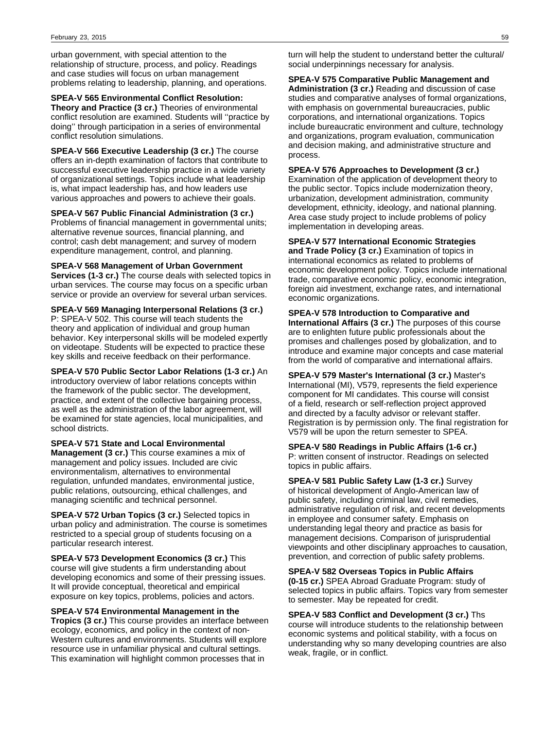urban government, with special attention to the relationship of structure, process, and policy. Readings and case studies will focus on urban management problems relating to leadership, planning, and operations.

**SPEA-V 565 Environmental Conflict Resolution: Theory and Practice (3 cr.)** Theories of environmental conflict resolution are examined. Students will ''practice by doing'' through participation in a series of environmental conflict resolution simulations.

**SPEA-V 566 Executive Leadership (3 cr.)** The course offers an in-depth examination of factors that contribute to successful executive leadership practice in a wide variety of organizational settings. Topics include what leadership is, what impact leadership has, and how leaders use various approaches and powers to achieve their goals.

**SPEA-V 567 Public Financial Administration (3 cr.)** Problems of financial management in governmental units; alternative revenue sources, financial planning, and control; cash debt management; and survey of modern expenditure management, control, and planning.

**SPEA-V 568 Management of Urban Government Services (1-3 cr.)** The course deals with selected topics in urban services. The course may focus on a specific urban service or provide an overview for several urban services.

**SPEA-V 569 Managing Interpersonal Relations (3 cr.)** P: SPEA-V 502. This course will teach students the theory and application of individual and group human behavior. Key interpersonal skills will be modeled expertly on videotape. Students will be expected to practice these key skills and receive feedback on their performance.

**SPEA-V 570 Public Sector Labor Relations (1-3 cr.)** An introductory overview of labor relations concepts within the framework of the public sector. The development, practice, and extent of the collective bargaining process, as well as the administration of the labor agreement, will be examined for state agencies, local municipalities, and school districts.

**SPEA-V 571 State and Local Environmental Management (3 cr.)** This course examines a mix of management and policy issues. Included are civic environmentalism, alternatives to environmental regulation, unfunded mandates, environmental justice, public relations, outsourcing, ethical challenges, and managing scientific and technical personnel.

**SPEA-V 572 Urban Topics (3 cr.)** Selected topics in urban policy and administration. The course is sometimes restricted to a special group of students focusing on a particular research interest.

**SPEA-V 573 Development Economics (3 cr.)** This course will give students a firm understanding about developing economics and some of their pressing issues. It will provide conceptual, theoretical and empirical exposure on key topics, problems, policies and actors.

**SPEA-V 574 Environmental Management in the Tropics (3 cr.)** This course provides an interface between ecology, economics, and policy in the context of non-Western cultures and environments. Students will explore resource use in unfamiliar physical and cultural settings. This examination will highlight common processes that in turn will help the student to understand better the cultural/ social underpinnings necessary for analysis.

**SPEA-V 575 Comparative Public Management and Administration (3 cr.)** Reading and discussion of case studies and comparative analyses of formal organizations, with emphasis on governmental bureaucracies, public corporations, and international organizations. Topics include bureaucratic environment and culture, technology and organizations, program evaluation, communication and decision making, and administrative structure and process.

**SPEA-V 576 Approaches to Development (3 cr.)** Examination of the application of development theory to the public sector. Topics include modernization theory, urbanization, development administration, community development, ethnicity, ideology, and national planning. Area case study project to include problems of policy implementation in developing areas.

**SPEA-V 577 International Economic Strategies and Trade Policy (3 cr.)** Examination of topics in international economics as related to problems of economic development policy. Topics include international trade, comparative economic policy, economic integration, foreign aid investment, exchange rates, and international economic organizations.

**SPEA-V 578 Introduction to Comparative and International Affairs (3 cr.)** The purposes of this course are to enlighten future public professionals about the promises and challenges posed by globalization, and to introduce and examine major concepts and case material from the world of comparative and international affairs.

**SPEA-V 579 Master's International (3 cr.)** Master's International (MI), V579, represents the field experience component for MI candidates. This course will consist of a field, research or self-reflection project approved and directed by a faculty advisor or relevant staffer. Registration is by permission only. The final registration for V579 will be upon the return semester to SPEA.

**SPEA-V 580 Readings in Public Affairs (1-6 cr.)** P: written consent of instructor. Readings on selected topics in public affairs.

**SPEA-V 581 Public Safety Law (1-3 cr.)** Survey of historical development of Anglo-American law of public safety, including criminal law, civil remedies, administrative regulation of risk, and recent developments in employee and consumer safety. Emphasis on understanding legal theory and practice as basis for management decisions. Comparison of jurisprudential viewpoints and other disciplinary approaches to causation, prevention, and correction of public safety problems.

**SPEA-V 582 Overseas Topics in Public Affairs (0-15 cr.)** SPEA Abroad Graduate Program: study of selected topics in public affairs. Topics vary from semester to semester. May be repeated for credit.

**SPEA-V 583 Conflict and Development (3 cr.)** Ths course will introduce students to the relationship between economic systems and political stability, with a focus on understanding why so many developing countries are also weak, fragile, or in conflict.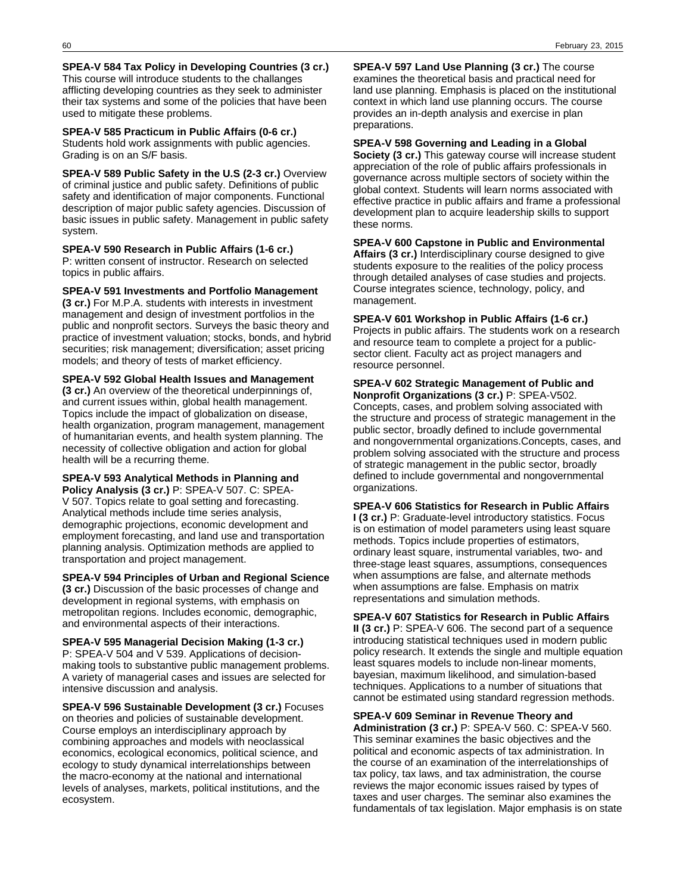**SPEA-V 584 Tax Policy in Developing Countries (3 cr.)** This course will introduce students to the challanges afflicting developing countries as they seek to administer their tax systems and some of the policies that have been used to mitigate these problems.

**SPEA-V 585 Practicum in Public Affairs (0-6 cr.)** Students hold work assignments with public agencies. Grading is on an S/F basis.

**SPEA-V 589 Public Safety in the U.S (2-3 cr.)** Overview of criminal justice and public safety. Definitions of public safety and identification of major components. Functional description of major public safety agencies. Discussion of basic issues in public safety. Management in public safety system.

**SPEA-V 590 Research in Public Affairs (1-6 cr.)** P: written consent of instructor. Research on selected topics in public affairs.

**SPEA-V 591 Investments and Portfolio Management (3 cr.)** For M.P.A. students with interests in investment management and design of investment portfolios in the public and nonprofit sectors. Surveys the basic theory and practice of investment valuation; stocks, bonds, and hybrid securities; risk management; diversification; asset pricing models; and theory of tests of market efficiency.

**SPEA-V 592 Global Health Issues and Management (3 cr.)** An overview of the theoretical underpinnings of, and current issues within, global health management. Topics include the impact of globalization on disease, health organization, program management, management of humanitarian events, and health system planning. The necessity of collective obligation and action for global health will be a recurring theme.

**SPEA-V 593 Analytical Methods in Planning and Policy Analysis (3 cr.)** P: SPEA-V 507. C: SPEA-V 507. Topics relate to goal setting and forecasting. Analytical methods include time series analysis, demographic projections, economic development and employment forecasting, and land use and transportation planning analysis. Optimization methods are applied to transportation and project management.

**SPEA-V 594 Principles of Urban and Regional Science (3 cr.)** Discussion of the basic processes of change and development in regional systems, with emphasis on metropolitan regions. Includes economic, demographic, and environmental aspects of their interactions.

**SPEA-V 595 Managerial Decision Making (1-3 cr.)** P: SPEA-V 504 and V 539. Applications of decision-making tools to substantive public management problems. A variety of managerial cases and issues are selected for intensive discussion and analysis.

**SPEA-V 596 Sustainable Development (3 cr.)** Focuses on theories and policies of sustainable development. Course employs an interdisciplinary approach by combining approaches and models with neoclassical economics, ecological economics, political science, and ecology to study dynamical interrelationships between the macro-economy at the national and international levels of analyses, markets, political institutions, and the ecosystem.

**SPEA-V 597 Land Use Planning (3 cr.)** The course examines the theoretical basis and practical need for land use planning. Emphasis is placed on the institutional context in which land use planning occurs. The course provides an in-depth analysis and exercise in plan preparations.

**SPEA-V 598 Governing and Leading in a Global Society (3 cr.)** This gateway course will increase student appreciation of the role of public affairs professionals in governance across multiple sectors of society within the global context. Students will learn norms associated with effective practice in public affairs and frame a professional development plan to acquire leadership skills to support these norms.

**SPEA-V 600 Capstone in Public and Environmental Affairs (3 cr.)** Interdisciplinary course designed to give students exposure to the realities of the policy process through detailed analyses of case studies and projects. Course integrates science, technology, policy, and management.

**SPEA-V 601 Workshop in Public Affairs (1-6 cr.)** Projects in public affairs. The students work on a research and resource team to complete a project for a public-sector client. Faculty act as project managers and resource personnel.

**SPEA-V 602 Strategic Management of Public and Nonprofit Organizations (3 cr.)** P: SPEA-V502. Concepts, cases, and problem solving associated with the structure and process of strategic management in the public sector, broadly defined to include governmental and nongovernmental organizations.Concepts, cases, and problem solving associated with the structure and process of strategic management in the public sector, broadly defined to include governmental and nongovernmental organizations.

**SPEA-V 606 Statistics for Research in Public Affairs I (3 cr.)** P: Graduate-level introductory statistics. Focus is on estimation of model parameters using least square methods. Topics include properties of estimators, ordinary least square, instrumental variables, two- and three-stage least squares, assumptions, consequences when assumptions are false, and alternate methods when assumptions are false. Emphasis on matrix representations and simulation methods.

**SPEA-V 607 Statistics for Research in Public Affairs II (3 cr.)** P: SPEA-V 606. The second part of a sequence introducing statistical techniques used in modern public policy research. It extends the single and multiple equation least squares models to include non-linear moments, bayesian, maximum likelihood, and simulation-based techniques. Applications to a number of situations that cannot be estimated using standard regression methods.

**SPEA-V 609 Seminar in Revenue Theory and Administration (3 cr.)** P: SPEA-V 560. C: SPEA-V 560. This seminar examines the basic objectives and the political and economic aspects of tax administration. In the course of an examination of the interrelationships of tax policy, tax laws, and tax administration, the course reviews the major economic issues raised by types of taxes and user charges. The seminar also examines the fundamentals of tax legislation. Major emphasis is on state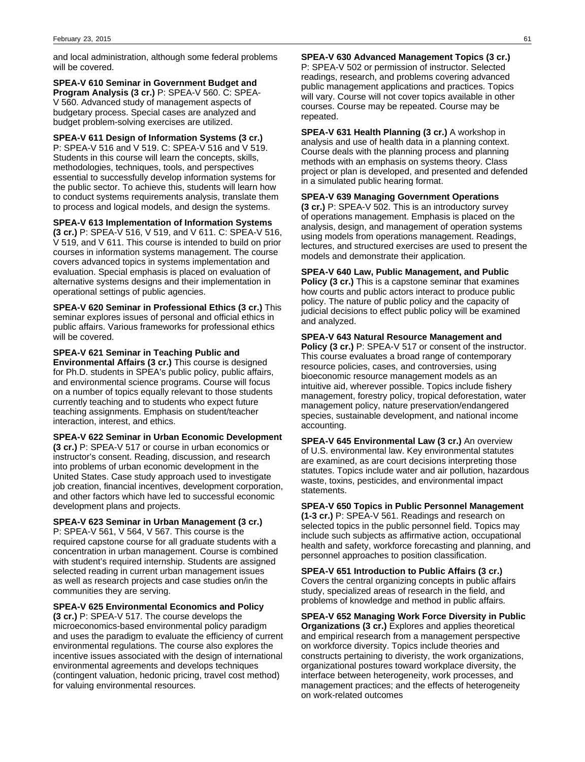and local administration, although some federal problems will be covered.

**SPEA-V 610 Seminar in Government Budget and Program Analysis (3 cr.)** P: SPEA-V 560. C: SPEA-V 560. Advanced study of management aspects of budgetary process. Special cases are analyzed and budget problem-solving exercises are utilized.

**SPEA-V 611 Design of Information Systems (3 cr.)** P: SPEA-V 516 and V 519. C: SPEA-V 516 and V 519. Students in this course will learn the concepts, skills, methodologies, techniques, tools, and perspectives essential to successfully develop information systems for the public sector. To achieve this, students will learn how to conduct systems requirements analysis, translate them to process and logical models, and design the systems.

**SPEA-V 613 Implementation of Information Systems (3 cr.)** P: SPEA-V 516, V 519, and V 611. C: SPEA-V 516, V 519, and V 611. This course is intended to build on prior courses in information systems management. The course covers advanced topics in systems implementation and evaluation. Special emphasis is placed on evaluation of alternative systems designs and their implementation in operational settings of public agencies.

**SPEA-V 620 Seminar in Professional Ethics (3 cr.)** This seminar explores issues of personal and official ethics in public affairs. Various frameworks for professional ethics will be covered.

**SPEA-V 621 Seminar in Teaching Public and Environmental Affairs (3 cr.)** This course is designed for Ph.D. students in SPEA's public policy, public affairs, and environmental science programs. Course will focus on a number of topics equally relevant to those students currently teaching and to students who expect future teaching assignments. Emphasis on student/teacher interaction, interest, and ethics.

**SPEA-V 622 Seminar in Urban Economic Development (3 cr.)** P: SPEA-V 517 or course in urban economics or instructor's consent. Reading, discussion, and research into problems of urban economic development in the United States. Case study approach used to investigate job creation, financial incentives, development corporation, and other factors which have led to successful economic development plans and projects.

**SPEA-V 623 Seminar in Urban Management (3 cr.)** P: SPEA-V 561, V 564, V 567. This course is the required capstone course for all graduate students with a concentration in urban management. Course is combined with student's required internship. Students are assigned selected reading in current urban management issues as well as research projects and case studies on/in the communities they are serving.

**SPEA-V 625 Environmental Economics and Policy (3 cr.)** P: SPEA-V 517. The course develops the microeconomics-based environmental policy paradigm and uses the paradigm to evaluate the efficiency of current environmental regulations. The course also explores the incentive issues associated with the design of international environmental agreements and develops techniques (contingent valuation, hedonic pricing, travel cost method) for valuing environmental resources.

**SPEA-V 630 Advanced Management Topics (3 cr.)** P: SPEA-V 502 or permission of instructor. Selected readings, research, and problems covering advanced public management applications and practices. Topics will vary. Course will not cover topics available in other courses. Course may be repeated. Course may be repeated.

**SPEA-V 631 Health Planning (3 cr.)** A workshop in analysis and use of health data in a planning context. Course deals with the planning process and planning methods with an emphasis on systems theory. Class project or plan is developed, and presented and defended in a simulated public hearing format.

**SPEA-V 639 Managing Government Operations (3 cr.)** P: SPEA-V 502. This is an introductory survey of operations management. Emphasis is placed on the analysis, design, and management of operation systems using models from operations management. Readings, lectures, and structured exercises are used to present the models and demonstrate their application.

**SPEA-V 640 Law, Public Management, and Public Policy (3 cr.)** This is a capstone seminar that examines how courts and public actors interact to produce public policy. The nature of public policy and the capacity of judicial decisions to effect public policy will be examined and analyzed.

**SPEA-V 643 Natural Resource Management and Policy (3 cr.)** P: SPEA-V 517 or consent of the instructor. This course evaluates a broad range of contemporary resource policies, cases, and controversies, using bioeconomic resource management models as an intuitive aid, wherever possible. Topics include fishery management, forestry policy, tropical deforestation, water management policy, nature preservation/endangered species, sustainable development, and national income accounting.

**SPEA-V 645 Environmental Law (3 cr.)** An overview of U.S. environmental law. Key environmental statutes are examined, as are court decisions interpreting those statutes. Topics include water and air pollution, hazardous waste, toxins, pesticides, and environmental impact statements.

**SPEA-V 650 Topics in Public Personnel Management (1-3 cr.)** P: SPEA-V 561. Readings and research on selected topics in the public personnel field. Topics may include such subjects as affirmative action, occupational health and safety, workforce forecasting and planning, and personnel approaches to position classification.

**SPEA-V 651 Introduction to Public Affairs (3 cr.)** Covers the central organizing concepts in public affairs study, specialized areas of research in the field, and problems of knowledge and method in public affairs.

**SPEA-V 652 Managing Work Force Diversity in Public Organizations (3 cr.)** Explores and applies theoretical and empirical research from a management perspective on workforce diversity. Topics include theories and constructs pertaining to diveristy, the work organizations, organizational postures toward workplace diversity, the interface between heterogeneity, work processes, and management practices; and the effects of heterogeneity on work-related outcomes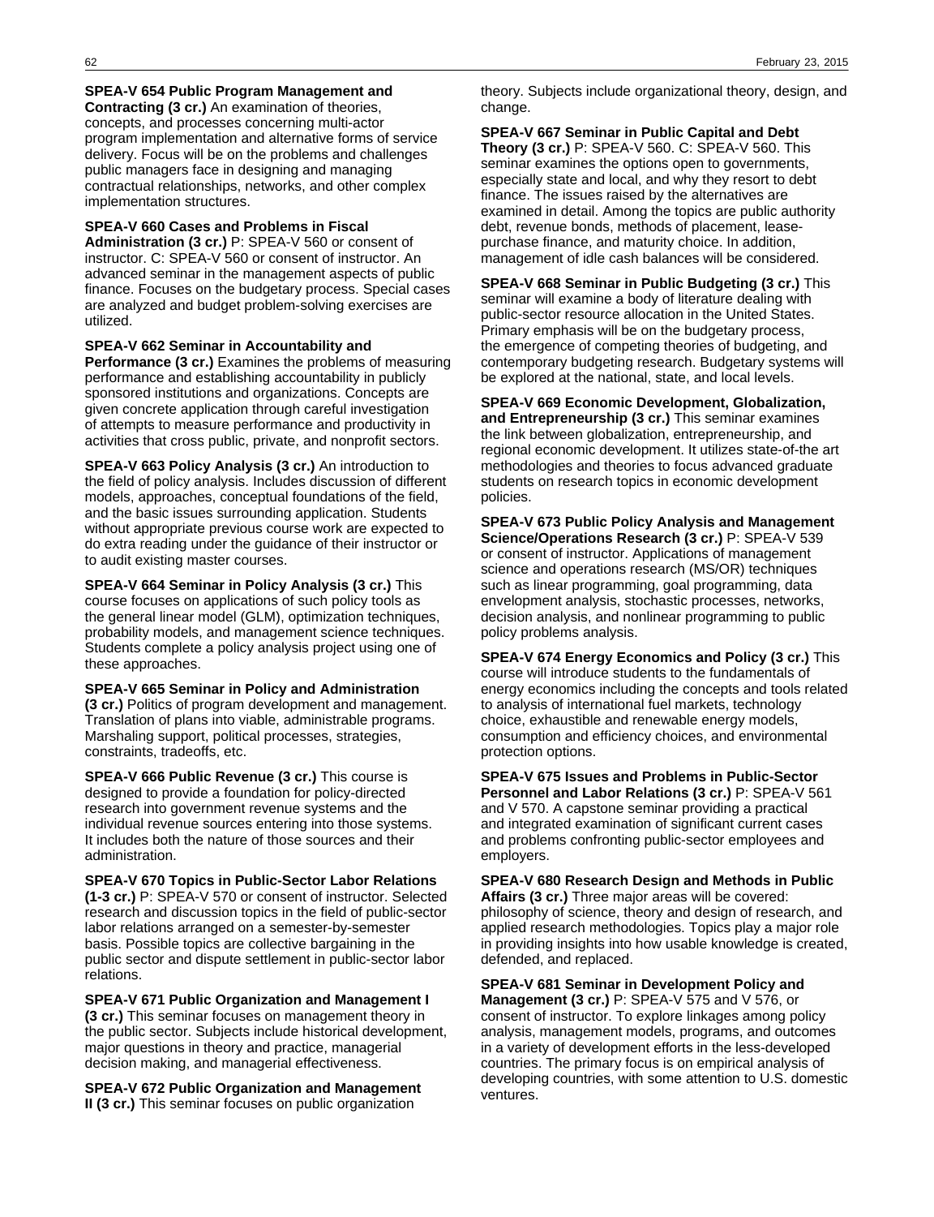**SPEA-V 654 Public Program Management and Contracting (3 cr.)** An examination of theories, concepts, and processes concerning multi-actor program implementation and alternative forms of service delivery. Focus will be on the problems and challenges public managers face in designing and managing contractual relationships, networks, and other complex implementation structures.

**SPEA-V 660 Cases and Problems in Fiscal Administration (3 cr.)** P: SPEA-V 560 or consent of instructor. C: SPEA-V 560 or consent of instructor. An advanced seminar in the management aspects of public finance. Focuses on the budgetary process. Special cases are analyzed and budget problem-solving exercises are utilized.

**SPEA-V 662 Seminar in Accountability and Performance (3 cr.)** Examines the problems of measuring performance and establishing accountability in publicly sponsored institutions and organizations. Concepts are given concrete application through careful investigation of attempts to measure performance and productivity in activities that cross public, private, and nonprofit sectors.

**SPEA-V 663 Policy Analysis (3 cr.)** An introduction to the field of policy analysis. Includes discussion of different models, approaches, conceptual foundations of the field, and the basic issues surrounding application. Students without appropriate previous course work are expected to do extra reading under the guidance of their instructor or to audit existing master courses.

**SPEA-V 664 Seminar in Policy Analysis (3 cr.)** This course focuses on applications of such policy tools as the general linear model (GLM), optimization techniques, probability models, and management science techniques. Students complete a policy analysis project using one of these approaches.

**SPEA-V 665 Seminar in Policy and Administration (3 cr.)** Politics of program development and management. Translation of plans into viable, administrable programs. Marshaling support, political processes, strategies, constraints, tradeoffs, etc.

**SPEA-V 666 Public Revenue (3 cr.)** This course is designed to provide a foundation for policy-directed research into government revenue systems and the individual revenue sources entering into those systems. It includes both the nature of those sources and their administration.

**SPEA-V 670 Topics in Public-Sector Labor Relations (1-3 cr.)** P: SPEA-V 570 or consent of instructor. Selected research and discussion topics in the field of public-sector labor relations arranged on a semester-by-semester basis. Possible topics are collective bargaining in the public sector and dispute settlement in public-sector labor relations.

**SPEA-V 671 Public Organization and Management I (3 cr.)** This seminar focuses on management theory in the public sector. Subjects include historical development, major questions in theory and practice, managerial decision making, and managerial effectiveness.

**SPEA-V 672 Public Organization and Management II (3 cr.)** This seminar focuses on public organization theory. Subjects include organizational theory, design, and change.

**SPEA-V 667 Seminar in Public Capital and Debt Theory (3 cr.)** P: SPEA-V 560. C: SPEA-V 560. This seminar examines the options open to governments, especially state and local, and why they resort to debt finance. The issues raised by the alternatives are examined in detail. Among the topics are public authority debt, revenue bonds, methods of placement, lease-purchase finance, and maturity choice. In addition, management of idle cash balances will be considered.

**SPEA-V 668 Seminar in Public Budgeting (3 cr.)** This seminar will examine a body of literature dealing with public-sector resource allocation in the United States. Primary emphasis will be on the budgetary process, the emergence of competing theories of budgeting, and contemporary budgeting research. Budgetary systems will be explored at the national, state, and local levels.

**SPEA-V 669 Economic Development, Globalization, and Entrepreneurship (3 cr.)** This seminar examines the link between globalization, entrepreneurship, and regional economic development. It utilizes state-of-the art methodologies and theories to focus advanced graduate students on research topics in economic development policies.

**SPEA-V 673 Public Policy Analysis and Management Science/Operations Research (3 cr.)** P: SPEA-V 539 or consent of instructor. Applications of management science and operations research (MS/OR) techniques such as linear programming, goal programming, data envelopment analysis, stochastic processes, networks, decision analysis, and nonlinear programming to public policy problems analysis.

**SPEA-V 674 Energy Economics and Policy (3 cr.)** This course will introduce students to the fundamentals of energy economics including the concepts and tools related to analysis of international fuel markets, technology choice, exhaustible and renewable energy models, consumption and efficiency choices, and environmental protection options.

**SPEA-V 675 Issues and Problems in Public-Sector Personnel and Labor Relations (3 cr.)** P: SPEA-V 561 and V 570. A capstone seminar providing a practical and integrated examination of significant current cases and problems confronting public-sector employees and employers.

**SPEA-V 680 Research Design and Methods in Public Affairs (3 cr.)** Three major areas will be covered: philosophy of science, theory and design of research, and applied research methodologies. Topics play a major role in providing insights into how usable knowledge is created, defended, and replaced.

**SPEA-V 681 Seminar in Development Policy and Management (3 cr.)** P: SPEA-V 575 and V 576, or consent of instructor. To explore linkages among policy analysis, management models, programs, and outcomes in a variety of development efforts in the less-developed countries. The primary focus is on empirical analysis of developing countries, with some attention to U.S. domestic ventures.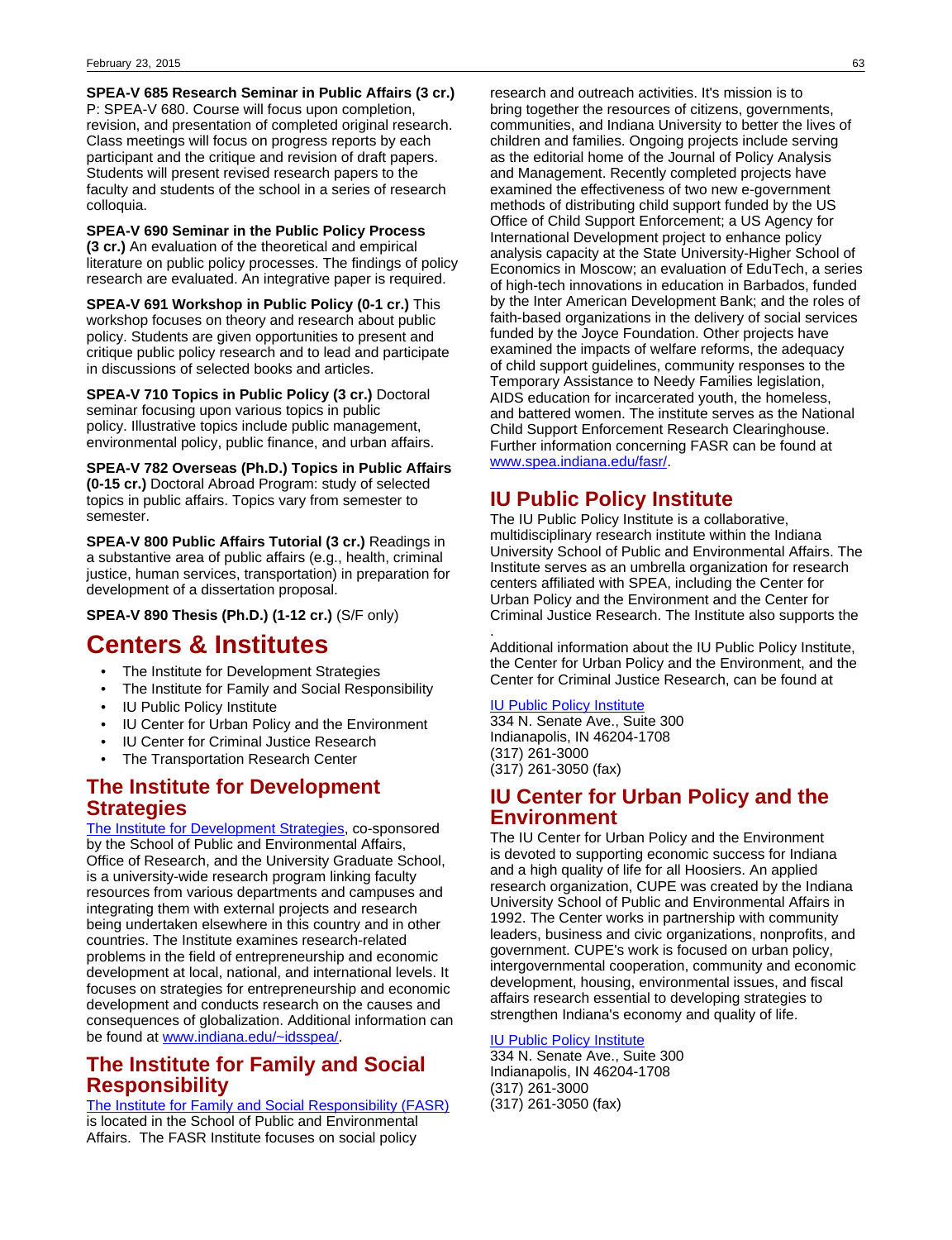**SPEA-V 685 Research Seminar in Public Affairs (3 cr.)** P: SPEA-V 680. Course will focus upon completion, revision, and presentation of completed original research. Class meetings will focus on progress reports by each participant and the critique and revision of draft papers. Students will present revised research papers to the faculty and students of the school in a series of research colloquia.

**SPEA-V 690 Seminar in the Public Policy Process (3 cr.)** An evaluation of the theoretical and empirical literature on public policy processes. The findings of policy research are evaluated. An integrative paper is required.

**SPEA-V 691 Workshop in Public Policy (0-1 cr.)** This workshop focuses on theory and research about public policy. Students are given opportunities to present and critique public policy research and to lead and participate in discussions of selected books and articles.

**SPEA-V 710 Topics in Public Policy (3 cr.)** Doctoral seminar focusing upon various topics in public policy. Illustrative topics include public management, environmental policy, public finance, and urban affairs.

**SPEA-V 782 Overseas (Ph.D.) Topics in Public Affairs (0-15 cr.)** Doctoral Abroad Program: study of selected topics in public affairs. Topics vary from semester to semester.

**SPEA-V 800 Public Affairs Tutorial (3 cr.)** Readings in a substantive area of public affairs (e.g., health, criminal justice, human services, transportation) in preparation for development of a dissertation proposal.

**SPEA-V 890 Thesis (Ph.D.) (1-12 cr.)** (S/F only)

# Centers & Institutes

- The Institute for Development Strategies
- The Institute for Family and Social Responsibility
- IU Public Policy Institute
- IU Center for Urban Policy and the Environment
- IU Center for Criminal Justice Research
- The Transportation Research Center

## The Institute for Development Strategies

The Institute for Development Strategies, co-sponsored by the School of Public and Environmental Affairs, Office of Research, and the University Graduate School, is a university-wide research program linking faculty resources from various departments and campuses and integrating them with external projects and research being undertaken elsewhere in this country and in other countries. The Institute examines research-related problems in the field of entrepreneurship and economic development at local, national, and international levels. It focuses on strategies for entrepreneurship and economic development and conducts research on the causes and consequences of globalization. Additional information can be found at www.indiana.edu/~idsspea/.

## The Institute for Family and Social Responsibility

The Institute for Family and Social Responsibility (FASR) is located in the School of Public and Environmental Affairs. The FASR Institute focuses on social policy research and outreach activities. It's mission is to bring together the resources of citizens, governments, communities, and Indiana University to better the lives of children and families. Ongoing projects include serving as the editorial home of the Journal of Policy Analysis and Management. Recently completed projects have examined the effectiveness of two new e-government methods of distributing child support funded by the US Office of Child Support Enforcement; a US Agency for International Development project to enhance policy analysis capacity at the State University-Higher School of Economics in Moscow; an evaluation of EduTech, a series of high-tech innovations in education in Barbados, funded by the Inter American Development Bank; and the roles of faith-based organizations in the delivery of social services funded by the Joyce Foundation. Other projects have examined the impacts of welfare reforms, the adequacy of child support guidelines, community responses to the Temporary Assistance to Needy Families legislation, AIDS education for incarcerated youth, the homeless, and battered women. The institute serves as the National Child Support Enforcement Research Clearinghouse. Further information concerning FASR can be found at www.spea.indiana.edu/fasr/.

## IU Public Policy Institute

The IU Public Policy Institute is a collaborative, multidisciplinary research institute within the Indiana University School of Public and Environmental Affairs. The Institute serves as an umbrella organization for research centers affiliated with SPEA, including the Center for Urban Policy and the Environment and the Center for Criminal Justice Research. The Institute also supports the

.

Additional information about the IU Public Policy Institute, the Center for Urban Policy and the Environment, and the Center for Criminal Justice Research, can be found at

IU Public Policy Institute
334 N. Senate Ave., Suite 300
Indianapolis, IN 46204-1708
(317) 261-3000
(317) 261-3050 (fax)

## IU Center for Urban Policy and the Environment

The IU Center for Urban Policy and the Environment is devoted to supporting economic success for Indiana and a high quality of life for all Hoosiers. An applied research organization, CUPE was created by the Indiana University School of Public and Environmental Affairs in 1992. The Center works in partnership with community leaders, business and civic organizations, nonprofits, and government. CUPE's work is focused on urban policy, intergovernmental cooperation, community and economic development, housing, environmental issues, and fiscal affairs research essential to developing strategies to strengthen Indiana's economy and quality of life.

IU Public Policy Institute
334 N. Senate Ave., Suite 300
Indianapolis, IN 46204-1708
(317) 261-3000
(317) 261-3050 (fax)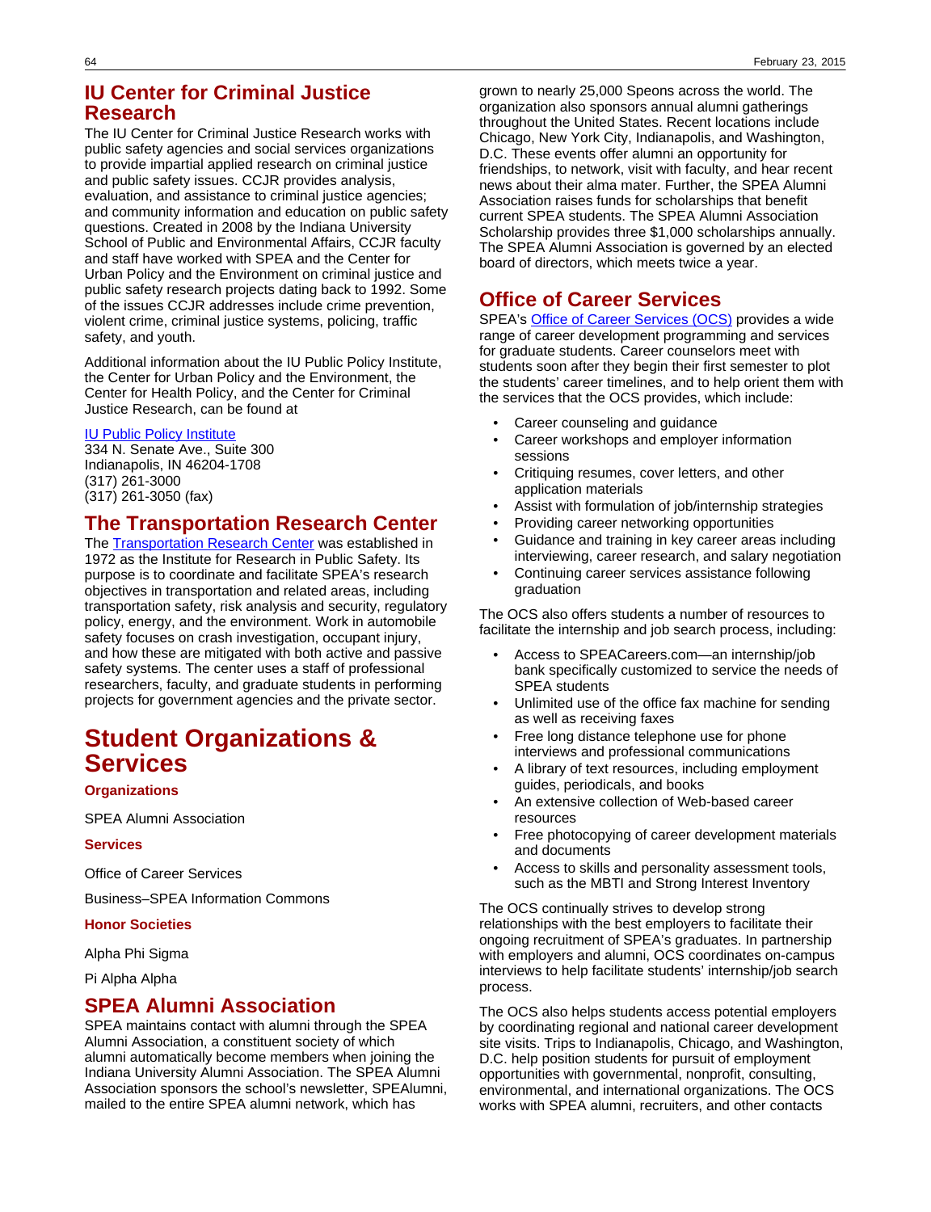## IU Center for Criminal Justice Research

The IU Center for Criminal Justice Research works with public safety agencies and social services organizations to provide impartial applied research on criminal justice and public safety issues. CCJR provides analysis, evaluation, and assistance to criminal justice agencies; and community information and education on public safety questions. Created in 2008 by the Indiana University School of Public and Environmental Affairs, CCJR faculty and staff have worked with SPEA and the Center for Urban Policy and the Environment on criminal justice and public safety research projects dating back to 1992. Some of the issues CCJR addresses include crime prevention, violent crime, criminal justice systems, policing, traffic safety, and youth.

Additional information about the IU Public Policy Institute, the Center for Urban Policy and the Environment, the Center for Health Policy, and the Center for Criminal Justice Research, can be found at

IU Public Policy Institute
334 N. Senate Ave., Suite 300
Indianapolis, IN 46204-1708
(317) 261-3000
(317) 261-3050 (fax)

## The Transportation Research Center

The Transportation Research Center was established in 1972 as the Institute for Research in Public Safety. Its purpose is to coordinate and facilitate SPEA's research objectives in transportation and related areas, including transportation safety, risk analysis and security, regulatory policy, energy, and the environment. Work in automobile safety focuses on crash investigation, occupant injury, and how these are mitigated with both active and passive safety systems. The center uses a staff of professional researchers, faculty, and graduate students in performing projects for government agencies and the private sector.

# Student Organizations & Services

### Organizations

SPEA Alumni Association

### Services

Office of Career Services

Business–SPEA Information Commons

### Honor Societies

Alpha Phi Sigma

Pi Alpha Alpha

## SPEA Alumni Association

SPEA maintains contact with alumni through the SPEA Alumni Association, a constituent society of which alumni automatically become members when joining the Indiana University Alumni Association. The SPEA Alumni Association sponsors the school's newsletter, SPEAlumni, mailed to the entire SPEA alumni network, which has grown to nearly 25,000 Speons across the world. The organization also sponsors annual alumni gatherings throughout the United States. Recent locations include Chicago, New York City, Indianapolis, and Washington, D.C. These events offer alumni an opportunity for friendships, to network, visit with faculty, and hear recent news about their alma mater. Further, the SPEA Alumni Association raises funds for scholarships that benefit current SPEA students. The SPEA Alumni Association Scholarship provides three $1,000 scholarships annually. The SPEA Alumni Association is governed by an elected board of directors, which meets twice a year.

## Office of Career Services

SPEA's Office of Career Services (OCS) provides a wide range of career development programming and services for graduate students. Career counselors meet with students soon after they begin their first semester to plot the students' career timelines, and to help orient them with the services that the OCS provides, which include:

- Career counseling and guidance
- Career workshops and employer information sessions
- Critiquing resumes, cover letters, and other application materials
- Assist with formulation of job/internship strategies
- Providing career networking opportunities
- Guidance and training in key career areas including interviewing, career research, and salary negotiation
- Continuing career services assistance following graduation

The OCS also offers students a number of resources to facilitate the internship and job search process, including:

- Access to SPEACareers.com—an internship/job bank specifically customized to service the needs of SPEA students
- Unlimited use of the office fax machine for sending as well as receiving faxes
- Free long distance telephone use for phone interviews and professional communications
- A library of text resources, including employment guides, periodicals, and books
- An extensive collection of Web-based career resources
- Free photocopying of career development materials and documents
- Access to skills and personality assessment tools, such as the MBTI and Strong Interest Inventory

The OCS continually strives to develop strong relationships with the best employers to facilitate their ongoing recruitment of SPEA's graduates. In partnership with employers and alumni, OCS coordinates on-campus interviews to help facilitate students' internship/job search process.

The OCS also helps students access potential employers by coordinating regional and national career development site visits. Trips to Indianapolis, Chicago, and Washington, D.C. help position students for pursuit of employment opportunities with governmental, nonprofit, consulting, environmental, and international organizations. The OCS works with SPEA alumni, recruiters, and other contacts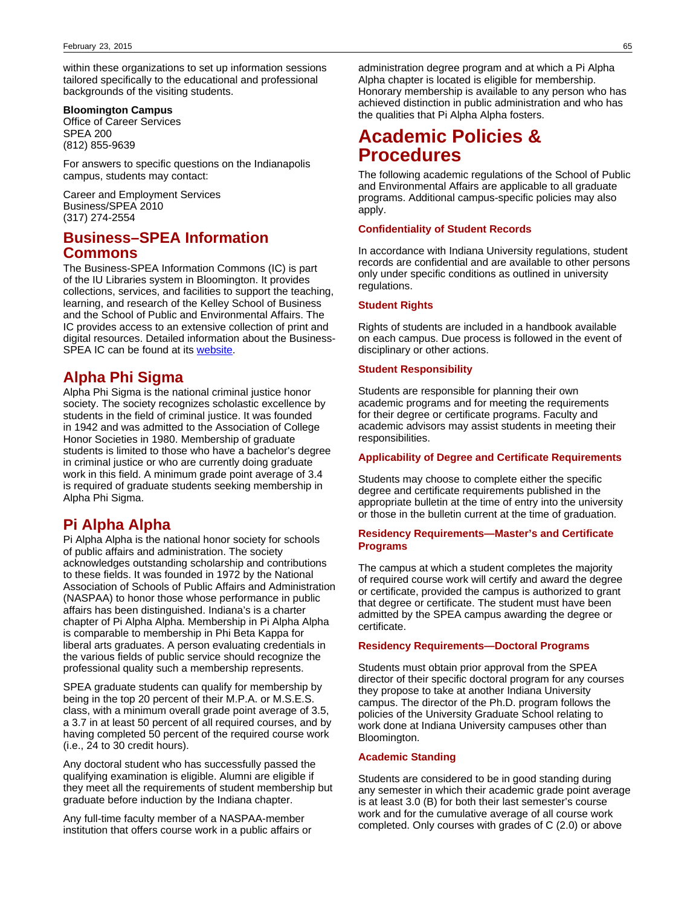within these organizations to set up information sessions tailored specifically to the educational and professional backgrounds of the visiting students.

**Bloomington Campus**
Office of Career Services
SPEA 200
(812) 855-9639

For answers to specific questions on the Indianapolis campus, students may contact:

Career and Employment Services
Business/SPEA 2010
(317) 274-2554

## Business–SPEA Information Commons

The Business-SPEA Information Commons (IC) is part of the IU Libraries system in Bloomington. It provides collections, services, and facilities to support the teaching, learning, and research of the Kelley School of Business and the School of Public and Environmental Affairs. The IC provides access to an extensive collection of print and digital resources. Detailed information about the Business-SPEA IC can be found at its website.

## Alpha Phi Sigma

Alpha Phi Sigma is the national criminal justice honor society. The society recognizes scholastic excellence by students in the field of criminal justice. It was founded in 1942 and was admitted to the Association of College Honor Societies in 1980. Membership of graduate students is limited to those who have a bachelor's degree in criminal justice or who are currently doing graduate work in this field. A minimum grade point average of 3.4 is required of graduate students seeking membership in Alpha Phi Sigma.

## Pi Alpha Alpha

Pi Alpha Alpha is the national honor society for schools of public affairs and administration. The society acknowledges outstanding scholarship and contributions to these fields. It was founded in 1972 by the National Association of Schools of Public Affairs and Administration (NASPAA) to honor those whose performance in public affairs has been distinguished. Indiana's is a charter chapter of Pi Alpha Alpha. Membership in Pi Alpha Alpha is comparable to membership in Phi Beta Kappa for liberal arts graduates. A person evaluating credentials in the various fields of public service should recognize the professional quality such a membership represents.

SPEA graduate students can qualify for membership by being in the top 20 percent of their M.P.A. or M.S.E.S. class, with a minimum overall grade point average of 3.5, a 3.7 in at least 50 percent of all required courses, and by having completed 50 percent of the required course work (i.e., 24 to 30 credit hours).

Any doctoral student who has successfully passed the qualifying examination is eligible. Alumni are eligible if they meet all the requirements of student membership but graduate before induction by the Indiana chapter.

Any full-time faculty member of a NASPAA-member institution that offers course work in a public affairs or administration degree program and at which a Pi Alpha Alpha chapter is located is eligible for membership. Honorary membership is available to any person who has achieved distinction in public administration and who has the qualities that Pi Alpha Alpha fosters.

# Academic Policies & Procedures

The following academic regulations of the School of Public and Environmental Affairs are applicable to all graduate programs. Additional campus-specific policies may also apply.

#### Confidentiality of Student Records

In accordance with Indiana University regulations, student records are confidential and are available to other persons only under specific conditions as outlined in university regulations.

#### Student Rights

Rights of students are included in a handbook available on each campus. Due process is followed in the event of disciplinary or other actions.

#### Student Responsibility

Students are responsible for planning their own academic programs and for meeting the requirements for their degree or certificate programs. Faculty and academic advisors may assist students in meeting their responsibilities.

#### Applicability of Degree and Certificate Requirements

Students may choose to complete either the specific degree and certificate requirements published in the appropriate bulletin at the time of entry into the university or those in the bulletin current at the time of graduation.

#### Residency Requirements—Master's and Certificate Programs

The campus at which a student completes the majority of required course work will certify and award the degree or certificate, provided the campus is authorized to grant that degree or certificate. The student must have been admitted by the SPEA campus awarding the degree or certificate.

#### Residency Requirements—Doctoral Programs

Students must obtain prior approval from the SPEA director of their specific doctoral program for any courses they propose to take at another Indiana University campus. The director of the Ph.D. program follows the policies of the University Graduate School relating to work done at Indiana University campuses other than Bloomington.

#### Academic Standing

Students are considered to be in good standing during any semester in which their academic grade point average is at least 3.0 (B) for both their last semester's course work and for the cumulative average of all course work completed. Only courses with grades of C (2.0) or above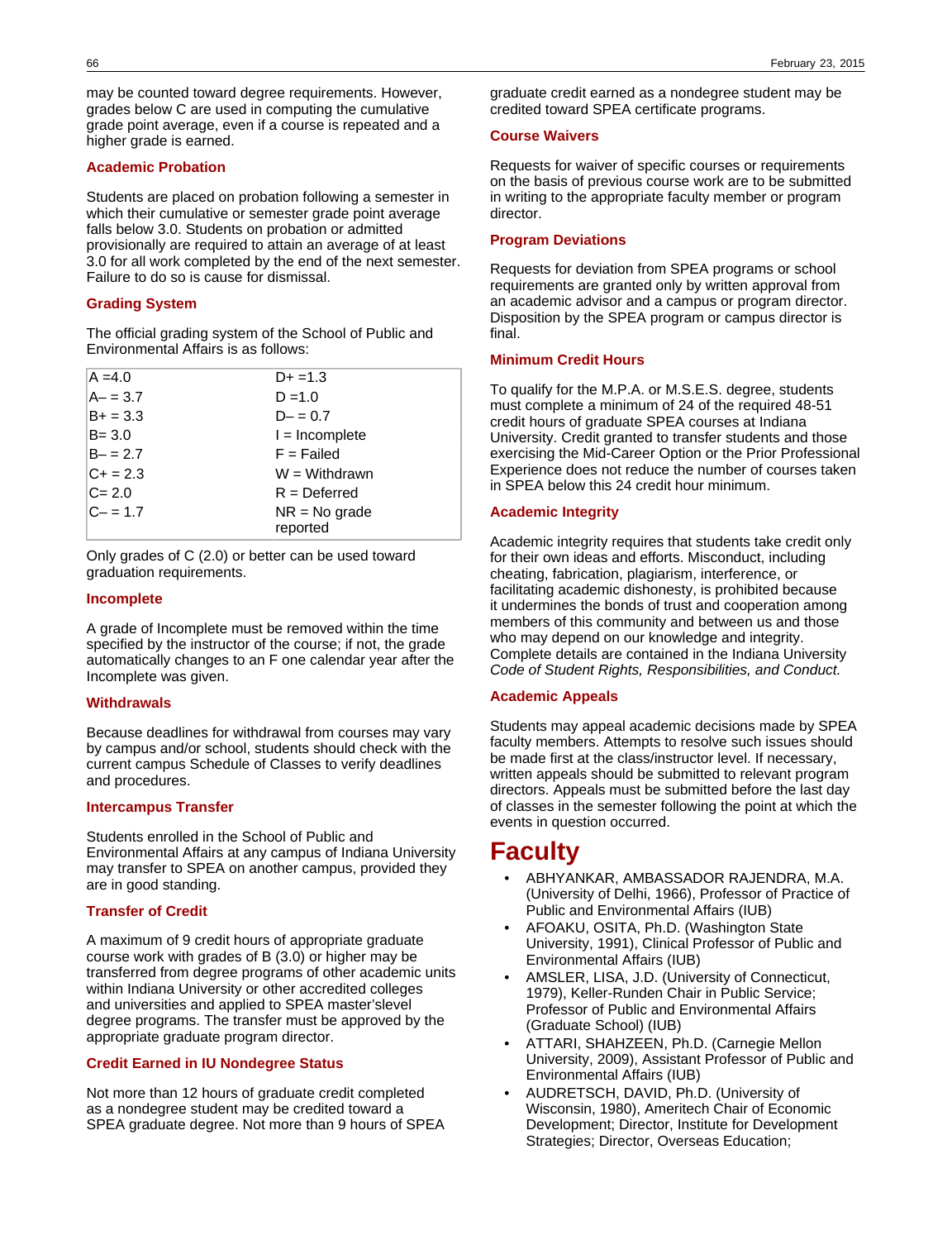may be counted toward degree requirements. However, grades below C are used in computing the cumulative grade point average, even if a course is repeated and a higher grade is earned.

### Academic Probation

Students are placed on probation following a semester in which their cumulative or semester grade point average falls below 3.0. Students on probation or admitted provisionally are required to attain an average of at least 3.0 for all work completed by the end of the next semester. Failure to do so is cause for dismissal.

### Grading System

The official grading system of the School of Public and Environmental Affairs is as follows:

| | |
|---|---|
| A =4.0 | D+ =1.3 |
| A– = 3.7 | D =1.0 |
| B+ = 3.3 | D– = 0.7 |
| B= 3.0 | I = Incomplete |
| B– = 2.7 | F = Failed |
| C+ = 2.3 | W = Withdrawn |
| C= 2.0 | R = Deferred |
| C– = 1.7 | NR = No grade reported |

Only grades of C (2.0) or better can be used toward graduation requirements.

### Incomplete

A grade of Incomplete must be removed within the time specified by the instructor of the course; if not, the grade automatically changes to an F one calendar year after the Incomplete was given.

### Withdrawals

Because deadlines for withdrawal from courses may vary by campus and/or school, students should check with the current campus Schedule of Classes to verify deadlines and procedures.

### Intercampus Transfer

Students enrolled in the School of Public and Environmental Affairs at any campus of Indiana University may transfer to SPEA on another campus, provided they are in good standing.

### Transfer of Credit

A maximum of 9 credit hours of appropriate graduate course work with grades of B (3.0) or higher may be transferred from degree programs of other academic units within Indiana University or other accredited colleges and universities and applied to SPEA master'slevel degree programs. The transfer must be approved by the appropriate graduate program director.

### Credit Earned in IU Nondegree Status

Not more than 12 hours of graduate credit completed as a nondegree student may be credited toward a SPEA graduate degree. Not more than 9 hours of SPEA graduate credit earned as a nondegree student may be credited toward SPEA certificate programs.

### Course Waivers

Requests for waiver of specific courses or requirements on the basis of previous course work are to be submitted in writing to the appropriate faculty member or program director.

### Program Deviations

Requests for deviation from SPEA programs or school requirements are granted only by written approval from an academic advisor and a campus or program director. Disposition by the SPEA program or campus director is final.

### Minimum Credit Hours

To qualify for the M.P.A. or M.S.E.S. degree, students must complete a minimum of 24 of the required 48-51 credit hours of graduate SPEA courses at Indiana University. Credit granted to transfer students and those exercising the Mid-Career Option or the Prior Professional Experience does not reduce the number of courses taken in SPEA below this 24 credit hour minimum.

### Academic Integrity

Academic integrity requires that students take credit only for their own ideas and efforts. Misconduct, including cheating, fabrication, plagiarism, interference, or facilitating academic dishonesty, is prohibited because it undermines the bonds of trust and cooperation among members of this community and between us and those who may depend on our knowledge and integrity. Complete details are contained in the Indiana University *Code of Student Rights, Responsibilities, and Conduct.*

### Academic Appeals

Students may appeal academic decisions made by SPEA faculty members. Attempts to resolve such issues should be made first at the class/instructor level. If necessary, written appeals should be submitted to relevant program directors. Appeals must be submitted before the last day of classes in the semester following the point at which the events in question occurred.

# Faculty

- ABHYANKAR, AMBASSADOR RAJENDRA, M.A. (University of Delhi, 1966), Professor of Practice of Public and Environmental Affairs (IUB)
- AFOAKU, OSITA, Ph.D. (Washington State University, 1991), Clinical Professor of Public and Environmental Affairs (IUB)
- AMSLER, LISA, J.D. (University of Connecticut, 1979), Keller-Runden Chair in Public Service; Professor of Public and Environmental Affairs (Graduate School) (IUB)
- ATTARI, SHAHZEEN, Ph.D. (Carnegie Mellon University, 2009), Assistant Professor of Public and Environmental Affairs (IUB)
- AUDRETSCH, DAVID, Ph.D. (University of Wisconsin, 1980), Ameritech Chair of Economic Development; Director, Institute for Development Strategies; Director, Overseas Education;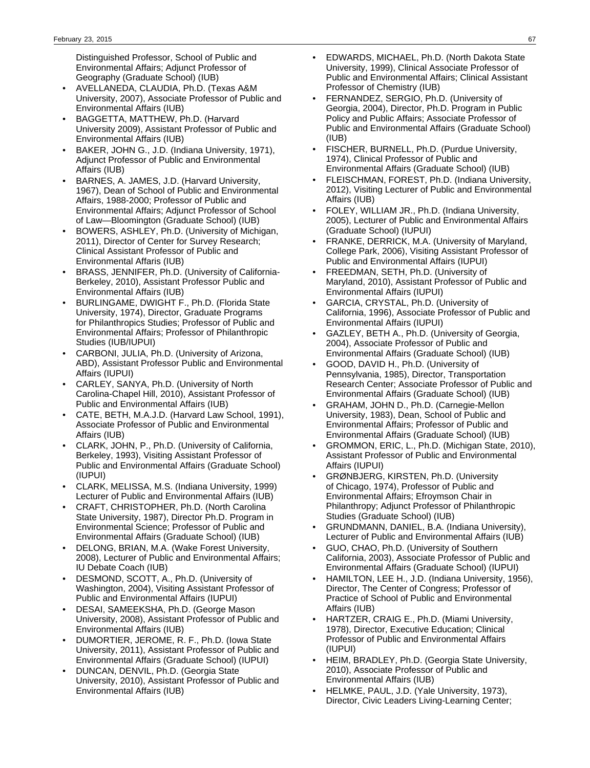Distinguished Professor, School of Public and Environmental Affairs; Adjunct Professor of Geography (Graduate School) (IUB)

- AVELLANEDA, CLAUDIA, Ph.D. (Texas A&M University, 2007), Associate Professor of Public and Environmental Affairs (IUB)
- BAGGETTA, MATTHEW, Ph.D. (Harvard University 2009), Assistant Professor of Public and Environmental Affairs (IUB)
- BAKER, JOHN G., J.D. (Indiana University, 1971), Adjunct Professor of Public and Environmental Affairs (IUB)
- BARNES, A. JAMES, J.D. (Harvard University, 1967), Dean of School of Public and Environmental Affairs, 1988-2000; Professor of Public and Environmental Affairs; Adjunct Professor of School of Law—Bloomington (Graduate School) (IUB)
- BOWERS, ASHLEY, Ph.D. (University of Michigan, 2011), Director of Center for Survey Research; Clinical Assistant Professor of Public and Environmental Affaris (IUB)
- BRASS, JENNIFER, Ph.D. (University of California-Berkeley, 2010), Assistant Professor Public and Environmental Affairs (IUB)
- BURLINGAME, DWIGHT F., Ph.D. (Florida State University, 1974), Director, Graduate Programs for Philanthropics Studies; Professor of Public and Environmental Affairs; Professor of Philanthropic Studies (IUB/IUPUI)
- CARBONI, JULIA, Ph.D. (University of Arizona, ABD), Assistant Professor Public and Environmental Affairs (IUPUI)
- CARLEY, SANYA, Ph.D. (University of North Carolina-Chapel Hill, 2010), Assistant Professor of Public and Environmental Affairs (IUB)
- CATE, BETH, M.A.J.D. (Harvard Law School, 1991), Associate Professor of Public and Environmental Affairs (IUB)
- CLARK, JOHN, P., Ph.D. (University of California, Berkeley, 1993), Visiting Assistant Professor of Public and Environmental Affairs (Graduate School) (IUPUI)
- CLARK, MELISSA, M.S. (Indiana University, 1999) Lecturer of Public and Environmental Affairs (IUB)
- CRAFT, CHRISTOPHER, Ph.D. (North Carolina State University, 1987), Director Ph.D. Program in Environmental Science; Professor of Public and Environmental Affairs (Graduate School) (IUB)
- DELONG, BRIAN, M.A. (Wake Forest University, 2008), Lecturer of Public and Environmental Affairs; IU Debate Coach (IUB)
- DESMOND, SCOTT, A., Ph.D. (University of Washington, 2004), Visiting Assistant Professor of Public and Environmental Affairs (IUPUI)
- DESAI, SAMEEKSHA, Ph.D. (George Mason University, 2008), Assistant Professor of Public and Environmental Affairs (IUB)
- DUMORTIER, JEROME, R. F., Ph.D. (Iowa State University, 2011), Assistant Professor of Public and Environmental Affairs (Graduate School) (IUPUI)
- DUNCAN, DENVIL, Ph.D. (Georgia State University, 2010), Assistant Professor of Public and Environmental Affairs (IUB)
- EDWARDS, MICHAEL, Ph.D. (North Dakota State University, 1999), Clinical Associate Professor of Public and Environmental Affairs; Clinical Assistant Professor of Chemistry (IUB)
- FERNANDEZ, SERGIO, Ph.D. (University of Georgia, 2004), Director, Ph.D. Program in Public Policy and Public Affairs; Associate Professor of Public and Environmental Affairs (Graduate School) (IUB)
- FISCHER, BURNELL, Ph.D. (Purdue University, 1974), Clinical Professor of Public and Environmental Affairs (Graduate School) (IUB)
- FLEISCHMAN, FOREST, Ph.D. (Indiana University, 2012), Visiting Lecturer of Public and Environmental Affairs (IUB)
- FOLEY, WILLIAM JR., Ph.D. (Indiana University, 2005), Lecturer of Public and Environmental Affairs (Graduate School) (IUPUI)
- FRANKE, DERRICK, M.A. (University of Maryland, College Park, 2006), Visiting Assistant Professor of Public and Environmental Affairs (IUPUI)
- FREEDMAN, SETH, Ph.D. (University of Maryland, 2010), Assistant Professor of Public and Environmental Affairs (IUPUI)
- GARCIA, CRYSTAL, Ph.D. (University of California, 1996), Associate Professor of Public and Environmental Affairs (IUPUI)
- GAZLEY, BETH A., Ph.D. (University of Georgia, 2004), Associate Professor of Public and Environmental Affairs (Graduate School) (IUB)
- GOOD, DAVID H., Ph.D. (University of Pennsylvania, 1985), Director, Transportation Research Center; Associate Professor of Public and Environmental Affairs (Graduate School) (IUB)
- GRAHAM, JOHN D., Ph.D. (Carnegie-Mellon University, 1983), Dean, School of Public and Environmental Affairs; Professor of Public and Environmental Affairs (Graduate School) (IUB)
- GROMMON, ERIC, L., Ph.D. (Michigan State, 2010), Assistant Professor of Public and Environmental Affairs (IUPUI)
- GRØNBJERG, KIRSTEN, Ph.D. (University of Chicago, 1974), Professor of Public and Environmental Affairs; Efroymson Chair in Philanthropy; Adjunct Professor of Philanthropic Studies (Graduate School) (IUB)
- GRUNDMANN, DANIEL, B.A. (Indiana University), Lecturer of Public and Environmental Affairs (IUB)
- GUO, CHAO, Ph.D. (University of Southern California, 2003), Associate Professor of Public and Environmental Affairs (Graduate School) (IUPUI)
- HAMILTON, LEE H., J.D. (Indiana University, 1956), Director, The Center of Congress; Professor of Practice of School of Public and Environmental Affairs (IUB)
- HARTZER, CRAIG E., Ph.D. (Miami University, 1978), Director, Executive Education; Clinical Professor of Public and Environmental Affairs (IUPUI)
- HEIM, BRADLEY, Ph.D. (Georgia State University, 2010), Associate Professor of Public and Environmental Affairs (IUB)
- HELMKE, PAUL, J.D. (Yale University, 1973), Director, Civic Leaders Living-Learning Center;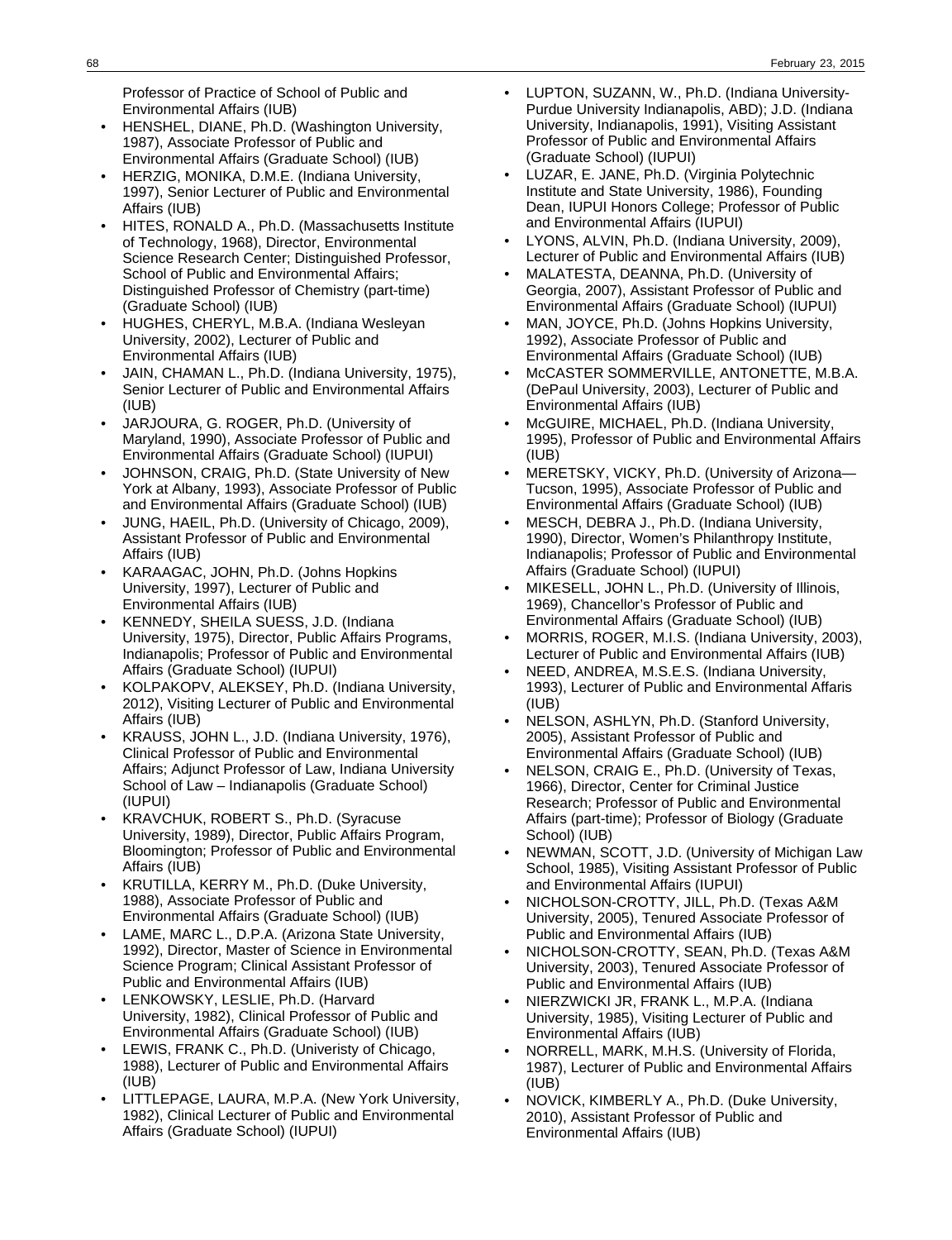Professor of Practice of School of Public and Environmental Affairs (IUB)

- HENSHEL, DIANE, Ph.D. (Washington University, 1987), Associate Professor of Public and Environmental Affairs (Graduate School) (IUB)
- HERZIG, MONIKA, D.M.E. (Indiana University, 1997), Senior Lecturer of Public and Environmental Affairs (IUB)
- HITES, RONALD A., Ph.D. (Massachusetts Institute of Technology, 1968), Director, Environmental Science Research Center; Distinguished Professor, School of Public and Environmental Affairs; Distinguished Professor of Chemistry (part-time) (Graduate School) (IUB)
- HUGHES, CHERYL, M.B.A. (Indiana Wesleyan University, 2002), Lecturer of Public and Environmental Affairs (IUB)
- JAIN, CHAMAN L., Ph.D. (Indiana University, 1975), Senior Lecturer of Public and Environmental Affairs (IUB)
- JARJOURA, G. ROGER, Ph.D. (University of Maryland, 1990), Associate Professor of Public and Environmental Affairs (Graduate School) (IUPUI)
- JOHNSON, CRAIG, Ph.D. (State University of New York at Albany, 1993), Associate Professor of Public and Environmental Affairs (Graduate School) (IUB)
- JUNG, HAEIL, Ph.D. (University of Chicago, 2009), Assistant Professor of Public and Environmental Affairs (IUB)
- KARAAGAC, JOHN, Ph.D. (Johns Hopkins University, 1997), Lecturer of Public and Environmental Affairs (IUB)
- KENNEDY, SHEILA SUESS, J.D. (Indiana University, 1975), Director, Public Affairs Programs, Indianapolis; Professor of Public and Environmental Affairs (Graduate School) (IUPUI)
- KOLPAKOPV, ALEKSEY, Ph.D. (Indiana University, 2012), Visiting Lecturer of Public and Environmental Affairs (IUB)
- KRAUSS, JOHN L., J.D. (Indiana University, 1976), Clinical Professor of Public and Environmental Affairs; Adjunct Professor of Law, Indiana University School of Law – Indianapolis (Graduate School) (IUPUI)
- KRAVCHUK, ROBERT S., Ph.D. (Syracuse University, 1989), Director, Public Affairs Program, Bloomington; Professor of Public and Environmental Affairs (IUB)
- KRUTILLA, KERRY M., Ph.D. (Duke University, 1988), Associate Professor of Public and Environmental Affairs (Graduate School) (IUB)
- LAME, MARC L., D.P.A. (Arizona State University, 1992), Director, Master of Science in Environmental Science Program; Clinical Assistant Professor of Public and Environmental Affairs (IUB)
- LENKOWSKY, LESLIE, Ph.D. (Harvard University, 1982), Clinical Professor of Public and Environmental Affairs (Graduate School) (IUB)
- LEWIS, FRANK C., Ph.D. (Univeristy of Chicago, 1988), Lecturer of Public and Environmental Affairs (IUB)
- LITTLEPAGE, LAURA, M.P.A. (New York University, 1982), Clinical Lecturer of Public and Environmental Affairs (Graduate School) (IUPUI)
- LUPTON, SUZANN, W., Ph.D. (Indiana University-Purdue University Indianapolis, ABD); J.D. (Indiana University, Indianapolis, 1991), Visiting Assistant Professor of Public and Environmental Affairs (Graduate School) (IUPUI)
- LUZAR, E. JANE, Ph.D. (Virginia Polytechnic Institute and State University, 1986), Founding Dean, IUPUI Honors College; Professor of Public and Environmental Affairs (IUPUI)
- LYONS, ALVIN, Ph.D. (Indiana University, 2009), Lecturer of Public and Environmental Affairs (IUB)
- MALATESTA, DEANNA, Ph.D. (University of Georgia, 2007), Assistant Professor of Public and Environmental Affairs (Graduate School) (IUPUI)
- MAN, JOYCE, Ph.D. (Johns Hopkins University, 1992), Associate Professor of Public and Environmental Affairs (Graduate School) (IUB)
- McCASTER SOMMERVILLE, ANTONETTE, M.B.A. (DePaul University, 2003), Lecturer of Public and Environmental Affairs (IUB)
- McGUIRE, MICHAEL, Ph.D. (Indiana University, 1995), Professor of Public and Environmental Affairs (IUB)
- MERETSKY, VICKY, Ph.D. (University of Arizona—Tucson, 1995), Associate Professor of Public and Environmental Affairs (Graduate School) (IUB)
- MESCH, DEBRA J., Ph.D. (Indiana University, 1990), Director, Women's Philanthropy Institute, Indianapolis; Professor of Public and Environmental Affairs (Graduate School) (IUPUI)
- MIKESELL, JOHN L., Ph.D. (University of Illinois, 1969), Chancellor's Professor of Public and Environmental Affairs (Graduate School) (IUB)
- MORRIS, ROGER, M.I.S. (Indiana University, 2003), Lecturer of Public and Environmental Affairs (IUB)
- NEED, ANDREA, M.S.E.S. (Indiana University, 1993), Lecturer of Public and Environmental Affaris (IUB)
- NELSON, ASHLYN, Ph.D. (Stanford University, 2005), Assistant Professor of Public and Environmental Affairs (Graduate School) (IUB)
- NELSON, CRAIG E., Ph.D. (University of Texas, 1966), Director, Center for Criminal Justice Research; Professor of Public and Environmental Affairs (part-time); Professor of Biology (Graduate School) (IUB)
- NEWMAN, SCOTT, J.D. (University of Michigan Law School, 1985), Visiting Assistant Professor of Public and Environmental Affairs (IUPUI)
- NICHOLSON-CROTTY, JILL, Ph.D. (Texas A&M University, 2005), Tenured Associate Professor of Public and Environmental Affairs (IUB)
- NICHOLSON-CROTTY, SEAN, Ph.D. (Texas A&M University, 2003), Tenured Associate Professor of Public and Environmental Affairs (IUB)
- NIERZWICKI JR, FRANK L., M.P.A. (Indiana University, 1985), Visiting Lecturer of Public and Environmental Affairs (IUB)
- NORRELL, MARK, M.H.S. (University of Florida, 1987), Lecturer of Public and Environmental Affairs (IUB)
- NOVICK, KIMBERLY A., Ph.D. (Duke University, 2010), Assistant Professor of Public and Environmental Affairs (IUB)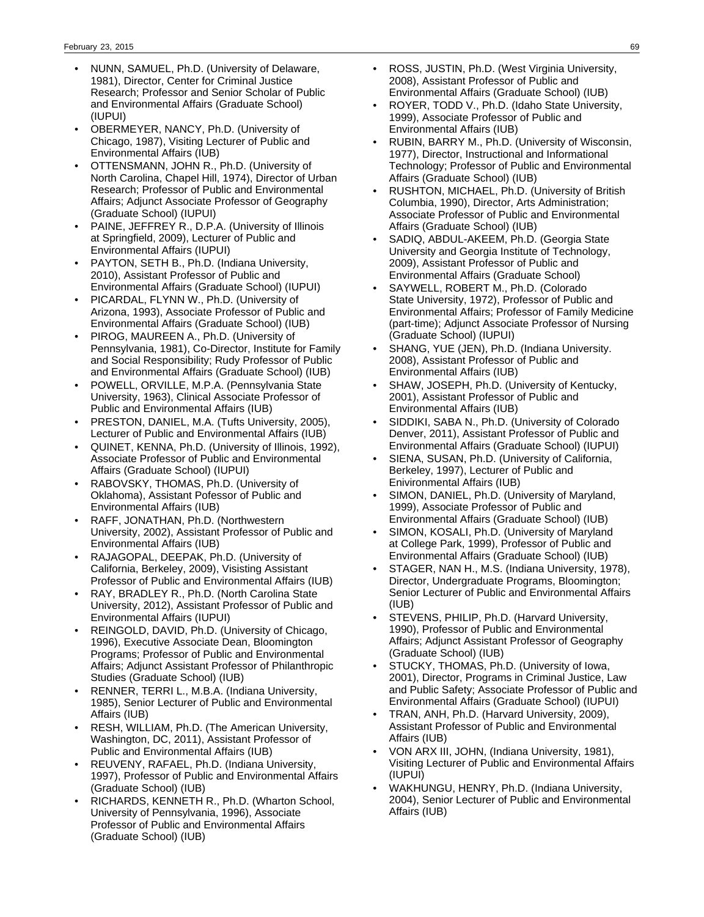- NUNN, SAMUEL, Ph.D. (University of Delaware, 1981), Director, Center for Criminal Justice Research; Professor and Senior Scholar of Public and Environmental Affairs (Graduate School) (IUPUI)
- OBERMEYER, NANCY, Ph.D. (University of Chicago, 1987), Visiting Lecturer of Public and Environmental Affairs (IUB)
- OTTENSMANN, JOHN R., Ph.D. (University of North Carolina, Chapel Hill, 1974), Director of Urban Research; Professor of Public and Environmental Affairs; Adjunct Associate Professor of Geography (Graduate School) (IUPUI)
- PAINE, JEFFREY R., D.P.A. (University of Illinois at Springfield, 2009), Lecturer of Public and Environmental Affairs (IUPUI)
- PAYTON, SETH B., Ph.D. (Indiana University, 2010), Assistant Professor of Public and Environmental Affairs (Graduate School) (IUPUI)
- PICARDAL, FLYNN W., Ph.D. (University of Arizona, 1993), Associate Professor of Public and Environmental Affairs (Graduate School) (IUB)
- PIROG, MAUREEN A., Ph.D. (University of Pennsylvania, 1981), Co-Director, Institute for Family and Social Responsibility; Rudy Professor of Public and Environmental Affairs (Graduate School) (IUB)
- POWELL, ORVILLE, M.P.A. (Pennsylvania State University, 1963), Clinical Associate Professor of Public and Environmental Affairs (IUB)
- PRESTON, DANIEL, M.A. (Tufts University, 2005), Lecturer of Public and Environmental Affairs (IUB)
- QUINET, KENNA, Ph.D. (University of Illinois, 1992), Associate Professor of Public and Environmental Affairs (Graduate School) (IUPUI)
- RABOVSKY, THOMAS, Ph.D. (University of Oklahoma), Assistant Pofessor of Public and Environmental Affairs (IUB)
- RAFF, JONATHAN, Ph.D. (Northwestern University, 2002), Assistant Professor of Public and Environmental Affairs (IUB)
- RAJAGOPAL, DEEPAK, Ph.D. (University of California, Berkeley, 2009), Visisting Assistant Professor of Public and Environmental Affairs (IUB)
- RAY, BRADLEY R., Ph.D. (North Carolina State University, 2012), Assistant Professor of Public and Environmental Affairs (IUPUI)
- REINGOLD, DAVID, Ph.D. (University of Chicago, 1996), Executive Associate Dean, Bloomington Programs; Professor of Public and Environmental Affairs; Adjunct Assistant Professor of Philanthropic Studies (Graduate School) (IUB)
- RENNER, TERRI L., M.B.A. (Indiana University, 1985), Senior Lecturer of Public and Environmental Affairs (IUB)
- RESH, WILLIAM, Ph.D. (The American University, Washington, DC, 2011), Assistant Professor of Public and Environmental Affairs (IUB)
- REUVENY, RAFAEL, Ph.D. (Indiana University, 1997), Professor of Public and Environmental Affairs (Graduate School) (IUB)
- RICHARDS, KENNETH R., Ph.D. (Wharton School, University of Pennsylvania, 1996), Associate Professor of Public and Environmental Affairs (Graduate School) (IUB)
- ROSS, JUSTIN, Ph.D. (West Virginia University, 2008), Assistant Professor of Public and Environmental Affairs (Graduate School) (IUB)
- ROYER, TODD V., Ph.D. (Idaho State University, 1999), Associate Professor of Public and Environmental Affairs (IUB)
- RUBIN, BARRY M., Ph.D. (University of Wisconsin, 1977), Director, Instructional and Informational Technology; Professor of Public and Environmental Affairs (Graduate School) (IUB)
- RUSHTON, MICHAEL, Ph.D. (University of British Columbia, 1990), Director, Arts Administration; Associate Professor of Public and Environmental Affairs (Graduate School) (IUB)
- SADIQ, ABDUL-AKEEM, Ph.D. (Georgia State University and Georgia Institute of Technology, 2009), Assistant Professor of Public and Environmental Affairs (Graduate School)
- SAYWELL, ROBERT M., Ph.D. (Colorado State University, 1972), Professor of Public and Environmental Affairs; Professor of Family Medicine (part-time); Adjunct Associate Professor of Nursing (Graduate School) (IUPUI)
- SHANG, YUE (JEN), Ph.D. (Indiana University. 2008), Assistant Professor of Public and Environmental Affairs (IUB)
- SHAW, JOSEPH, Ph.D. (University of Kentucky, 2001), Assistant Professor of Public and Environmental Affairs (IUB)
- SIDDIKI, SABA N., Ph.D. (University of Colorado Denver, 2011), Assistant Professor of Public and Environmental Affairs (Graduate School) (IUPUI)
- SIENA, SUSAN, Ph.D. (University of California, Berkeley, 1997), Lecturer of Public and Enivironmental Affairs (IUB)
- SIMON, DANIEL, Ph.D. (University of Maryland, 1999), Associate Professor of Public and Environmental Affairs (Graduate School) (IUB)
- SIMON, KOSALI, Ph.D. (University of Maryland at College Park, 1999), Professor of Public and Environmental Affairs (Graduate School) (IUB)
- STAGER, NAN H., M.S. (Indiana University, 1978), Director, Undergraduate Programs, Bloomington; Senior Lecturer of Public and Environmental Affairs (IUB)
- STEVENS, PHILIP, Ph.D. (Harvard University, 1990), Professor of Public and Environmental Affairs; Adjunct Assistant Professor of Geography (Graduate School) (IUB)
- STUCKY, THOMAS, Ph.D. (University of Iowa, 2001), Director, Programs in Criminal Justice, Law and Public Safety; Associate Professor of Public and Environmental Affairs (Graduate School) (IUPUI)
- TRAN, ANH, Ph.D. (Harvard University, 2009), Assistant Professor of Public and Environmental Affairs (IUB)
- VON ARX III, JOHN, (Indiana University, 1981), Visiting Lecturer of Public and Environmental Affairs (IUPUI)
- WAKHUNGU, HENRY, Ph.D. (Indiana University, 2004), Senior Lecturer of Public and Environmental Affairs (IUB)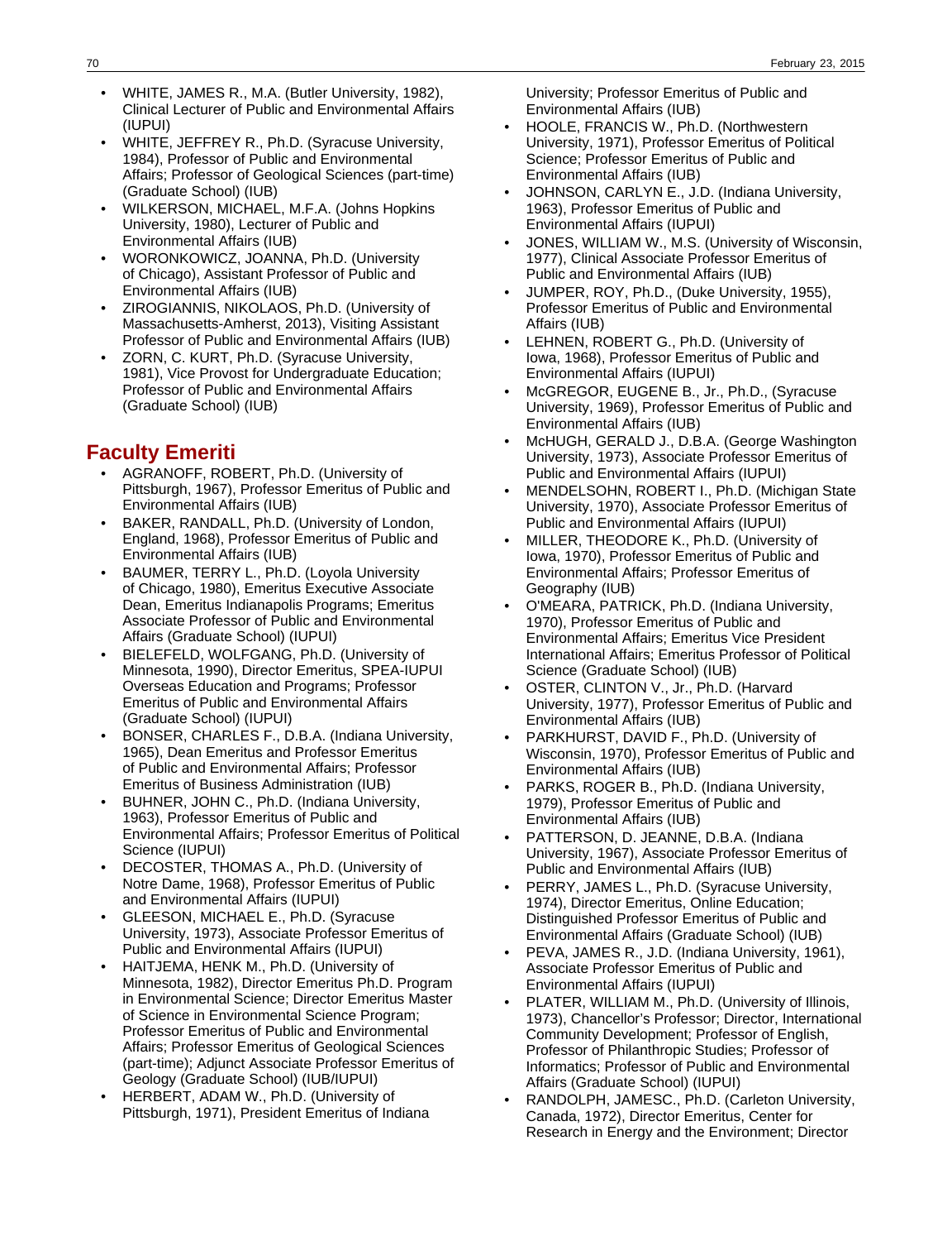- WHITE, JAMES R., M.A. (Butler University, 1982), Clinical Lecturer of Public and Environmental Affairs (IUPUI)
- WHITE, JEFFREY R., Ph.D. (Syracuse University, 1984), Professor of Public and Environmental Affairs; Professor of Geological Sciences (part-time) (Graduate School) (IUB)
- WILKERSON, MICHAEL, M.F.A. (Johns Hopkins University, 1980), Lecturer of Public and Environmental Affairs (IUB)
- WORONKOWICZ, JOANNA, Ph.D. (University of Chicago), Assistant Professor of Public and Environmental Affairs (IUB)
- ZIROGIANNIS, NIKOLAOS, Ph.D. (University of Massachusetts-Amherst, 2013), Visiting Assistant Professor of Public and Environmental Affairs (IUB)
- ZORN, C. KURT, Ph.D. (Syracuse University, 1981), Vice Provost for Undergraduate Education; Professor of Public and Environmental Affairs (Graduate School) (IUB)

## Faculty Emeriti

- AGRANOFF, ROBERT, Ph.D. (University of Pittsburgh, 1967), Professor Emeritus of Public and Environmental Affairs (IUB)
- BAKER, RANDALL, Ph.D. (University of London, England, 1968), Professor Emeritus of Public and Environmental Affairs (IUB)
- BAUMER, TERRY L., Ph.D. (Loyola University of Chicago, 1980), Emeritus Executive Associate Dean, Emeritus Indianapolis Programs; Emeritus Associate Professor of Public and Environmental Affairs (Graduate School) (IUPUI)
- BIELEFELD, WOLFGANG, Ph.D. (University of Minnesota, 1990), Director Emeritus, SPEA-IUPUI Overseas Education and Programs; Professor Emeritus of Public and Environmental Affairs (Graduate School) (IUPUI)
- BONSER, CHARLES F., D.B.A. (Indiana University, 1965), Dean Emeritus and Professor Emeritus of Public and Environmental Affairs; Professor Emeritus of Business Administration (IUB)
- BUHNER, JOHN C., Ph.D. (Indiana University, 1963), Professor Emeritus of Public and Environmental Affairs; Professor Emeritus of Political Science (IUPUI)
- DECOSTER, THOMAS A., Ph.D. (University of Notre Dame, 1968), Professor Emeritus of Public and Environmental Affairs (IUPUI)
- GLEESON, MICHAEL E., Ph.D. (Syracuse University, 1973), Associate Professor Emeritus of Public and Environmental Affairs (IUPUI)
- HAITJEMA, HENK M., Ph.D. (University of Minnesota, 1982), Director Emeritus Ph.D. Program in Environmental Science; Director Emeritus Master of Science in Environmental Science Program; Professor Emeritus of Public and Environmental Affairs; Professor Emeritus of Geological Sciences (part-time); Adjunct Associate Professor Emeritus of Geology (Graduate School) (IUB/IUPUI)
- HERBERT, ADAM W., Ph.D. (University of Pittsburgh, 1971), President Emeritus of Indiana University; Professor Emeritus of Public and Environmental Affairs (IUB)
- HOOLE, FRANCIS W., Ph.D. (Northwestern University, 1971), Professor Emeritus of Political Science; Professor Emeritus of Public and Environmental Affairs (IUB)
- JOHNSON, CARLYN E., J.D. (Indiana University, 1963), Professor Emeritus of Public and Environmental Affairs (IUPUI)
- JONES, WILLIAM W., M.S. (University of Wisconsin, 1977), Clinical Associate Professor Emeritus of Public and Environmental Affairs (IUB)
- JUMPER, ROY, Ph.D., (Duke University, 1955), Professor Emeritus of Public and Environmental Affairs (IUB)
- LEHNEN, ROBERT G., Ph.D. (University of Iowa, 1968), Professor Emeritus of Public and Environmental Affairs (IUPUI)
- McGREGOR, EUGENE B., Jr., Ph.D., (Syracuse University, 1969), Professor Emeritus of Public and Environmental Affairs (IUB)
- McHUGH, GERALD J., D.B.A. (George Washington University, 1973), Associate Professor Emeritus of Public and Environmental Affairs (IUPUI)
- MENDELSOHN, ROBERT I., Ph.D. (Michigan State University, 1970), Associate Professor Emeritus of Public and Environmental Affairs (IUPUI)
- MILLER, THEODORE K., Ph.D. (University of Iowa, 1970), Professor Emeritus of Public and Environmental Affairs; Professor Emeritus of Geography (IUB)
- O'MEARA, PATRICK, Ph.D. (Indiana University, 1970), Professor Emeritus of Public and Environmental Affairs; Emeritus Vice President International Affairs; Emeritus Professor of Political Science (Graduate School) (IUB)
- OSTER, CLINTON V., Jr., Ph.D. (Harvard University, 1977), Professor Emeritus of Public and Environmental Affairs (IUB)
- PARKHURST, DAVID F., Ph.D. (University of Wisconsin, 1970), Professor Emeritus of Public and Environmental Affairs (IUB)
- PARKS, ROGER B., Ph.D. (Indiana University, 1979), Professor Emeritus of Public and Environmental Affairs (IUB)
- PATTERSON, D. JEANNE, D.B.A. (Indiana University, 1967), Associate Professor Emeritus of Public and Environmental Affairs (IUB)
- PERRY, JAMES L., Ph.D. (Syracuse University, 1974), Director Emeritus, Online Education; Distinguished Professor Emeritus of Public and Environmental Affairs (Graduate School) (IUB)
- PEVA, JAMES R., J.D. (Indiana University, 1961), Associate Professor Emeritus of Public and Environmental Affairs (IUPUI)
- PLATER, WILLIAM M., Ph.D. (University of Illinois, 1973), Chancellor's Professor; Director, International Community Development; Professor of English, Professor of Philanthropic Studies; Professor of Informatics; Professor of Public and Environmental Affairs (Graduate School) (IUPUI)
- RANDOLPH, JAMESC., Ph.D. (Carleton University, Canada, 1972), Director Emeritus, Center for Research in Energy and the Environment; Director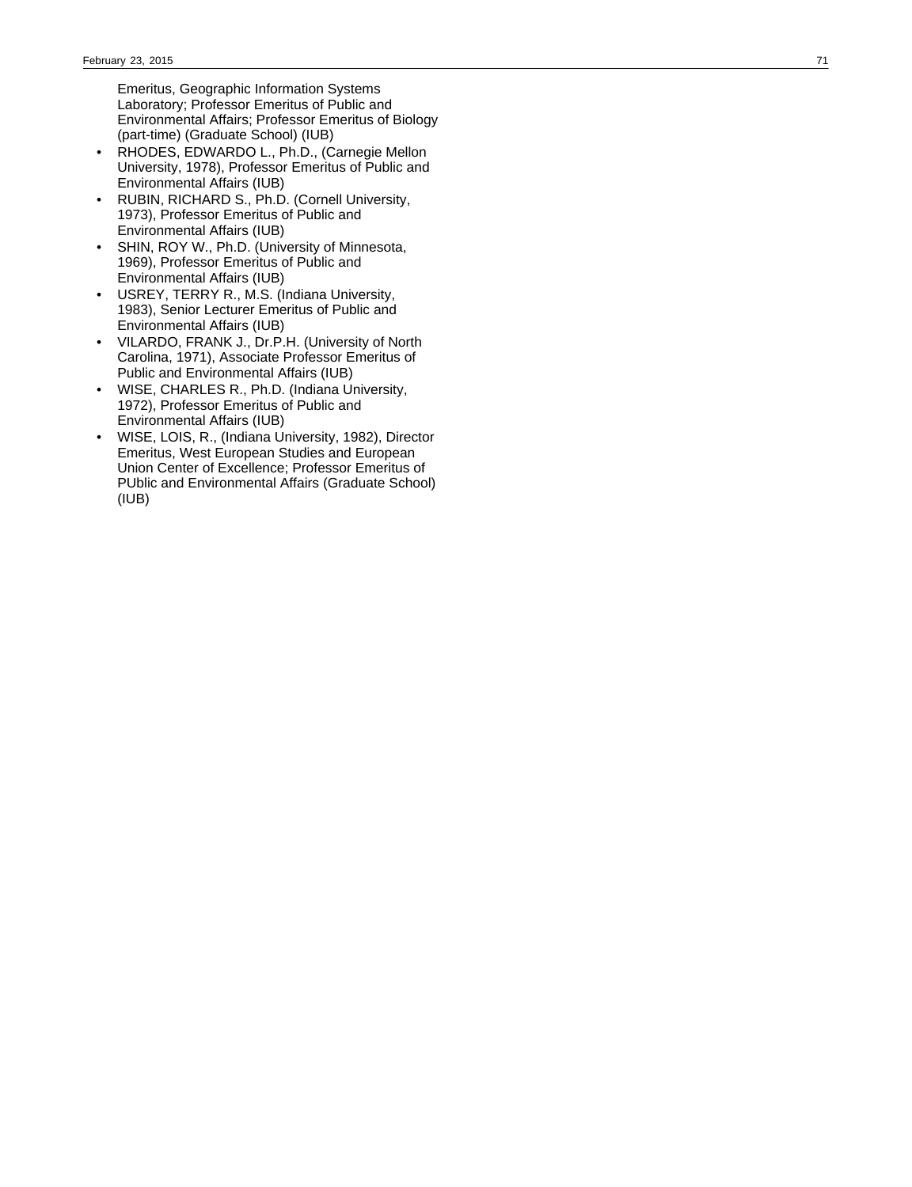Emeritus, Geographic Information Systems Laboratory; Professor Emeritus of Public and Environmental Affairs; Professor Emeritus of Biology (part-time) (Graduate School) (IUB)

- RHODES, EDWARDO L., Ph.D., (Carnegie Mellon University, 1978), Professor Emeritus of Public and Environmental Affairs (IUB)
- RUBIN, RICHARD S., Ph.D. (Cornell University, 1973), Professor Emeritus of Public and Environmental Affairs (IUB)
- SHIN, ROY W., Ph.D. (University of Minnesota, 1969), Professor Emeritus of Public and Environmental Affairs (IUB)
- USREY, TERRY R., M.S. (Indiana University, 1983), Senior Lecturer Emeritus of Public and Environmental Affairs (IUB)
- VILARDO, FRANK J., Dr.P.H. (University of North Carolina, 1971), Associate Professor Emeritus of Public and Environmental Affairs (IUB)
- WISE, CHARLES R., Ph.D. (Indiana University, 1972), Professor Emeritus of Public and Environmental Affairs (IUB)
- WISE, LOIS, R., (Indiana University, 1982), Director Emeritus, West European Studies and European Union Center of Excellence; Professor Emeritus of PUblic and Environmental Affairs (Graduate School) (IUB)